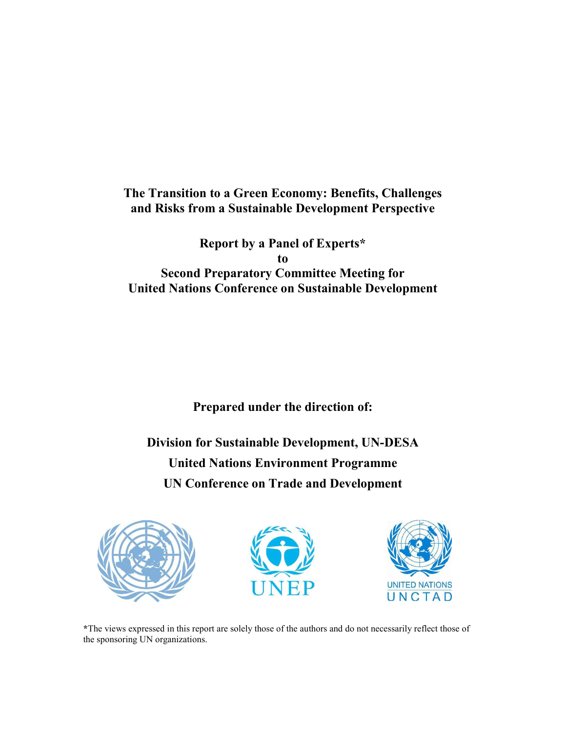# The Transition to a Green Economy: Benefits, Challenges and Risks from a Sustainable Development Perspective

**Report by a Panel of Experts***
**to**
**Second Preparatory Committee Meeting for United Nations Conference on Sustainable Development**

**Prepared under the direction of:**

**Division for Sustainable Development, UN-DESA**

**United Nations Environment Programme**

**UN Conference on Trade and Development**

UNEP

UNITED NATIONS
UNCTAD

*The views expressed in this report are solely those of the authors and do not necessarily reflect those of the sponsoring UN organizations.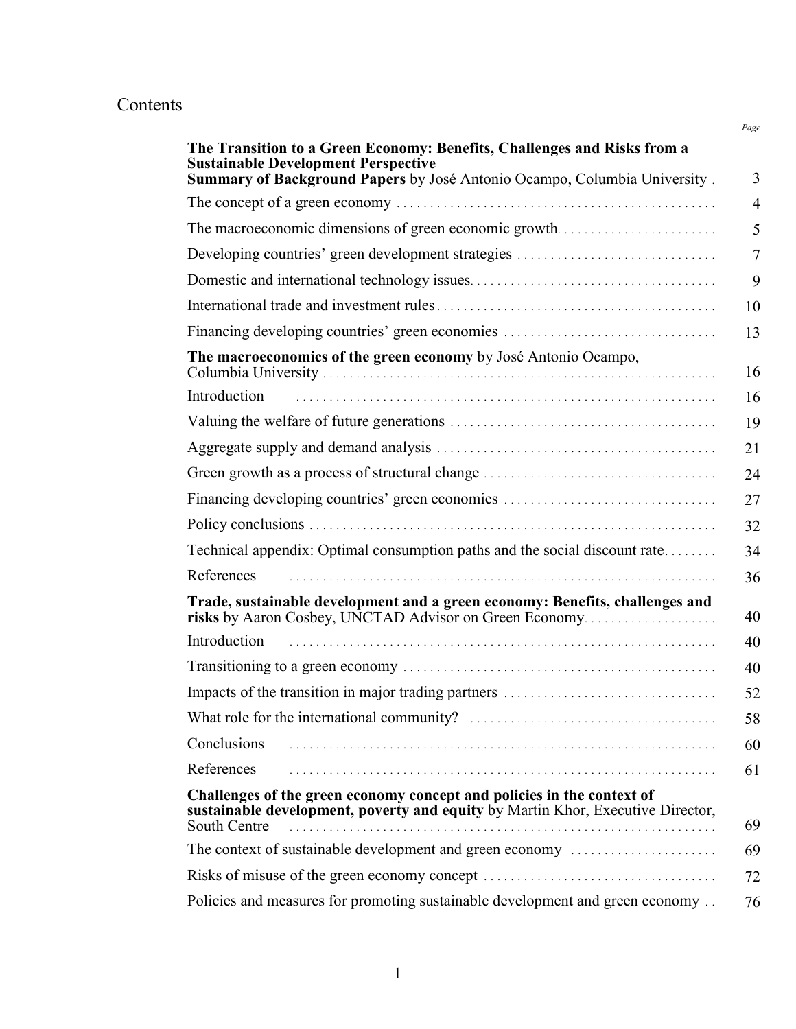# Contents

| | Page |
|---|---|
| **The Transition to a Green Economy: Benefits, Challenges and Risks from a Sustainable Development Perspective** | |
| **Summary of Background Papers** by José Antonio Ocampo, Columbia University | 3 |
| The concept of a green economy | 4 |
| The macroeconomic dimensions of green economic growth | 5 |
| Developing countries' green development strategies | 7 |
| Domestic and international technology issues | 9 |
| International trade and investment rules | 10 |
| Financing developing countries' green economies | 13 |
| **The macroeconomics of the green economy** by José Antonio Ocampo, Columbia University | 16 |
| Introduction | 16 |
| Valuing the welfare of future generations | 19 |
| Aggregate supply and demand analysis | 21 |
| Green growth as a process of structural change | 24 |
| Financing developing countries' green economies | 27 |
| Policy conclusions | 32 |
| Technical appendix: Optimal consumption paths and the social discount rate | 34 |
| References | 36 |
| **Trade, sustainable development and a green economy: Benefits, challenges and risks** by Aaron Cosbey, UNCTAD Advisor on Green Economy | 40 |
| Introduction | 40 |
| Transitioning to a green economy | 40 |
| Impacts of the transition in major trading partners | 52 |
| What role for the international community? | 58 |
| Conclusions | 60 |
| References | 61 |
| **Challenges of the green economy concept and policies in the context of sustainable development, poverty and equity** by Martin Khor, Executive Director, South Centre | 69 |
| The context of sustainable development and green economy | 69 |
| Risks of misuse of the green economy concept | 72 |
| Policies and measures for promoting sustainable development and green economy | 76 |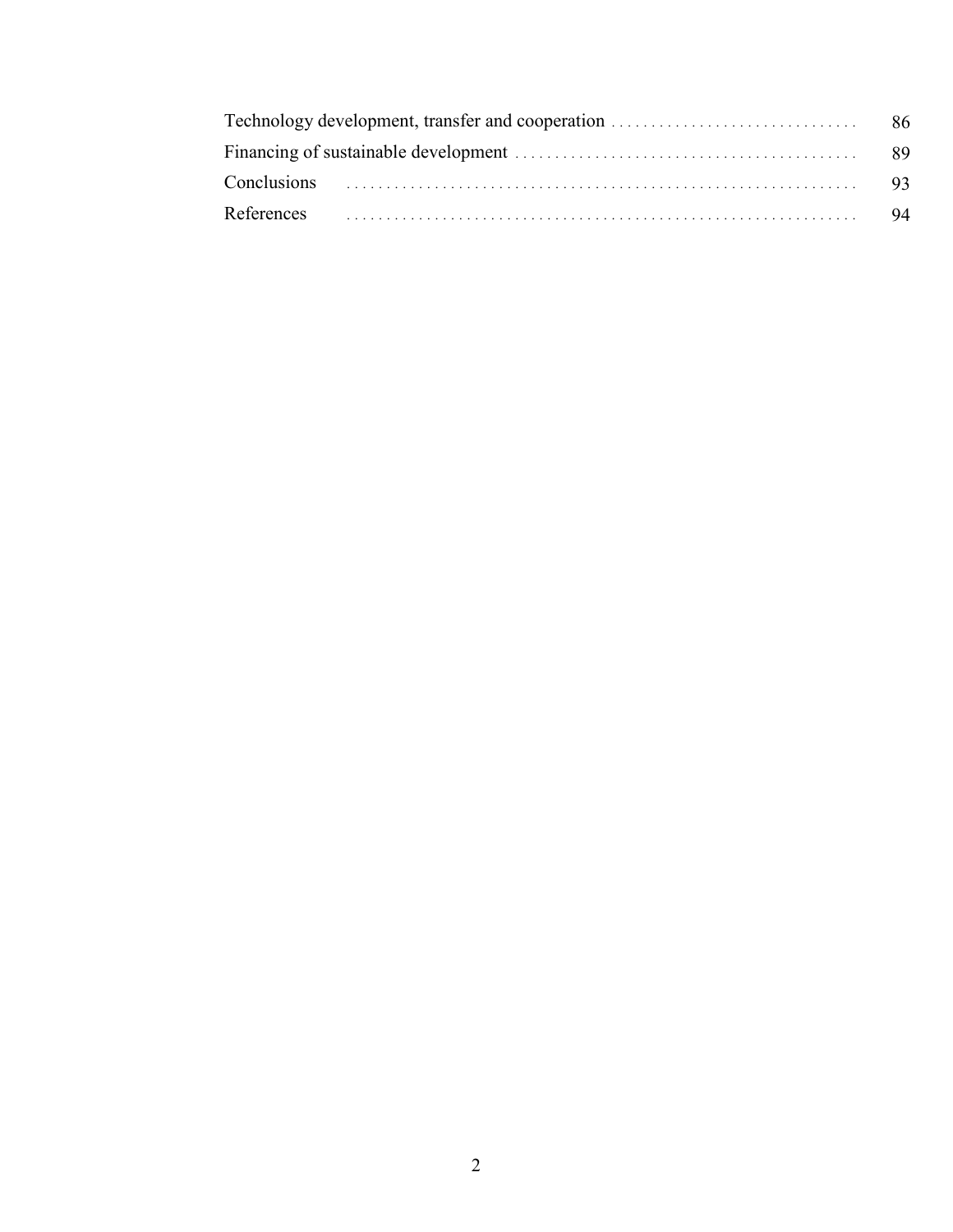Technology development, transfer and cooperation . . . . . . . . . . . . . . . . . . . . . . . . . . . . . . 86

Financing of sustainable development . . . . . . . . . . . . . . . . . . . . . . . . . . . . . . . . . . . . . . . . . . 89

Conclusions . . . . . . . . . . . . . . . . . . . . . . . . . . . . . . . . . . . . . . . . . . . . . . . . . . . . . . . . . . . . . . . . 93

References . . . . . . . . . . . . . . . . . . . . . . . . . . . . . . . . . . . . . . . . . . . . . . . . . . . . . . . . . . . . . . . . 94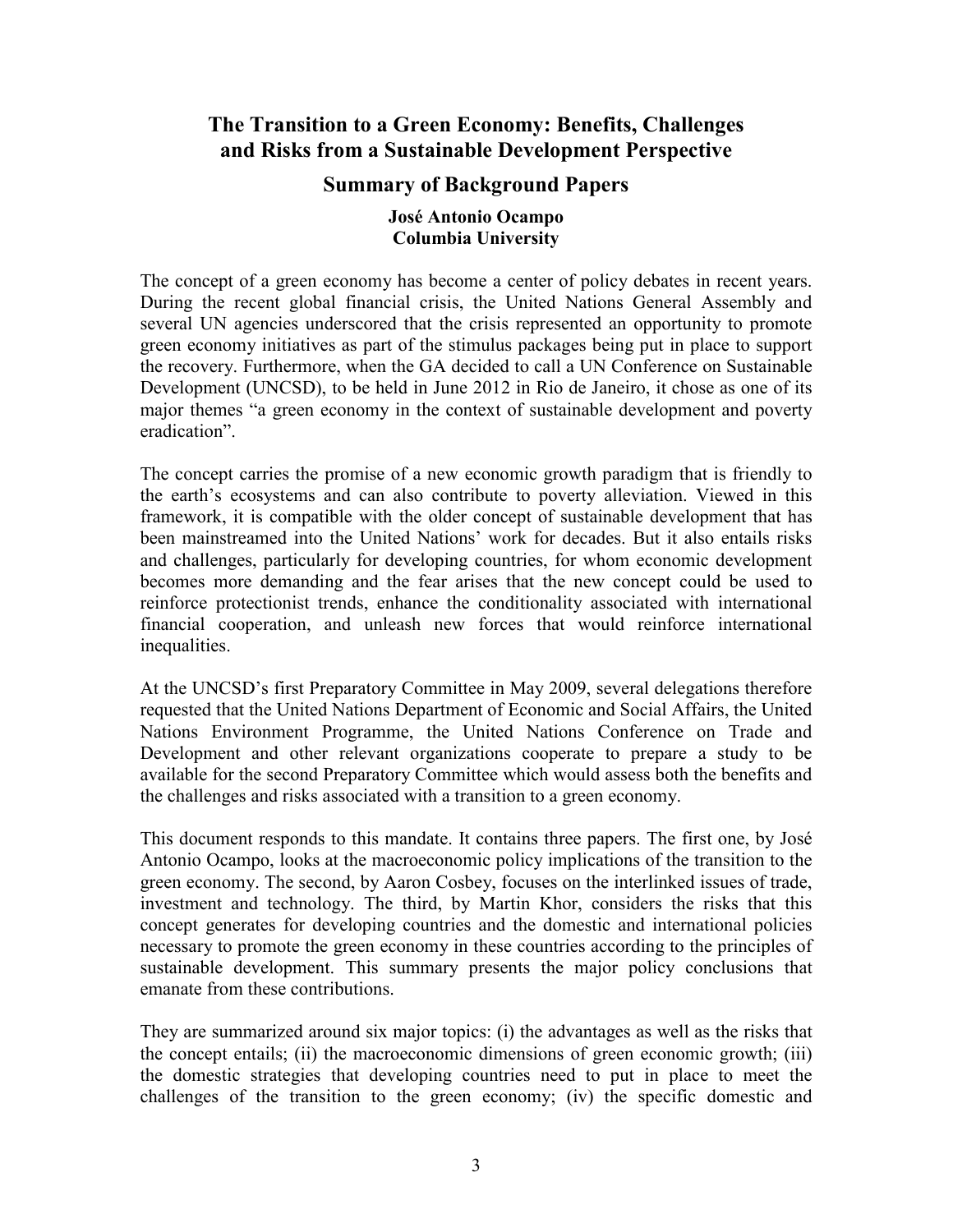# The Transition to a Green Economy: Benefits, Challenges and Risks from a Sustainable Development Perspective

## Summary of Background Papers

**José Antonio Ocampo**
**Columbia University**

The concept of a green economy has become a center of policy debates in recent years. During the recent global financial crisis, the United Nations General Assembly and several UN agencies underscored that the crisis represented an opportunity to promote green economy initiatives as part of the stimulus packages being put in place to support the recovery. Furthermore, when the GA decided to call a UN Conference on Sustainable Development (UNCSD), to be held in June 2012 in Rio de Janeiro, it chose as one of its major themes "a green economy in the context of sustainable development and poverty eradication".

The concept carries the promise of a new economic growth paradigm that is friendly to the earth's ecosystems and can also contribute to poverty alleviation. Viewed in this framework, it is compatible with the older concept of sustainable development that has been mainstreamed into the United Nations' work for decades. But it also entails risks and challenges, particularly for developing countries, for whom economic development becomes more demanding and the fear arises that the new concept could be used to reinforce protectionist trends, enhance the conditionality associated with international financial cooperation, and unleash new forces that would reinforce international inequalities.

At the UNCSD's first Preparatory Committee in May 2009, several delegations therefore requested that the United Nations Department of Economic and Social Affairs, the United Nations Environment Programme, the United Nations Conference on Trade and Development and other relevant organizations cooperate to prepare a study to be available for the second Preparatory Committee which would assess both the benefits and the challenges and risks associated with a transition to a green economy.

This document responds to this mandate. It contains three papers. The first one, by José Antonio Ocampo, looks at the macroeconomic policy implications of the transition to the green economy. The second, by Aaron Cosbey, focuses on the interlinked issues of trade, investment and technology. The third, by Martin Khor, considers the risks that this concept generates for developing countries and the domestic and international policies necessary to promote the green economy in these countries according to the principles of sustainable development. This summary presents the major policy conclusions that emanate from these contributions.

They are summarized around six major topics: (i) the advantages as well as the risks that the concept entails; (ii) the macroeconomic dimensions of green economic growth; (iii) the domestic strategies that developing countries need to put in place to meet the challenges of the transition to the green economy; (iv) the specific domestic and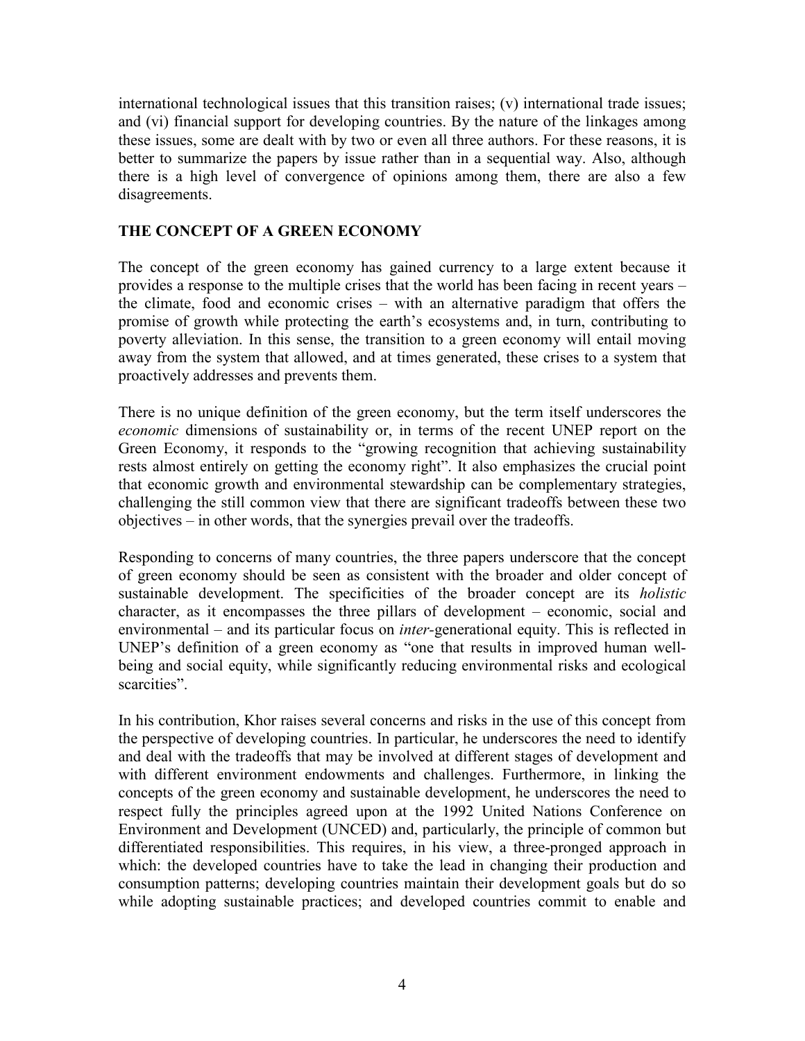international technological issues that this transition raises; (v) international trade issues; and (vi) financial support for developing countries. By the nature of the linkages among these issues, some are dealt with by two or even all three authors. For these reasons, it is better to summarize the papers by issue rather than in a sequential way. Also, although there is a high level of convergence of opinions among them, there are also a few disagreements.

## THE CONCEPT OF A GREEN ECONOMY

The concept of the green economy has gained currency to a large extent because it provides a response to the multiple crises that the world has been facing in recent years – the climate, food and economic crises – with an alternative paradigm that offers the promise of growth while protecting the earth's ecosystems and, in turn, contributing to poverty alleviation. In this sense, the transition to a green economy will entail moving away from the system that allowed, and at times generated, these crises to a system that proactively addresses and prevents them.

There is no unique definition of the green economy, but the term itself underscores the *economic* dimensions of sustainability or, in terms of the recent UNEP report on the Green Economy, it responds to the "growing recognition that achieving sustainability rests almost entirely on getting the economy right". It also emphasizes the crucial point that economic growth and environmental stewardship can be complementary strategies, challenging the still common view that there are significant tradeoffs between these two objectives – in other words, that the synergies prevail over the tradeoffs.

Responding to concerns of many countries, the three papers underscore that the concept of green economy should be seen as consistent with the broader and older concept of sustainable development. The specificities of the broader concept are its *holistic* character, as it encompasses the three pillars of development – economic, social and environmental – and its particular focus on *inter*-generational equity. This is reflected in UNEP's definition of a green economy as "one that results in improved human well-being and social equity, while significantly reducing environmental risks and ecological scarcities".

In his contribution, Khor raises several concerns and risks in the use of this concept from the perspective of developing countries. In particular, he underscores the need to identify and deal with the tradeoffs that may be involved at different stages of development and with different environment endowments and challenges. Furthermore, in linking the concepts of the green economy and sustainable development, he underscores the need to respect fully the principles agreed upon at the 1992 United Nations Conference on Environment and Development (UNCED) and, particularly, the principle of common but differentiated responsibilities. This requires, in his view, a three-pronged approach in which: the developed countries have to take the lead in changing their production and consumption patterns; developing countries maintain their development goals but do so while adopting sustainable practices; and developed countries commit to enable and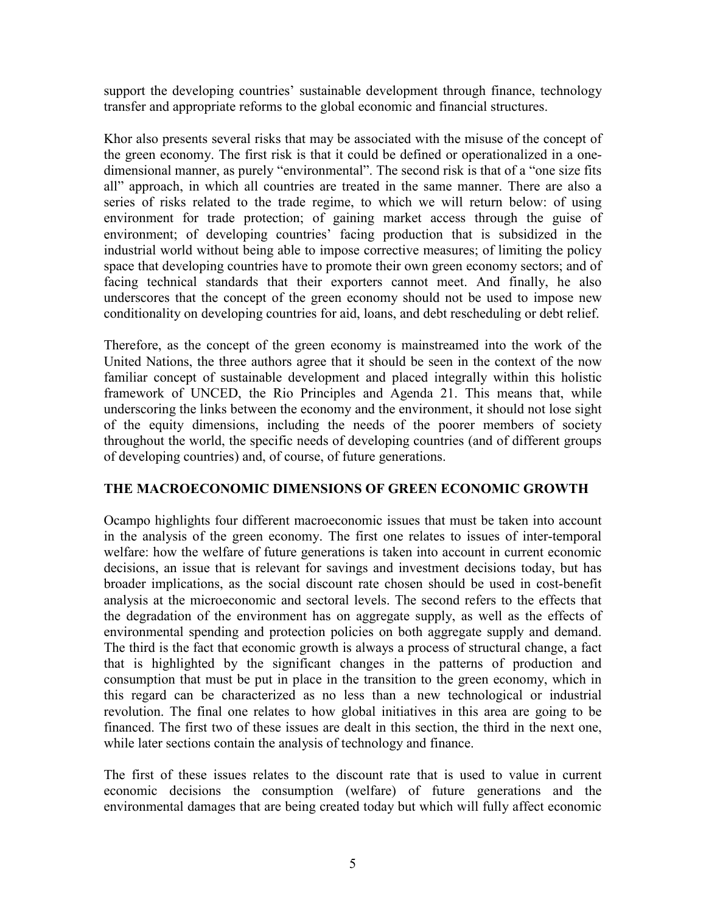support the developing countries' sustainable development through finance, technology transfer and appropriate reforms to the global economic and financial structures.

Khor also presents several risks that may be associated with the misuse of the concept of the green economy. The first risk is that it could be defined or operationalized in a one-dimensional manner, as purely "environmental". The second risk is that of a "one size fits all" approach, in which all countries are treated in the same manner. There are also a series of risks related to the trade regime, to which we will return below: of using environment for trade protection; of gaining market access through the guise of environment; of developing countries' facing production that is subsidized in the industrial world without being able to impose corrective measures; of limiting the policy space that developing countries have to promote their own green economy sectors; and of facing technical standards that their exporters cannot meet. And finally, he also underscores that the concept of the green economy should not be used to impose new conditionality on developing countries for aid, loans, and debt rescheduling or debt relief.

Therefore, as the concept of the green economy is mainstreamed into the work of the United Nations, the three authors agree that it should be seen in the context of the now familiar concept of sustainable development and placed integrally within this holistic framework of UNCED, the Rio Principles and Agenda 21. This means that, while underscoring the links between the economy and the environment, it should not lose sight of the equity dimensions, including the needs of the poorer members of society throughout the world, the specific needs of developing countries (and of different groups of developing countries) and, of course, of future generations.

## THE MACROECONOMIC DIMENSIONS OF GREEN ECONOMIC GROWTH

Ocampo highlights four different macroeconomic issues that must be taken into account in the analysis of the green economy. The first one relates to issues of inter-temporal welfare: how the welfare of future generations is taken into account in current economic decisions, an issue that is relevant for savings and investment decisions today, but has broader implications, as the social discount rate chosen should be used in cost-benefit analysis at the microeconomic and sectoral levels. The second refers to the effects that the degradation of the environment has on aggregate supply, as well as the effects of environmental spending and protection policies on both aggregate supply and demand. The third is the fact that economic growth is always a process of structural change, a fact that is highlighted by the significant changes in the patterns of production and consumption that must be put in place in the transition to the green economy, which in this regard can be characterized as no less than a new technological or industrial revolution. The final one relates to how global initiatives in this area are going to be financed. The first two of these issues are dealt in this section, the third in the next one, while later sections contain the analysis of technology and finance.

The first of these issues relates to the discount rate that is used to value in current economic decisions the consumption (welfare) of future generations and the environmental damages that are being created today but which will fully affect economic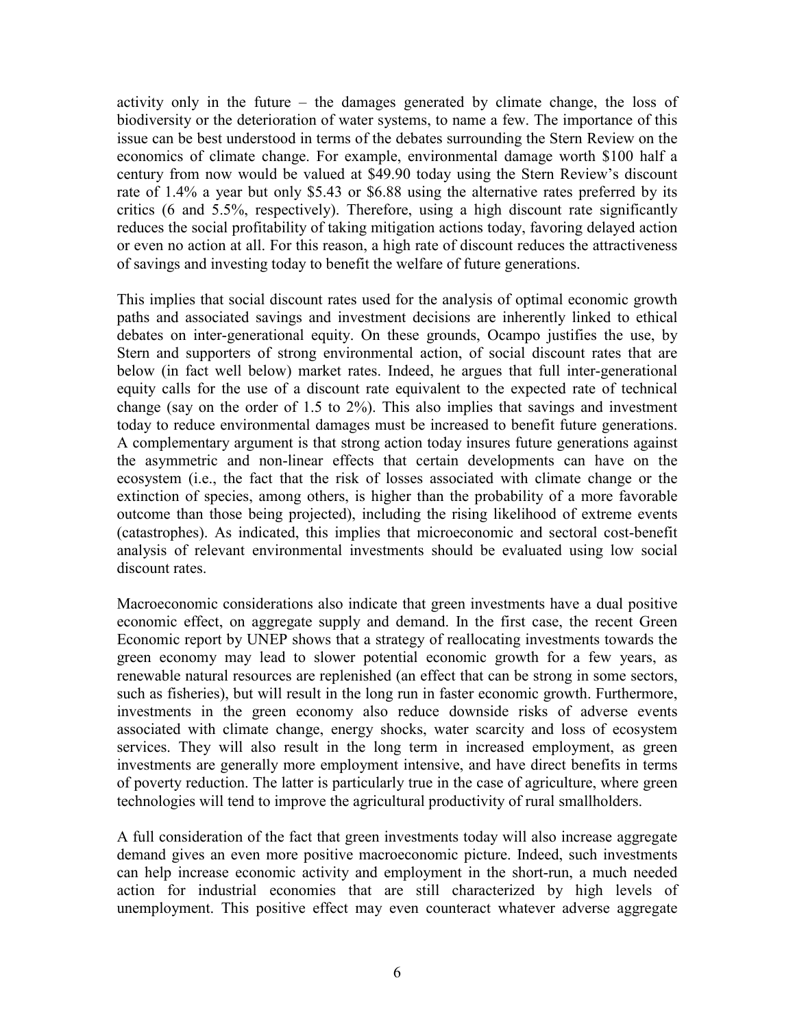activity only in the future – the damages generated by climate change, the loss of biodiversity or the deterioration of water systems, to name a few. The importance of this issue can be best understood in terms of the debates surrounding the Stern Review on the economics of climate change. For example, environmental damage worth $100 half a century from now would be valued at $49.90 today using the Stern Review's discount rate of 1.4% a year but only $5.43 or $6.88 using the alternative rates preferred by its critics (6 and 5.5%, respectively). Therefore, using a high discount rate significantly reduces the social profitability of taking mitigation actions today, favoring delayed action or even no action at all. For this reason, a high rate of discount reduces the attractiveness of savings and investing today to benefit the welfare of future generations.

This implies that social discount rates used for the analysis of optimal economic growth paths and associated savings and investment decisions are inherently linked to ethical debates on inter-generational equity. On these grounds, Ocampo justifies the use, by Stern and supporters of strong environmental action, of social discount rates that are below (in fact well below) market rates. Indeed, he argues that full inter-generational equity calls for the use of a discount rate equivalent to the expected rate of technical change (say on the order of 1.5 to 2%). This also implies that savings and investment today to reduce environmental damages must be increased to benefit future generations. A complementary argument is that strong action today insures future generations against the asymmetric and non-linear effects that certain developments can have on the ecosystem (i.e., the fact that the risk of losses associated with climate change or the extinction of species, among others, is higher than the probability of a more favorable outcome than those being projected), including the rising likelihood of extreme events (catastrophes). As indicated, this implies that microeconomic and sectoral cost-benefit analysis of relevant environmental investments should be evaluated using low social discount rates.

Macroeconomic considerations also indicate that green investments have a dual positive economic effect, on aggregate supply and demand. In the first case, the recent Green Economic report by UNEP shows that a strategy of reallocating investments towards the green economy may lead to slower potential economic growth for a few years, as renewable natural resources are replenished (an effect that can be strong in some sectors, such as fisheries), but will result in the long run in faster economic growth. Furthermore, investments in the green economy also reduce downside risks of adverse events associated with climate change, energy shocks, water scarcity and loss of ecosystem services. They will also result in the long term in increased employment, as green investments are generally more employment intensive, and have direct benefits in terms of poverty reduction. The latter is particularly true in the case of agriculture, where green technologies will tend to improve the agricultural productivity of rural smallholders.

A full consideration of the fact that green investments today will also increase aggregate demand gives an even more positive macroeconomic picture. Indeed, such investments can help increase economic activity and employment in the short-run, a much needed action for industrial economies that are still characterized by high levels of unemployment. This positive effect may even counteract whatever adverse aggregate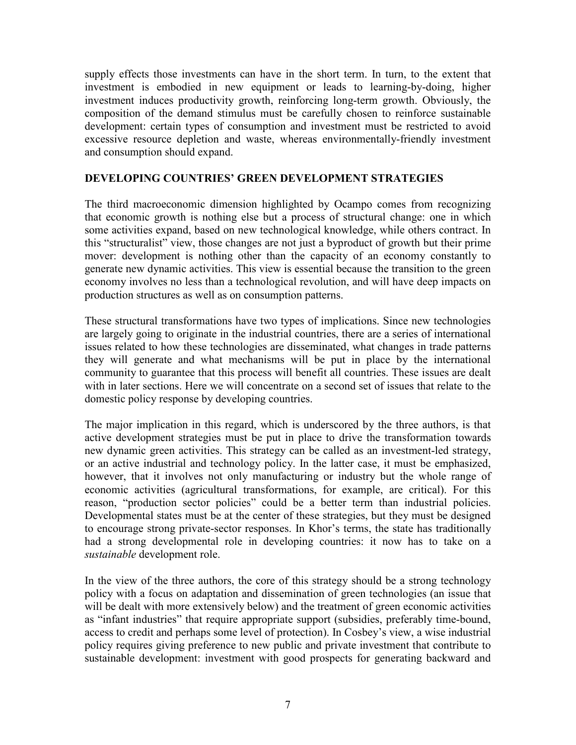supply effects those investments can have in the short term. In turn, to the extent that investment is embodied in new equipment or leads to learning-by-doing, higher investment induces productivity growth, reinforcing long-term growth. Obviously, the composition of the demand stimulus must be carefully chosen to reinforce sustainable development: certain types of consumption and investment must be restricted to avoid excessive resource depletion and waste, whereas environmentally-friendly investment and consumption should expand.

## DEVELOPING COUNTRIES' GREEN DEVELOPMENT STRATEGIES

The third macroeconomic dimension highlighted by Ocampo comes from recognizing that economic growth is nothing else but a process of structural change: one in which some activities expand, based on new technological knowledge, while others contract. In this "structuralist" view, those changes are not just a byproduct of growth but their prime mover: development is nothing other than the capacity of an economy constantly to generate new dynamic activities. This view is essential because the transition to the green economy involves no less than a technological revolution, and will have deep impacts on production structures as well as on consumption patterns.

These structural transformations have two types of implications. Since new technologies are largely going to originate in the industrial countries, there are a series of international issues related to how these technologies are disseminated, what changes in trade patterns they will generate and what mechanisms will be put in place by the international community to guarantee that this process will benefit all countries. These issues are dealt with in later sections. Here we will concentrate on a second set of issues that relate to the domestic policy response by developing countries.

The major implication in this regard, which is underscored by the three authors, is that active development strategies must be put in place to drive the transformation towards new dynamic green activities. This strategy can be called as an investment-led strategy, or an active industrial and technology policy. In the latter case, it must be emphasized, however, that it involves not only manufacturing or industry but the whole range of economic activities (agricultural transformations, for example, are critical). For this reason, "production sector policies" could be a better term than industrial policies. Developmental states must be at the center of these strategies, but they must be designed to encourage strong private-sector responses. In Khor's terms, the state has traditionally had a strong developmental role in developing countries: it now has to take on a *sustainable* development role.

In the view of the three authors, the core of this strategy should be a strong technology policy with a focus on adaptation and dissemination of green technologies (an issue that will be dealt with more extensively below) and the treatment of green economic activities as "infant industries" that require appropriate support (subsidies, preferably time-bound, access to credit and perhaps some level of protection). In Cosbey's view, a wise industrial policy requires giving preference to new public and private investment that contribute to sustainable development: investment with good prospects for generating backward and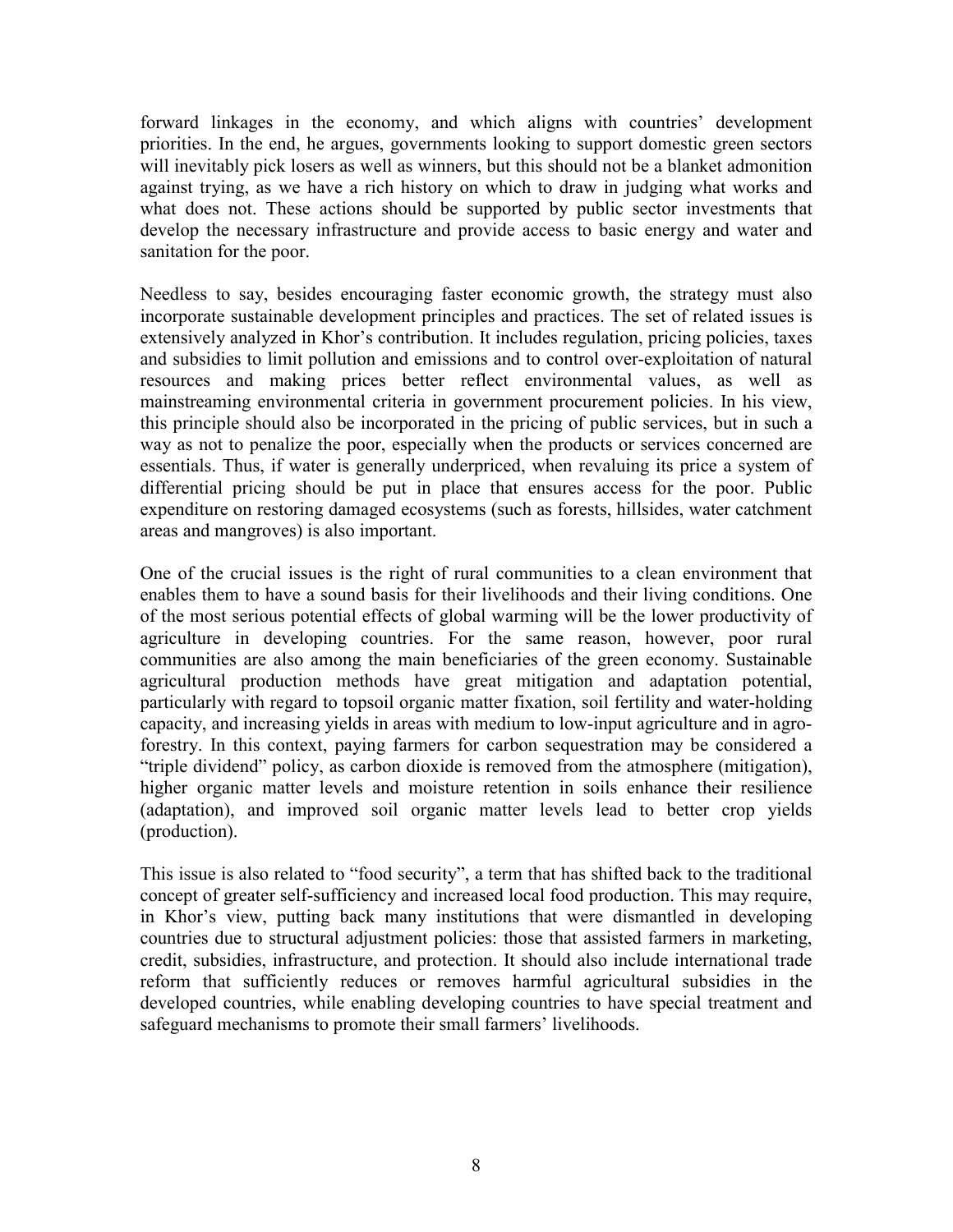forward linkages in the economy, and which aligns with countries' development priorities. In the end, he argues, governments looking to support domestic green sectors will inevitably pick losers as well as winners, but this should not be a blanket admonition against trying, as we have a rich history on which to draw in judging what works and what does not. These actions should be supported by public sector investments that develop the necessary infrastructure and provide access to basic energy and water and sanitation for the poor.

Needless to say, besides encouraging faster economic growth, the strategy must also incorporate sustainable development principles and practices. The set of related issues is extensively analyzed in Khor's contribution. It includes regulation, pricing policies, taxes and subsidies to limit pollution and emissions and to control over-exploitation of natural resources and making prices better reflect environmental values, as well as mainstreaming environmental criteria in government procurement policies. In his view, this principle should also be incorporated in the pricing of public services, but in such a way as not to penalize the poor, especially when the products or services concerned are essentials. Thus, if water is generally underpriced, when revaluing its price a system of differential pricing should be put in place that ensures access for the poor. Public expenditure on restoring damaged ecosystems (such as forests, hillsides, water catchment areas and mangroves) is also important.

One of the crucial issues is the right of rural communities to a clean environment that enables them to have a sound basis for their livelihoods and their living conditions. One of the most serious potential effects of global warming will be the lower productivity of agriculture in developing countries. For the same reason, however, poor rural communities are also among the main beneficiaries of the green economy. Sustainable agricultural production methods have great mitigation and adaptation potential, particularly with regard to topsoil organic matter fixation, soil fertility and water-holding capacity, and increasing yields in areas with medium to low-input agriculture and in agro-forestry. In this context, paying farmers for carbon sequestration may be considered a "triple dividend" policy, as carbon dioxide is removed from the atmosphere (mitigation), higher organic matter levels and moisture retention in soils enhance their resilience (adaptation), and improved soil organic matter levels lead to better crop yields (production).

This issue is also related to "food security", a term that has shifted back to the traditional concept of greater self-sufficiency and increased local food production. This may require, in Khor's view, putting back many institutions that were dismantled in developing countries due to structural adjustment policies: those that assisted farmers in marketing, credit, subsidies, infrastructure, and protection. It should also include international trade reform that sufficiently reduces or removes harmful agricultural subsidies in the developed countries, while enabling developing countries to have special treatment and safeguard mechanisms to promote their small farmers' livelihoods.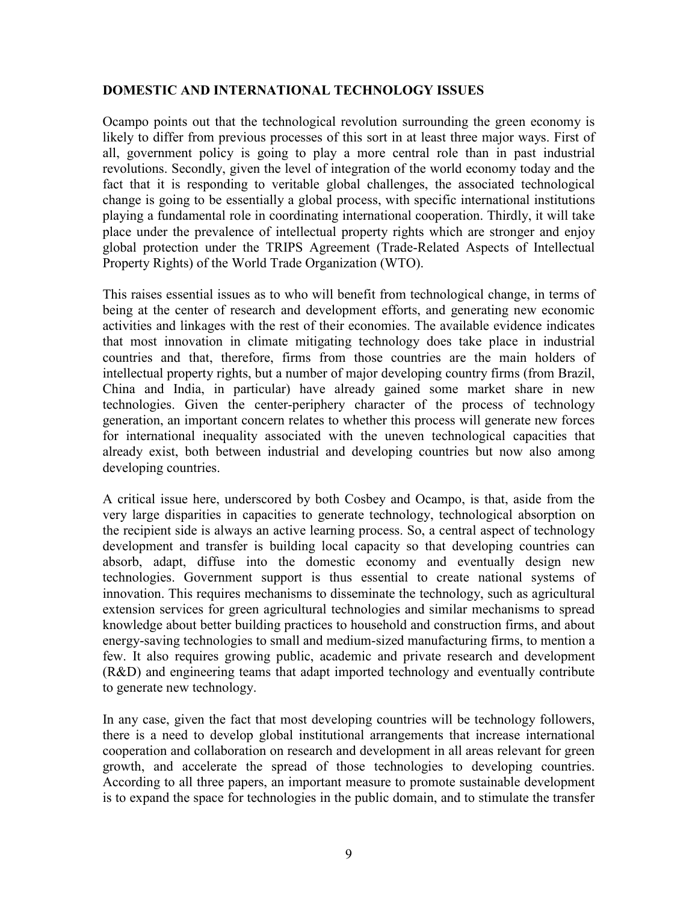**DOMESTIC AND INTERNATIONAL TECHNOLOGY ISSUES**

Ocampo points out that the technological revolution surrounding the green economy is likely to differ from previous processes of this sort in at least three major ways. First of all, government policy is going to play a more central role than in past industrial revolutions. Secondly, given the level of integration of the world economy today and the fact that it is responding to veritable global challenges, the associated technological change is going to be essentially a global process, with specific international institutions playing a fundamental role in coordinating international cooperation. Thirdly, it will take place under the prevalence of intellectual property rights which are stronger and enjoy global protection under the TRIPS Agreement (Trade-Related Aspects of Intellectual Property Rights) of the World Trade Organization (WTO).

This raises essential issues as to who will benefit from technological change, in terms of being at the center of research and development efforts, and generating new economic activities and linkages with the rest of their economies. The available evidence indicates that most innovation in climate mitigating technology does take place in industrial countries and that, therefore, firms from those countries are the main holders of intellectual property rights, but a number of major developing country firms (from Brazil, China and India, in particular) have already gained some market share in new technologies. Given the center-periphery character of the process of technology generation, an important concern relates to whether this process will generate new forces for international inequality associated with the uneven technological capacities that already exist, both between industrial and developing countries but now also among developing countries.

A critical issue here, underscored by both Cosbey and Ocampo, is that, aside from the very large disparities in capacities to generate technology, technological absorption on the recipient side is always an active learning process. So, a central aspect of technology development and transfer is building local capacity so that developing countries can absorb, adapt, diffuse into the domestic economy and eventually design new technologies. Government support is thus essential to create national systems of innovation. This requires mechanisms to disseminate the technology, such as agricultural extension services for green agricultural technologies and similar mechanisms to spread knowledge about better building practices to household and construction firms, and about energy-saving technologies to small and medium-sized manufacturing firms, to mention a few. It also requires growing public, academic and private research and development (R&D) and engineering teams that adapt imported technology and eventually contribute to generate new technology.

In any case, given the fact that most developing countries will be technology followers, there is a need to develop global institutional arrangements that increase international cooperation and collaboration on research and development in all areas relevant for green growth, and accelerate the spread of those technologies to developing countries. According to all three papers, an important measure to promote sustainable development is to expand the space for technologies in the public domain, and to stimulate the transfer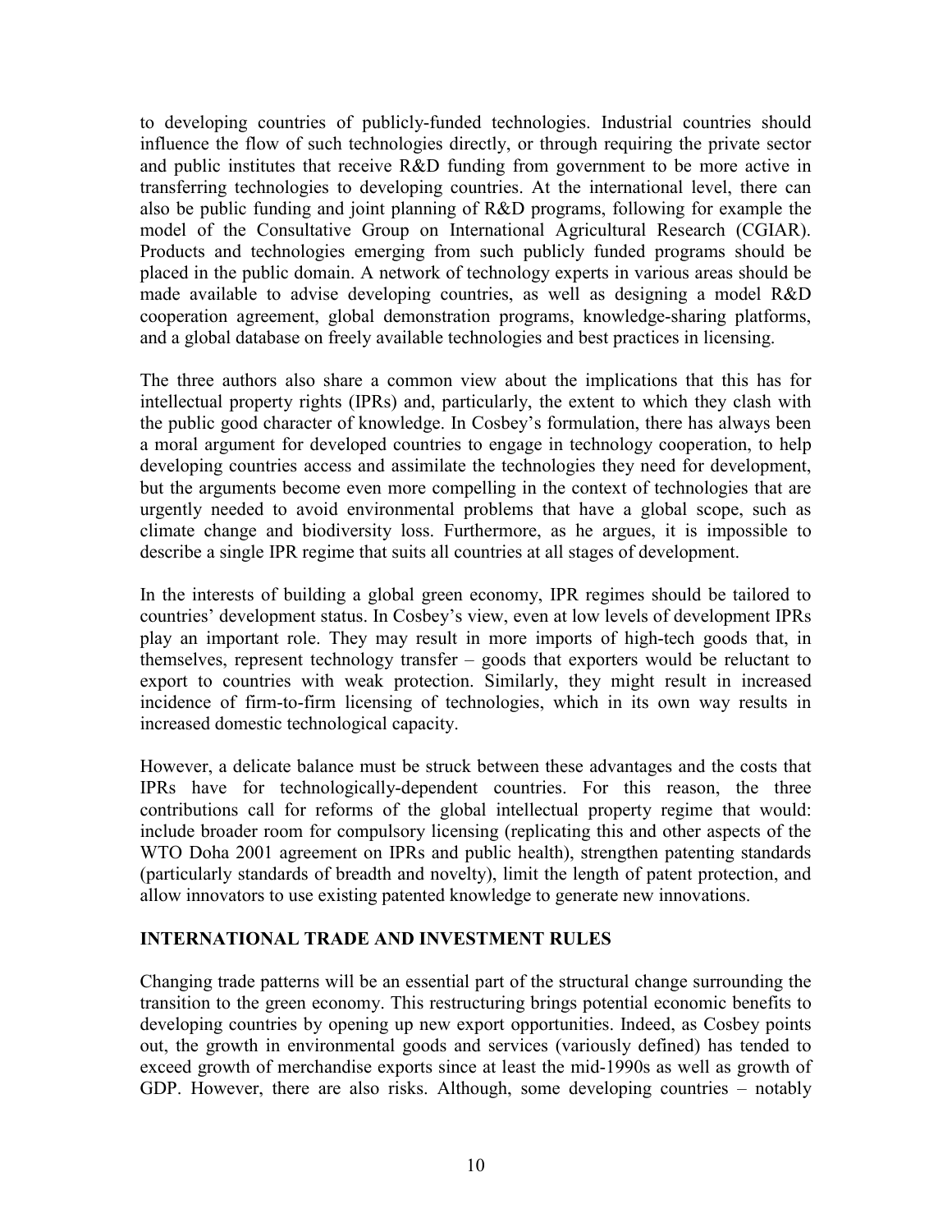to developing countries of publicly-funded technologies. Industrial countries should influence the flow of such technologies directly, or through requiring the private sector and public institutes that receive R&D funding from government to be more active in transferring technologies to developing countries. At the international level, there can also be public funding and joint planning of R&D programs, following for example the model of the Consultative Group on International Agricultural Research (CGIAR). Products and technologies emerging from such publicly funded programs should be placed in the public domain. A network of technology experts in various areas should be made available to advise developing countries, as well as designing a model R&D cooperation agreement, global demonstration programs, knowledge-sharing platforms, and a global database on freely available technologies and best practices in licensing.

The three authors also share a common view about the implications that this has for intellectual property rights (IPRs) and, particularly, the extent to which they clash with the public good character of knowledge. In Cosbey's formulation, there has always been a moral argument for developed countries to engage in technology cooperation, to help developing countries access and assimilate the technologies they need for development, but the arguments become even more compelling in the context of technologies that are urgently needed to avoid environmental problems that have a global scope, such as climate change and biodiversity loss. Furthermore, as he argues, it is impossible to describe a single IPR regime that suits all countries at all stages of development.

In the interests of building a global green economy, IPR regimes should be tailored to countries' development status. In Cosbey's view, even at low levels of development IPRs play an important role. They may result in more imports of high-tech goods that, in themselves, represent technology transfer – goods that exporters would be reluctant to export to countries with weak protection. Similarly, they might result in increased incidence of firm-to-firm licensing of technologies, which in its own way results in increased domestic technological capacity.

However, a delicate balance must be struck between these advantages and the costs that IPRs have for technologically-dependent countries. For this reason, the three contributions call for reforms of the global intellectual property regime that would: include broader room for compulsory licensing (replicating this and other aspects of the WTO Doha 2001 agreement on IPRs and public health), strengthen patenting standards (particularly standards of breadth and novelty), limit the length of patent protection, and allow innovators to use existing patented knowledge to generate new innovations.

## INTERNATIONAL TRADE AND INVESTMENT RULES

Changing trade patterns will be an essential part of the structural change surrounding the transition to the green economy. This restructuring brings potential economic benefits to developing countries by opening up new export opportunities. Indeed, as Cosbey points out, the growth in environmental goods and services (variously defined) has tended to exceed growth of merchandise exports since at least the mid-1990s as well as growth of GDP. However, there are also risks. Although, some developing countries – notably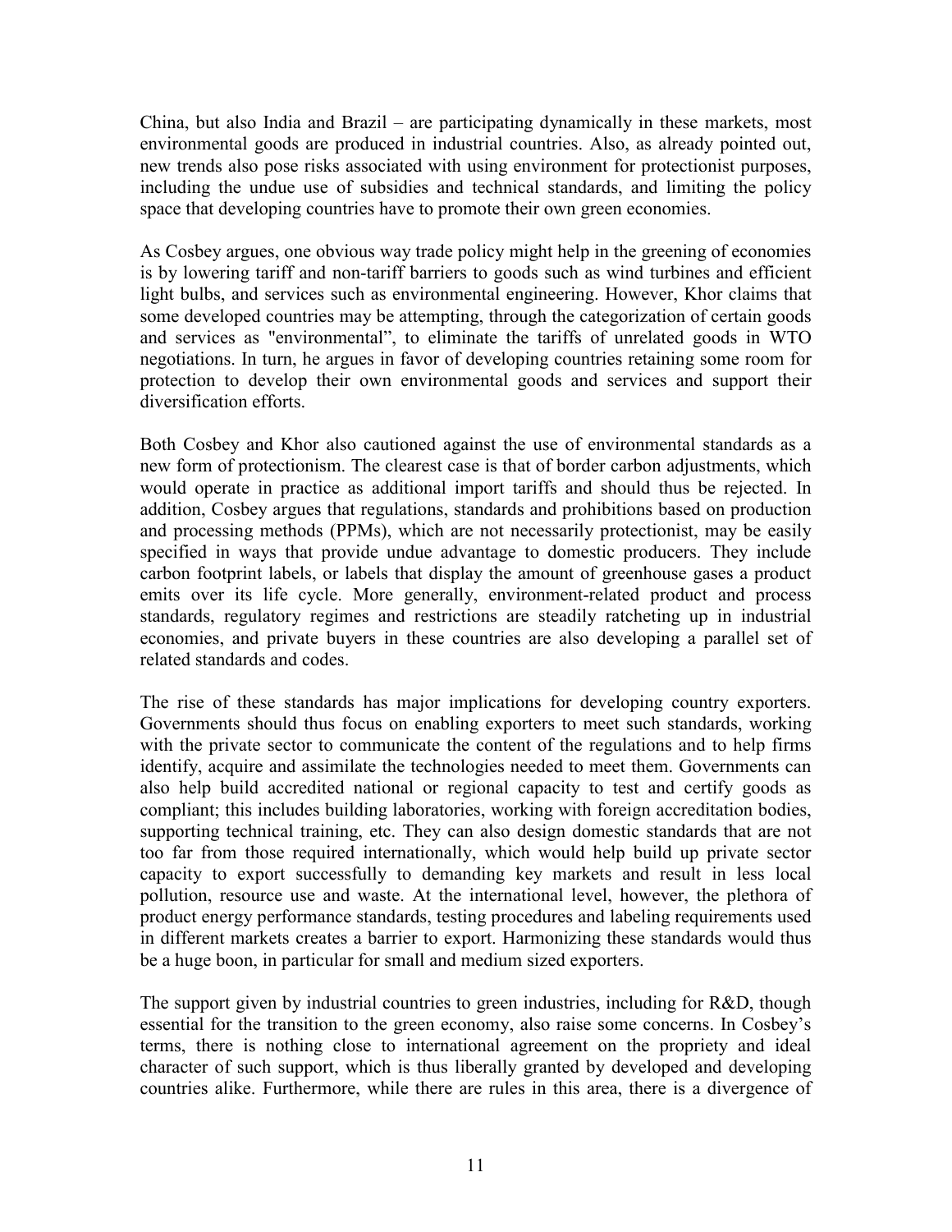China, but also India and Brazil – are participating dynamically in these markets, most environmental goods are produced in industrial countries. Also, as already pointed out, new trends also pose risks associated with using environment for protectionist purposes, including the undue use of subsidies and technical standards, and limiting the policy space that developing countries have to promote their own green economies.

As Cosbey argues, one obvious way trade policy might help in the greening of economies is by lowering tariff and non-tariff barriers to goods such as wind turbines and efficient light bulbs, and services such as environmental engineering. However, Khor claims that some developed countries may be attempting, through the categorization of certain goods and services as "environmental", to eliminate the tariffs of unrelated goods in WTO negotiations. In turn, he argues in favor of developing countries retaining some room for protection to develop their own environmental goods and services and support their diversification efforts.

Both Cosbey and Khor also cautioned against the use of environmental standards as a new form of protectionism. The clearest case is that of border carbon adjustments, which would operate in practice as additional import tariffs and should thus be rejected. In addition, Cosbey argues that regulations, standards and prohibitions based on production and processing methods (PPMs), which are not necessarily protectionist, may be easily specified in ways that provide undue advantage to domestic producers. They include carbon footprint labels, or labels that display the amount of greenhouse gases a product emits over its life cycle. More generally, environment-related product and process standards, regulatory regimes and restrictions are steadily ratcheting up in industrial economies, and private buyers in these countries are also developing a parallel set of related standards and codes.

The rise of these standards has major implications for developing country exporters. Governments should thus focus on enabling exporters to meet such standards, working with the private sector to communicate the content of the regulations and to help firms identify, acquire and assimilate the technologies needed to meet them. Governments can also help build accredited national or regional capacity to test and certify goods as compliant; this includes building laboratories, working with foreign accreditation bodies, supporting technical training, etc. They can also design domestic standards that are not too far from those required internationally, which would help build up private sector capacity to export successfully to demanding key markets and result in less local pollution, resource use and waste. At the international level, however, the plethora of product energy performance standards, testing procedures and labeling requirements used in different markets creates a barrier to export. Harmonizing these standards would thus be a huge boon, in particular for small and medium sized exporters.

The support given by industrial countries to green industries, including for R&D, though essential for the transition to the green economy, also raise some concerns. In Cosbey's terms, there is nothing close to international agreement on the propriety and ideal character of such support, which is thus liberally granted by developed and developing countries alike. Furthermore, while there are rules in this area, there is a divergence of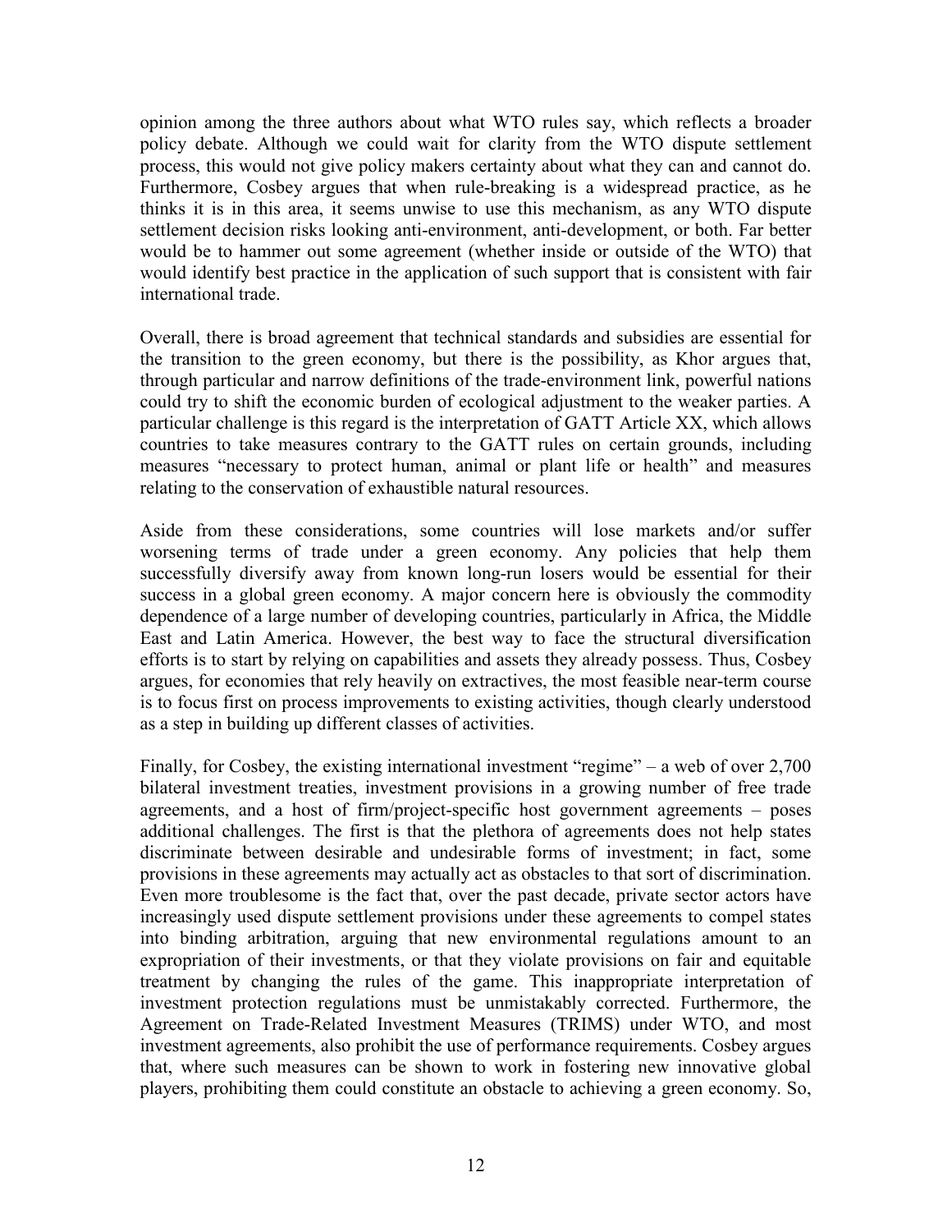opinion among the three authors about what WTO rules say, which reflects a broader policy debate. Although we could wait for clarity from the WTO dispute settlement process, this would not give policy makers certainty about what they can and cannot do. Furthermore, Cosbey argues that when rule-breaking is a widespread practice, as he thinks it is in this area, it seems unwise to use this mechanism, as any WTO dispute settlement decision risks looking anti-environment, anti-development, or both. Far better would be to hammer out some agreement (whether inside or outside of the WTO) that would identify best practice in the application of such support that is consistent with fair international trade.

Overall, there is broad agreement that technical standards and subsidies are essential for the transition to the green economy, but there is the possibility, as Khor argues that, through particular and narrow definitions of the trade-environment link, powerful nations could try to shift the economic burden of ecological adjustment to the weaker parties. A particular challenge is this regard is the interpretation of GATT Article XX, which allows countries to take measures contrary to the GATT rules on certain grounds, including measures "necessary to protect human, animal or plant life or health" and measures relating to the conservation of exhaustible natural resources.

Aside from these considerations, some countries will lose markets and/or suffer worsening terms of trade under a green economy. Any policies that help them successfully diversify away from known long-run losers would be essential for their success in a global green economy. A major concern here is obviously the commodity dependence of a large number of developing countries, particularly in Africa, the Middle East and Latin America. However, the best way to face the structural diversification efforts is to start by relying on capabilities and assets they already possess. Thus, Cosbey argues, for economies that rely heavily on extractives, the most feasible near-term course is to focus first on process improvements to existing activities, though clearly understood as a step in building up different classes of activities.

Finally, for Cosbey, the existing international investment "regime" – a web of over 2,700 bilateral investment treaties, investment provisions in a growing number of free trade agreements, and a host of firm/project-specific host government agreements – poses additional challenges. The first is that the plethora of agreements does not help states discriminate between desirable and undesirable forms of investment; in fact, some provisions in these agreements may actually act as obstacles to that sort of discrimination. Even more troublesome is the fact that, over the past decade, private sector actors have increasingly used dispute settlement provisions under these agreements to compel states into binding arbitration, arguing that new environmental regulations amount to an expropriation of their investments, or that they violate provisions on fair and equitable treatment by changing the rules of the game. This inappropriate interpretation of investment protection regulations must be unmistakably corrected. Furthermore, the Agreement on Trade-Related Investment Measures (TRIMS) under WTO, and most investment agreements, also prohibit the use of performance requirements. Cosbey argues that, where such measures can be shown to work in fostering new innovative global players, prohibiting them could constitute an obstacle to achieving a green economy. So,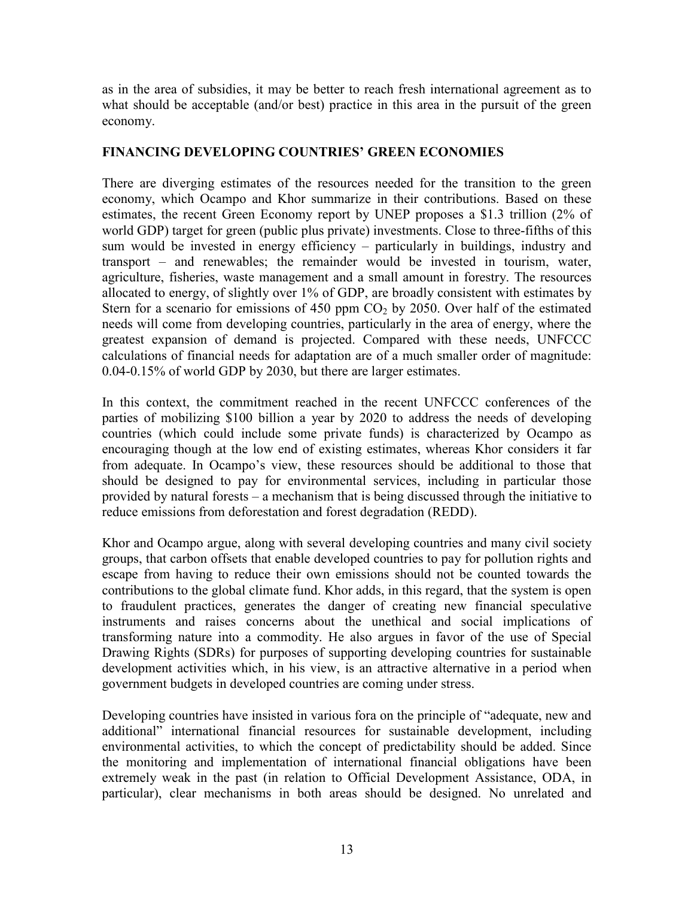as in the area of subsidies, it may be better to reach fresh international agreement as to what should be acceptable (and/or best) practice in this area in the pursuit of the green economy.

## FINANCING DEVELOPING COUNTRIES' GREEN ECONOMIES

There are diverging estimates of the resources needed for the transition to the green economy, which Ocampo and Khor summarize in their contributions. Based on these estimates, the recent Green Economy report by UNEP proposes a \$1.3 trillion (2% of world GDP) target for green (public plus private) investments. Close to three-fifths of this sum would be invested in energy efficiency – particularly in buildings, industry and transport – and renewables; the remainder would be invested in tourism, water, agriculture, fisheries, waste management and a small amount in forestry. The resources allocated to energy, of slightly over 1% of GDP, are broadly consistent with estimates by Stern for a scenario for emissions of 450 ppm $CO_2$ by 2050. Over half of the estimated needs will come from developing countries, particularly in the area of energy, where the greatest expansion of demand is projected. Compared with these needs, UNFCCC calculations of financial needs for adaptation are of a much smaller order of magnitude: 0.04-0.15% of world GDP by 2030, but there are larger estimates.

In this context, the commitment reached in the recent UNFCCC conferences of the parties of mobilizing \$100 billion a year by 2020 to address the needs of developing countries (which could include some private funds) is characterized by Ocampo as encouraging though at the low end of existing estimates, whereas Khor considers it far from adequate. In Ocampo's view, these resources should be additional to those that should be designed to pay for environmental services, including in particular those provided by natural forests – a mechanism that is being discussed through the initiative to reduce emissions from deforestation and forest degradation (REDD).

Khor and Ocampo argue, along with several developing countries and many civil society groups, that carbon offsets that enable developed countries to pay for pollution rights and escape from having to reduce their own emissions should not be counted towards the contributions to the global climate fund. Khor adds, in this regard, that the system is open to fraudulent practices, generates the danger of creating new financial speculative instruments and raises concerns about the unethical and social implications of transforming nature into a commodity. He also argues in favor of the use of Special Drawing Rights (SDRs) for purposes of supporting developing countries for sustainable development activities which, in his view, is an attractive alternative in a period when government budgets in developed countries are coming under stress.

Developing countries have insisted in various fora on the principle of "adequate, new and additional" international financial resources for sustainable development, including environmental activities, to which the concept of predictability should be added. Since the monitoring and implementation of international financial obligations have been extremely weak in the past (in relation to Official Development Assistance, ODA, in particular), clear mechanisms in both areas should be designed. No unrelated and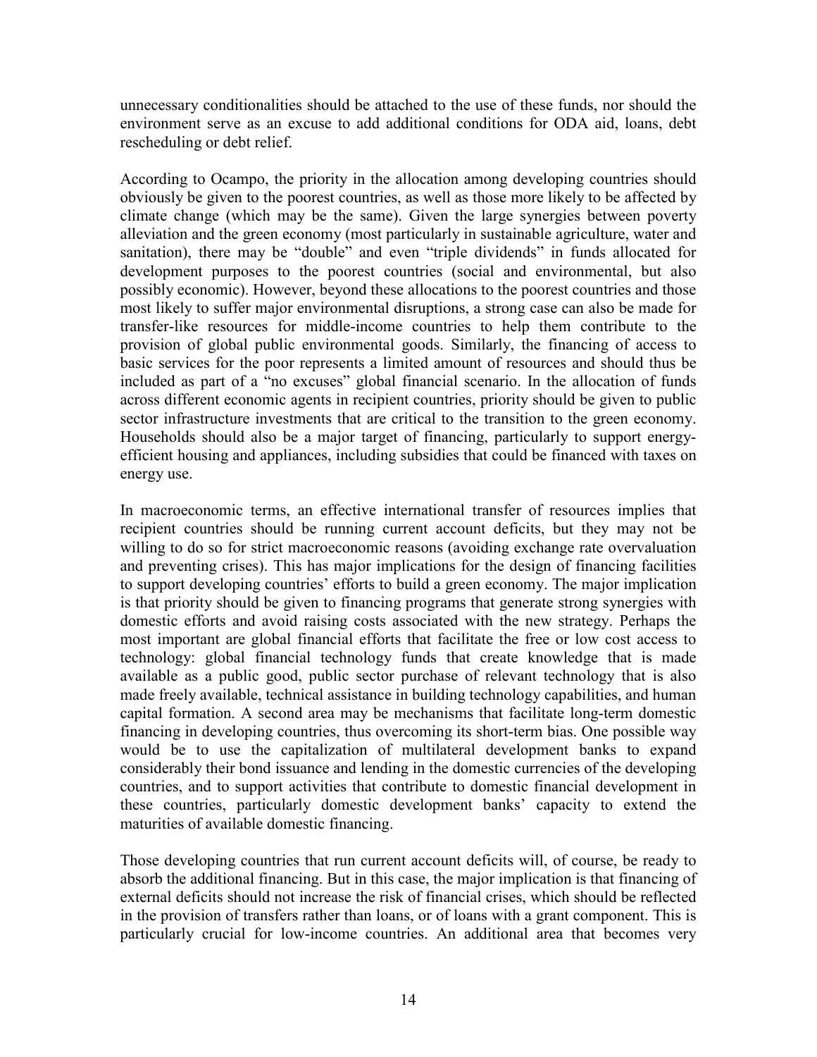unnecessary conditionalities should be attached to the use of these funds, nor should the environment serve as an excuse to add additional conditions for ODA aid, loans, debt rescheduling or debt relief.

According to Ocampo, the priority in the allocation among developing countries should obviously be given to the poorest countries, as well as those more likely to be affected by climate change (which may be the same). Given the large synergies between poverty alleviation and the green economy (most particularly in sustainable agriculture, water and sanitation), there may be "double" and even "triple dividends" in funds allocated for development purposes to the poorest countries (social and environmental, but also possibly economic). However, beyond these allocations to the poorest countries and those most likely to suffer major environmental disruptions, a strong case can also be made for transfer-like resources for middle-income countries to help them contribute to the provision of global public environmental goods. Similarly, the financing of access to basic services for the poor represents a limited amount of resources and should thus be included as part of a "no excuses" global financial scenario. In the allocation of funds across different economic agents in recipient countries, priority should be given to public sector infrastructure investments that are critical to the transition to the green economy. Households should also be a major target of financing, particularly to support energy-efficient housing and appliances, including subsidies that could be financed with taxes on energy use.

In macroeconomic terms, an effective international transfer of resources implies that recipient countries should be running current account deficits, but they may not be willing to do so for strict macroeconomic reasons (avoiding exchange rate overvaluation and preventing crises). This has major implications for the design of financing facilities to support developing countries' efforts to build a green economy. The major implication is that priority should be given to financing programs that generate strong synergies with domestic efforts and avoid raising costs associated with the new strategy. Perhaps the most important are global financial efforts that facilitate the free or low cost access to technology: global financial technology funds that create knowledge that is made available as a public good, public sector purchase of relevant technology that is also made freely available, technical assistance in building technology capabilities, and human capital formation. A second area may be mechanisms that facilitate long-term domestic financing in developing countries, thus overcoming its short-term bias. One possible way would be to use the capitalization of multilateral development banks to expand considerably their bond issuance and lending in the domestic currencies of the developing countries, and to support activities that contribute to domestic financial development in these countries, particularly domestic development banks' capacity to extend the maturities of available domestic financing.

Those developing countries that run current account deficits will, of course, be ready to absorb the additional financing. But in this case, the major implication is that financing of external deficits should not increase the risk of financial crises, which should be reflected in the provision of transfers rather than loans, or of loans with a grant component. This is particularly crucial for low-income countries. An additional area that becomes very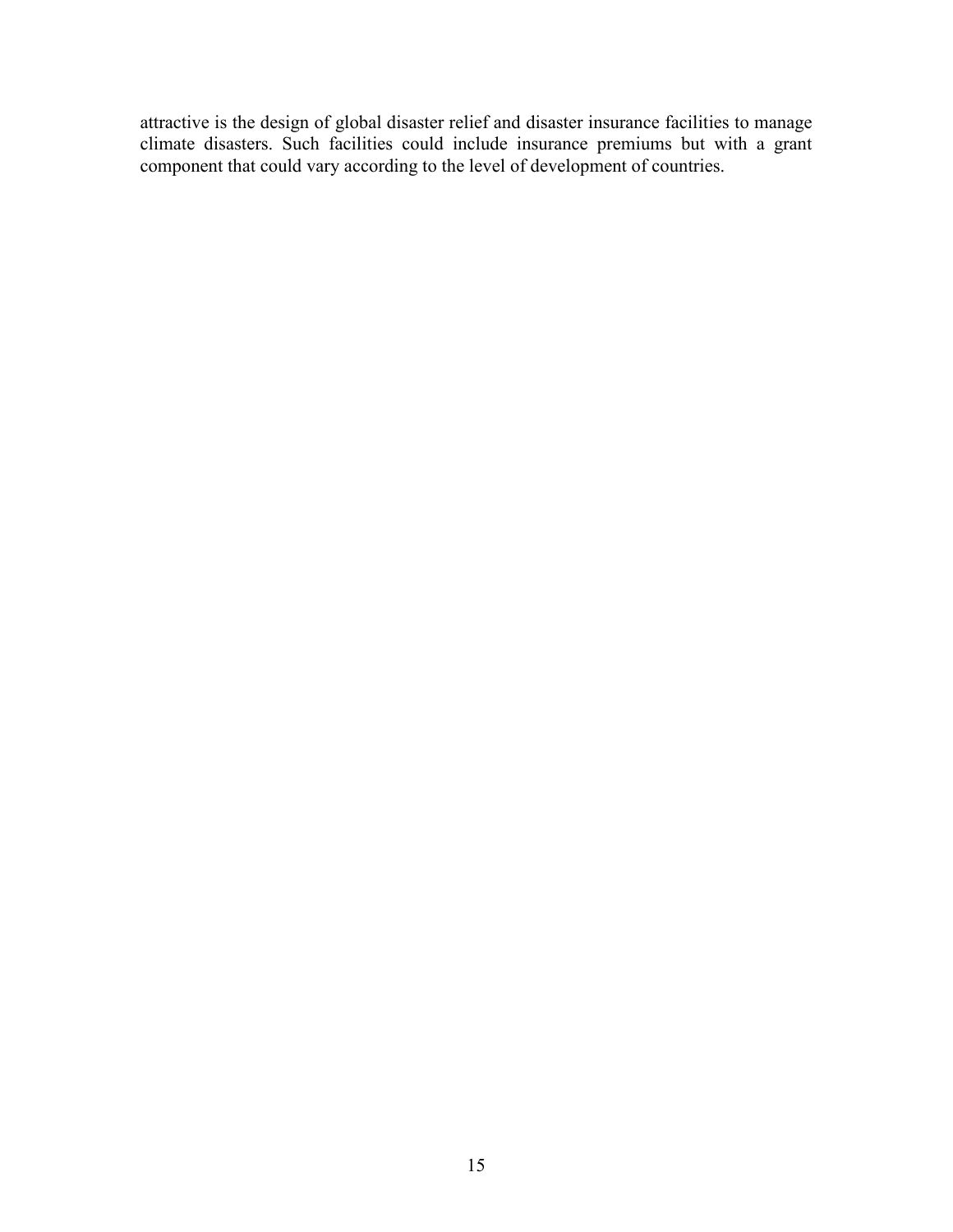attractive is the design of global disaster relief and disaster insurance facilities to manage climate disasters. Such facilities could include insurance premiums but with a grant component that could vary according to the level of development of countries.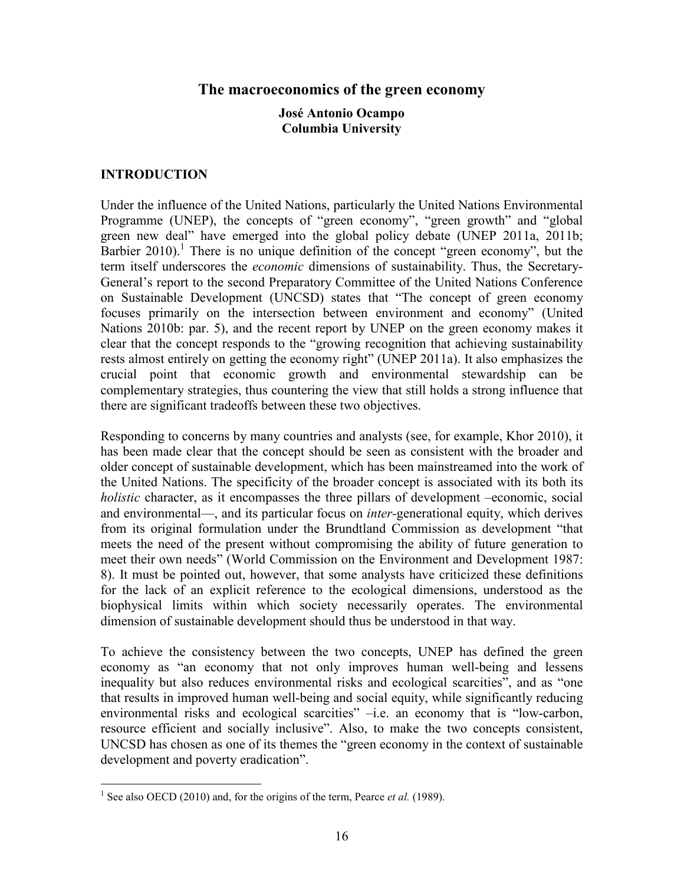# The macroeconomics of the green economy

**José Antonio Ocampo**
**Columbia University**

## INTRODUCTION

Under the influence of the United Nations, particularly the United Nations Environmental Programme (UNEP), the concepts of "green economy", "green growth" and "global green new deal" have emerged into the global policy debate (UNEP 2011a, 2011b; Barbier 2010).[1] There is no unique definition of the concept "green economy", but the term itself underscores the *economic* dimensions of sustainability. Thus, the Secretary-General's report to the second Preparatory Committee of the United Nations Conference on Sustainable Development (UNCSD) states that "The concept of green economy focuses primarily on the intersection between environment and economy" (United Nations 2010b: par. 5), and the recent report by UNEP on the green economy makes it clear that the concept responds to the "growing recognition that achieving sustainability rests almost entirely on getting the economy right" (UNEP 2011a). It also emphasizes the crucial point that economic growth and environmental stewardship can be complementary strategies, thus countering the view that still holds a strong influence that there are significant tradeoffs between these two objectives.

Responding to concerns by many countries and analysts (see, for example, Khor 2010), it has been made clear that the concept should be seen as consistent with the broader and older concept of sustainable development, which has been mainstreamed into the work of the United Nations. The specificity of the broader concept is associated with its both its *holistic* character, as it encompasses the three pillars of development –economic, social and environmental—, and its particular focus on *inter*-generational equity, which derives from its original formulation under the Brundtland Commission as development "that meets the need of the present without compromising the ability of future generation to meet their own needs" (World Commission on the Environment and Development 1987: 8). It must be pointed out, however, that some analysts have criticized these definitions for the lack of an explicit reference to the ecological dimensions, understood as the biophysical limits within which society necessarily operates. The environmental dimension of sustainable development should thus be understood in that way.

To achieve the consistency between the two concepts, UNEP has defined the green economy as "an economy that not only improves human well-being and lessens inequality but also reduces environmental risks and ecological scarcities", and as "one that results in improved human well-being and social equity, while significantly reducing environmental risks and ecological scarcities" –i.e. an economy that is "low-carbon, resource efficient and socially inclusive". Also, to make the two concepts consistent, UNCSD has chosen as one of its themes the "green economy in the context of sustainable development and poverty eradication".

[1] See also OECD (2010) and, for the origins of the term, Pearce *et al.* (1989).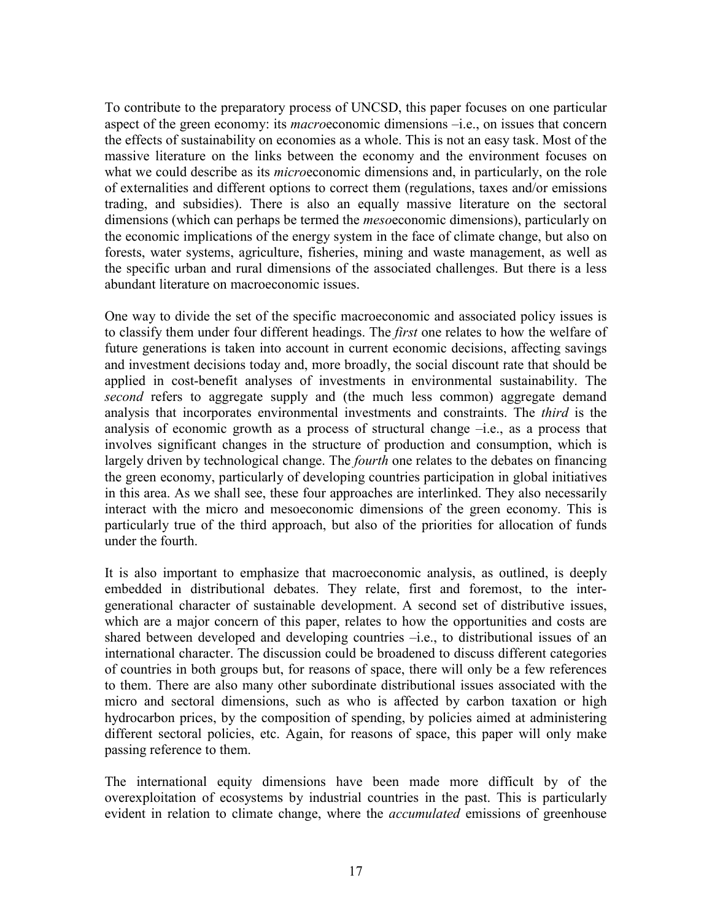To contribute to the preparatory process of UNCSD, this paper focuses on one particular aspect of the green economy: its *macro*economic dimensions –i.e., on issues that concern the effects of sustainability on economies as a whole. This is not an easy task. Most of the massive literature on the links between the economy and the environment focuses on what we could describe as its *micro*economic dimensions and, in particularly, on the role of externalities and different options to correct them (regulations, taxes and/or emissions trading, and subsidies). There is also an equally massive literature on the sectoral dimensions (which can perhaps be termed the *meso*economic dimensions), particularly on the economic implications of the energy system in the face of climate change, but also on forests, water systems, agriculture, fisheries, mining and waste management, as well as the specific urban and rural dimensions of the associated challenges. But there is a less abundant literature on macroeconomic issues.

One way to divide the set of the specific macroeconomic and associated policy issues is to classify them under four different headings. The *first* one relates to how the welfare of future generations is taken into account in current economic decisions, affecting savings and investment decisions today and, more broadly, the social discount rate that should be applied in cost-benefit analyses of investments in environmental sustainability. The *second* refers to aggregate supply and (the much less common) aggregate demand analysis that incorporates environmental investments and constraints. The *third* is the analysis of economic growth as a process of structural change –i.e., as a process that involves significant changes in the structure of production and consumption, which is largely driven by technological change. The *fourth* one relates to the debates on financing the green economy, particularly of developing countries participation in global initiatives in this area. As we shall see, these four approaches are interlinked. They also necessarily interact with the micro and mesoeconomic dimensions of the green economy. This is particularly true of the third approach, but also of the priorities for allocation of funds under the fourth.

It is also important to emphasize that macroeconomic analysis, as outlined, is deeply embedded in distributional debates. They relate, first and foremost, to the inter-generational character of sustainable development. A second set of distributive issues, which are a major concern of this paper, relates to how the opportunities and costs are shared between developed and developing countries –i.e., to distributional issues of an international character. The discussion could be broadened to discuss different categories of countries in both groups but, for reasons of space, there will only be a few references to them. There are also many other subordinate distributional issues associated with the micro and sectoral dimensions, such as who is affected by carbon taxation or high hydrocarbon prices, by the composition of spending, by policies aimed at administering different sectoral policies, etc. Again, for reasons of space, this paper will only make passing reference to them.

The international equity dimensions have been made more difficult by of the overexploitation of ecosystems by industrial countries in the past. This is particularly evident in relation to climate change, where the *accumulated* emissions of greenhouse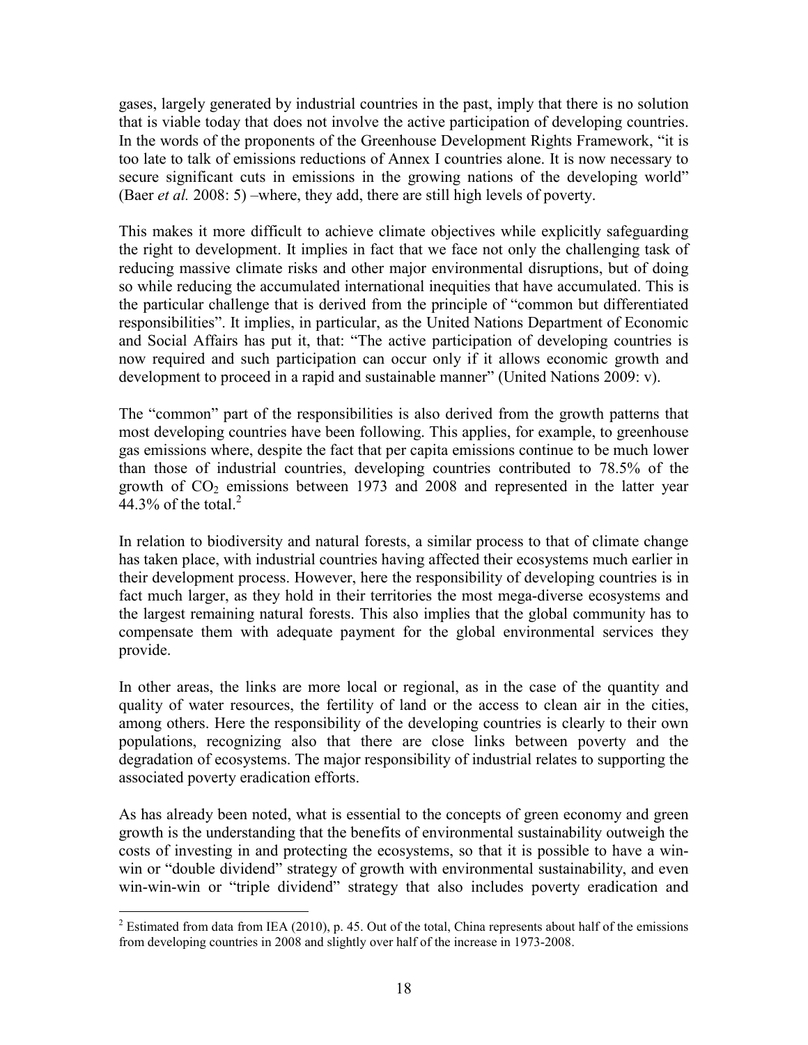gases, largely generated by industrial countries in the past, imply that there is no solution that is viable today that does not involve the active participation of developing countries. In the words of the proponents of the Greenhouse Development Rights Framework, "it is too late to talk of emissions reductions of Annex I countries alone. It is now necessary to secure significant cuts in emissions in the growing nations of the developing world" (Baer *et al.* 2008: 5) –where, they add, there are still high levels of poverty.

This makes it more difficult to achieve climate objectives while explicitly safeguarding the right to development. It implies in fact that we face not only the challenging task of reducing massive climate risks and other major environmental disruptions, but of doing so while reducing the accumulated international inequities that have accumulated. This is the particular challenge that is derived from the principle of "common but differentiated responsibilities". It implies, in particular, as the United Nations Department of Economic and Social Affairs has put it, that: "The active participation of developing countries is now required and such participation can occur only if it allows economic growth and development to proceed in a rapid and sustainable manner" (United Nations 2009: v).

The "common" part of the responsibilities is also derived from the growth patterns that most developing countries have been following. This applies, for example, to greenhouse gas emissions where, despite the fact that per capita emissions continue to be much lower than those of industrial countries, developing countries contributed to 78.5% of the growth of $CO_2$ emissions between 1973 and 2008 and represented in the latter year 44.3% of the total.[2]

In relation to biodiversity and natural forests, a similar process to that of climate change has taken place, with industrial countries having affected their ecosystems much earlier in their development process. However, here the responsibility of developing countries is in fact much larger, as they hold in their territories the most mega-diverse ecosystems and the largest remaining natural forests. This also implies that the global community has to compensate them with adequate payment for the global environmental services they provide.

In other areas, the links are more local or regional, as in the case of the quantity and quality of water resources, the fertility of land or the access to clean air in the cities, among others. Here the responsibility of the developing countries is clearly to their own populations, recognizing also that there are close links between poverty and the degradation of ecosystems. The major responsibility of industrial relates to supporting the associated poverty eradication efforts.

As has already been noted, what is essential to the concepts of green economy and green growth is the understanding that the benefits of environmental sustainability outweigh the costs of investing in and protecting the ecosystems, so that it is possible to have a win-win or "double dividend" strategy of growth with environmental sustainability, and even win-win-win or "triple dividend" strategy that also includes poverty eradication and

---

[2] Estimated from data from IEA (2010), p. 45. Out of the total, China represents about half of the emissions from developing countries in 2008 and slightly over half of the increase in 1973-2008.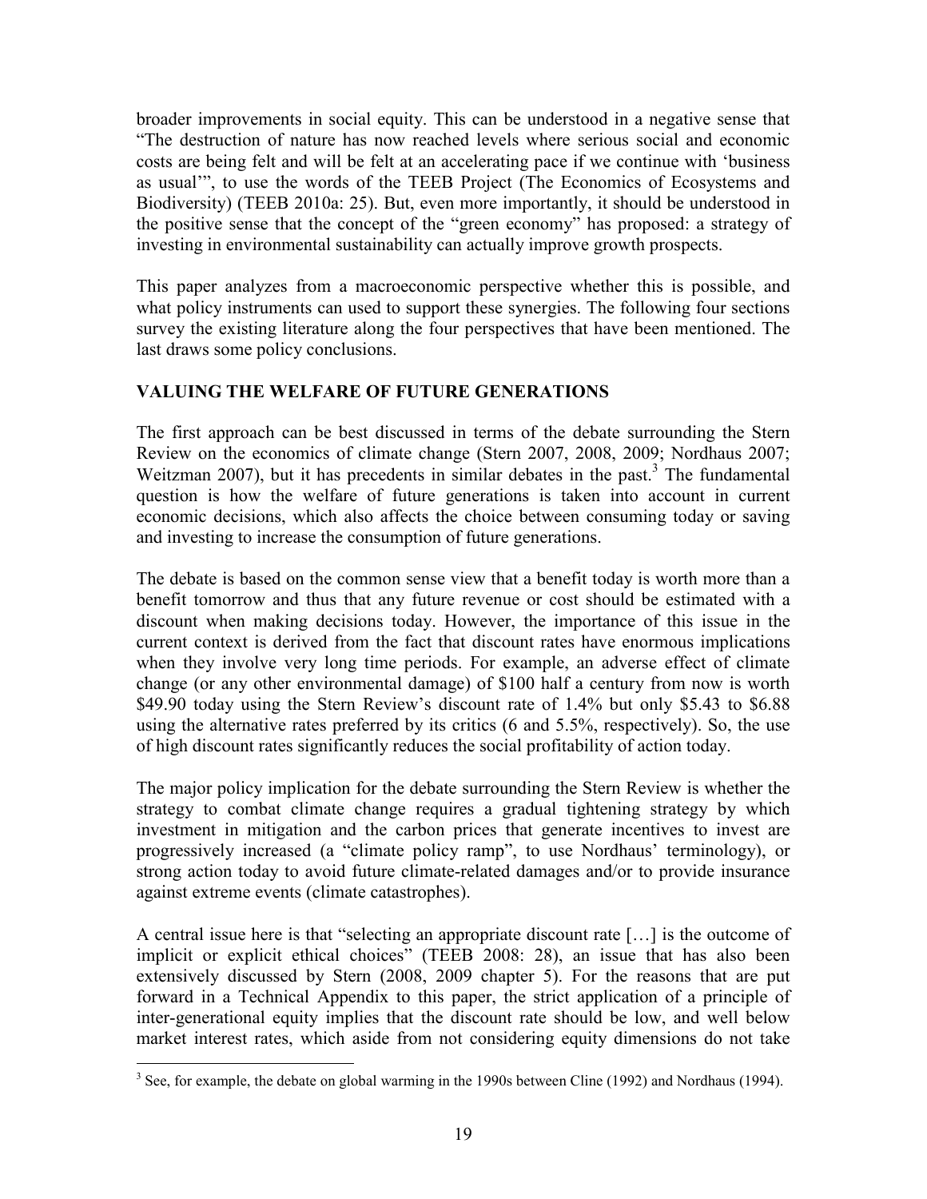broader improvements in social equity. This can be understood in a negative sense that "The destruction of nature has now reached levels where serious social and economic costs are being felt and will be felt at an accelerating pace if we continue with 'business as usual'", to use the words of the TEEB Project (The Economics of Ecosystems and Biodiversity) (TEEB 2010a: 25). But, even more importantly, it should be understood in the positive sense that the concept of the "green economy" has proposed: a strategy of investing in environmental sustainability can actually improve growth prospects.

This paper analyzes from a macroeconomic perspective whether this is possible, and what policy instruments can used to support these synergies. The following four sections survey the existing literature along the four perspectives that have been mentioned. The last draws some policy conclusions.

## VALUING THE WELFARE OF FUTURE GENERATIONS

The first approach can be best discussed in terms of the debate surrounding the Stern Review on the economics of climate change (Stern 2007, 2008, 2009; Nordhaus 2007; Weitzman 2007), but it has precedents in similar debates in the past.[3] The fundamental question is how the welfare of future generations is taken into account in current economic decisions, which also affects the choice between consuming today or saving and investing to increase the consumption of future generations.

The debate is based on the common sense view that a benefit today is worth more than a benefit tomorrow and thus that any future revenue or cost should be estimated with a discount when making decisions today. However, the importance of this issue in the current context is derived from the fact that discount rates have enormous implications when they involve very long time periods. For example, an adverse effect of climate change (or any other environmental damage) of \$100 half a century from now is worth \$49.90 today using the Stern Review's discount rate of 1.4% but only \$5.43 to \$6.88 using the alternative rates preferred by its critics (6 and 5.5%, respectively). So, the use of high discount rates significantly reduces the social profitability of action today.

The major policy implication for the debate surrounding the Stern Review is whether the strategy to combat climate change requires a gradual tightening strategy by which investment in mitigation and the carbon prices that generate incentives to invest are progressively increased (a "climate policy ramp", to use Nordhaus' terminology), or strong action today to avoid future climate-related damages and/or to provide insurance against extreme events (climate catastrophes).

A central issue here is that "selecting an appropriate discount rate […] is the outcome of implicit or explicit ethical choices" (TEEB 2008: 28), an issue that has also been extensively discussed by Stern (2008, 2009 chapter 5). For the reasons that are put forward in a Technical Appendix to this paper, the strict application of a principle of inter-generational equity implies that the discount rate should be low, and well below market interest rates, which aside from not considering equity dimensions do not take

[3] See, for example, the debate on global warming in the 1990s between Cline (1992) and Nordhaus (1994).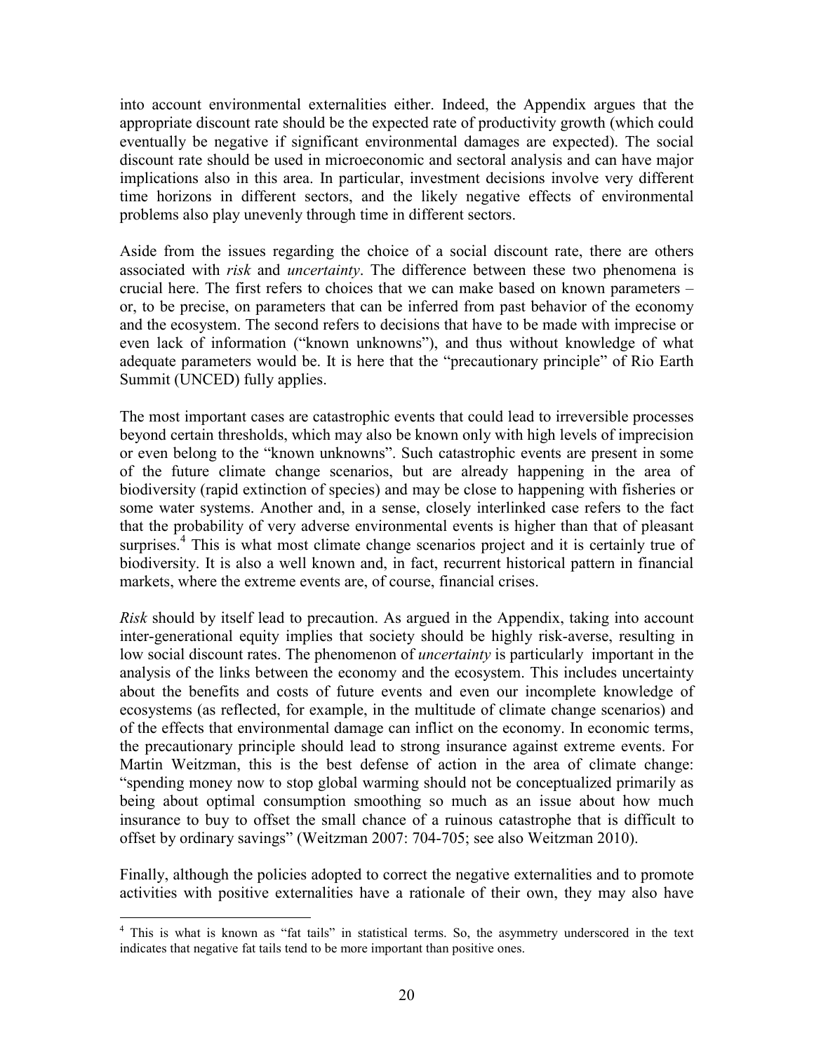into account environmental externalities either. Indeed, the Appendix argues that the appropriate discount rate should be the expected rate of productivity growth (which could eventually be negative if significant environmental damages are expected). The social discount rate should be used in microeconomic and sectoral analysis and can have major implications also in this area. In particular, investment decisions involve very different time horizons in different sectors, and the likely negative effects of environmental problems also play unevenly through time in different sectors.

Aside from the issues regarding the choice of a social discount rate, there are others associated with *risk* and *uncertainty*. The difference between these two phenomena is crucial here. The first refers to choices that we can make based on known parameters – or, to be precise, on parameters that can be inferred from past behavior of the economy and the ecosystem. The second refers to decisions that have to be made with imprecise or even lack of information ("known unknowns"), and thus without knowledge of what adequate parameters would be. It is here that the "precautionary principle" of Rio Earth Summit (UNCED) fully applies.

The most important cases are catastrophic events that could lead to irreversible processes beyond certain thresholds, which may also be known only with high levels of imprecision or even belong to the "known unknowns". Such catastrophic events are present in some of the future climate change scenarios, but are already happening in the area of biodiversity (rapid extinction of species) and may be close to happening with fisheries or some water systems. Another and, in a sense, closely interlinked case refers to the fact that the probability of very adverse environmental events is higher than that of pleasant surprises.[4] This is what most climate change scenarios project and it is certainly true of biodiversity. It is also a well known and, in fact, recurrent historical pattern in financial markets, where the extreme events are, of course, financial crises.

*Risk* should by itself lead to precaution. As argued in the Appendix, taking into account inter-generational equity implies that society should be highly risk-averse, resulting in low social discount rates. The phenomenon of *uncertainty* is particularly important in the analysis of the links between the economy and the ecosystem. This includes uncertainty about the benefits and costs of future events and even our incomplete knowledge of ecosystems (as reflected, for example, in the multitude of climate change scenarios) and of the effects that environmental damage can inflict on the economy. In economic terms, the precautionary principle should lead to strong insurance against extreme events. For Martin Weitzman, this is the best defense of action in the area of climate change: "spending money now to stop global warming should not be conceptualized primarily as being about optimal consumption smoothing so much as an issue about how much insurance to buy to offset the small chance of a ruinous catastrophe that is difficult to offset by ordinary savings" (Weitzman 2007: 704-705; see also Weitzman 2010).

Finally, although the policies adopted to correct the negative externalities and to promote activities with positive externalities have a rationale of their own, they may also have

[4] This is what is known as "fat tails" in statistical terms. So, the asymmetry underscored in the text indicates that negative fat tails tend to be more important than positive ones.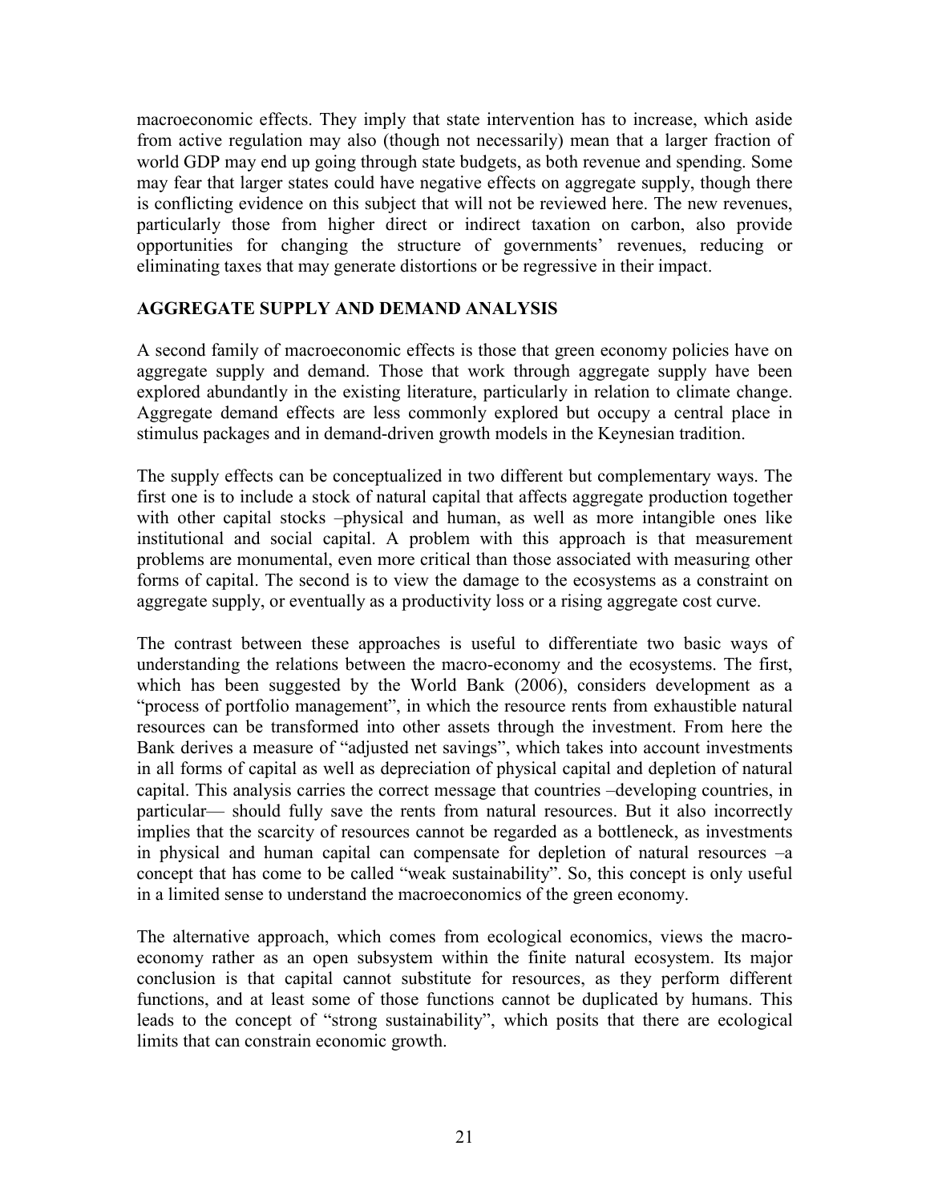macroeconomic effects. They imply that state intervention has to increase, which aside from active regulation may also (though not necessarily) mean that a larger fraction of world GDP may end up going through state budgets, as both revenue and spending. Some may fear that larger states could have negative effects on aggregate supply, though there is conflicting evidence on this subject that will not be reviewed here. The new revenues, particularly those from higher direct or indirect taxation on carbon, also provide opportunities for changing the structure of governments' revenues, reducing or eliminating taxes that may generate distortions or be regressive in their impact.

## AGGREGATE SUPPLY AND DEMAND ANALYSIS

A second family of macroeconomic effects is those that green economy policies have on aggregate supply and demand. Those that work through aggregate supply have been explored abundantly in the existing literature, particularly in relation to climate change. Aggregate demand effects are less commonly explored but occupy a central place in stimulus packages and in demand-driven growth models in the Keynesian tradition.

The supply effects can be conceptualized in two different but complementary ways. The first one is to include a stock of natural capital that affects aggregate production together with other capital stocks –physical and human, as well as more intangible ones like institutional and social capital. A problem with this approach is that measurement problems are monumental, even more critical than those associated with measuring other forms of capital. The second is to view the damage to the ecosystems as a constraint on aggregate supply, or eventually as a productivity loss or a rising aggregate cost curve.

The contrast between these approaches is useful to differentiate two basic ways of understanding the relations between the macro-economy and the ecosystems. The first, which has been suggested by the World Bank (2006), considers development as a "process of portfolio management", in which the resource rents from exhaustible natural resources can be transformed into other assets through the investment. From here the Bank derives a measure of "adjusted net savings", which takes into account investments in all forms of capital as well as depreciation of physical capital and depletion of natural capital. This analysis carries the correct message that countries –developing countries, in particular— should fully save the rents from natural resources. But it also incorrectly implies that the scarcity of resources cannot be regarded as a bottleneck, as investments in physical and human capital can compensate for depletion of natural resources –a concept that has come to be called "weak sustainability". So, this concept is only useful in a limited sense to understand the macroeconomics of the green economy.

The alternative approach, which comes from ecological economics, views the macro-economy rather as an open subsystem within the finite natural ecosystem. Its major conclusion is that capital cannot substitute for resources, as they perform different functions, and at least some of those functions cannot be duplicated by humans. This leads to the concept of "strong sustainability", which posits that there are ecological limits that can constrain economic growth.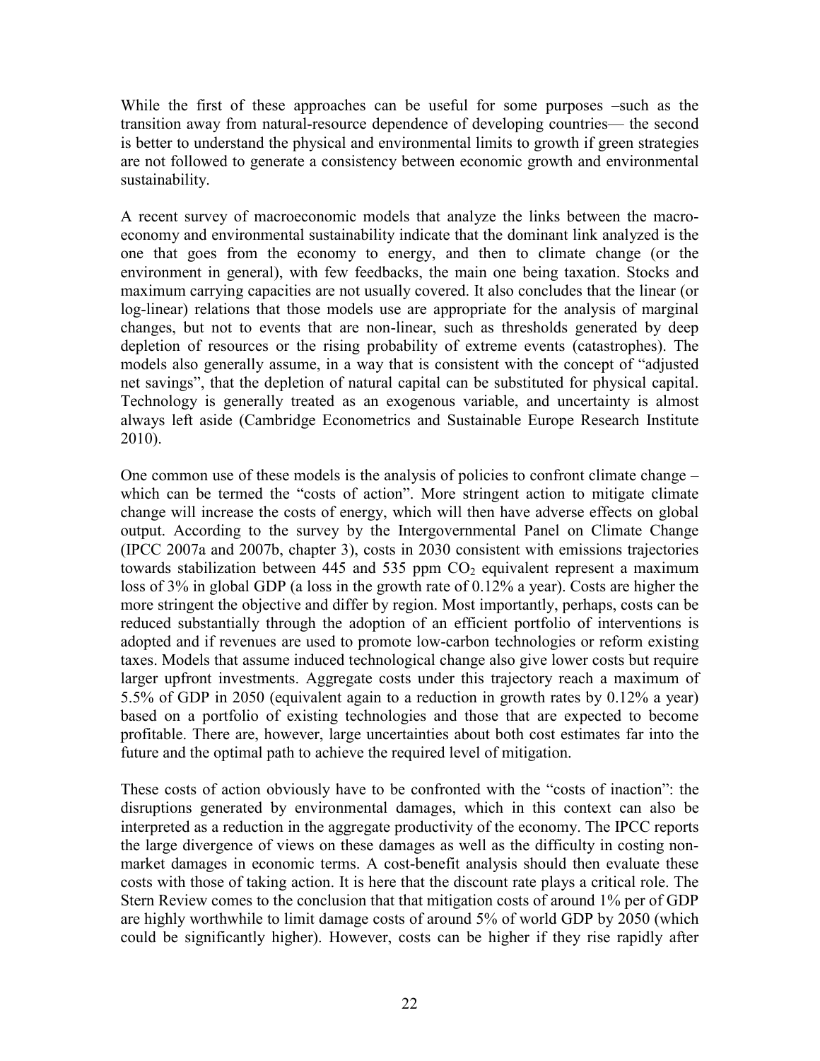While the first of these approaches can be useful for some purposes –such as the transition away from natural-resource dependence of developing countries— the second is better to understand the physical and environmental limits to growth if green strategies are not followed to generate a consistency between economic growth and environmental sustainability.

A recent survey of macroeconomic models that analyze the links between the macro-economy and environmental sustainability indicate that the dominant link analyzed is the one that goes from the economy to energy, and then to climate change (or the environment in general), with few feedbacks, the main one being taxation. Stocks and maximum carrying capacities are not usually covered. It also concludes that the linear (or log-linear) relations that those models use are appropriate for the analysis of marginal changes, but not to events that are non-linear, such as thresholds generated by deep depletion of resources or the rising probability of extreme events (catastrophes). The models also generally assume, in a way that is consistent with the concept of "adjusted net savings", that the depletion of natural capital can be substituted for physical capital. Technology is generally treated as an exogenous variable, and uncertainty is almost always left aside (Cambridge Econometrics and Sustainable Europe Research Institute 2010).

One common use of these models is the analysis of policies to confront climate change – which can be termed the "costs of action". More stringent action to mitigate climate change will increase the costs of energy, which will then have adverse effects on global output. According to the survey by the Intergovernmental Panel on Climate Change (IPCC 2007a and 2007b, chapter 3), costs in 2030 consistent with emissions trajectories towards stabilization between 445 and 535 ppm $CO_2$ equivalent represent a maximum loss of 3% in global GDP (a loss in the growth rate of 0.12% a year). Costs are higher the more stringent the objective and differ by region. Most importantly, perhaps, costs can be reduced substantially through the adoption of an efficient portfolio of interventions is adopted and if revenues are used to promote low-carbon technologies or reform existing taxes. Models that assume induced technological change also give lower costs but require larger upfront investments. Aggregate costs under this trajectory reach a maximum of 5.5% of GDP in 2050 (equivalent again to a reduction in growth rates by 0.12% a year) based on a portfolio of existing technologies and those that are expected to become profitable. There are, however, large uncertainties about both cost estimates far into the future and the optimal path to achieve the required level of mitigation.

These costs of action obviously have to be confronted with the "costs of inaction": the disruptions generated by environmental damages, which in this context can also be interpreted as a reduction in the aggregate productivity of the economy. The IPCC reports the large divergence of views on these damages as well as the difficulty in costing non-market damages in economic terms. A cost-benefit analysis should then evaluate these costs with those of taking action. It is here that the discount rate plays a critical role. The Stern Review comes to the conclusion that that mitigation costs of around 1% per of GDP are highly worthwhile to limit damage costs of around 5% of world GDP by 2050 (which could be significantly higher). However, costs can be higher if they rise rapidly after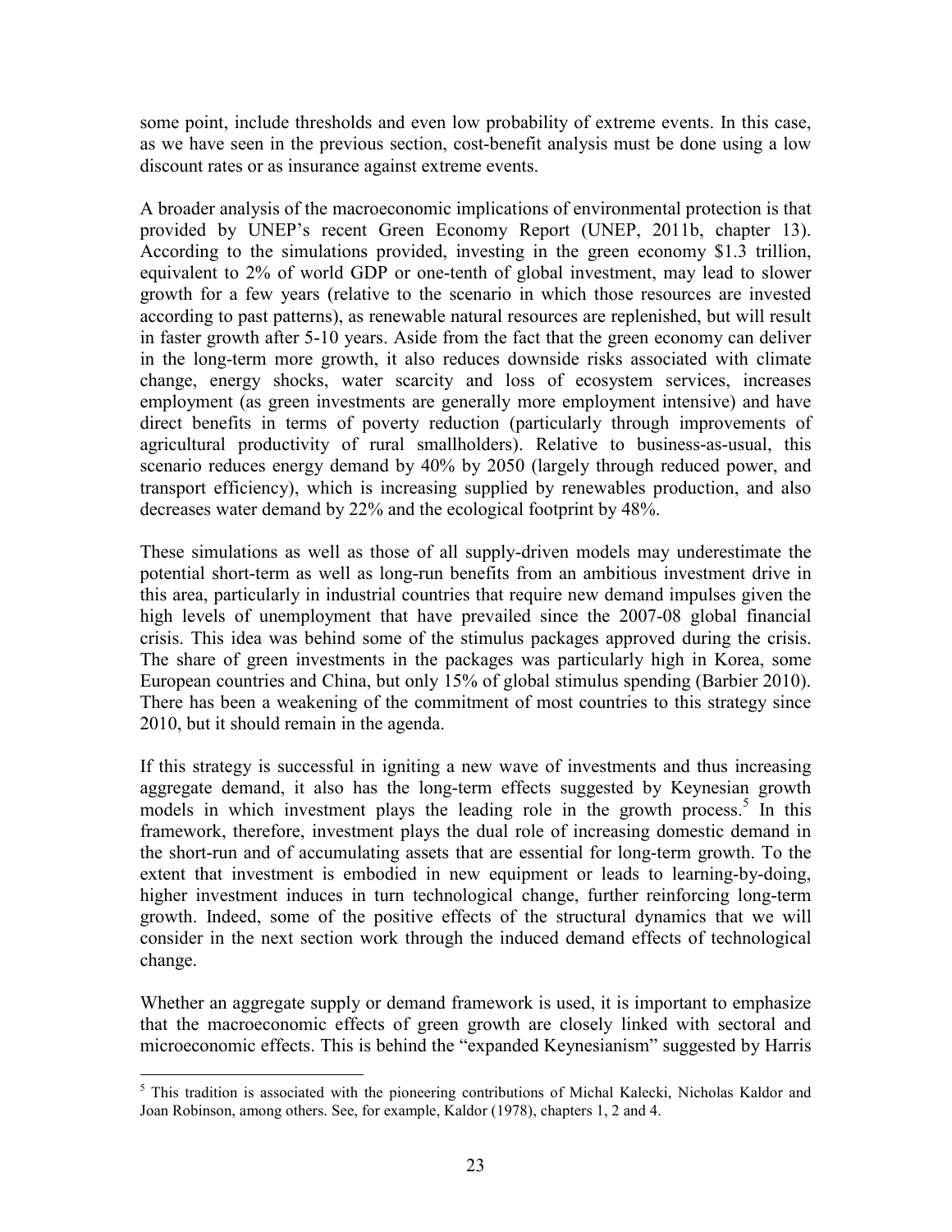some point, include thresholds and even low probability of extreme events. In this case, as we have seen in the previous section, cost-benefit analysis must be done using a low discount rates or as insurance against extreme events.

A broader analysis of the macroeconomic implications of environmental protection is that provided by UNEP's recent Green Economy Report (UNEP, 2011b, chapter 13). According to the simulations provided, investing in the green economy $1.3 trillion, equivalent to 2% of world GDP or one-tenth of global investment, may lead to slower growth for a few years (relative to the scenario in which those resources are invested according to past patterns), as renewable natural resources are replenished, but will result in faster growth after 5-10 years. Aside from the fact that the green economy can deliver in the long-term more growth, it also reduces downside risks associated with climate change, energy shocks, water scarcity and loss of ecosystem services, increases employment (as green investments are generally more employment intensive) and have direct benefits in terms of poverty reduction (particularly through improvements of agricultural productivity of rural smallholders). Relative to business-as-usual, this scenario reduces energy demand by 40% by 2050 (largely through reduced power, and transport efficiency), which is increasing supplied by renewables production, and also decreases water demand by 22% and the ecological footprint by 48%.

These simulations as well as those of all supply-driven models may underestimate the potential short-term as well as long-run benefits from an ambitious investment drive in this area, particularly in industrial countries that require new demand impulses given the high levels of unemployment that have prevailed since the 2007-08 global financial crisis. This idea was behind some of the stimulus packages approved during the crisis. The share of green investments in the packages was particularly high in Korea, some European countries and China, but only 15% of global stimulus spending (Barbier 2010). There has been a weakening of the commitment of most countries to this strategy since 2010, but it should remain in the agenda.

If this strategy is successful in igniting a new wave of investments and thus increasing aggregate demand, it also has the long-term effects suggested by Keynesian growth models in which investment plays the leading role in the growth process.[5] In this framework, therefore, investment plays the dual role of increasing domestic demand in the short-run and of accumulating assets that are essential for long-term growth. To the extent that investment is embodied in new equipment or leads to learning-by-doing, higher investment induces in turn technological change, further reinforcing long-term growth. Indeed, some of the positive effects of the structural dynamics that we will consider in the next section work through the induced demand effects of technological change.

Whether an aggregate supply or demand framework is used, it is important to emphasize that the macroeconomic effects of green growth are closely linked with sectoral and microeconomic effects. This is behind the "expanded Keynesianism" suggested by Harris

[5] This tradition is associated with the pioneering contributions of Michal Kalecki, Nicholas Kaldor and Joan Robinson, among others. See, for example, Kaldor (1978), chapters 1, 2 and 4.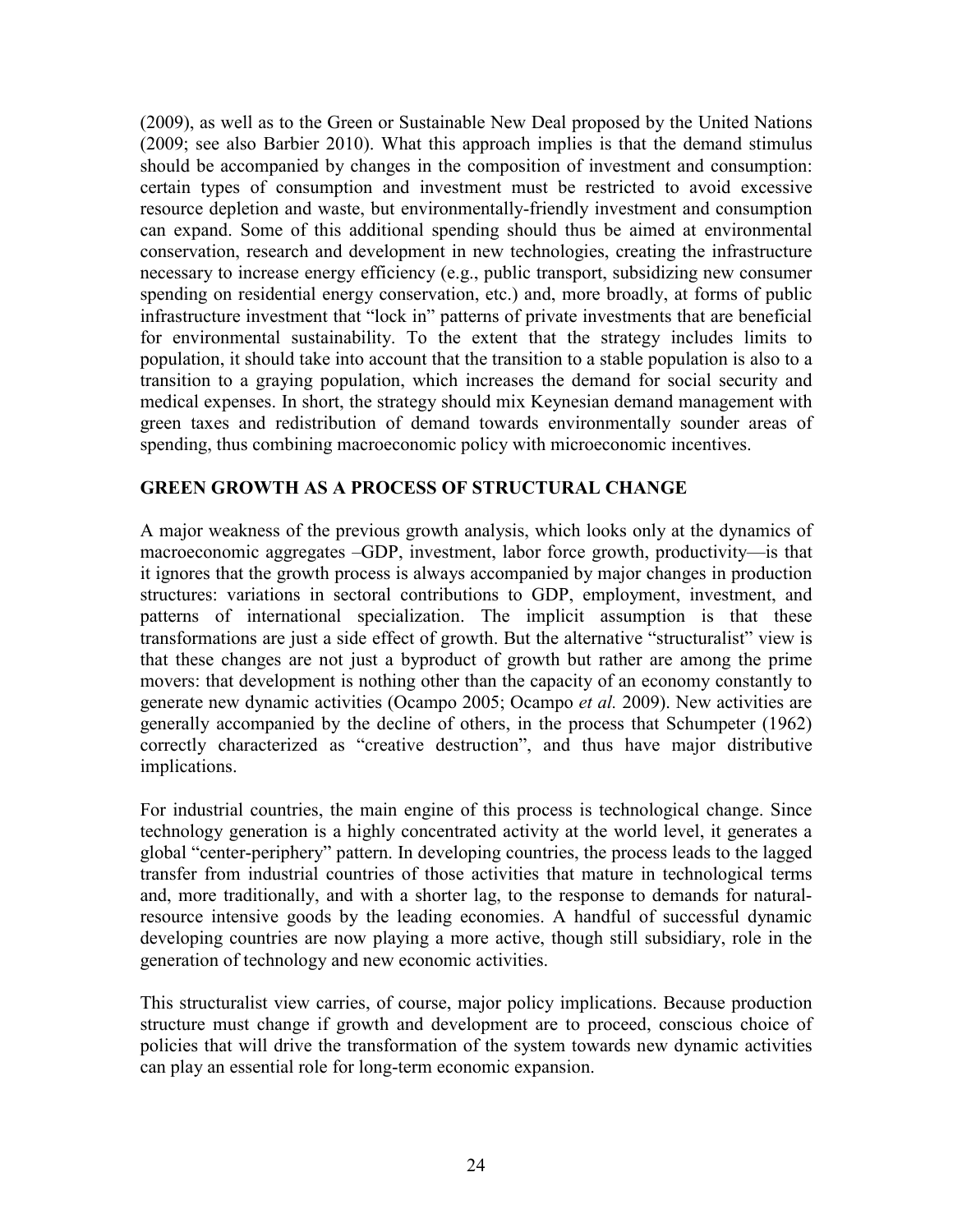(2009), as well as to the Green or Sustainable New Deal proposed by the United Nations (2009; see also Barbier 2010). What this approach implies is that the demand stimulus should be accompanied by changes in the composition of investment and consumption: certain types of consumption and investment must be restricted to avoid excessive resource depletion and waste, but environmentally-friendly investment and consumption can expand. Some of this additional spending should thus be aimed at environmental conservation, research and development in new technologies, creating the infrastructure necessary to increase energy efficiency (e.g., public transport, subsidizing new consumer spending on residential energy conservation, etc.) and, more broadly, at forms of public infrastructure investment that "lock in" patterns of private investments that are beneficial for environmental sustainability. To the extent that the strategy includes limits to population, it should take into account that the transition to a stable population is also to a transition to a graying population, which increases the demand for social security and medical expenses. In short, the strategy should mix Keynesian demand management with green taxes and redistribution of demand towards environmentally sounder areas of spending, thus combining macroeconomic policy with microeconomic incentives.

## GREEN GROWTH AS A PROCESS OF STRUCTURAL CHANGE

A major weakness of the previous growth analysis, which looks only at the dynamics of macroeconomic aggregates –GDP, investment, labor force growth, productivity—is that it ignores that the growth process is always accompanied by major changes in production structures: variations in sectoral contributions to GDP, employment, investment, and patterns of international specialization. The implicit assumption is that these transformations are just a side effect of growth. But the alternative "structuralist" view is that these changes are not just a byproduct of growth but rather are among the prime movers: that development is nothing other than the capacity of an economy constantly to generate new dynamic activities (Ocampo 2005; Ocampo *et al.* 2009). New activities are generally accompanied by the decline of others, in the process that Schumpeter (1962) correctly characterized as "creative destruction", and thus have major distributive implications.

For industrial countries, the main engine of this process is technological change. Since technology generation is a highly concentrated activity at the world level, it generates a global "center-periphery" pattern. In developing countries, the process leads to the lagged transfer from industrial countries of those activities that mature in technological terms and, more traditionally, and with a shorter lag, to the response to demands for natural-resource intensive goods by the leading economies. A handful of successful dynamic developing countries are now playing a more active, though still subsidiary, role in the generation of technology and new economic activities.

This structuralist view carries, of course, major policy implications. Because production structure must change if growth and development are to proceed, conscious choice of policies that will drive the transformation of the system towards new dynamic activities can play an essential role for long-term economic expansion.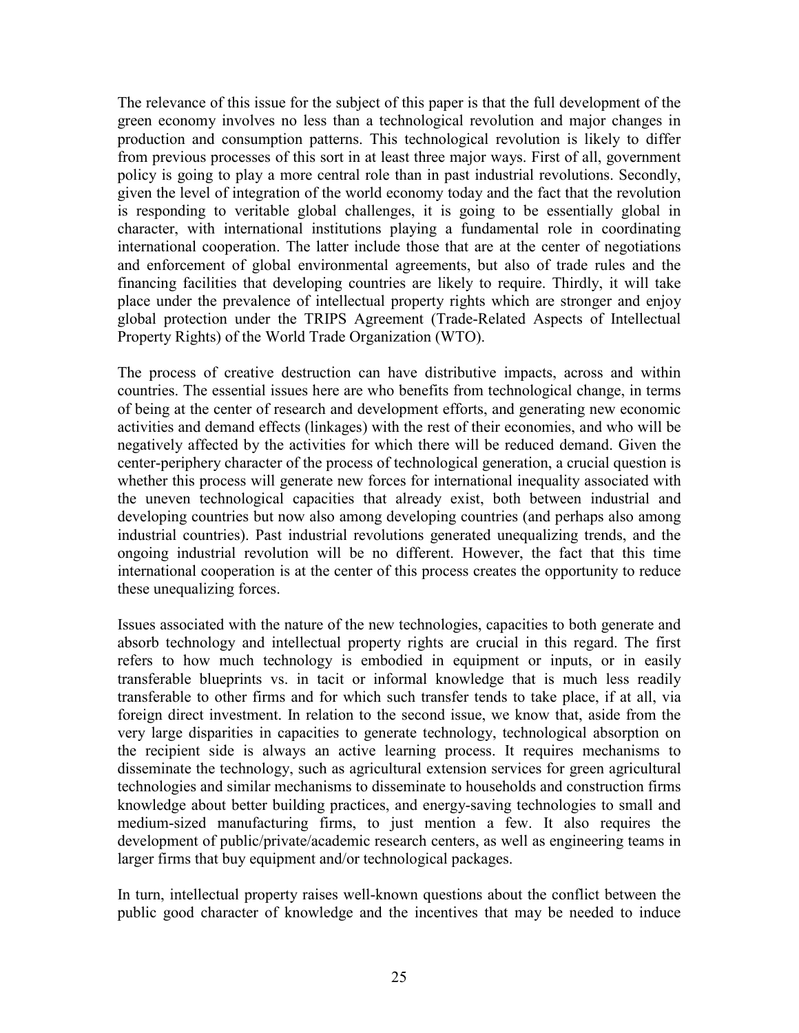The relevance of this issue for the subject of this paper is that the full development of the green economy involves no less than a technological revolution and major changes in production and consumption patterns. This technological revolution is likely to differ from previous processes of this sort in at least three major ways. First of all, government policy is going to play a more central role than in past industrial revolutions. Secondly, given the level of integration of the world economy today and the fact that the revolution is responding to veritable global challenges, it is going to be essentially global in character, with international institutions playing a fundamental role in coordinating international cooperation. The latter include those that are at the center of negotiations and enforcement of global environmental agreements, but also of trade rules and the financing facilities that developing countries are likely to require. Thirdly, it will take place under the prevalence of intellectual property rights which are stronger and enjoy global protection under the TRIPS Agreement (Trade-Related Aspects of Intellectual Property Rights) of the World Trade Organization (WTO).

The process of creative destruction can have distributive impacts, across and within countries. The essential issues here are who benefits from technological change, in terms of being at the center of research and development efforts, and generating new economic activities and demand effects (linkages) with the rest of their economies, and who will be negatively affected by the activities for which there will be reduced demand. Given the center-periphery character of the process of technological generation, a crucial question is whether this process will generate new forces for international inequality associated with the uneven technological capacities that already exist, both between industrial and developing countries but now also among developing countries (and perhaps also among industrial countries). Past industrial revolutions generated unequalizing trends, and the ongoing industrial revolution will be no different. However, the fact that this time international cooperation is at the center of this process creates the opportunity to reduce these unequalizing forces.

Issues associated with the nature of the new technologies, capacities to both generate and absorb technology and intellectual property rights are crucial in this regard. The first refers to how much technology is embodied in equipment or inputs, or in easily transferable blueprints vs. in tacit or informal knowledge that is much less readily transferable to other firms and for which such transfer tends to take place, if at all, via foreign direct investment. In relation to the second issue, we know that, aside from the very large disparities in capacities to generate technology, technological absorption on the recipient side is always an active learning process. It requires mechanisms to disseminate the technology, such as agricultural extension services for green agricultural technologies and similar mechanisms to disseminate to households and construction firms knowledge about better building practices, and energy-saving technologies to small and medium-sized manufacturing firms, to just mention a few. It also requires the development of public/private/academic research centers, as well as engineering teams in larger firms that buy equipment and/or technological packages.

In turn, intellectual property raises well-known questions about the conflict between the public good character of knowledge and the incentives that may be needed to induce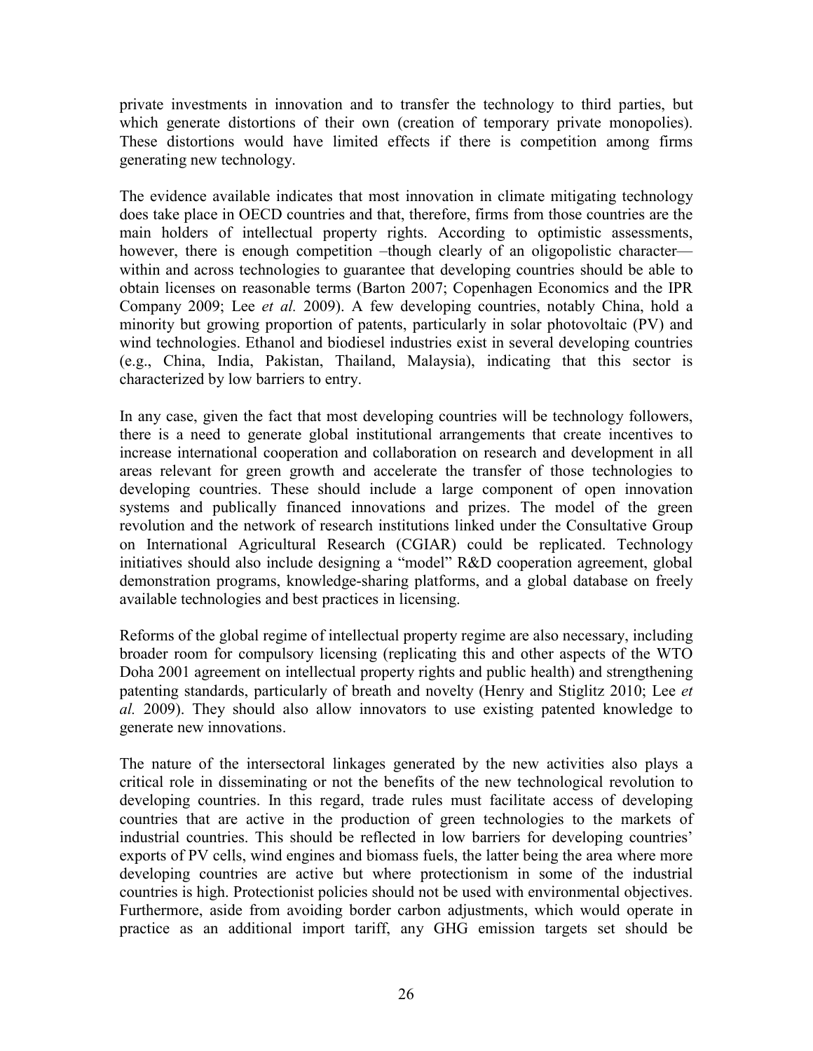private investments in innovation and to transfer the technology to third parties, but which generate distortions of their own (creation of temporary private monopolies). These distortions would have limited effects if there is competition among firms generating new technology.

The evidence available indicates that most innovation in climate mitigating technology does take place in OECD countries and that, therefore, firms from those countries are the main holders of intellectual property rights. According to optimistic assessments, however, there is enough competition –though clearly of an oligopolistic character— within and across technologies to guarantee that developing countries should be able to obtain licenses on reasonable terms (Barton 2007; Copenhagen Economics and the IPR Company 2009; Lee *et al.* 2009). A few developing countries, notably China, hold a minority but growing proportion of patents, particularly in solar photovoltaic (PV) and wind technologies. Ethanol and biodiesel industries exist in several developing countries (e.g., China, India, Pakistan, Thailand, Malaysia), indicating that this sector is characterized by low barriers to entry.

In any case, given the fact that most developing countries will be technology followers, there is a need to generate global institutional arrangements that create incentives to increase international cooperation and collaboration on research and development in all areas relevant for green growth and accelerate the transfer of those technologies to developing countries. These should include a large component of open innovation systems and publically financed innovations and prizes. The model of the green revolution and the network of research institutions linked under the Consultative Group on International Agricultural Research (CGIAR) could be replicated. Technology initiatives should also include designing a "model" R&D cooperation agreement, global demonstration programs, knowledge-sharing platforms, and a global database on freely available technologies and best practices in licensing.

Reforms of the global regime of intellectual property regime are also necessary, including broader room for compulsory licensing (replicating this and other aspects of the WTO Doha 2001 agreement on intellectual property rights and public health) and strengthening patenting standards, particularly of breath and novelty (Henry and Stiglitz 2010; Lee *et al.* 2009). They should also allow innovators to use existing patented knowledge to generate new innovations.

The nature of the intersectoral linkages generated by the new activities also plays a critical role in disseminating or not the benefits of the new technological revolution to developing countries. In this regard, trade rules must facilitate access of developing countries that are active in the production of green technologies to the markets of industrial countries. This should be reflected in low barriers for developing countries' exports of PV cells, wind engines and biomass fuels, the latter being the area where more developing countries are active but where protectionism in some of the industrial countries is high. Protectionist policies should not be used with environmental objectives. Furthermore, aside from avoiding border carbon adjustments, which would operate in practice as an additional import tariff, any GHG emission targets set should be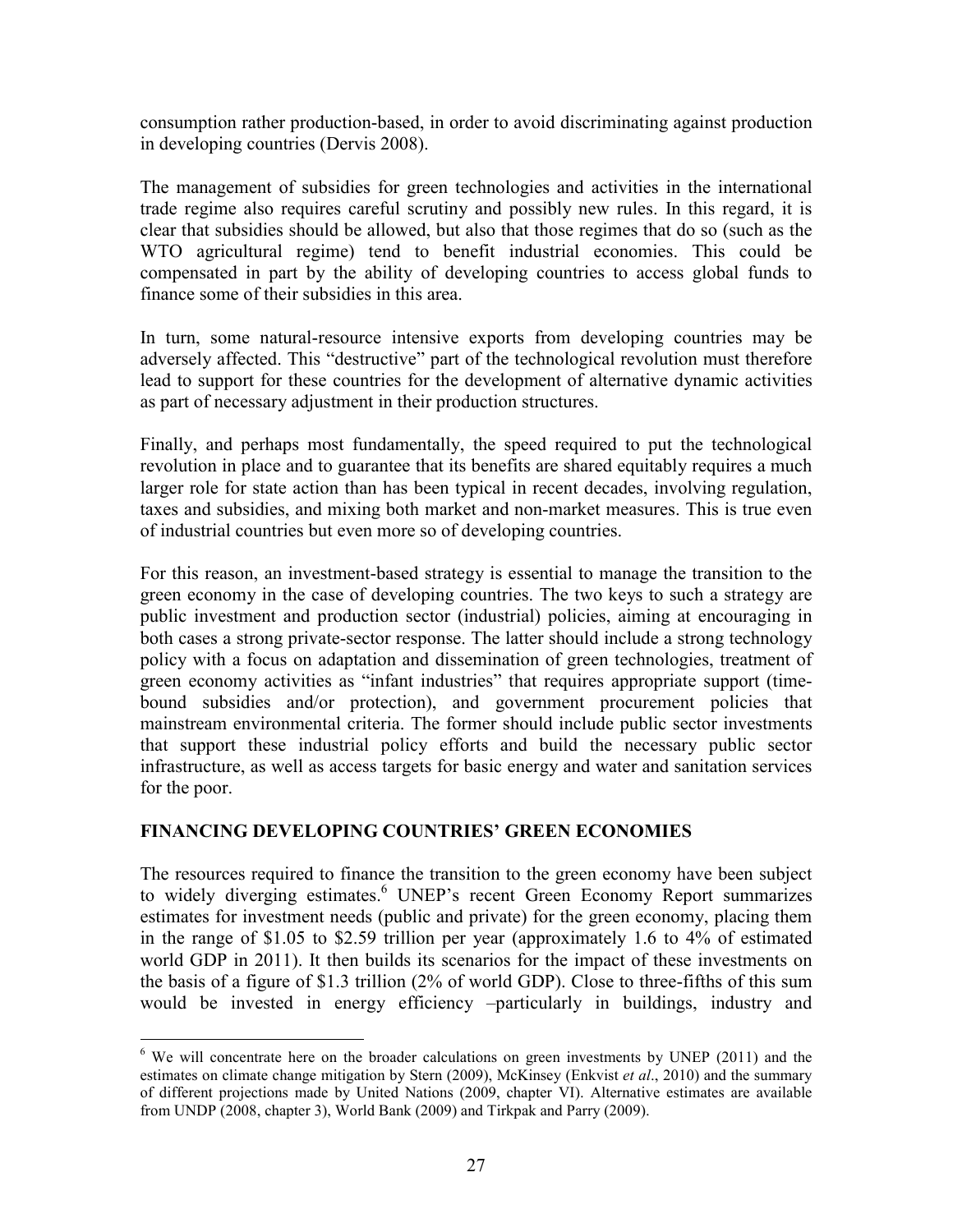consumption rather production-based, in order to avoid discriminating against production in developing countries (Dervis 2008).

The management of subsidies for green technologies and activities in the international trade regime also requires careful scrutiny and possibly new rules. In this regard, it is clear that subsidies should be allowed, but also that those regimes that do so (such as the WTO agricultural regime) tend to benefit industrial economies. This could be compensated in part by the ability of developing countries to access global funds to finance some of their subsidies in this area.

In turn, some natural-resource intensive exports from developing countries may be adversely affected. This "destructive" part of the technological revolution must therefore lead to support for these countries for the development of alternative dynamic activities as part of necessary adjustment in their production structures.

Finally, and perhaps most fundamentally, the speed required to put the technological revolution in place and to guarantee that its benefits are shared equitably requires a much larger role for state action than has been typical in recent decades, involving regulation, taxes and subsidies, and mixing both market and non-market measures. This is true even of industrial countries but even more so of developing countries.

For this reason, an investment-based strategy is essential to manage the transition to the green economy in the case of developing countries. The two keys to such a strategy are public investment and production sector (industrial) policies, aiming at encouraging in both cases a strong private-sector response. The latter should include a strong technology policy with a focus on adaptation and dissemination of green technologies, treatment of green economy activities as "infant industries" that requires appropriate support (time-bound subsidies and/or protection), and government procurement policies that mainstream environmental criteria. The former should include public sector investments that support these industrial policy efforts and build the necessary public sector infrastructure, as well as access targets for basic energy and water and sanitation services for the poor.

## FINANCING DEVELOPING COUNTRIES' GREEN ECONOMIES

The resources required to finance the transition to the green economy have been subject to widely diverging estimates.[6] UNEP's recent Green Economy Report summarizes estimates for investment needs (public and private) for the green economy, placing them in the range of \$1.05 to \$2.59 trillion per year (approximately 1.6 to 4% of estimated world GDP in 2011). It then builds its scenarios for the impact of these investments on the basis of a figure of \$1.3 trillion (2% of world GDP). Close to three-fifths of this sum would be invested in energy efficiency –particularly in buildings, industry and

[6] We will concentrate here on the broader calculations on green investments by UNEP (2011) and the estimates on climate change mitigation by Stern (2009), McKinsey (Enkvist *et al*., 2010) and the summary of different projections made by United Nations (2009, chapter VI). Alternative estimates are available from UNDP (2008, chapter 3), World Bank (2009) and Tirkpak and Parry (2009).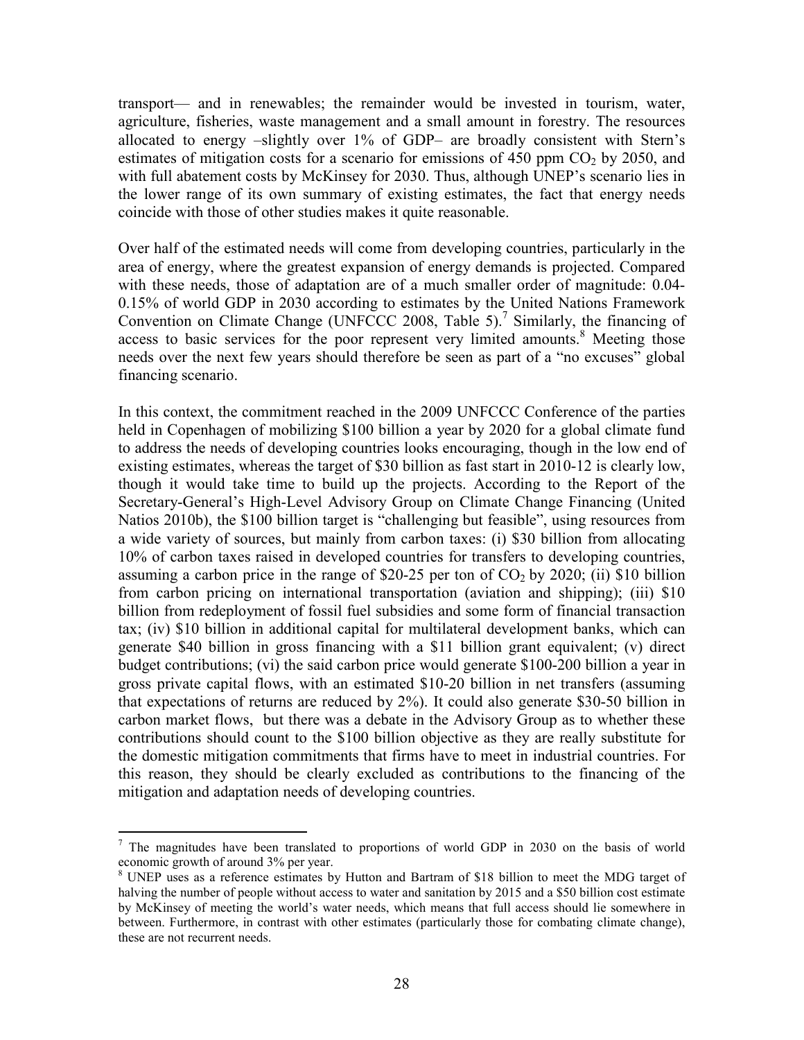transport— and in renewables; the remainder would be invested in tourism, water, agriculture, fisheries, waste management and a small amount in forestry. The resources allocated to energy –slightly over 1% of GDP– are broadly consistent with Stern's estimates of mitigation costs for a scenario for emissions of 450 ppm $CO_2$ by 2050, and with full abatement costs by McKinsey for 2030. Thus, although UNEP's scenario lies in the lower range of its own summary of existing estimates, the fact that energy needs coincide with those of other studies makes it quite reasonable.

Over half of the estimated needs will come from developing countries, particularly in the area of energy, where the greatest expansion of energy demands is projected. Compared with these needs, those of adaptation are of a much smaller order of magnitude: 0.04-0.15% of world GDP in 2030 according to estimates by the United Nations Framework Convention on Climate Change (UNFCCC 2008, Table 5).[7] Similarly, the financing of access to basic services for the poor represent very limited amounts.[8] Meeting those needs over the next few years should therefore be seen as part of a "no excuses" global financing scenario.

In this context, the commitment reached in the 2009 UNFCCC Conference of the parties held in Copenhagen of mobilizing \$100 billion a year by 2020 for a global climate fund to address the needs of developing countries looks encouraging, though in the low end of existing estimates, whereas the target of \$30 billion as fast start in 2010-12 is clearly low, though it would take time to build up the projects. According to the Report of the Secretary-General's High-Level Advisory Group on Climate Change Financing (United Natios 2010b), the \$100 billion target is "challenging but feasible", using resources from a wide variety of sources, but mainly from carbon taxes: (i) \$30 billion from allocating 10% of carbon taxes raised in developed countries for transfers to developing countries, assuming a carbon price in the range of \$20-25 per ton of $CO_2$ by 2020; (ii) \$10 billion from carbon pricing on international transportation (aviation and shipping); (iii) \$10 billion from redeployment of fossil fuel subsidies and some form of financial transaction tax; (iv) \$10 billion in additional capital for multilateral development banks, which can generate \$40 billion in gross financing with a \$11 billion grant equivalent; (v) direct budget contributions; (vi) the said carbon price would generate \$100-200 billion a year in gross private capital flows, with an estimated \$10-20 billion in net transfers (assuming that expectations of returns are reduced by 2%). It could also generate \$30-50 billion in carbon market flows, but there was a debate in the Advisory Group as to whether these contributions should count to the \$100 billion objective as they are really substitute for the domestic mitigation commitments that firms have to meet in industrial countries. For this reason, they should be clearly excluded as contributions to the financing of the mitigation and adaptation needs of developing countries.

---

[7] The magnitudes have been translated to proportions of world GDP in 2030 on the basis of world economic growth of around 3% per year.

[8] UNEP uses as a reference estimates by Hutton and Bartram of \$18 billion to meet the MDG target of halving the number of people without access to water and sanitation by 2015 and a \$50 billion cost estimate by McKinsey of meeting the world's water needs, which means that full access should lie somewhere in between. Furthermore, in contrast with other estimates (particularly those for combating climate change), these are not recurrent needs.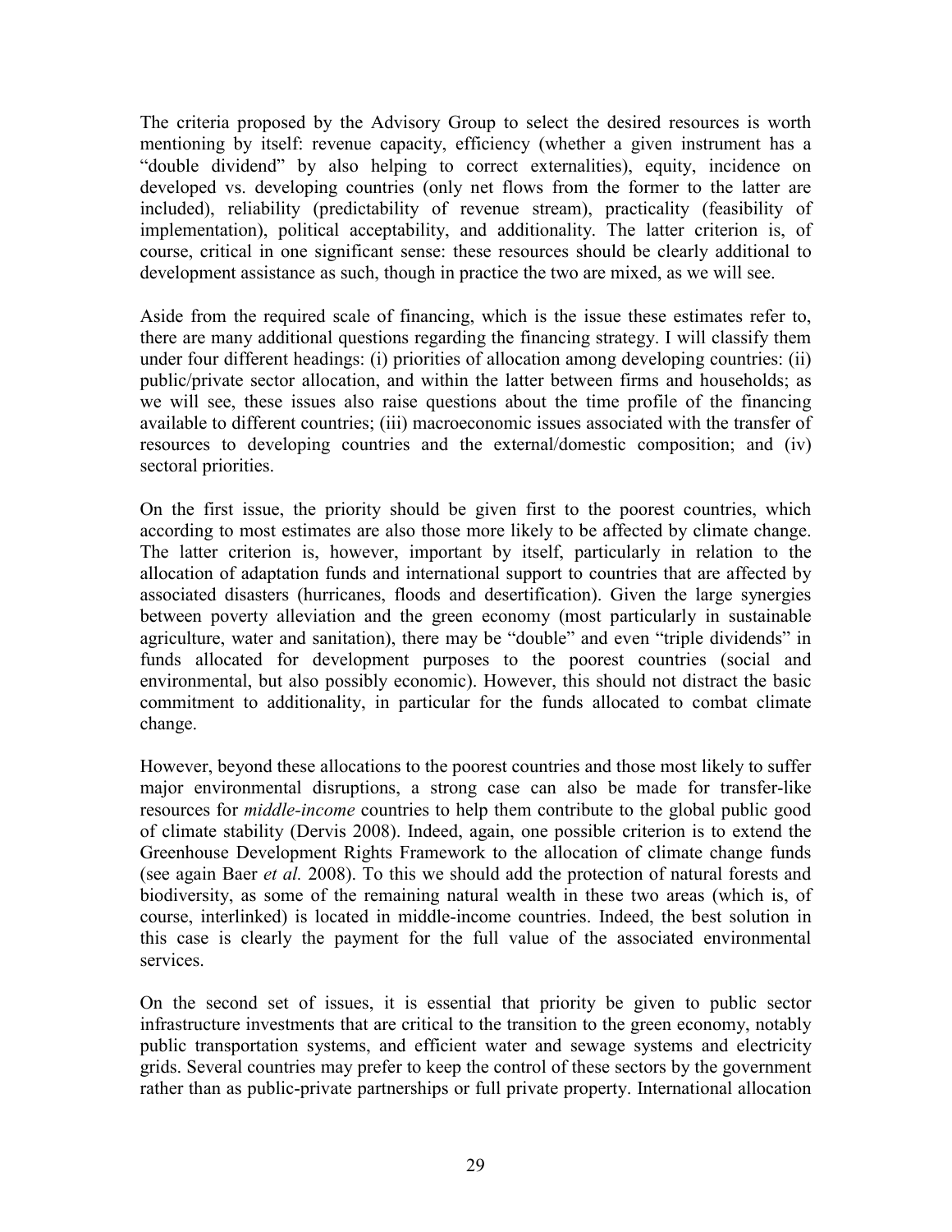The criteria proposed by the Advisory Group to select the desired resources is worth mentioning by itself: revenue capacity, efficiency (whether a given instrument has a "double dividend" by also helping to correct externalities), equity, incidence on developed vs. developing countries (only net flows from the former to the latter are included), reliability (predictability of revenue stream), practicality (feasibility of implementation), political acceptability, and additionality. The latter criterion is, of course, critical in one significant sense: these resources should be clearly additional to development assistance as such, though in practice the two are mixed, as we will see.

Aside from the required scale of financing, which is the issue these estimates refer to, there are many additional questions regarding the financing strategy. I will classify them under four different headings: (i) priorities of allocation among developing countries: (ii) public/private sector allocation, and within the latter between firms and households; as we will see, these issues also raise questions about the time profile of the financing available to different countries; (iii) macroeconomic issues associated with the transfer of resources to developing countries and the external/domestic composition; and (iv) sectoral priorities.

On the first issue, the priority should be given first to the poorest countries, which according to most estimates are also those more likely to be affected by climate change. The latter criterion is, however, important by itself, particularly in relation to the allocation of adaptation funds and international support to countries that are affected by associated disasters (hurricanes, floods and desertification). Given the large synergies between poverty alleviation and the green economy (most particularly in sustainable agriculture, water and sanitation), there may be "double" and even "triple dividends" in funds allocated for development purposes to the poorest countries (social and environmental, but also possibly economic). However, this should not distract the basic commitment to additionality, in particular for the funds allocated to combat climate change.

However, beyond these allocations to the poorest countries and those most likely to suffer major environmental disruptions, a strong case can also be made for transfer-like resources for *middle-income* countries to help them contribute to the global public good of climate stability (Dervis 2008). Indeed, again, one possible criterion is to extend the Greenhouse Development Rights Framework to the allocation of climate change funds (see again Baer *et al.* 2008). To this we should add the protection of natural forests and biodiversity, as some of the remaining natural wealth in these two areas (which is, of course, interlinked) is located in middle-income countries. Indeed, the best solution in this case is clearly the payment for the full value of the associated environmental services.

On the second set of issues, it is essential that priority be given to public sector infrastructure investments that are critical to the transition to the green economy, notably public transportation systems, and efficient water and sewage systems and electricity grids. Several countries may prefer to keep the control of these sectors by the government rather than as public-private partnerships or full private property. International allocation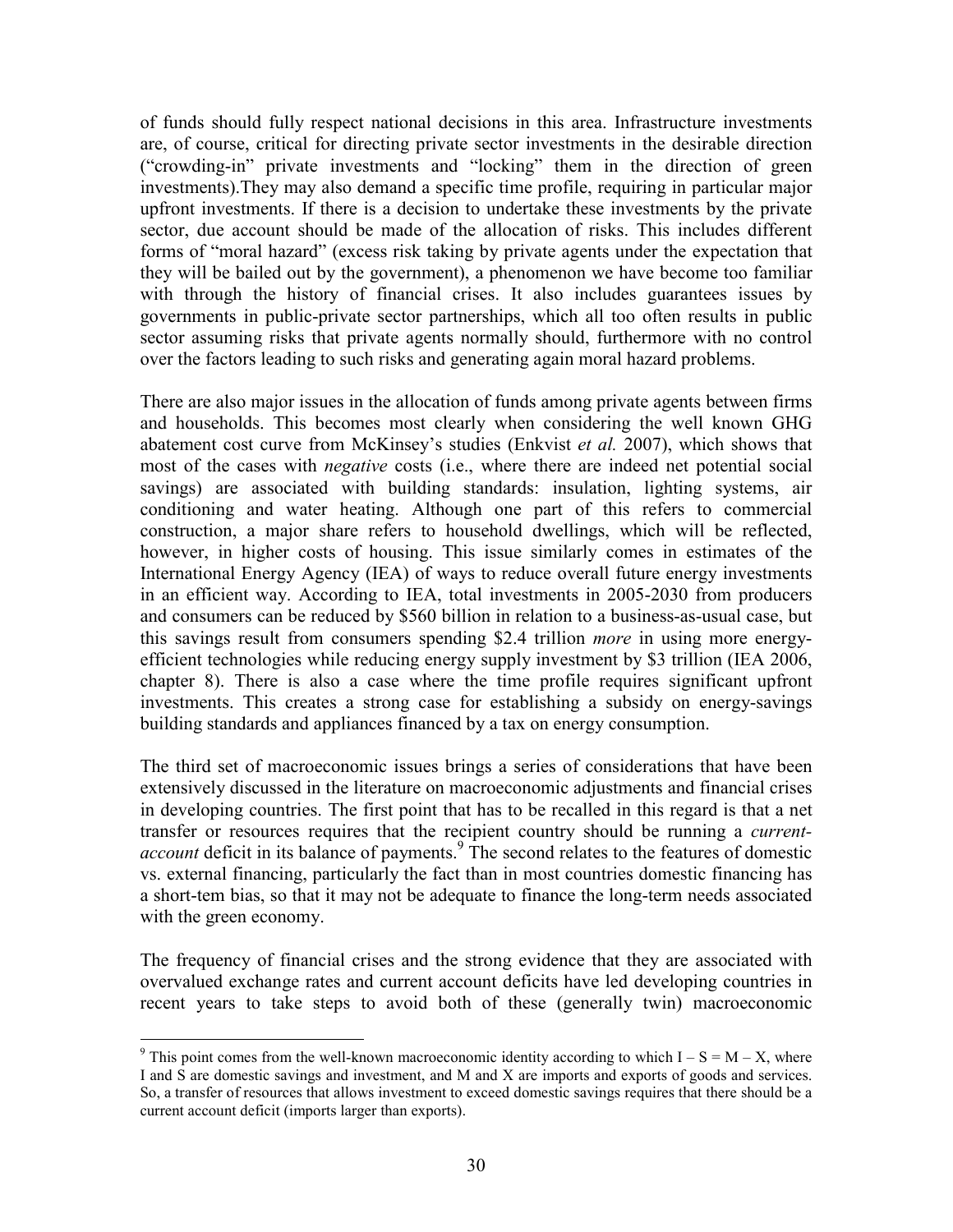of funds should fully respect national decisions in this area. Infrastructure investments are, of course, critical for directing private sector investments in the desirable direction ("crowding-in" private investments and "locking" them in the direction of green investments).They may also demand a specific time profile, requiring in particular major upfront investments. If there is a decision to undertake these investments by the private sector, due account should be made of the allocation of risks. This includes different forms of "moral hazard" (excess risk taking by private agents under the expectation that they will be bailed out by the government), a phenomenon we have become too familiar with through the history of financial crises. It also includes guarantees issues by governments in public-private sector partnerships, which all too often results in public sector assuming risks that private agents normally should, furthermore with no control over the factors leading to such risks and generating again moral hazard problems.

There are also major issues in the allocation of funds among private agents between firms and households. This becomes most clearly when considering the well known GHG abatement cost curve from McKinsey's studies (Enkvist *et al.* 2007), which shows that most of the cases with *negative* costs (i.e., where there are indeed net potential social savings) are associated with building standards: insulation, lighting systems, air conditioning and water heating. Although one part of this refers to commercial construction, a major share refers to household dwellings, which will be reflected, however, in higher costs of housing. This issue similarly comes in estimates of the International Energy Agency (IEA) of ways to reduce overall future energy investments in an efficient way. According to IEA, total investments in 2005-2030 from producers and consumers can be reduced by $560 billion in relation to a business-as-usual case, but this savings result from consumers spending $2.4 trillion *more* in using more energy-efficient technologies while reducing energy supply investment by $3 trillion (IEA 2006, chapter 8). There is also a case where the time profile requires significant upfront investments. This creates a strong case for establishing a subsidy on energy-savings building standards and appliances financed by a tax on energy consumption.

The third set of macroeconomic issues brings a series of considerations that have been extensively discussed in the literature on macroeconomic adjustments and financial crises in developing countries. The first point that has to be recalled in this regard is that a net transfer or resources requires that the recipient country should be running a *current-account* deficit in its balance of payments.[9] The second relates to the features of domestic vs. external financing, particularly the fact than in most countries domestic financing has a short-tem bias, so that it may not be adequate to finance the long-term needs associated with the green economy.

The frequency of financial crises and the strong evidence that they are associated with overvalued exchange rates and current account deficits have led developing countries in recent years to take steps to avoid both of these (generally twin) macroeconomic

---

[9] This point comes from the well-known macroeconomic identity according to which $I - S = M - X$, where I and S are domestic savings and investment, and M and X are imports and exports of goods and services. So, a transfer of resources that allows investment to exceed domestic savings requires that there should be a current account deficit (imports larger than exports).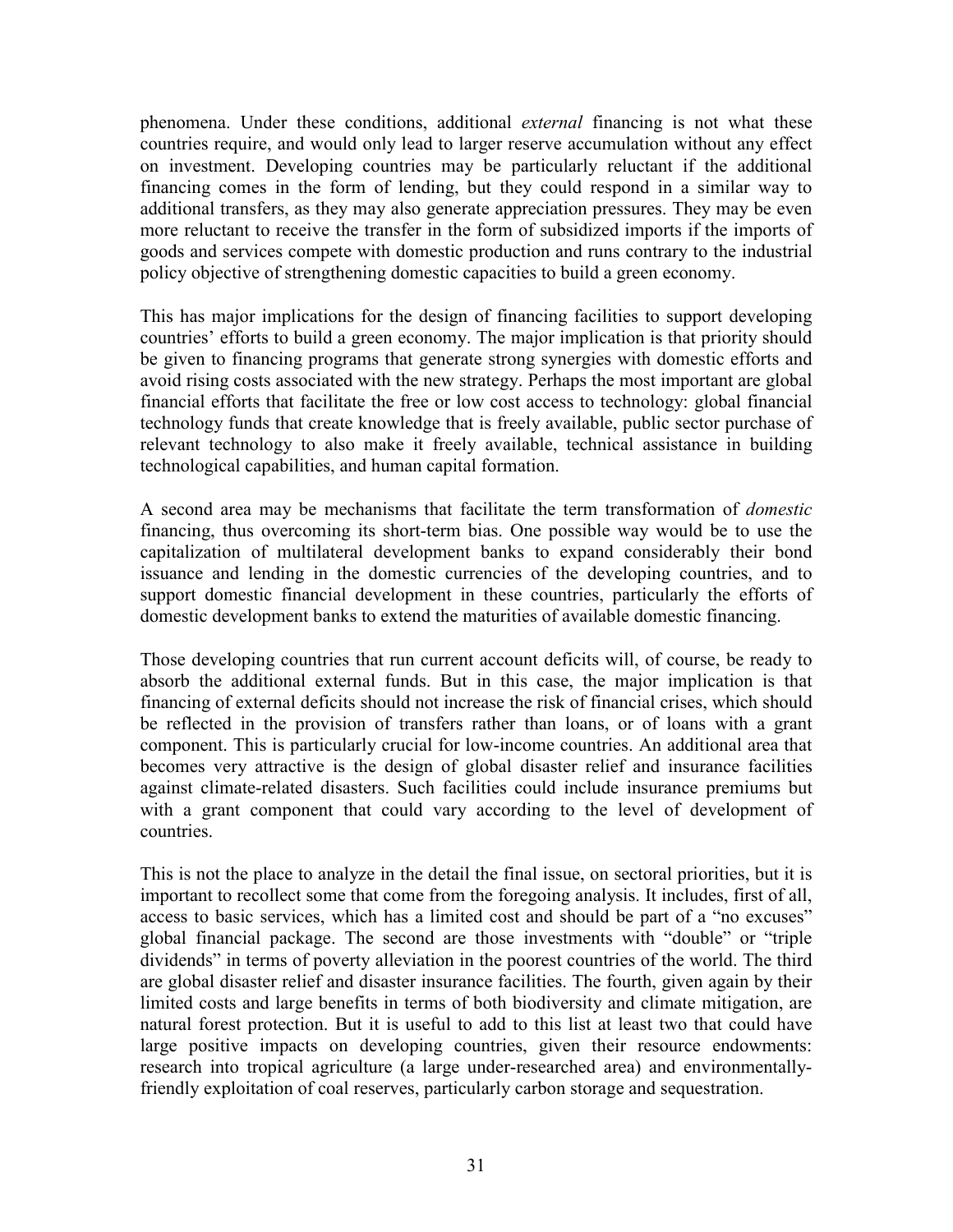phenomena. Under these conditions, additional *external* financing is not what these countries require, and would only lead to larger reserve accumulation without any effect on investment. Developing countries may be particularly reluctant if the additional financing comes in the form of lending, but they could respond in a similar way to additional transfers, as they may also generate appreciation pressures. They may be even more reluctant to receive the transfer in the form of subsidized imports if the imports of goods and services compete with domestic production and runs contrary to the industrial policy objective of strengthening domestic capacities to build a green economy.

This has major implications for the design of financing facilities to support developing countries' efforts to build a green economy. The major implication is that priority should be given to financing programs that generate strong synergies with domestic efforts and avoid rising costs associated with the new strategy. Perhaps the most important are global financial efforts that facilitate the free or low cost access to technology: global financial technology funds that create knowledge that is freely available, public sector purchase of relevant technology to also make it freely available, technical assistance in building technological capabilities, and human capital formation.

A second area may be mechanisms that facilitate the term transformation of *domestic* financing, thus overcoming its short-term bias. One possible way would be to use the capitalization of multilateral development banks to expand considerably their bond issuance and lending in the domestic currencies of the developing countries, and to support domestic financial development in these countries, particularly the efforts of domestic development banks to extend the maturities of available domestic financing.

Those developing countries that run current account deficits will, of course, be ready to absorb the additional external funds. But in this case, the major implication is that financing of external deficits should not increase the risk of financial crises, which should be reflected in the provision of transfers rather than loans, or of loans with a grant component. This is particularly crucial for low-income countries. An additional area that becomes very attractive is the design of global disaster relief and insurance facilities against climate-related disasters. Such facilities could include insurance premiums but with a grant component that could vary according to the level of development of countries.

This is not the place to analyze in the detail the final issue, on sectoral priorities, but it is important to recollect some that come from the foregoing analysis. It includes, first of all, access to basic services, which has a limited cost and should be part of a "no excuses" global financial package. The second are those investments with "double" or "triple dividends" in terms of poverty alleviation in the poorest countries of the world. The third are global disaster relief and disaster insurance facilities. The fourth, given again by their limited costs and large benefits in terms of both biodiversity and climate mitigation, are natural forest protection. But it is useful to add to this list at least two that could have large positive impacts on developing countries, given their resource endowments: research into tropical agriculture (a large under-researched area) and environmentally-friendly exploitation of coal reserves, particularly carbon storage and sequestration.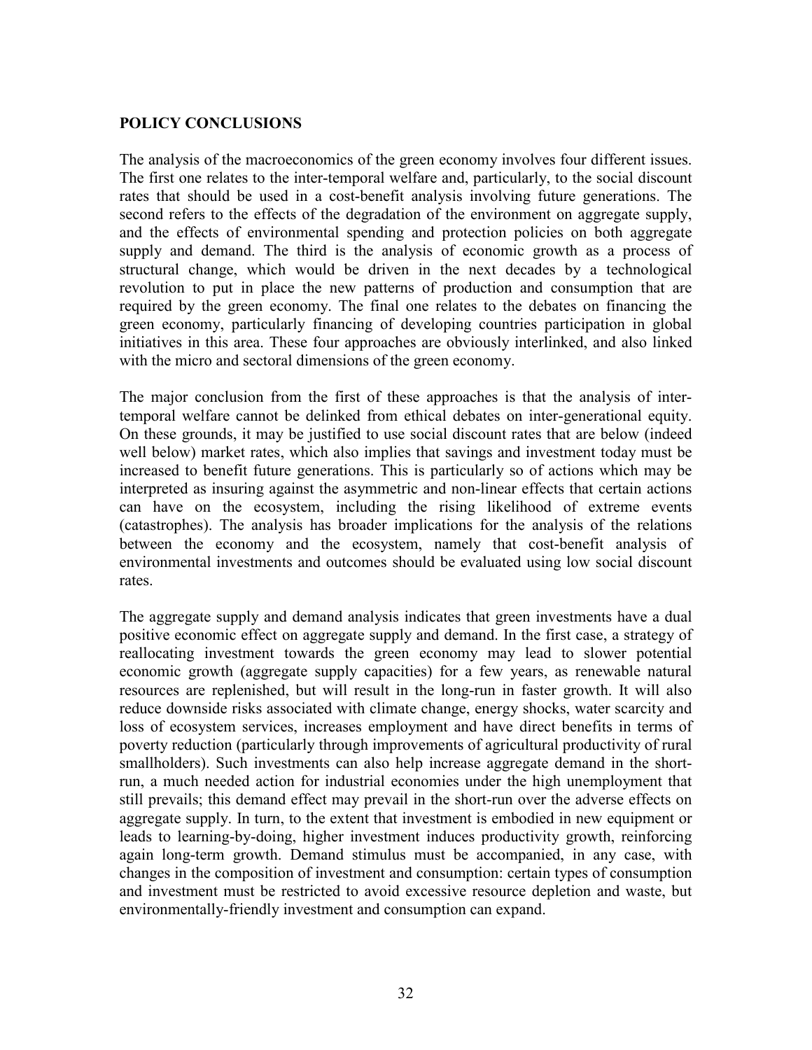## POLICY CONCLUSIONS

The analysis of the macroeconomics of the green economy involves four different issues. The first one relates to the inter-temporal welfare and, particularly, to the social discount rates that should be used in a cost-benefit analysis involving future generations. The second refers to the effects of the degradation of the environment on aggregate supply, and the effects of environmental spending and protection policies on both aggregate supply and demand. The third is the analysis of economic growth as a process of structural change, which would be driven in the next decades by a technological revolution to put in place the new patterns of production and consumption that are required by the green economy. The final one relates to the debates on financing the green economy, particularly financing of developing countries participation in global initiatives in this area. These four approaches are obviously interlinked, and also linked with the micro and sectoral dimensions of the green economy.

The major conclusion from the first of these approaches is that the analysis of inter-temporal welfare cannot be delinked from ethical debates on inter-generational equity. On these grounds, it may be justified to use social discount rates that are below (indeed well below) market rates, which also implies that savings and investment today must be increased to benefit future generations. This is particularly so of actions which may be interpreted as insuring against the asymmetric and non-linear effects that certain actions can have on the ecosystem, including the rising likelihood of extreme events (catastrophes). The analysis has broader implications for the analysis of the relations between the economy and the ecosystem, namely that cost-benefit analysis of environmental investments and outcomes should be evaluated using low social discount rates.

The aggregate supply and demand analysis indicates that green investments have a dual positive economic effect on aggregate supply and demand. In the first case, a strategy of reallocating investment towards the green economy may lead to slower potential economic growth (aggregate supply capacities) for a few years, as renewable natural resources are replenished, but will result in the long-run in faster growth. It will also reduce downside risks associated with climate change, energy shocks, water scarcity and loss of ecosystem services, increases employment and have direct benefits in terms of poverty reduction (particularly through improvements of agricultural productivity of rural smallholders). Such investments can also help increase aggregate demand in the short-run, a much needed action for industrial economies under the high unemployment that still prevails; this demand effect may prevail in the short-run over the adverse effects on aggregate supply. In turn, to the extent that investment is embodied in new equipment or leads to learning-by-doing, higher investment induces productivity growth, reinforcing again long-term growth. Demand stimulus must be accompanied, in any case, with changes in the composition of investment and consumption: certain types of consumption and investment must be restricted to avoid excessive resource depletion and waste, but environmentally-friendly investment and consumption can expand.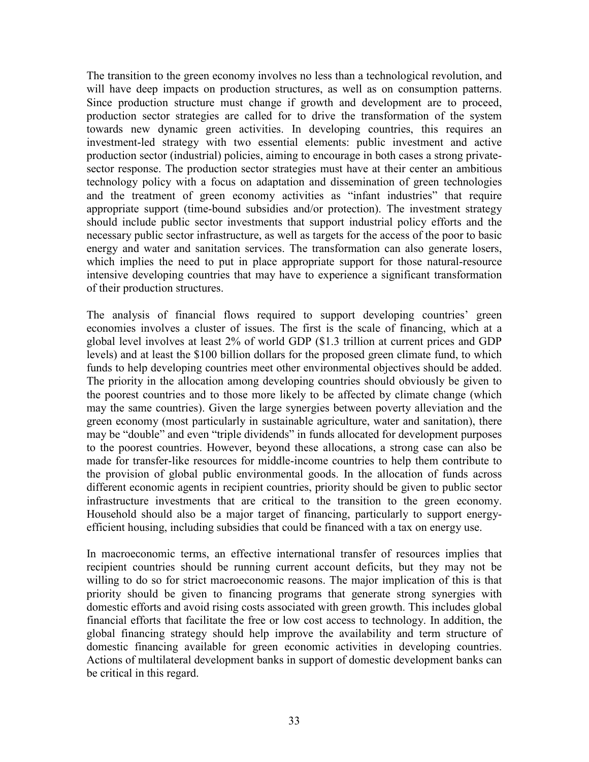The transition to the green economy involves no less than a technological revolution, and will have deep impacts on production structures, as well as on consumption patterns. Since production structure must change if growth and development are to proceed, production sector strategies are called for to drive the transformation of the system towards new dynamic green activities. In developing countries, this requires an investment-led strategy with two essential elements: public investment and active production sector (industrial) policies, aiming to encourage in both cases a strong private-sector response. The production sector strategies must have at their center an ambitious technology policy with a focus on adaptation and dissemination of green technologies and the treatment of green economy activities as "infant industries" that require appropriate support (time-bound subsidies and/or protection). The investment strategy should include public sector investments that support industrial policy efforts and the necessary public sector infrastructure, as well as targets for the access of the poor to basic energy and water and sanitation services. The transformation can also generate losers, which implies the need to put in place appropriate support for those natural-resource intensive developing countries that may have to experience a significant transformation of their production structures.

The analysis of financial flows required to support developing countries' green economies involves a cluster of issues. The first is the scale of financing, which at a global level involves at least 2% of world GDP ($1.3 trillion at current prices and GDP levels) and at least the $100 billion dollars for the proposed green climate fund, to which funds to help developing countries meet other environmental objectives should be added. The priority in the allocation among developing countries should obviously be given to the poorest countries and to those more likely to be affected by climate change (which may the same countries). Given the large synergies between poverty alleviation and the green economy (most particularly in sustainable agriculture, water and sanitation), there may be "double" and even "triple dividends" in funds allocated for development purposes to the poorest countries. However, beyond these allocations, a strong case can also be made for transfer-like resources for middle-income countries to help them contribute to the provision of global public environmental goods. In the allocation of funds across different economic agents in recipient countries, priority should be given to public sector infrastructure investments that are critical to the transition to the green economy. Household should also be a major target of financing, particularly to support energy-efficient housing, including subsidies that could be financed with a tax on energy use.

In macroeconomic terms, an effective international transfer of resources implies that recipient countries should be running current account deficits, but they may not be willing to do so for strict macroeconomic reasons. The major implication of this is that priority should be given to financing programs that generate strong synergies with domestic efforts and avoid rising costs associated with green growth. This includes global financial efforts that facilitate the free or low cost access to technology. In addition, the global financing strategy should help improve the availability and term structure of domestic financing available for green economic activities in developing countries. Actions of multilateral development banks in support of domestic development banks can be critical in this regard.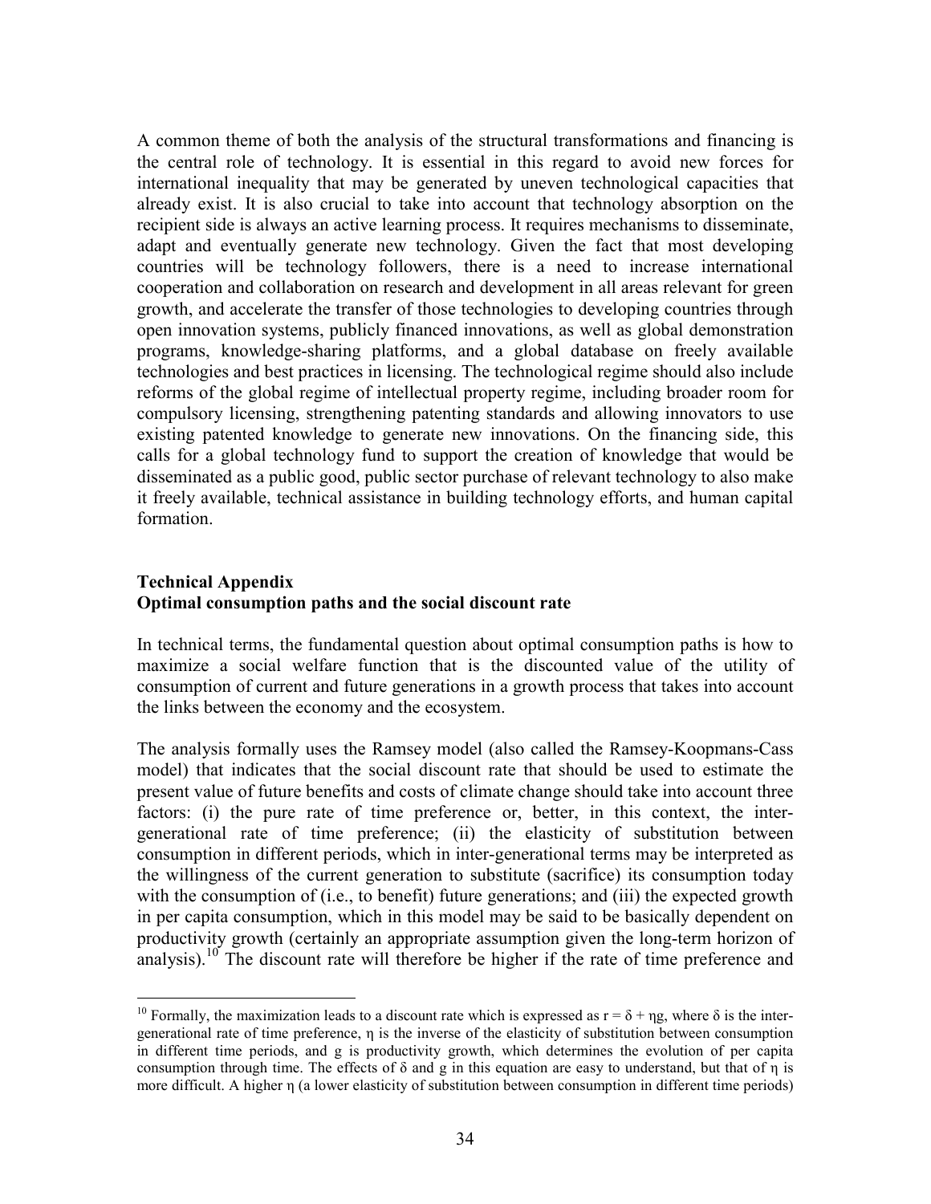A common theme of both the analysis of the structural transformations and financing is the central role of technology. It is essential in this regard to avoid new forces for international inequality that may be generated by uneven technological capacities that already exist. It is also crucial to take into account that technology absorption on the recipient side is always an active learning process. It requires mechanisms to disseminate, adapt and eventually generate new technology. Given the fact that most developing countries will be technology followers, there is a need to increase international cooperation and collaboration on research and development in all areas relevant for green growth, and accelerate the transfer of those technologies to developing countries through open innovation systems, publicly financed innovations, as well as global demonstration programs, knowledge-sharing platforms, and a global database on freely available technologies and best practices in licensing. The technological regime should also include reforms of the global regime of intellectual property regime, including broader room for compulsory licensing, strengthening patenting standards and allowing innovators to use existing patented knowledge to generate new innovations. On the financing side, this calls for a global technology fund to support the creation of knowledge that would be disseminated as a public good, public sector purchase of relevant technology to also make it freely available, technical assistance in building technology efforts, and human capital formation.

## Technical Appendix

### Optimal consumption paths and the social discount rate

In technical terms, the fundamental question about optimal consumption paths is how to maximize a social welfare function that is the discounted value of the utility of consumption of current and future generations in a growth process that takes into account the links between the economy and the ecosystem.

The analysis formally uses the Ramsey model (also called the Ramsey-Koopmans-Cass model) that indicates that the social discount rate that should be used to estimate the present value of future benefits and costs of climate change should take into account three factors: (i) the pure rate of time preference or, better, in this context, the inter-generational rate of time preference; (ii) the elasticity of substitution between consumption in different periods, which in inter-generational terms may be interpreted as the willingness of the current generation to substitute (sacrifice) its consumption today with the consumption of (i.e., to benefit) future generations; and (iii) the expected growth in per capita consumption, which in this model may be said to be basically dependent on productivity growth (certainly an appropriate assumption given the long-term horizon of analysis).[10] The discount rate will therefore be higher if the rate of time preference and

[10] Formally, the maximization leads to a discount rate which is expressed as $r = \delta + \eta g$, where $\delta$ is the inter-generational rate of time preference, $\eta$ is the inverse of the elasticity of substitution between consumption in different time periods, and $g$ is productivity growth, which determines the evolution of per capita consumption through time. The effects of $\delta$ and $g$ in this equation are easy to understand, but that of $\eta$ is more difficult. A higher $\eta$ (a lower elasticity of substitution between consumption in different time periods)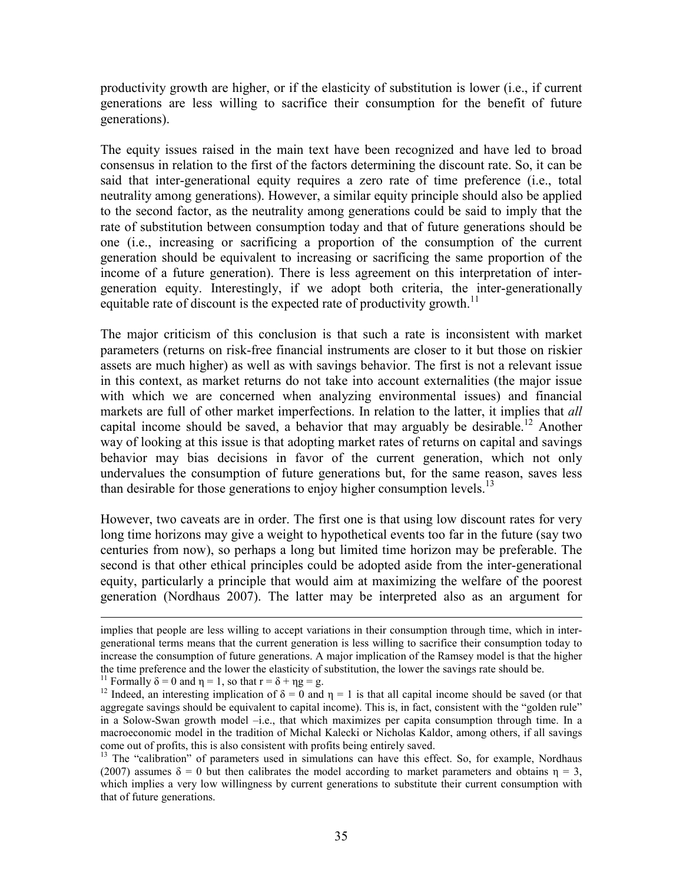productivity growth are higher, or if the elasticity of substitution is lower (i.e., if current generations are less willing to sacrifice their consumption for the benefit of future generations).

The equity issues raised in the main text have been recognized and have led to broad consensus in relation to the first of the factors determining the discount rate. So, it can be said that inter-generational equity requires a zero rate of time preference (i.e., total neutrality among generations). However, a similar equity principle should also be applied to the second factor, as the neutrality among generations could be said to imply that the rate of substitution between consumption today and that of future generations should be one (i.e., increasing or sacrificing a proportion of the consumption of the current generation should be equivalent to increasing or sacrificing the same proportion of the income of a future generation). There is less agreement on this interpretation of inter-generation equity. Interestingly, if we adopt both criteria, the inter-generationally equitable rate of discount is the expected rate of productivity growth.[11]

The major criticism of this conclusion is that such a rate is inconsistent with market parameters (returns on risk-free financial instruments are closer to it but those on riskier assets are much higher) as well as with savings behavior. The first is not a relevant issue in this context, as market returns do not take into account externalities (the major issue with which we are concerned when analyzing environmental issues) and financial markets are full of other market imperfections. In relation to the latter, it implies that *all* capital income should be saved, a behavior that may arguably be desirable.[12] Another way of looking at this issue is that adopting market rates of returns on capital and savings behavior may bias decisions in favor of the current generation, which not only undervalues the consumption of future generations but, for the same reason, saves less than desirable for those generations to enjoy higher consumption levels.[13]

However, two caveats are in order. The first one is that using low discount rates for very long time horizons may give a weight to hypothetical events too far in the future (say two centuries from now), so perhaps a long but limited time horizon may be preferable. The second is that other ethical principles could be adopted aside from the inter-generational equity, particularly a principle that would aim at maximizing the welfare of the poorest generation (Nordhaus 2007). The latter may be interpreted also as an argument for

---

implies that people are less willing to accept variations in their consumption through time, which in inter-generational terms means that the current generation is less willing to sacrifice their consumption today to increase the consumption of future generations. A major implication of the Ramsey model is that the higher the time preference and the lower the elasticity of substitution, the lower the savings rate should be.

[11] Formally $\delta = 0$ and $\eta = 1$, so that $r = \delta + \eta g = g$.

[12] Indeed, an interesting implication of $\delta = 0$ and $\eta = 1$ is that all capital income should be saved (or that aggregate savings should be equivalent to capital income). This is, in fact, consistent with the "golden rule" in a Solow-Swan growth model –i.e., that which maximizes per capita consumption through time. In a macroeconomic model in the tradition of Michal Kalecki or Nicholas Kaldor, among others, if all savings come out of profits, this is also consistent with profits being entirely saved.

[13] The "calibration" of parameters used in simulations can have this effect. So, for example, Nordhaus (2007) assumes $\delta = 0$ but then calibrates the model according to market parameters and obtains $\eta = 3$, which implies a very low willingness by current generations to substitute their current consumption with that of future generations.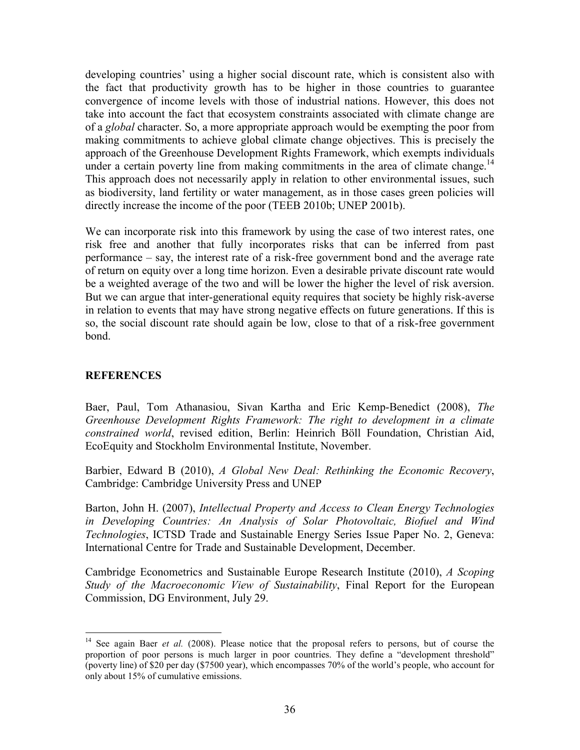developing countries' using a higher social discount rate, which is consistent also with the fact that productivity growth has to be higher in those countries to guarantee convergence of income levels with those of industrial nations. However, this does not take into account the fact that ecosystem constraints associated with climate change are of a *global* character. So, a more appropriate approach would be exempting the poor from making commitments to achieve global climate change objectives. This is precisely the approach of the Greenhouse Development Rights Framework, which exempts individuals under a certain poverty line from making commitments in the area of climate change.[14] This approach does not necessarily apply in relation to other environmental issues, such as biodiversity, land fertility or water management, as in those cases green policies will directly increase the income of the poor (TEEB 2010b; UNEP 2001b).

We can incorporate risk into this framework by using the case of two interest rates, one risk free and another that fully incorporates risks that can be inferred from past performance – say, the interest rate of a risk-free government bond and the average rate of return on equity over a long time horizon. Even a desirable private discount rate would be a weighted average of the two and will be lower the higher the level of risk aversion. But we can argue that inter-generational equity requires that society be highly risk-averse in relation to events that may have strong negative effects on future generations. If this is so, the social discount rate should again be low, close to that of a risk-free government bond.

## REFERENCES

Baer, Paul, Tom Athanasiou, Sivan Kartha and Eric Kemp-Benedict (2008), *The Greenhouse Development Rights Framework: The right to development in a climate constrained world*, revised edition, Berlin: Heinrich Böll Foundation, Christian Aid, EcoEquity and Stockholm Environmental Institute, November.

Barbier, Edward B (2010), *A Global New Deal: Rethinking the Economic Recovery*, Cambridge: Cambridge University Press and UNEP

Barton, John H. (2007), *Intellectual Property and Access to Clean Energy Technologies in Developing Countries: An Analysis of Solar Photovoltaic, Biofuel and Wind Technologies*, ICTSD Trade and Sustainable Energy Series Issue Paper No. 2, Geneva: International Centre for Trade and Sustainable Development, December.

Cambridge Econometrics and Sustainable Europe Research Institute (2010), *A Scoping Study of the Macroeconomic View of Sustainability*, Final Report for the European Commission, DG Environment, July 29.

---

[14] See again Baer *et al.* (2008). Please notice that the proposal refers to persons, but of course the proportion of poor persons is much larger in poor countries. They define a "development threshold" (poverty line) of $20 per day ($7500 year), which encompasses 70% of the world's people, who account for only about 15% of cumulative emissions.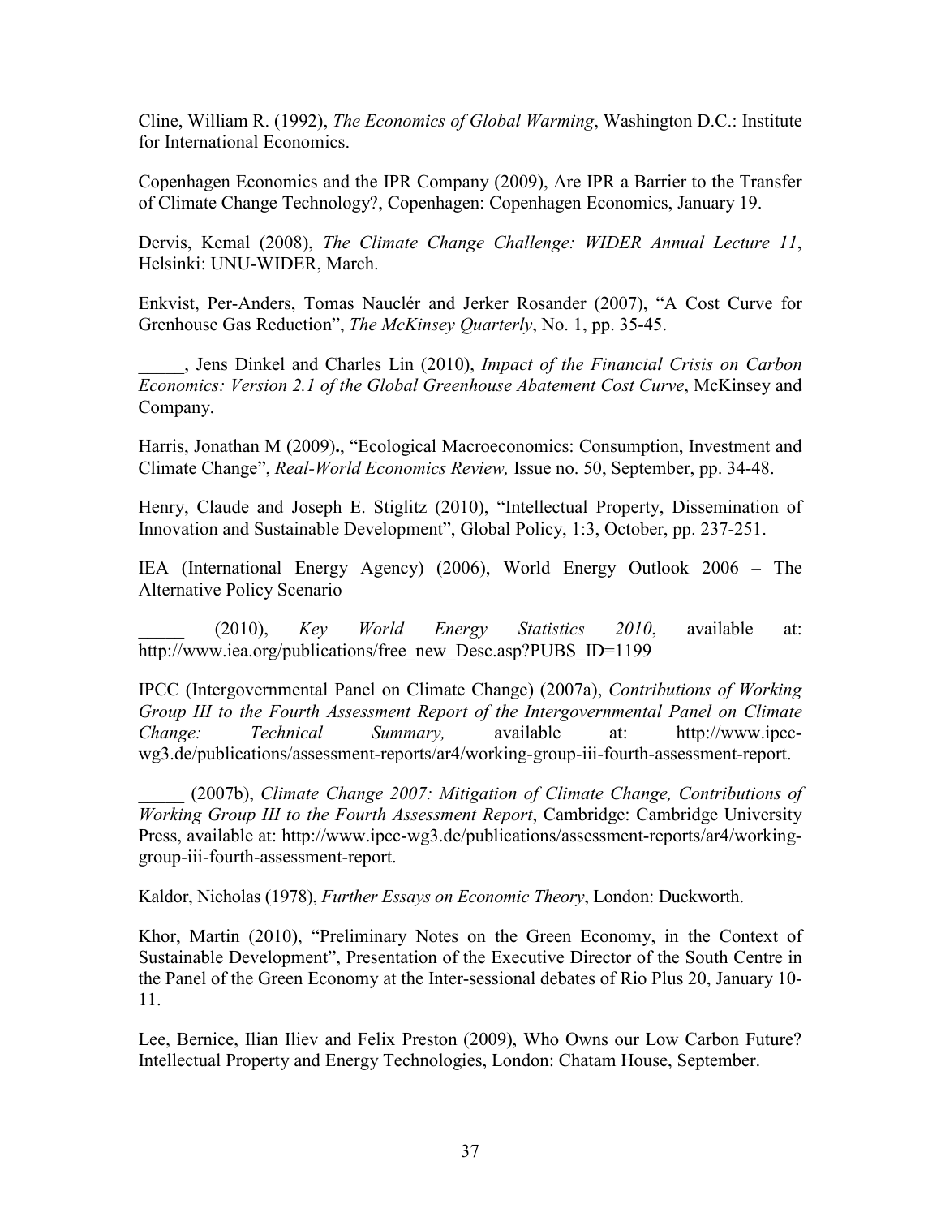Cline, William R. (1992), *The Economics of Global Warming*, Washington D.C.: Institute for International Economics.

Copenhagen Economics and the IPR Company (2009), Are IPR a Barrier to the Transfer of Climate Change Technology?, Copenhagen: Copenhagen Economics, January 19.

Dervis, Kemal (2008), *The Climate Change Challenge: WIDER Annual Lecture 11*, Helsinki: UNU-WIDER, March.

Enkvist, Per-Anders, Tomas Nauclér and Jerker Rosander (2007), "A Cost Curve for Grenhouse Gas Reduction", *The McKinsey Quarterly*, No. 1, pp. 35-45.

_____, Jens Dinkel and Charles Lin (2010), *Impact of the Financial Crisis on Carbon Economics: Version 2.1 of the Global Greenhouse Abatement Cost Curve*, McKinsey and Company.

Harris, Jonathan M (2009)**.**, "Ecological Macroeconomics: Consumption, Investment and Climate Change", *Real-World Economics Review,* Issue no. 50, September, pp. 34-48.

Henry, Claude and Joseph E. Stiglitz (2010), "Intellectual Property, Dissemination of Innovation and Sustainable Development", Global Policy, 1:3, October, pp. 237-251.

IEA (International Energy Agency) (2006), World Energy Outlook 2006 – The Alternative Policy Scenario

_____ (2010), *Key World Energy Statistics 2010*, available at: http://www.iea.org/publications/free_new_Desc.asp?PUBS_ID=1199

IPCC (Intergovernmental Panel on Climate Change) (2007a), *Contributions of Working Group III to the Fourth Assessment Report of the Intergovernmental Panel on Climate Change: Technical Summary,* available at: http://www.ipcc-wg3.de/publications/assessment-reports/ar4/working-group-iii-fourth-assessment-report.

_____ (2007b), *Climate Change 2007: Mitigation of Climate Change, Contributions of Working Group III to the Fourth Assessment Report*, Cambridge: Cambridge University Press, available at: http://www.ipcc-wg3.de/publications/assessment-reports/ar4/working-group-iii-fourth-assessment-report.

Kaldor, Nicholas (1978), *Further Essays on Economic Theory*, London: Duckworth.

Khor, Martin (2010), "Preliminary Notes on the Green Economy, in the Context of Sustainable Development", Presentation of the Executive Director of the South Centre in the Panel of the Green Economy at the Inter-sessional debates of Rio Plus 20, January 10-11.

Lee, Bernice, Ilian Iliev and Felix Preston (2009), Who Owns our Low Carbon Future? Intellectual Property and Energy Technologies, London: Chatam House, September.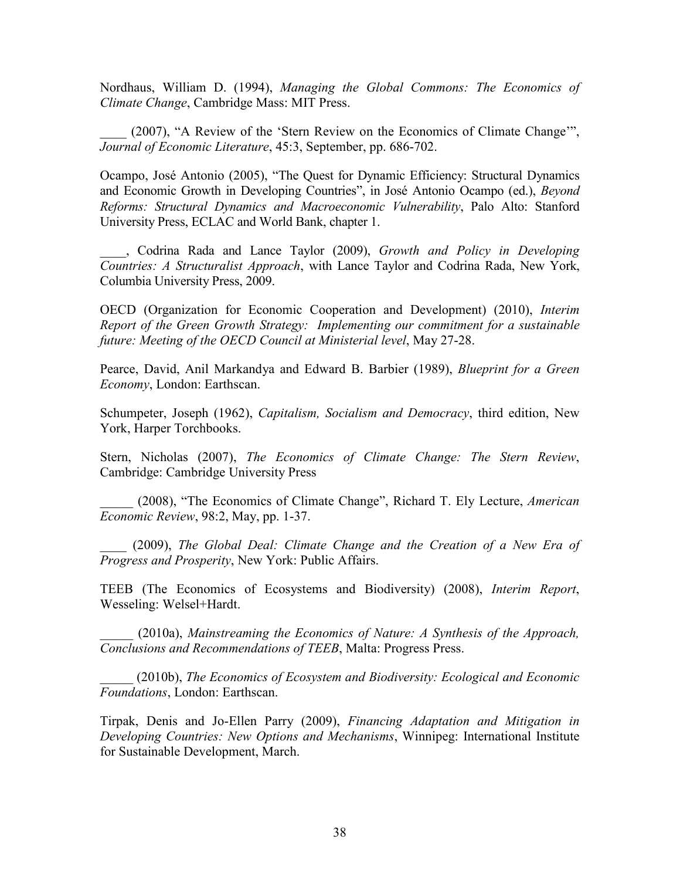Nordhaus, William D. (1994), *Managing the Global Commons: The Economics of Climate Change*, Cambridge Mass: MIT Press.

____ (2007), "A Review of the 'Stern Review on the Economics of Climate Change'", *Journal of Economic Literature*, 45:3, September, pp. 686-702.

Ocampo, José Antonio (2005), "The Quest for Dynamic Efficiency: Structural Dynamics and Economic Growth in Developing Countries", in José Antonio Ocampo (ed.), *Beyond Reforms: Structural Dynamics and Macroeconomic Vulnerability*, Palo Alto: Stanford University Press, ECLAC and World Bank, chapter 1.

____, Codrina Rada and Lance Taylor (2009), *Growth and Policy in Developing Countries: A Structuralist Approach*, with Lance Taylor and Codrina Rada, New York, Columbia University Press, 2009.

OECD (Organization for Economic Cooperation and Development) (2010), *Interim Report of the Green Growth Strategy: Implementing our commitment for a sustainable future: Meeting of the OECD Council at Ministerial level*, May 27-28.

Pearce, David, Anil Markandya and Edward B. Barbier (1989), *Blueprint for a Green Economy*, London: Earthscan.

Schumpeter, Joseph (1962), *Capitalism, Socialism and Democracy*, third edition, New York, Harper Torchbooks.

Stern, Nicholas (2007), *The Economics of Climate Change: The Stern Review*, Cambridge: Cambridge University Press

_____ (2008), "The Economics of Climate Change", Richard T. Ely Lecture, *American Economic Review*, 98:2, May, pp. 1-37.

____ (2009), *The Global Deal: Climate Change and the Creation of a New Era of Progress and Prosperity*, New York: Public Affairs.

TEEB (The Economics of Ecosystems and Biodiversity) (2008), *Interim Report*, Wesseling: Welsel+Hardt.

_____ (2010a), *Mainstreaming the Economics of Nature: A Synthesis of the Approach, Conclusions and Recommendations of TEEB*, Malta: Progress Press.

_____ (2010b), *The Economics of Ecosystem and Biodiversity: Ecological and Economic Foundations*, London: Earthscan.

Tirpak, Denis and Jo-Ellen Parry (2009), *Financing Adaptation and Mitigation in Developing Countries: New Options and Mechanisms*, Winnipeg: International Institute for Sustainable Development, March.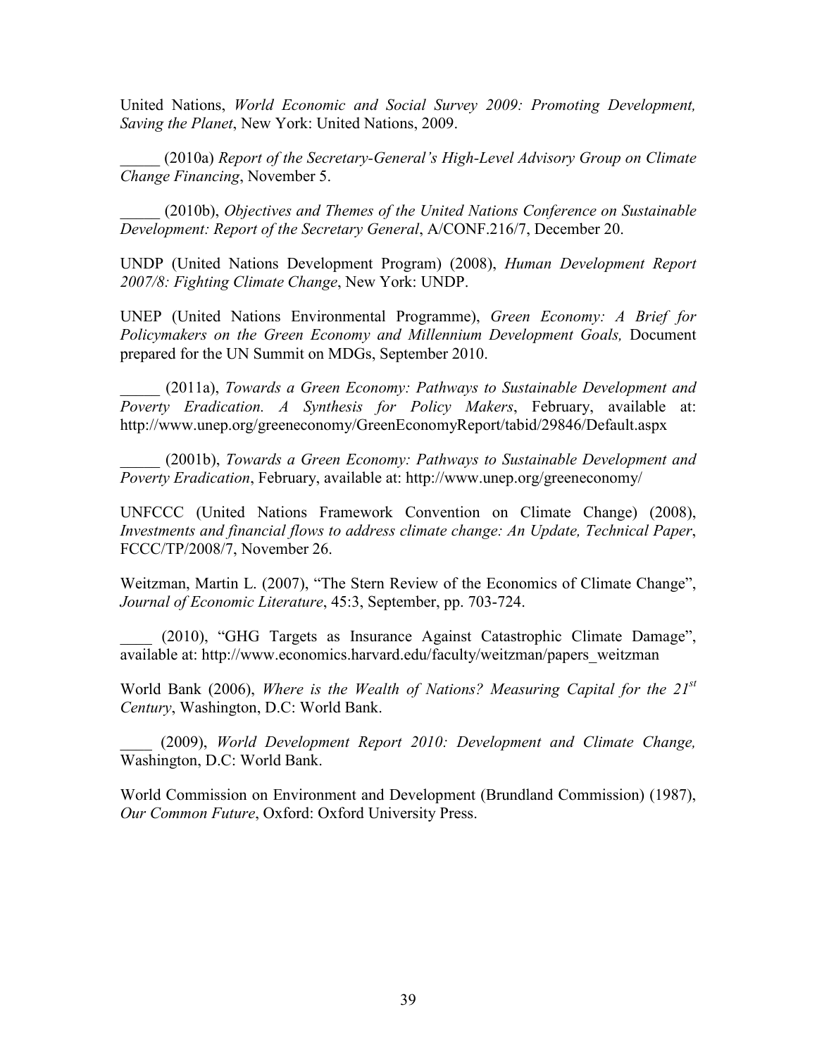United Nations, *World Economic and Social Survey 2009: Promoting Development, Saving the Planet*, New York: United Nations, 2009.

_____ (2010a) *Report of the Secretary-General's High-Level Advisory Group on Climate Change Financing*, November 5.

_____ (2010b), *Objectives and Themes of the United Nations Conference on Sustainable Development: Report of the Secretary General*, A/CONF.216/7, December 20.

UNDP (United Nations Development Program) (2008), *Human Development Report 2007/8: Fighting Climate Change*, New York: UNDP.

UNEP (United Nations Environmental Programme), *Green Economy: A Brief for Policymakers on the Green Economy and Millennium Development Goals,* Document prepared for the UN Summit on MDGs, September 2010.

_____ (2011a), *Towards a Green Economy: Pathways to Sustainable Development and Poverty Eradication. A Synthesis for Policy Makers*, February, available at: http://www.unep.org/greeneconomy/GreenEconomyReport/tabid/29846/Default.aspx

_____ (2001b), *Towards a Green Economy: Pathways to Sustainable Development and Poverty Eradication*, February, available at: http://www.unep.org/greeneconomy/

UNFCCC (United Nations Framework Convention on Climate Change) (2008), *Investments and financial flows to address climate change: An Update, Technical Paper*, FCCC/TP/2008/7, November 26.

Weitzman, Martin L. (2007), "The Stern Review of the Economics of Climate Change", *Journal of Economic Literature*, 45:3, September, pp. 703-724.

____ (2010), "GHG Targets as Insurance Against Catastrophic Climate Damage", available at: http://www.economics.harvard.edu/faculty/weitzman/papers_weitzman

World Bank (2006), *Where is the Wealth of Nations? Measuring Capital for the 21st Century*, Washington, D.C: World Bank.

____ (2009), *World Development Report 2010: Development and Climate Change,* Washington, D.C: World Bank.

World Commission on Environment and Development (Brundland Commission) (1987), *Our Common Future*, Oxford: Oxford University Press.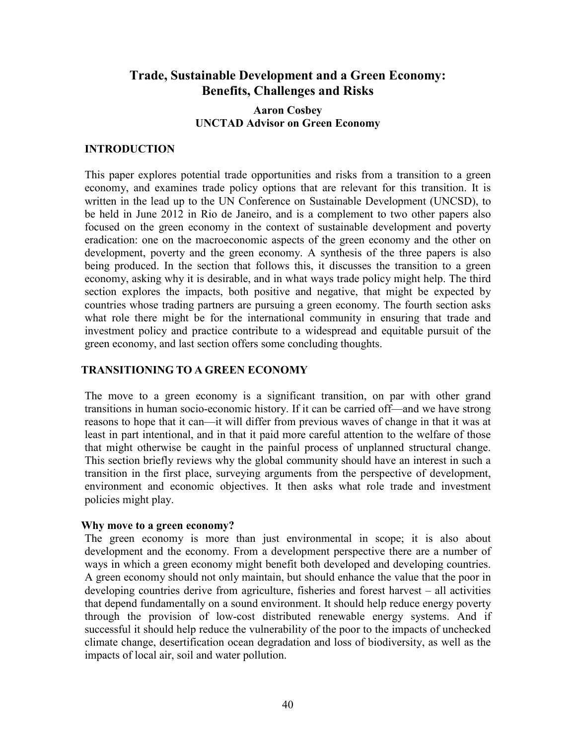# Trade, Sustainable Development and a Green Economy: Benefits, Challenges and Risks

**Aaron Cosbey**
**UNCTAD Advisor on Green Economy**

## INTRODUCTION

This paper explores potential trade opportunities and risks from a transition to a green economy, and examines trade policy options that are relevant for this transition. It is written in the lead up to the UN Conference on Sustainable Development (UNCSD), to be held in June 2012 in Rio de Janeiro, and is a complement to two other papers also focused on the green economy in the context of sustainable development and poverty eradication: one on the macroeconomic aspects of the green economy and the other on development, poverty and the green economy. A synthesis of the three papers is also being produced. In the section that follows this, it discusses the transition to a green economy, asking why it is desirable, and in what ways trade policy might help. The third section explores the impacts, both positive and negative, that might be expected by countries whose trading partners are pursuing a green economy. The fourth section asks what role there might be for the international community in ensuring that trade and investment policy and practice contribute to a widespread and equitable pursuit of the green economy, and last section offers some concluding thoughts.

## TRANSITIONING TO A GREEN ECONOMY

The move to a green economy is a significant transition, on par with other grand transitions in human socio-economic history. If it can be carried off—and we have strong reasons to hope that it can—it will differ from previous waves of change in that it was at least in part intentional, and in that it paid more careful attention to the welfare of those that might otherwise be caught in the painful process of unplanned structural change. This section briefly reviews why the global community should have an interest in such a transition in the first place, surveying arguments from the perspective of development, environment and economic objectives. It then asks what role trade and investment policies might play.

### Why move to a green economy?

The green economy is more than just environmental in scope; it is also about development and the economy. From a development perspective there are a number of ways in which a green economy might benefit both developed and developing countries. A green economy should not only maintain, but should enhance the value that the poor in developing countries derive from agriculture, fisheries and forest harvest – all activities that depend fundamentally on a sound environment. It should help reduce energy poverty through the provision of low-cost distributed renewable energy systems. And if successful it should help reduce the vulnerability of the poor to the impacts of unchecked climate change, desertification ocean degradation and loss of biodiversity, as well as the impacts of local air, soil and water pollution.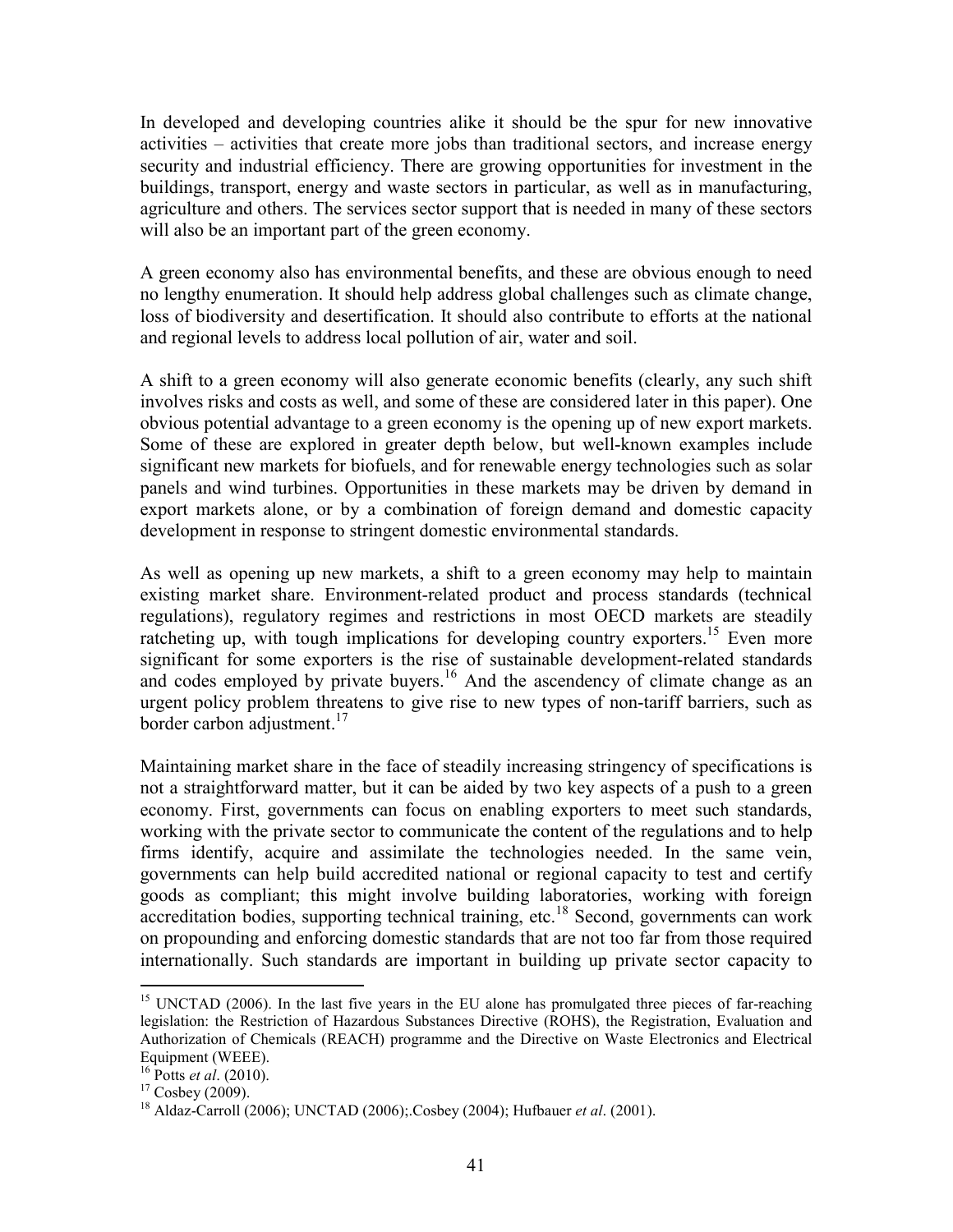In developed and developing countries alike it should be the spur for new innovative activities – activities that create more jobs than traditional sectors, and increase energy security and industrial efficiency. There are growing opportunities for investment in the buildings, transport, energy and waste sectors in particular, as well as in manufacturing, agriculture and others. The services sector support that is needed in many of these sectors will also be an important part of the green economy.

A green economy also has environmental benefits, and these are obvious enough to need no lengthy enumeration. It should help address global challenges such as climate change, loss of biodiversity and desertification. It should also contribute to efforts at the national and regional levels to address local pollution of air, water and soil.

A shift to a green economy will also generate economic benefits (clearly, any such shift involves risks and costs as well, and some of these are considered later in this paper). One obvious potential advantage to a green economy is the opening up of new export markets. Some of these are explored in greater depth below, but well-known examples include significant new markets for biofuels, and for renewable energy technologies such as solar panels and wind turbines. Opportunities in these markets may be driven by demand in export markets alone, or by a combination of foreign demand and domestic capacity development in response to stringent domestic environmental standards.

As well as opening up new markets, a shift to a green economy may help to maintain existing market share. Environment-related product and process standards (technical regulations), regulatory regimes and restrictions in most OECD markets are steadily ratcheting up, with tough implications for developing country exporters.[15] Even more significant for some exporters is the rise of sustainable development-related standards and codes employed by private buyers.[16] And the ascendency of climate change as an urgent policy problem threatens to give rise to new types of non-tariff barriers, such as border carbon adjustment.[17]

Maintaining market share in the face of steadily increasing stringency of specifications is not a straightforward matter, but it can be aided by two key aspects of a push to a green economy. First, governments can focus on enabling exporters to meet such standards, working with the private sector to communicate the content of the regulations and to help firms identify, acquire and assimilate the technologies needed. In the same vein, governments can help build accredited national or regional capacity to test and certify goods as compliant; this might involve building laboratories, working with foreign accreditation bodies, supporting technical training, etc.[18] Second, governments can work on propounding and enforcing domestic standards that are not too far from those required internationally. Such standards are important in building up private sector capacity to

---

[15] UNCTAD (2006). In the last five years in the EU alone has promulgated three pieces of far-reaching legislation: the Restriction of Hazardous Substances Directive (ROHS), the Registration, Evaluation and Authorization of Chemicals (REACH) programme and the Directive on Waste Electronics and Electrical Equipment (WEEE).

[16] Potts *et al*. (2010).

[17] Cosbey (2009).

[18] Aldaz-Carroll (2006); UNCTAD (2006);.Cosbey (2004); Hufbauer *et al*. (2001).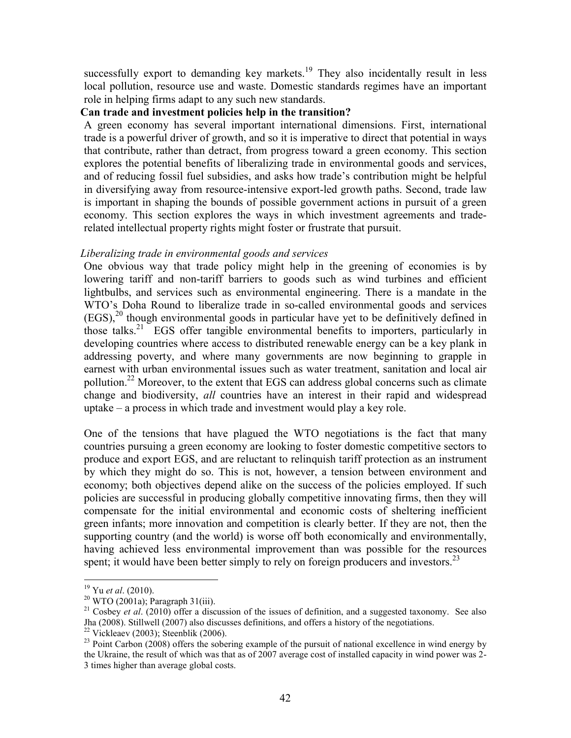successfully export to demanding key markets.[19] They also incidentally result in less local pollution, resource use and waste. Domestic standards regimes have an important role in helping firms adapt to any such new standards.

**Can trade and investment policies help in the transition?**

A green economy has several important international dimensions. First, international trade is a powerful driver of growth, and so it is imperative to direct that potential in ways that contribute, rather than detract, from progress toward a green economy. This section explores the potential benefits of liberalizing trade in environmental goods and services, and of reducing fossil fuel subsidies, and asks how trade's contribution might be helpful in diversifying away from resource-intensive export-led growth paths. Second, trade law is important in shaping the bounds of possible government actions in pursuit of a green economy. This section explores the ways in which investment agreements and trade-related intellectual property rights might foster or frustrate that pursuit.

*Liberalizing trade in environmental goods and services*

One obvious way that trade policy might help in the greening of economies is by lowering tariff and non-tariff barriers to goods such as wind turbines and efficient lightbulbs, and services such as environmental engineering. There is a mandate in the WTO's Doha Round to liberalize trade in so-called environmental goods and services (EGS),[20] though environmental goods in particular have yet to be definitively defined in those talks.[21] EGS offer tangible environmental benefits to importers, particularly in developing countries where access to distributed renewable energy can be a key plank in addressing poverty, and where many governments are now beginning to grapple in earnest with urban environmental issues such as water treatment, sanitation and local air pollution.[22] Moreover, to the extent that EGS can address global concerns such as climate change and biodiversity, *all* countries have an interest in their rapid and widespread uptake – a process in which trade and investment would play a key role.

One of the tensions that have plagued the WTO negotiations is the fact that many countries pursuing a green economy are looking to foster domestic competitive sectors to produce and export EGS, and are reluctant to relinquish tariff protection as an instrument by which they might do so. This is not, however, a tension between environment and economy; both objectives depend alike on the success of the policies employed. If such policies are successful in producing globally competitive innovating firms, then they will compensate for the initial environmental and economic costs of sheltering inefficient green infants; more innovation and competition is clearly better. If they are not, then the supporting country (and the world) is worse off both economically and environmentally, having achieved less environmental improvement than was possible for the resources spent; it would have been better simply to rely on foreign producers and investors.[23]

---

[19] Yu *et al*. (2010).

[20] WTO (2001a); Paragraph 31(iii).

[21] Cosbey *et al*. (2010) offer a discussion of the issues of definition, and a suggested taxonomy. See also Jha (2008). Stillwell (2007) also discusses definitions, and offers a history of the negotiations.

[22] Vickleaev (2003); Steenblik (2006).

[23] Point Carbon (2008) offers the sobering example of the pursuit of national excellence in wind energy by the Ukraine, the result of which was that as of 2007 average cost of installed capacity in wind power was 2-3 times higher than average global costs.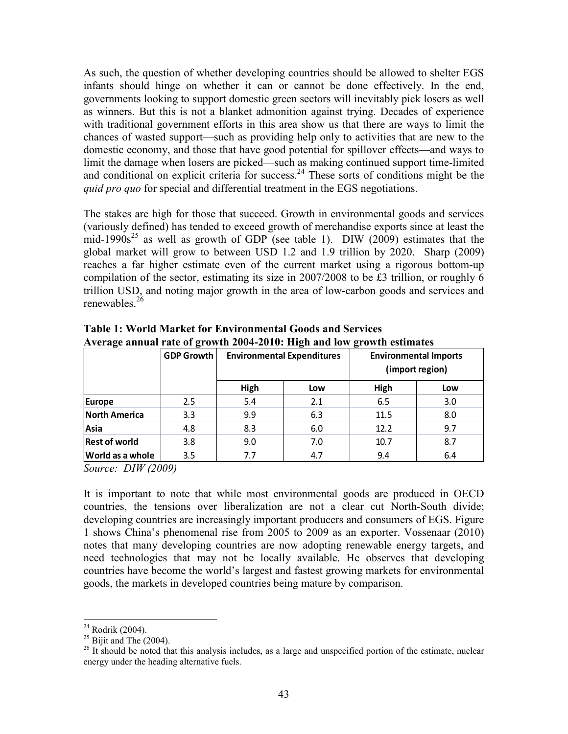As such, the question of whether developing countries should be allowed to shelter EGS infants should hinge on whether it can or cannot be done effectively. In the end, governments looking to support domestic green sectors will inevitably pick losers as well as winners. But this is not a blanket admonition against trying. Decades of experience with traditional government efforts in this area show us that there are ways to limit the chances of wasted support—such as providing help only to activities that are new to the domestic economy, and those that have good potential for spillover effects—and ways to limit the damage when losers are picked—such as making continued support time-limited and conditional on explicit criteria for success.[24] These sorts of conditions might be the *quid pro quo* for special and differential treatment in the EGS negotiations.

The stakes are high for those that succeed. Growth in environmental goods and services (variously defined) has tended to exceed growth of merchandise exports since at least the mid-1990s[25] as well as growth of GDP (see table 1). DIW (2009) estimates that the global market will grow to between USD 1.2 and 1.9 trillion by 2020. Sharp (2009) reaches a far higher estimate even of the current market using a rigorous bottom-up compilation of the sector, estimating its size in 2007/2008 to be £3 trillion, or roughly 6 trillion USD, and noting major growth in the area of low-carbon goods and services and renewables.[26]

**Table 1: World Market for Environmental Goods and Services**
**Average annual rate of growth 2004-2010: High and low growth estimates**

| | GDP Growth | Environmental Expenditures | | Environmental Imports (import region) | |
|---|---|---|---|---|---|
| | | High | Low | High | Low |
| **Europe** | 2.5 | 5.4 | 2.1 | 6.5 | 3.0 |
| **North America** | 3.3 | 9.9 | 6.3 | 11.5 | 8.0 |
| **Asia** | 4.8 | 8.3 | 6.0 | 12.2 | 9.7 |
| **Rest of world** | 3.8 | 9.0 | 7.0 | 10.7 | 8.7 |
| **World as a whole** | 3.5 | 7.7 | 4.7 | 9.4 | 6.4 |

*Source: DIW (2009)*

It is important to note that while most environmental goods are produced in OECD countries, the tensions over liberalization are not a clear cut North-South divide; developing countries are increasingly important producers and consumers of EGS. Figure 1 shows China's phenomenal rise from 2005 to 2009 as an exporter. Vossenaar (2010) notes that many developing countries are now adopting renewable energy targets, and need technologies that may not be locally available. He observes that developing countries have become the world's largest and fastest growing markets for environmental goods, the markets in developed countries being mature by comparison.

[24] Rodrik (2004).

[25] Bijit and The (2004).

[26] It should be noted that this analysis includes, as a large and unspecified portion of the estimate, nuclear energy under the heading alternative fuels.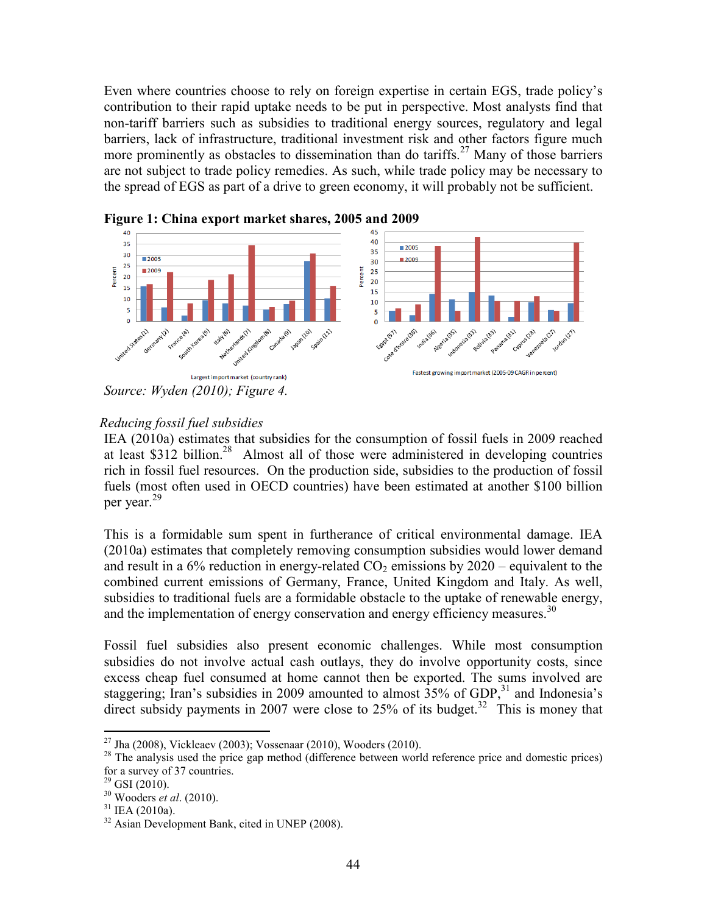Even where countries choose to rely on foreign expertise in certain EGS, trade policy's contribution to their rapid uptake needs to be put in perspective. Most analysts find that non-tariff barriers such as subsidies to traditional energy sources, regulatory and legal barriers, lack of infrastructure, traditional investment risk and other factors figure much more prominently as obstacles to dissemination than do tariffs.[27] Many of those barriers are not subject to trade policy remedies. As such, while trade policy may be necessary to the spread of EGS as part of a drive to green economy, it will probably not be sufficient.

**Figure 1: China export market shares, 2005 and 2009**

*Source: Wyden (2010); Figure 4.*

*Reducing fossil fuel subsidies*

IEA (2010a) estimates that subsidies for the consumption of fossil fuels in 2009 reached at least $312 billion.[28] Almost all of those were administered in developing countries rich in fossil fuel resources. On the production side, subsidies to the production of fossil fuels (most often used in OECD countries) have been estimated at another $100 billion per year.[29]

This is a formidable sum spent in furtherance of critical environmental damage. IEA (2010a) estimates that completely removing consumption subsidies would lower demand and result in a 6% reduction in energy-related $CO_2$ emissions by 2020 – equivalent to the combined current emissions of Germany, France, United Kingdom and Italy. As well, subsidies to traditional fuels are a formidable obstacle to the uptake of renewable energy, and the implementation of energy conservation and energy efficiency measures.[30]

Fossil fuel subsidies also present economic challenges. While most consumption subsidies do not involve actual cash outlays, they do involve opportunity costs, since excess cheap fuel consumed at home cannot then be exported. The sums involved are staggering; Iran's subsidies in 2009 amounted to almost 35% of GDP,[31] and Indonesia's direct subsidy payments in 2007 were close to 25% of its budget.[32] This is money that

---

[27] Jha (2008), Vickleaev (2003); Vossenaar (2010), Wooders (2010).

[28] The analysis used the price gap method (difference between world reference price and domestic prices) for a survey of 37 countries.

[29] GSI (2010).

[30] Wooders *et al*. (2010).

[31] IEA (2010a).

[32] Asian Development Bank, cited in UNEP (2008).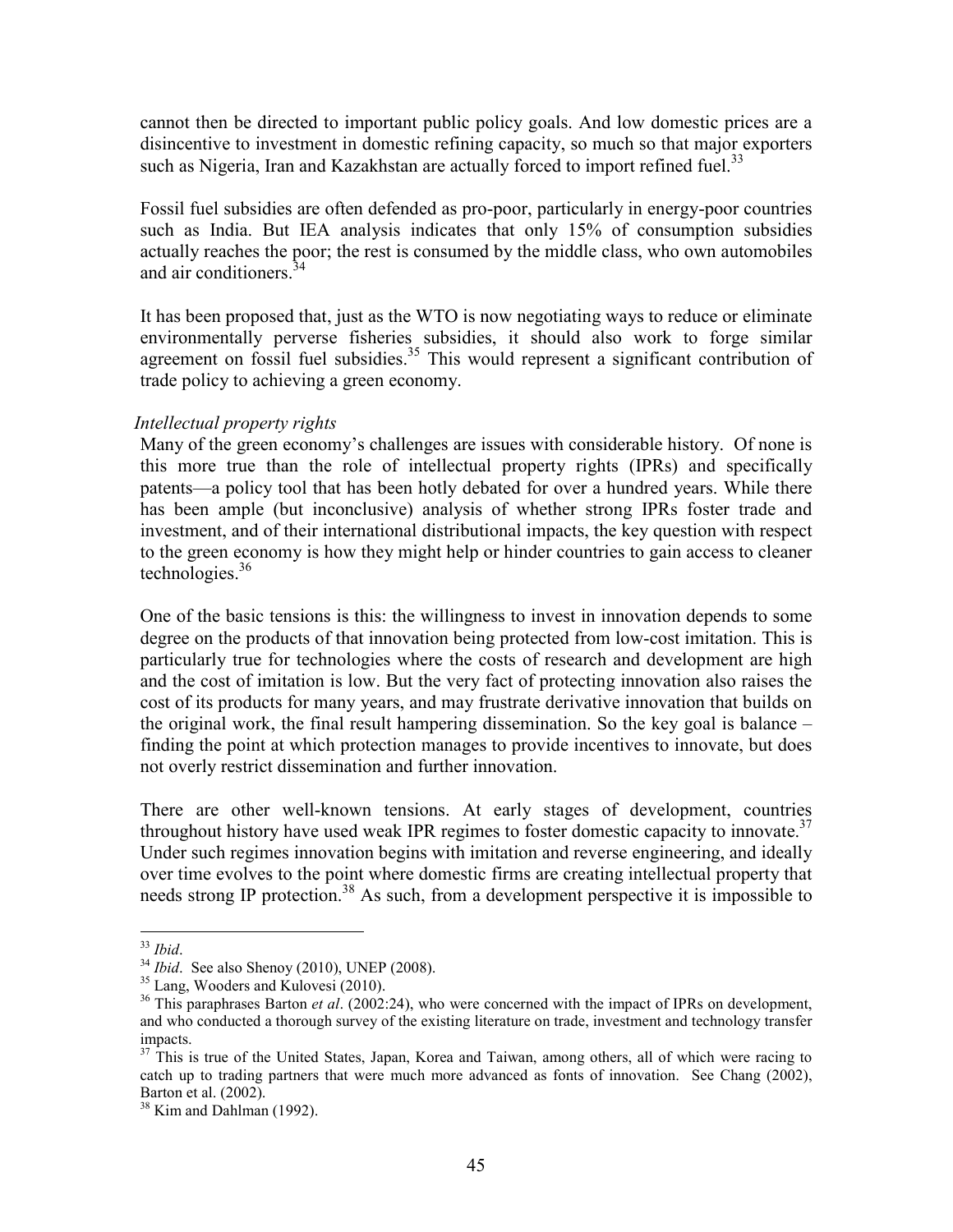cannot then be directed to important public policy goals. And low domestic prices are a disincentive to investment in domestic refining capacity, so much so that major exporters such as Nigeria, Iran and Kazakhstan are actually forced to import refined fuel.[33]

Fossil fuel subsidies are often defended as pro-poor, particularly in energy-poor countries such as India. But IEA analysis indicates that only 15% of consumption subsidies actually reaches the poor; the rest is consumed by the middle class, who own automobiles and air conditioners.[34]

It has been proposed that, just as the WTO is now negotiating ways to reduce or eliminate environmentally perverse fisheries subsidies, it should also work to forge similar agreement on fossil fuel subsidies.[35] This would represent a significant contribution of trade policy to achieving a green economy.

*Intellectual property rights*

Many of the green economy's challenges are issues with considerable history. Of none is this more true than the role of intellectual property rights (IPRs) and specifically patents—a policy tool that has been hotly debated for over a hundred years. While there has been ample (but inconclusive) analysis of whether strong IPRs foster trade and investment, and of their international distributional impacts, the key question with respect to the green economy is how they might help or hinder countries to gain access to cleaner technologies.[36]

One of the basic tensions is this: the willingness to invest in innovation depends to some degree on the products of that innovation being protected from low-cost imitation. This is particularly true for technologies where the costs of research and development are high and the cost of imitation is low. But the very fact of protecting innovation also raises the cost of its products for many years, and may frustrate derivative innovation that builds on the original work, the final result hampering dissemination. So the key goal is balance – finding the point at which protection manages to provide incentives to innovate, but does not overly restrict dissemination and further innovation.

There are other well-known tensions. At early stages of development, countries throughout history have used weak IPR regimes to foster domestic capacity to innovate.[37] Under such regimes innovation begins with imitation and reverse engineering, and ideally over time evolves to the point where domestic firms are creating intellectual property that needs strong IP protection.[38] As such, from a development perspective it is impossible to

---

[33] *Ibid*.

[34] *Ibid*. See also Shenoy (2010), UNEP (2008).

[35] Lang, Wooders and Kulovesi (2010).

[36] This paraphrases Barton *et al*. (2002:24), who were concerned with the impact of IPRs on development, and who conducted a thorough survey of the existing literature on trade, investment and technology transfer impacts.

[37] This is true of the United States, Japan, Korea and Taiwan, among others, all of which were racing to catch up to trading partners that were much more advanced as fonts of innovation. See Chang (2002), Barton et al. (2002).

[38] Kim and Dahlman (1992).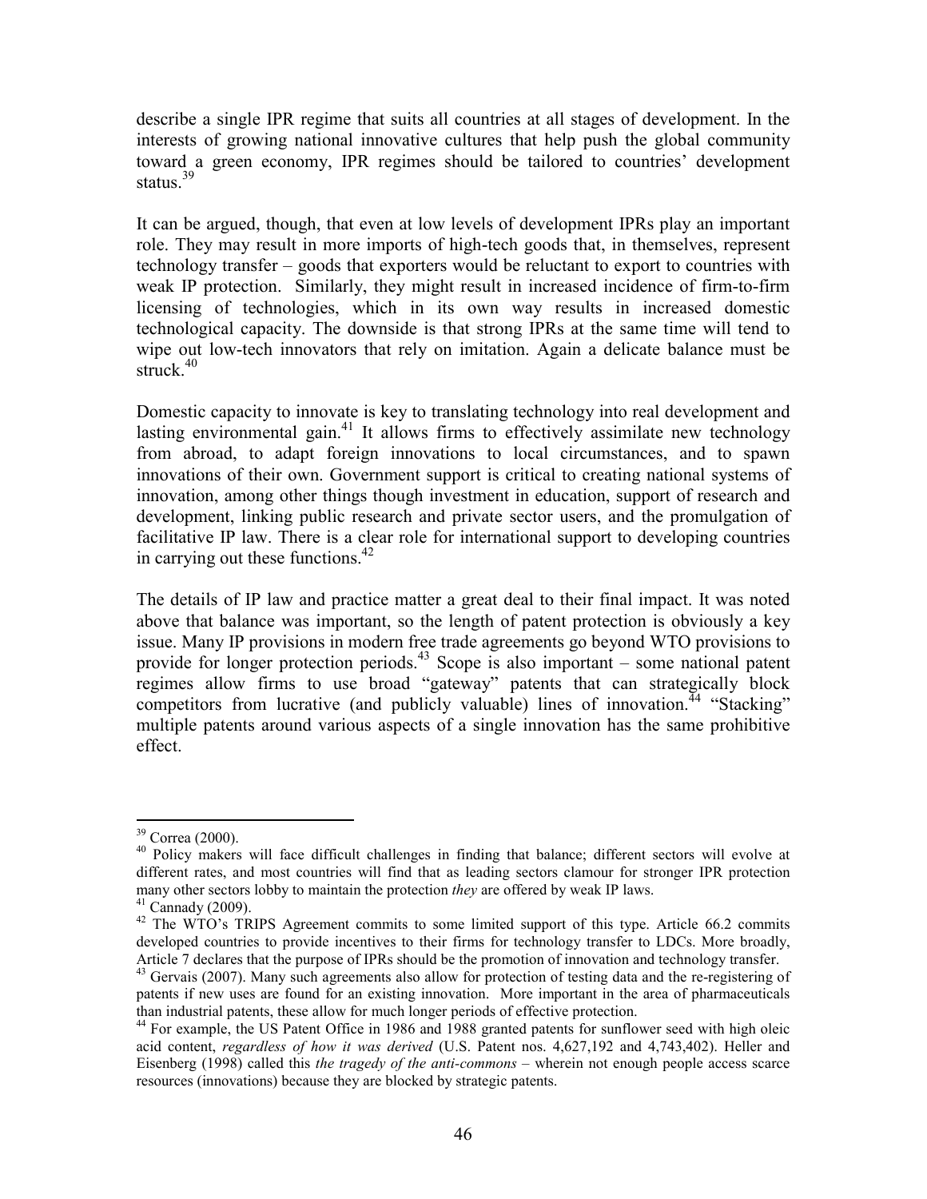describe a single IPR regime that suits all countries at all stages of development. In the interests of growing national innovative cultures that help push the global community toward a green economy, IPR regimes should be tailored to countries' development status.[39]

It can be argued, though, that even at low levels of development IPRs play an important role. They may result in more imports of high-tech goods that, in themselves, represent technology transfer – goods that exporters would be reluctant to export to countries with weak IP protection. Similarly, they might result in increased incidence of firm-to-firm licensing of technologies, which in its own way results in increased domestic technological capacity. The downside is that strong IPRs at the same time will tend to wipe out low-tech innovators that rely on imitation. Again a delicate balance must be struck.[40]

Domestic capacity to innovate is key to translating technology into real development and lasting environmental gain.[41] It allows firms to effectively assimilate new technology from abroad, to adapt foreign innovations to local circumstances, and to spawn innovations of their own. Government support is critical to creating national systems of innovation, among other things though investment in education, support of research and development, linking public research and private sector users, and the promulgation of facilitative IP law. There is a clear role for international support to developing countries in carrying out these functions.[42]

The details of IP law and practice matter a great deal to their final impact. It was noted above that balance was important, so the length of patent protection is obviously a key issue. Many IP provisions in modern free trade agreements go beyond WTO provisions to provide for longer protection periods.[43] Scope is also important – some national patent regimes allow firms to use broad "gateway" patents that can strategically block competitors from lucrative (and publicly valuable) lines of innovation.[44] "Stacking" multiple patents around various aspects of a single innovation has the same prohibitive effect.

---

[39] Correa (2000).

[40] Policy makers will face difficult challenges in finding that balance; different sectors will evolve at different rates, and most countries will find that as leading sectors clamour for stronger IPR protection many other sectors lobby to maintain the protection *they* are offered by weak IP laws.

[41] Cannady (2009).

[42] The WTO's TRIPS Agreement commits to some limited support of this type. Article 66.2 commits developed countries to provide incentives to their firms for technology transfer to LDCs. More broadly, Article 7 declares that the purpose of IPRs should be the promotion of innovation and technology transfer.

[43] Gervais (2007). Many such agreements also allow for protection of testing data and the re-registering of patents if new uses are found for an existing innovation. More important in the area of pharmaceuticals than industrial patents, these allow for much longer periods of effective protection.

[44] For example, the US Patent Office in 1986 and 1988 granted patents for sunflower seed with high oleic acid content, *regardless of how it was derived* (U.S. Patent nos. 4,627,192 and 4,743,402). Heller and Eisenberg (1998) called this *the tragedy of the anti-commons* – wherein not enough people access scarce resources (innovations) because they are blocked by strategic patents.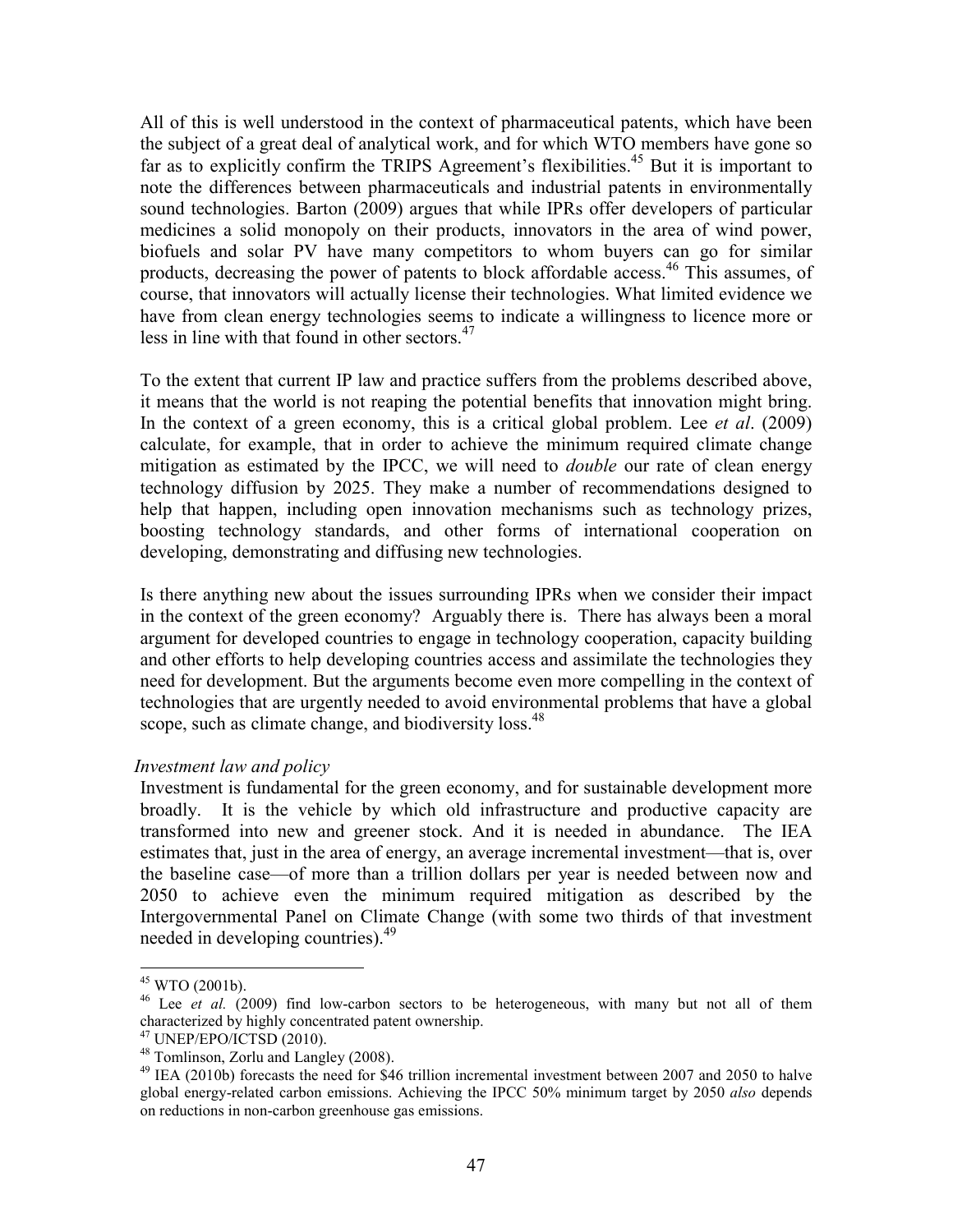All of this is well understood in the context of pharmaceutical patents, which have been the subject of a great deal of analytical work, and for which WTO members have gone so far as to explicitly confirm the TRIPS Agreement's flexibilities.[45] But it is important to note the differences between pharmaceuticals and industrial patents in environmentally sound technologies. Barton (2009) argues that while IPRs offer developers of particular medicines a solid monopoly on their products, innovators in the area of wind power, biofuels and solar PV have many competitors to whom buyers can go for similar products, decreasing the power of patents to block affordable access.[46] This assumes, of course, that innovators will actually license their technologies. What limited evidence we have from clean energy technologies seems to indicate a willingness to licence more or less in line with that found in other sectors.[47]

To the extent that current IP law and practice suffers from the problems described above, it means that the world is not reaping the potential benefits that innovation might bring. In the context of a green economy, this is a critical global problem. Lee *et al*. (2009) calculate, for example, that in order to achieve the minimum required climate change mitigation as estimated by the IPCC, we will need to *double* our rate of clean energy technology diffusion by 2025. They make a number of recommendations designed to help that happen, including open innovation mechanisms such as technology prizes, boosting technology standards, and other forms of international cooperation on developing, demonstrating and diffusing new technologies.

Is there anything new about the issues surrounding IPRs when we consider their impact in the context of the green economy? Arguably there is. There has always been a moral argument for developed countries to engage in technology cooperation, capacity building and other efforts to help developing countries access and assimilate the technologies they need for development. But the arguments become even more compelling in the context of technologies that are urgently needed to avoid environmental problems that have a global scope, such as climate change, and biodiversity loss.[48]

*Investment law and policy*

Investment is fundamental for the green economy, and for sustainable development more broadly. It is the vehicle by which old infrastructure and productive capacity are transformed into new and greener stock. And it is needed in abundance. The IEA estimates that, just in the area of energy, an average incremental investment—that is, over the baseline case—of more than a trillion dollars per year is needed between now and 2050 to achieve even the minimum required mitigation as described by the Intergovernmental Panel on Climate Change (with some two thirds of that investment needed in developing countries).[49]

---

[45] WTO (2001b).

[46] Lee *et al.* (2009) find low-carbon sectors to be heterogeneous, with many but not all of them characterized by highly concentrated patent ownership.

[47] UNEP/EPO/ICTSD (2010).

[48] Tomlinson, Zorlu and Langley (2008).

[49] IEA (2010b) forecasts the need for $46 trillion incremental investment between 2007 and 2050 to halve global energy-related carbon emissions. Achieving the IPCC 50% minimum target by 2050 *also* depends on reductions in non-carbon greenhouse gas emissions.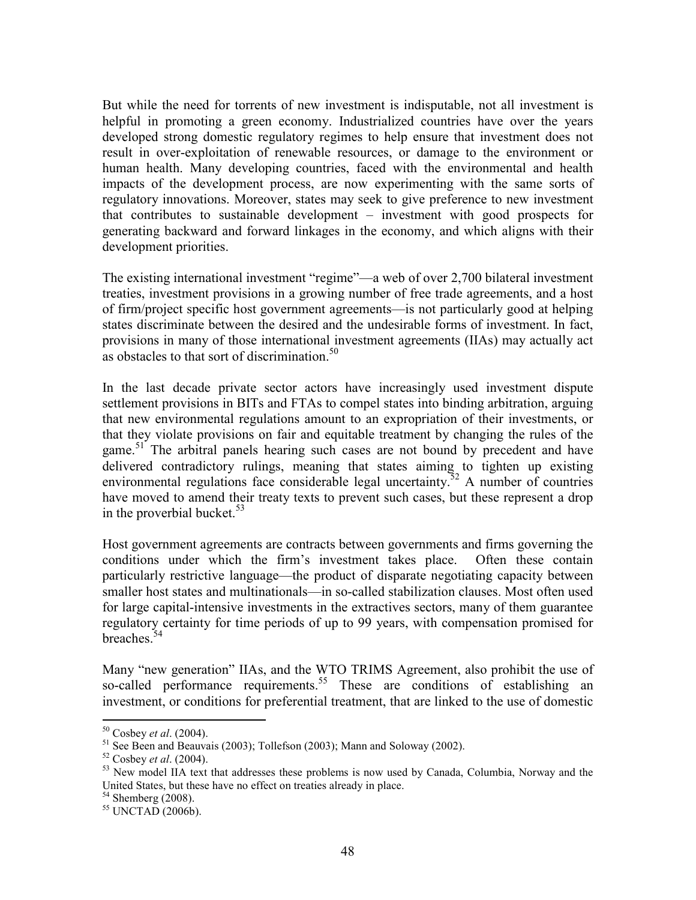But while the need for torrents of new investment is indisputable, not all investment is helpful in promoting a green economy. Industrialized countries have over the years developed strong domestic regulatory regimes to help ensure that investment does not result in over-exploitation of renewable resources, or damage to the environment or human health. Many developing countries, faced with the environmental and health impacts of the development process, are now experimenting with the same sorts of regulatory innovations. Moreover, states may seek to give preference to new investment that contributes to sustainable development – investment with good prospects for generating backward and forward linkages in the economy, and which aligns with their development priorities.

The existing international investment "regime"—a web of over 2,700 bilateral investment treaties, investment provisions in a growing number of free trade agreements, and a host of firm/project specific host government agreements—is not particularly good at helping states discriminate between the desired and the undesirable forms of investment. In fact, provisions in many of those international investment agreements (IIAs) may actually act as obstacles to that sort of discrimination.[50]

In the last decade private sector actors have increasingly used investment dispute settlement provisions in BITs and FTAs to compel states into binding arbitration, arguing that new environmental regulations amount to an expropriation of their investments, or that they violate provisions on fair and equitable treatment by changing the rules of the game.[51] The arbitral panels hearing such cases are not bound by precedent and have delivered contradictory rulings, meaning that states aiming to tighten up existing environmental regulations face considerable legal uncertainty.[52] A number of countries have moved to amend their treaty texts to prevent such cases, but these represent a drop in the proverbial bucket.[53]

Host government agreements are contracts between governments and firms governing the conditions under which the firm's investment takes place. Often these contain particularly restrictive language—the product of disparate negotiating capacity between smaller host states and multinationals—in so-called stabilization clauses. Most often used for large capital-intensive investments in the extractives sectors, many of them guarantee regulatory certainty for time periods of up to 99 years, with compensation promised for breaches.[54]

Many "new generation" IIAs, and the WTO TRIMS Agreement, also prohibit the use of so-called performance requirements.[55] These are conditions of establishing an investment, or conditions for preferential treatment, that are linked to the use of domestic

---

[50] Cosbey *et al*. (2004).

[51] See Been and Beauvais (2003); Tollefson (2003); Mann and Soloway (2002).

[52] Cosbey *et al*. (2004).

[53] New model IIA text that addresses these problems is now used by Canada, Columbia, Norway and the United States, but these have no effect on treaties already in place.

[54] Shemberg (2008).

[55] UNCTAD (2006b).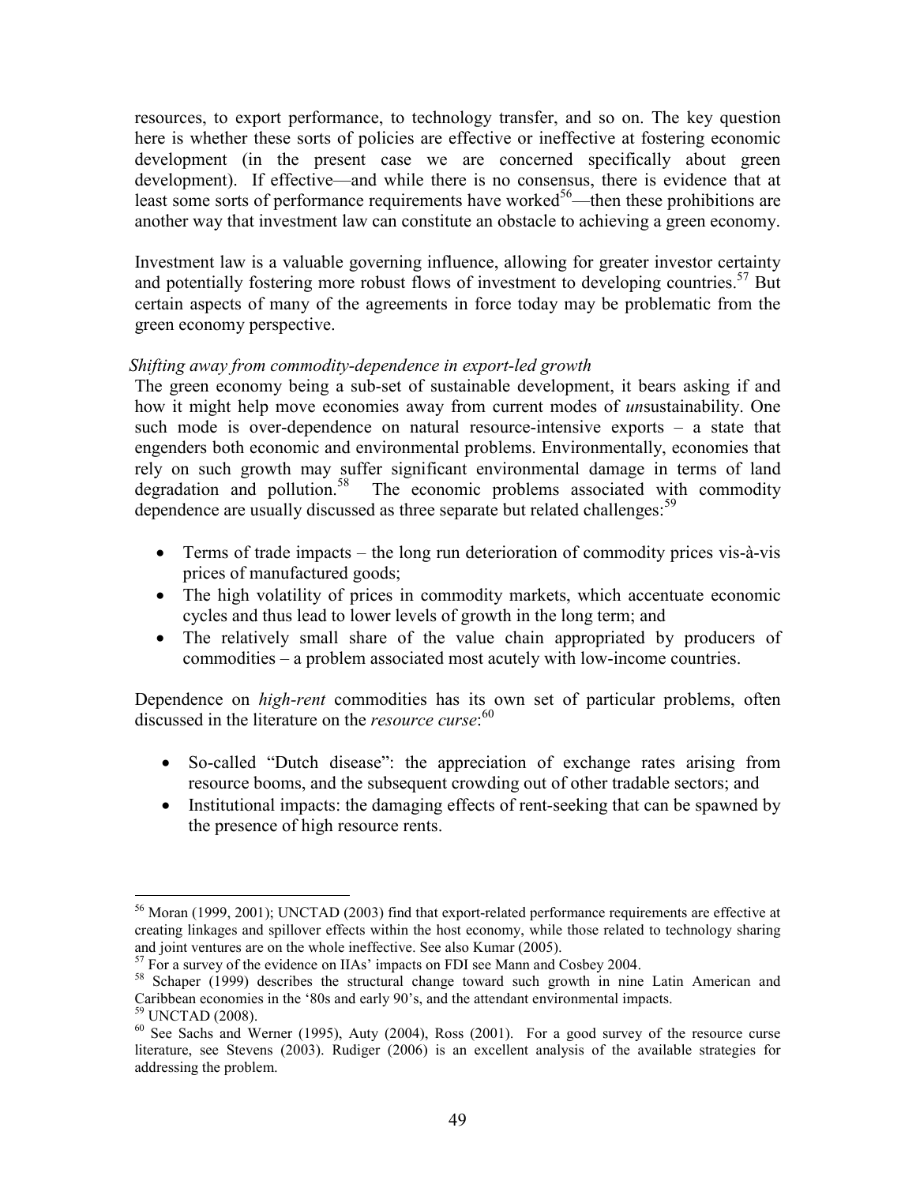resources, to export performance, to technology transfer, and so on. The key question here is whether these sorts of policies are effective or ineffective at fostering economic development (in the present case we are concerned specifically about green development). If effective—and while there is no consensus, there is evidence that at least some sorts of performance requirements have worked[56]—then these prohibitions are another way that investment law can constitute an obstacle to achieving a green economy.

Investment law is a valuable governing influence, allowing for greater investor certainty and potentially fostering more robust flows of investment to developing countries.[57] But certain aspects of many of the agreements in force today may be problematic from the green economy perspective.

*Shifting away from commodity-dependence in export-led growth*

The green economy being a sub-set of sustainable development, it bears asking if and how it might help move economies away from current modes of *un*sustainability. One such mode is over-dependence on natural resource-intensive exports – a state that engenders both economic and environmental problems. Environmentally, economies that rely on such growth may suffer significant environmental damage in terms of land degradation and pollution.[58] The economic problems associated with commodity dependence are usually discussed as three separate but related challenges:[59]

- Terms of trade impacts – the long run deterioration of commodity prices vis-à-vis prices of manufactured goods;
- The high volatility of prices in commodity markets, which accentuate economic cycles and thus lead to lower levels of growth in the long term; and
- The relatively small share of the value chain appropriated by producers of commodities – a problem associated most acutely with low-income countries.

Dependence on *high-rent* commodities has its own set of particular problems, often discussed in the literature on the *resource curse*:[60]

- So-called "Dutch disease": the appreciation of exchange rates arising from resource booms, and the subsequent crowding out of other tradable sectors; and
- Institutional impacts: the damaging effects of rent-seeking that can be spawned by the presence of high resource rents.

---

[56] Moran (1999, 2001); UNCTAD (2003) find that export-related performance requirements are effective at creating linkages and spillover effects within the host economy, while those related to technology sharing and joint ventures are on the whole ineffective. See also Kumar (2005).

[57] For a survey of the evidence on IIAs' impacts on FDI see Mann and Cosbey 2004.

[58] Schaper (1999) describes the structural change toward such growth in nine Latin American and Caribbean economies in the '80s and early 90's, and the attendant environmental impacts.

[59] UNCTAD (2008).

[60] See Sachs and Werner (1995), Auty (2004), Ross (2001). For a good survey of the resource curse literature, see Stevens (2003). Rudiger (2006) is an excellent analysis of the available strategies for addressing the problem.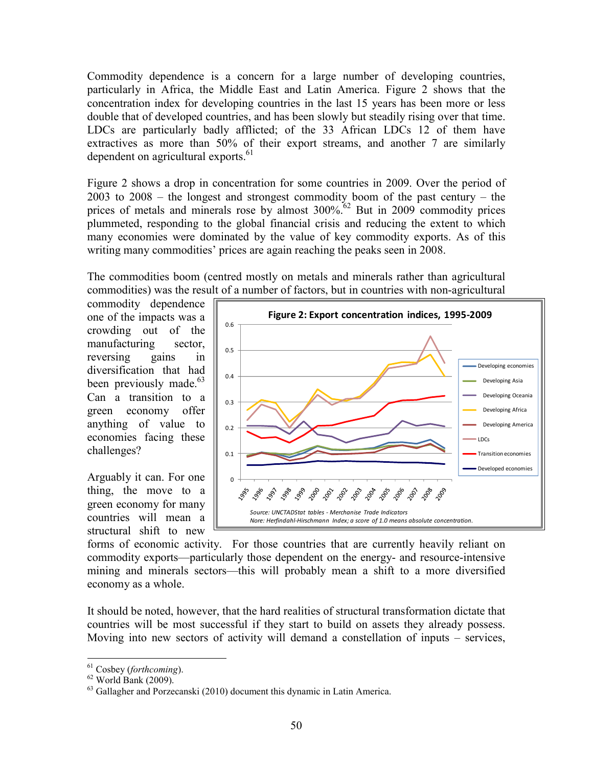Commodity dependence is a concern for a large number of developing countries, particularly in Africa, the Middle East and Latin America. Figure 2 shows that the concentration index for developing countries in the last 15 years has been more or less double that of developed countries, and has been slowly but steadily rising over that time. LDCs are particularly badly afflicted; of the 33 African LDCs 12 of them have extractives as more than 50% of their export streams, and another 7 are similarly dependent on agricultural exports.[61]

Figure 2 shows a drop in concentration for some countries in 2009. Over the period of 2003 to 2008 – the longest and strongest commodity boom of the past century – the prices of metals and minerals rose by almost 300%.[62] But in 2009 commodity prices plummeted, responding to the global financial crisis and reducing the extent to which many economies were dominated by the value of key commodity exports. As of this writing many commodities' prices are again reaching the peaks seen in 2008.

The commodities boom (centred mostly on metals and minerals rather than agricultural commodities) was the result of a number of factors, but in countries with non-agricultural commodity dependence one of the impacts was a crowding out of the manufacturing sector, reversing gains in diversification that had been previously made.[63] Can a transition to a green economy offer anything of value to economies facing these challenges?

**Figure 2: Export concentration indices, 1995-2009**

*Source: UNCTADStat tables - Merchanise Trade Indicators*
*Nore: Herfindahl-Hirschmann Index; a score of 1.0 means absolute concentration.*

Arguably it can. For one thing, the move to a green economy for many countries will mean a structural shift to new forms of economic activity. For those countries that are currently heavily reliant on commodity exports—particularly those dependent on the energy- and resource-intensive mining and minerals sectors—this will probably mean a shift to a more diversified economy as a whole.

It should be noted, however, that the hard realities of structural transformation dictate that countries will be most successful if they start to build on assets they already possess. Moving into new sectors of activity will demand a constellation of inputs – services,

---

[61] Cosbey (*forthcoming*).
[62] World Bank (2009).
[63] Gallagher and Porzecanski (2010) document this dynamic in Latin America.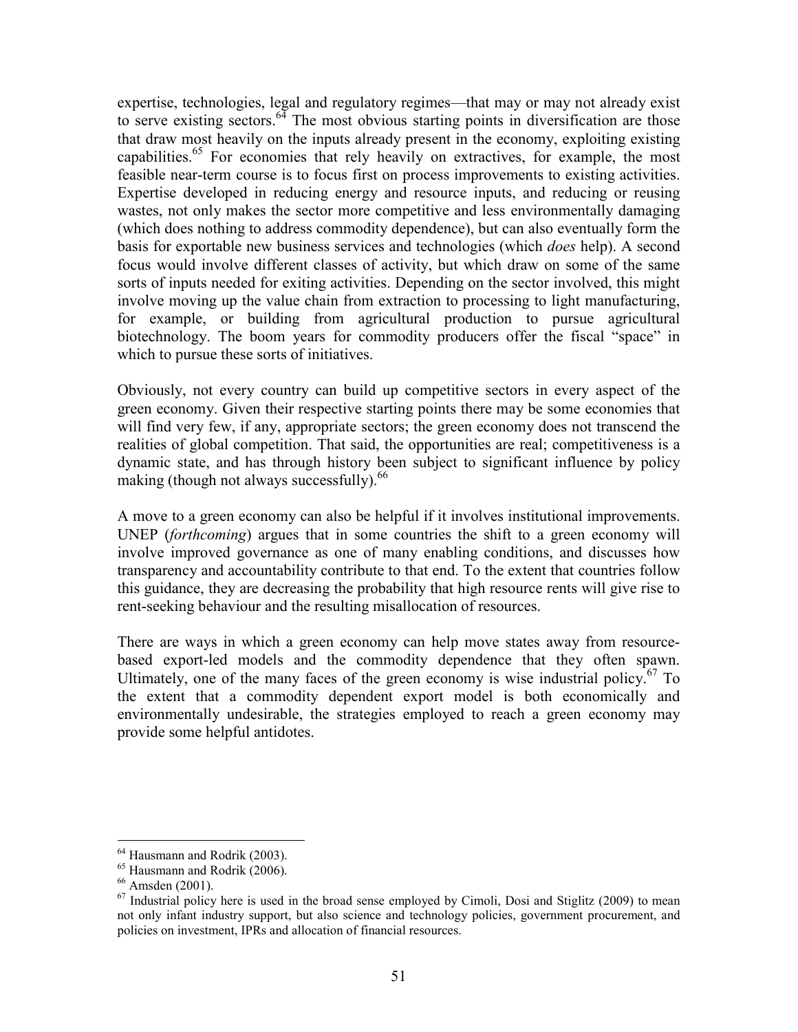expertise, technologies, legal and regulatory regimes—that may or may not already exist to serve existing sectors.[64] The most obvious starting points in diversification are those that draw most heavily on the inputs already present in the economy, exploiting existing capabilities.[65] For economies that rely heavily on extractives, for example, the most feasible near-term course is to focus first on process improvements to existing activities. Expertise developed in reducing energy and resource inputs, and reducing or reusing wastes, not only makes the sector more competitive and less environmentally damaging (which does nothing to address commodity dependence), but can also eventually form the basis for exportable new business services and technologies (which *does* help). A second focus would involve different classes of activity, but which draw on some of the same sorts of inputs needed for exiting activities. Depending on the sector involved, this might involve moving up the value chain from extraction to processing to light manufacturing, for example, or building from agricultural production to pursue agricultural biotechnology. The boom years for commodity producers offer the fiscal "space" in which to pursue these sorts of initiatives.

Obviously, not every country can build up competitive sectors in every aspect of the green economy. Given their respective starting points there may be some economies that will find very few, if any, appropriate sectors; the green economy does not transcend the realities of global competition. That said, the opportunities are real; competitiveness is a dynamic state, and has through history been subject to significant influence by policy making (though not always successfully).[66]

A move to a green economy can also be helpful if it involves institutional improvements. UNEP (*forthcoming*) argues that in some countries the shift to a green economy will involve improved governance as one of many enabling conditions, and discusses how transparency and accountability contribute to that end. To the extent that countries follow this guidance, they are decreasing the probability that high resource rents will give rise to rent-seeking behaviour and the resulting misallocation of resources.

There are ways in which a green economy can help move states away from resource-based export-led models and the commodity dependence that they often spawn. Ultimately, one of the many faces of the green economy is wise industrial policy.[67] To the extent that a commodity dependent export model is both economically and environmentally undesirable, the strategies employed to reach a green economy may provide some helpful antidotes.

---

[64] Hausmann and Rodrik (2003).

[65] Hausmann and Rodrik (2006).

[66] Amsden (2001).

[67] Industrial policy here is used in the broad sense employed by Cimoli, Dosi and Stiglitz (2009) to mean not only infant industry support, but also science and technology policies, government procurement, and policies on investment, IPRs and allocation of financial resources.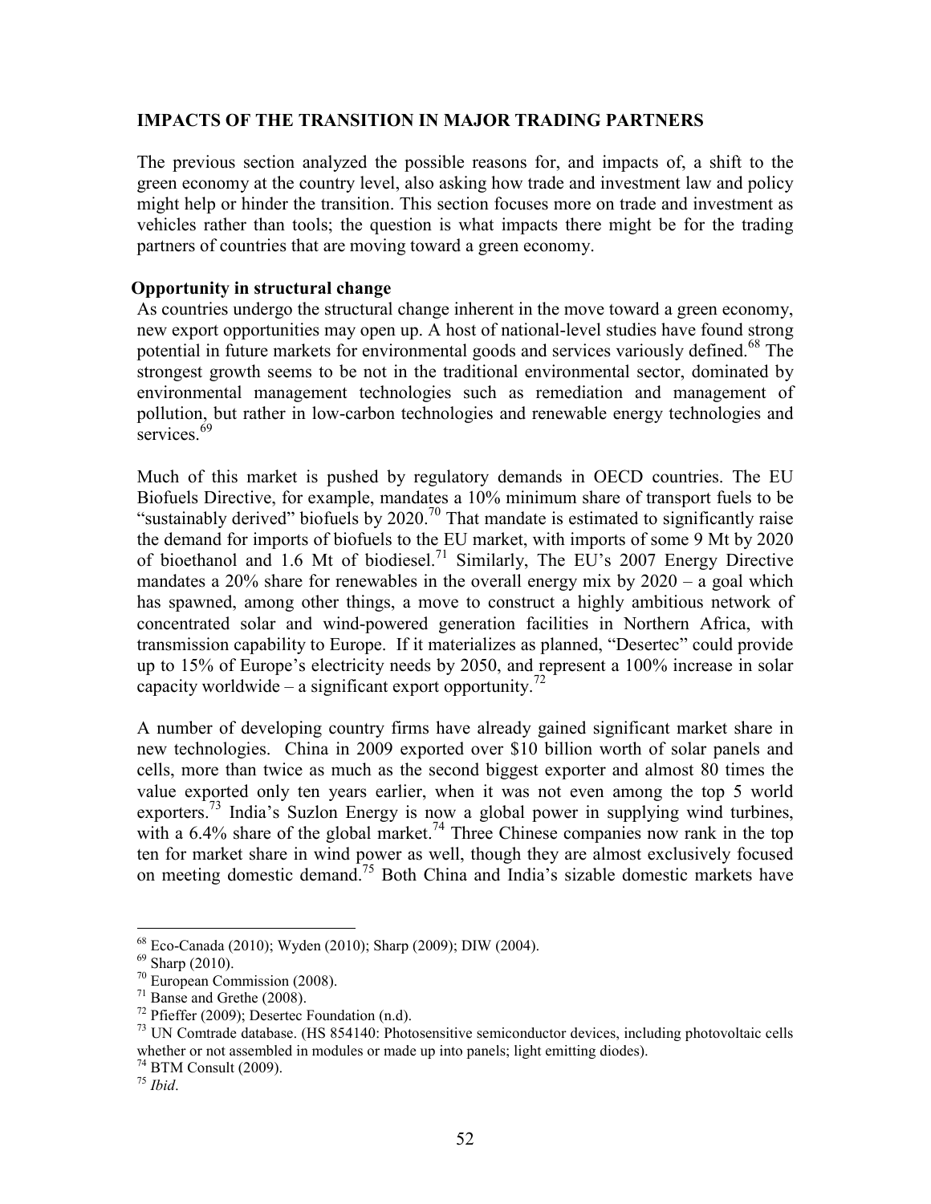## IMPACTS OF THE TRANSITION IN MAJOR TRADING PARTNERS

The previous section analyzed the possible reasons for, and impacts of, a shift to the green economy at the country level, also asking how trade and investment law and policy might help or hinder the transition. This section focuses more on trade and investment as vehicles rather than tools; the question is what impacts there might be for the trading partners of countries that are moving toward a green economy.

### Opportunity in structural change

As countries undergo the structural change inherent in the move toward a green economy, new export opportunities may open up. A host of national-level studies have found strong potential in future markets for environmental goods and services variously defined.[68] The strongest growth seems to be not in the traditional environmental sector, dominated by environmental management technologies such as remediation and management of pollution, but rather in low-carbon technologies and renewable energy technologies and services.[69]

Much of this market is pushed by regulatory demands in OECD countries. The EU Biofuels Directive, for example, mandates a 10% minimum share of transport fuels to be "sustainably derived" biofuels by 2020.[70] That mandate is estimated to significantly raise the demand for imports of biofuels to the EU market, with imports of some 9 Mt by 2020 of bioethanol and 1.6 Mt of biodiesel.[71] Similarly, The EU's 2007 Energy Directive mandates a 20% share for renewables in the overall energy mix by 2020 – a goal which has spawned, among other things, a move to construct a highly ambitious network of concentrated solar and wind-powered generation facilities in Northern Africa, with transmission capability to Europe. If it materializes as planned, "Desertec" could provide up to 15% of Europe's electricity needs by 2050, and represent a 100% increase in solar capacity worldwide – a significant export opportunity.[72]

A number of developing country firms have already gained significant market share in new technologies. China in 2009 exported over \$10 billion worth of solar panels and cells, more than twice as much as the second biggest exporter and almost 80 times the value exported only ten years earlier, when it was not even among the top 5 world exporters.[73] India's Suzlon Energy is now a global power in supplying wind turbines, with a 6.4% share of the global market.[74] Three Chinese companies now rank in the top ten for market share in wind power as well, though they are almost exclusively focused on meeting domestic demand.[75] Both China and India's sizable domestic markets have

---

[68] Eco-Canada (2010); Wyden (2010); Sharp (2009); DIW (2004).

[69] Sharp (2010).

[70] European Commission (2008).

[71] Banse and Grethe (2008).

[72] Pfieffer (2009); Desertec Foundation (n.d).

[73] UN Comtrade database. (HS 854140: Photosensitive semiconductor devices, including photovoltaic cells whether or not assembled in modules or made up into panels; light emitting diodes).

[74] BTM Consult (2009).

[75] *Ibid*.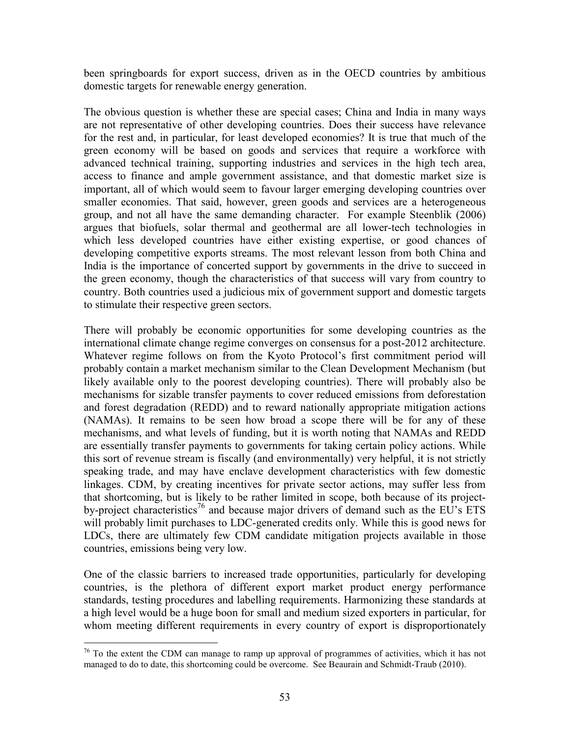been springboards for export success, driven as in the OECD countries by ambitious domestic targets for renewable energy generation.

The obvious question is whether these are special cases; China and India in many ways are not representative of other developing countries. Does their success have relevance for the rest and, in particular, for least developed economies? It is true that much of the green economy will be based on goods and services that require a workforce with advanced technical training, supporting industries and services in the high tech area, access to finance and ample government assistance, and that domestic market size is important, all of which would seem to favour larger emerging developing countries over smaller economies. That said, however, green goods and services are a heterogeneous group, and not all have the same demanding character. For example Steenblik (2006) argues that biofuels, solar thermal and geothermal are all lower-tech technologies in which less developed countries have either existing expertise, or good chances of developing competitive exports streams. The most relevant lesson from both China and India is the importance of concerted support by governments in the drive to succeed in the green economy, though the characteristics of that success will vary from country to country. Both countries used a judicious mix of government support and domestic targets to stimulate their respective green sectors.

There will probably be economic opportunities for some developing countries as the international climate change regime converges on consensus for a post-2012 architecture. Whatever regime follows on from the Kyoto Protocol's first commitment period will probably contain a market mechanism similar to the Clean Development Mechanism (but likely available only to the poorest developing countries). There will probably also be mechanisms for sizable transfer payments to cover reduced emissions from deforestation and forest degradation (REDD) and to reward nationally appropriate mitigation actions (NAMAs). It remains to be seen how broad a scope there will be for any of these mechanisms, and what levels of funding, but it is worth noting that NAMAs and REDD are essentially transfer payments to governments for taking certain policy actions. While this sort of revenue stream is fiscally (and environmentally) very helpful, it is not strictly speaking trade, and may have enclave development characteristics with few domestic linkages. CDM, by creating incentives for private sector actions, may suffer less from that shortcoming, but is likely to be rather limited in scope, both because of its project-by-project characteristics[76] and because major drivers of demand such as the EU's ETS will probably limit purchases to LDC-generated credits only. While this is good news for LDCs, there are ultimately few CDM candidate mitigation projects available in those countries, emissions being very low.

One of the classic barriers to increased trade opportunities, particularly for developing countries, is the plethora of different export market product energy performance standards, testing procedures and labelling requirements. Harmonizing these standards at a high level would be a huge boon for small and medium sized exporters in particular, for whom meeting different requirements in every country of export is disproportionately

[76] To the extent the CDM can manage to ramp up approval of programmes of activities, which it has not managed to do to date, this shortcoming could be overcome. See Beaurain and Schmidt-Traub (2010).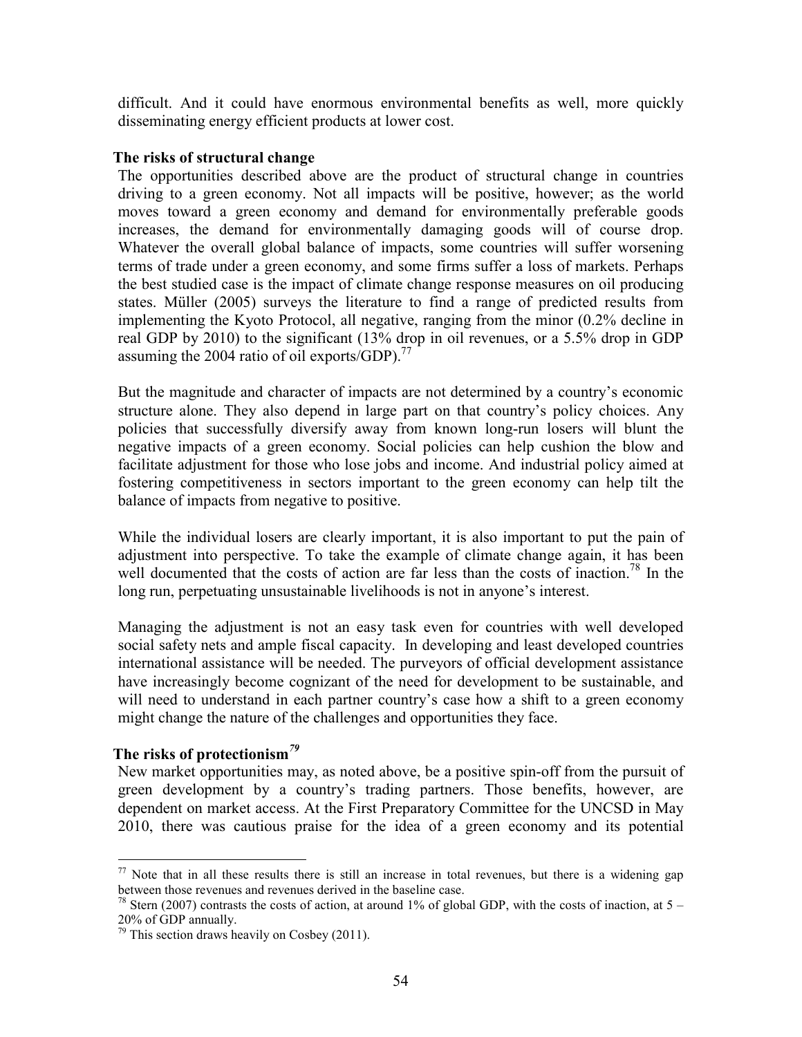difficult. And it could have enormous environmental benefits as well, more quickly disseminating energy efficient products at lower cost.

**The risks of structural change**

The opportunities described above are the product of structural change in countries driving to a green economy. Not all impacts will be positive, however; as the world moves toward a green economy and demand for environmentally preferable goods increases, the demand for environmentally damaging goods will of course drop. Whatever the overall global balance of impacts, some countries will suffer worsening terms of trade under a green economy, and some firms suffer a loss of markets. Perhaps the best studied case is the impact of climate change response measures on oil producing states. Müller (2005) surveys the literature to find a range of predicted results from implementing the Kyoto Protocol, all negative, ranging from the minor (0.2% decline in real GDP by 2010) to the significant (13% drop in oil revenues, or a 5.5% drop in GDP assuming the 2004 ratio of oil exports/GDP).[77]

But the magnitude and character of impacts are not determined by a country's economic structure alone. They also depend in large part on that country's policy choices. Any policies that successfully diversify away from known long-run losers will blunt the negative impacts of a green economy. Social policies can help cushion the blow and facilitate adjustment for those who lose jobs and income. And industrial policy aimed at fostering competitiveness in sectors important to the green economy can help tilt the balance of impacts from negative to positive.

While the individual losers are clearly important, it is also important to put the pain of adjustment into perspective. To take the example of climate change again, it has been well documented that the costs of action are far less than the costs of inaction.[78] In the long run, perpetuating unsustainable livelihoods is not in anyone's interest.

Managing the adjustment is not an easy task even for countries with well developed social safety nets and ample fiscal capacity. In developing and least developed countries international assistance will be needed. The purveyors of official development assistance have increasingly become cognizant of the need for development to be sustainable, and will need to understand in each partner country's case how a shift to a green economy might change the nature of the challenges and opportunities they face.

**The risks of protectionism[79]**

New market opportunities may, as noted above, be a positive spin-off from the pursuit of green development by a country's trading partners. Those benefits, however, are dependent on market access. At the First Preparatory Committee for the UNCSD in May 2010, there was cautious praise for the idea of a green economy and its potential

---

[77] Note that in all these results there is still an increase in total revenues, but there is a widening gap between those revenues and revenues derived in the baseline case.

[78] Stern (2007) contrasts the costs of action, at around 1% of global GDP, with the costs of inaction, at 5 – 20% of GDP annually.

[79] This section draws heavily on Cosbey (2011).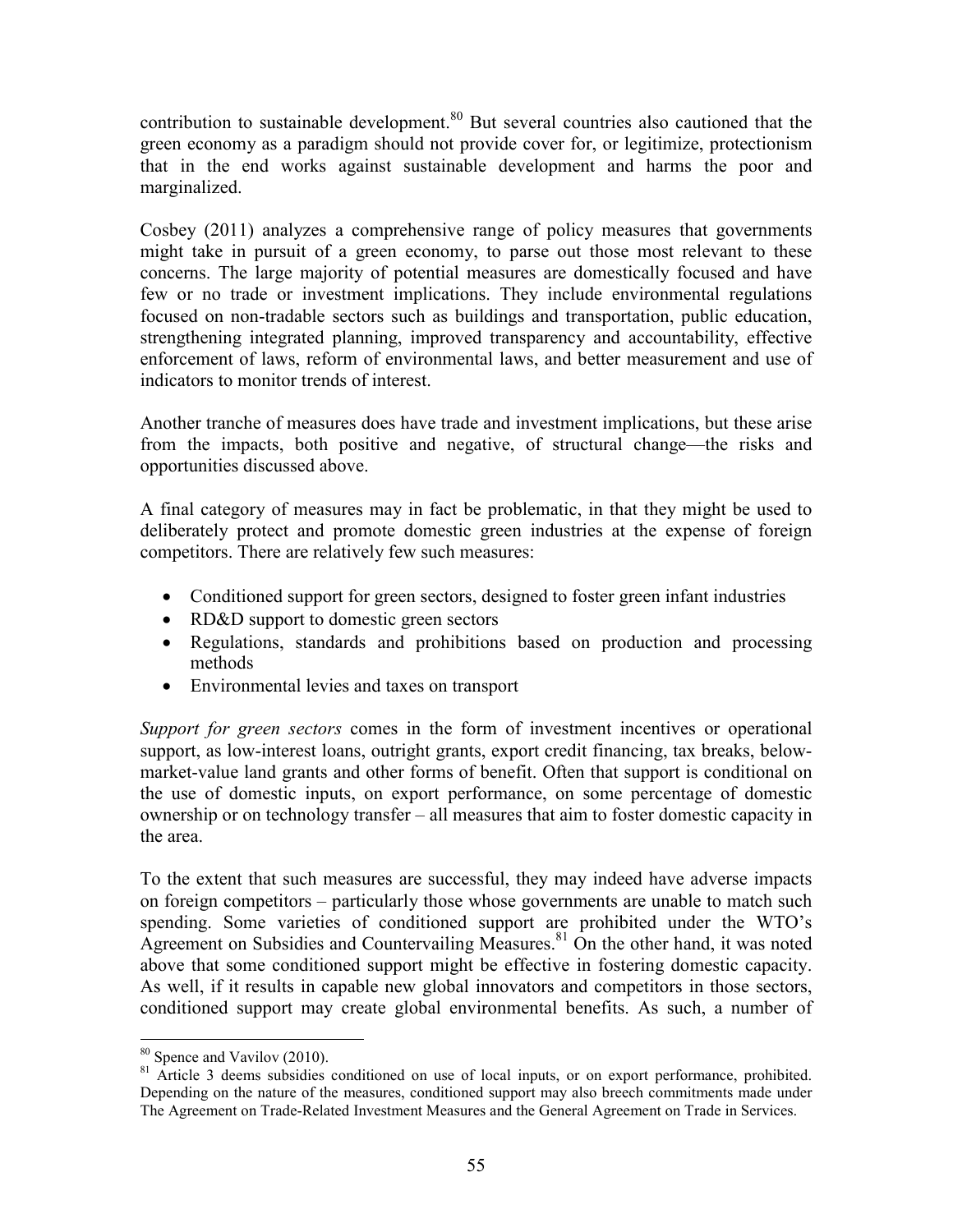contribution to sustainable development.[80] But several countries also cautioned that the green economy as a paradigm should not provide cover for, or legitimize, protectionism that in the end works against sustainable development and harms the poor and marginalized.

Cosbey (2011) analyzes a comprehensive range of policy measures that governments might take in pursuit of a green economy, to parse out those most relevant to these concerns. The large majority of potential measures are domestically focused and have few or no trade or investment implications. They include environmental regulations focused on non-tradable sectors such as buildings and transportation, public education, strengthening integrated planning, improved transparency and accountability, effective enforcement of laws, reform of environmental laws, and better measurement and use of indicators to monitor trends of interest.

Another tranche of measures does have trade and investment implications, but these arise from the impacts, both positive and negative, of structural change—the risks and opportunities discussed above.

A final category of measures may in fact be problematic, in that they might be used to deliberately protect and promote domestic green industries at the expense of foreign competitors. There are relatively few such measures:

- Conditioned support for green sectors, designed to foster green infant industries
- RD&D support to domestic green sectors
- Regulations, standards and prohibitions based on production and processing methods
- Environmental levies and taxes on transport

*Support for green sectors* comes in the form of investment incentives or operational support, as low-interest loans, outright grants, export credit financing, tax breaks, below-market-value land grants and other forms of benefit. Often that support is conditional on the use of domestic inputs, on export performance, on some percentage of domestic ownership or on technology transfer – all measures that aim to foster domestic capacity in the area.

To the extent that such measures are successful, they may indeed have adverse impacts on foreign competitors – particularly those whose governments are unable to match such spending. Some varieties of conditioned support are prohibited under the WTO's Agreement on Subsidies and Countervailing Measures.[81] On the other hand, it was noted above that some conditioned support might be effective in fostering domestic capacity. As well, if it results in capable new global innovators and competitors in those sectors, conditioned support may create global environmental benefits. As such, a number of

[80] Spence and Vavilov (2010).

[81] Article 3 deems subsidies conditioned on use of local inputs, or on export performance, prohibited. Depending on the nature of the measures, conditioned support may also breech commitments made under The Agreement on Trade-Related Investment Measures and the General Agreement on Trade in Services.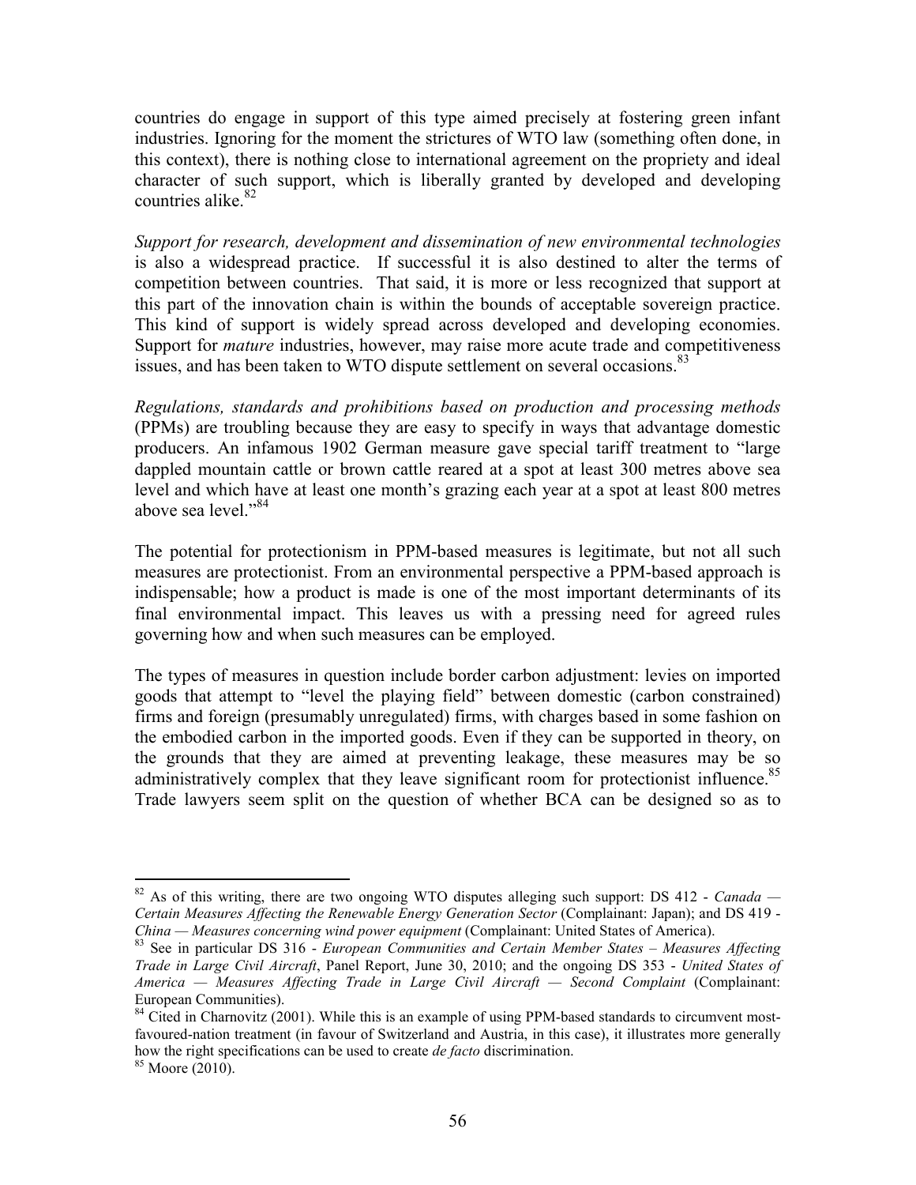countries do engage in support of this type aimed precisely at fostering green infant industries. Ignoring for the moment the strictures of WTO law (something often done, in this context), there is nothing close to international agreement on the propriety and ideal character of such support, which is liberally granted by developed and developing countries alike.[82]

*Support for research, development and dissemination of new environmental technologies* is also a widespread practice. If successful it is also destined to alter the terms of competition between countries. That said, it is more or less recognized that support at this part of the innovation chain is within the bounds of acceptable sovereign practice. This kind of support is widely spread across developed and developing economies. Support for *mature* industries, however, may raise more acute trade and competitiveness issues, and has been taken to WTO dispute settlement on several occasions.[83]

*Regulations, standards and prohibitions based on production and processing methods* (PPMs) are troubling because they are easy to specify in ways that advantage domestic producers. An infamous 1902 German measure gave special tariff treatment to "large dappled mountain cattle or brown cattle reared at a spot at least 300 metres above sea level and which have at least one month's grazing each year at a spot at least 800 metres above sea level."[84]

The potential for protectionism in PPM-based measures is legitimate, but not all such measures are protectionist. From an environmental perspective a PPM-based approach is indispensable; how a product is made is one of the most important determinants of its final environmental impact. This leaves us with a pressing need for agreed rules governing how and when such measures can be employed.

The types of measures in question include border carbon adjustment: levies on imported goods that attempt to "level the playing field" between domestic (carbon constrained) firms and foreign (presumably unregulated) firms, with charges based in some fashion on the embodied carbon in the imported goods. Even if they can be supported in theory, on the grounds that they are aimed at preventing leakage, these measures may be so administratively complex that they leave significant room for protectionist influence.[85] Trade lawyers seem split on the question of whether BCA can be designed so as to

---

[82] As of this writing, there are two ongoing WTO disputes alleging such support: DS 412 - *Canada — Certain Measures Affecting the Renewable Energy Generation Sector* (Complainant: Japan); and DS 419 - *China — Measures concerning wind power equipment* (Complainant: United States of America).

[83] See in particular DS 316 - *European Communities and Certain Member States – Measures Affecting Trade in Large Civil Aircraft*, Panel Report, June 30, 2010; and the ongoing DS 353 - *United States of America — Measures Affecting Trade in Large Civil Aircraft — Second Complaint* (Complainant: European Communities).

[84] Cited in Charnovitz (2001). While this is an example of using PPM-based standards to circumvent most-favoured-nation treatment (in favour of Switzerland and Austria, in this case), it illustrates more generally how the right specifications can be used to create *de facto* discrimination.

[85] Moore (2010).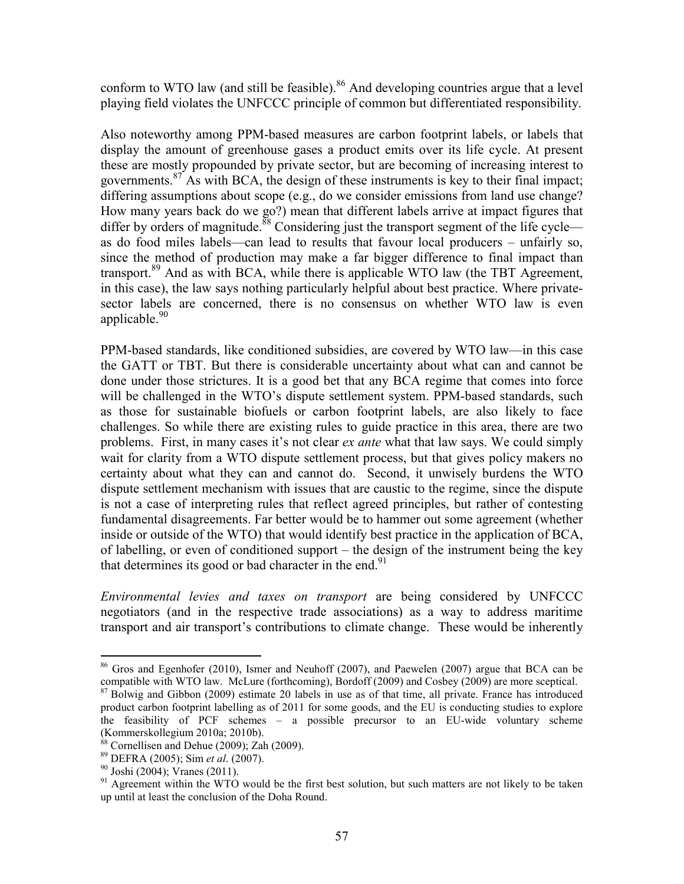conform to WTO law (and still be feasible).[86] And developing countries argue that a level playing field violates the UNFCCC principle of common but differentiated responsibility.

Also noteworthy among PPM-based measures are carbon footprint labels, or labels that display the amount of greenhouse gases a product emits over its life cycle. At present these are mostly propounded by private sector, but are becoming of increasing interest to governments.[87] As with BCA, the design of these instruments is key to their final impact; differing assumptions about scope (e.g., do we consider emissions from land use change? How many years back do we go?) mean that different labels arrive at impact figures that differ by orders of magnitude.[88] Considering just the transport segment of the life cycle—as do food miles labels—can lead to results that favour local producers – unfairly so, since the method of production may make a far bigger difference to final impact than transport.[89] And as with BCA, while there is applicable WTO law (the TBT Agreement, in this case), the law says nothing particularly helpful about best practice. Where private-sector labels are concerned, there is no consensus on whether WTO law is even applicable.[90]

PPM-based standards, like conditioned subsidies, are covered by WTO law—in this case the GATT or TBT. But there is considerable uncertainty about what can and cannot be done under those strictures. It is a good bet that any BCA regime that comes into force will be challenged in the WTO's dispute settlement system. PPM-based standards, such as those for sustainable biofuels or carbon footprint labels, are also likely to face challenges. So while there are existing rules to guide practice in this area, there are two problems. First, in many cases it's not clear *ex ante* what that law says. We could simply wait for clarity from a WTO dispute settlement process, but that gives policy makers no certainty about what they can and cannot do. Second, it unwisely burdens the WTO dispute settlement mechanism with issues that are caustic to the regime, since the dispute is not a case of interpreting rules that reflect agreed principles, but rather of contesting fundamental disagreements. Far better would be to hammer out some agreement (whether inside or outside of the WTO) that would identify best practice in the application of BCA, of labelling, or even of conditioned support – the design of the instrument being the key that determines its good or bad character in the end.[91]

*Environmental levies and taxes on transport* are being considered by UNFCCC negotiators (and in the respective trade associations) as a way to address maritime transport and air transport's contributions to climate change. These would be inherently

---

[86] Gros and Egenhofer (2010), Ismer and Neuhoff (2007), and Paewelen (2007) argue that BCA can be compatible with WTO law. McLure (forthcoming), Bordoff (2009) and Cosbey (2009) are more sceptical.

[87] Bolwig and Gibbon (2009) estimate 20 labels in use as of that time, all private. France has introduced product carbon footprint labelling as of 2011 for some goods, and the EU is conducting studies to explore the feasibility of PCF schemes – a possible precursor to an EU-wide voluntary scheme (Kommerskollegium 2010a; 2010b).

[88] Cornellisen and Dehue (2009); Zah (2009).

[89] DEFRA (2005); Sim *et al*. (2007).

[90] Joshi (2004); Vranes (2011).

[91] Agreement within the WTO would be the first best solution, but such matters are not likely to be taken up until at least the conclusion of the Doha Round.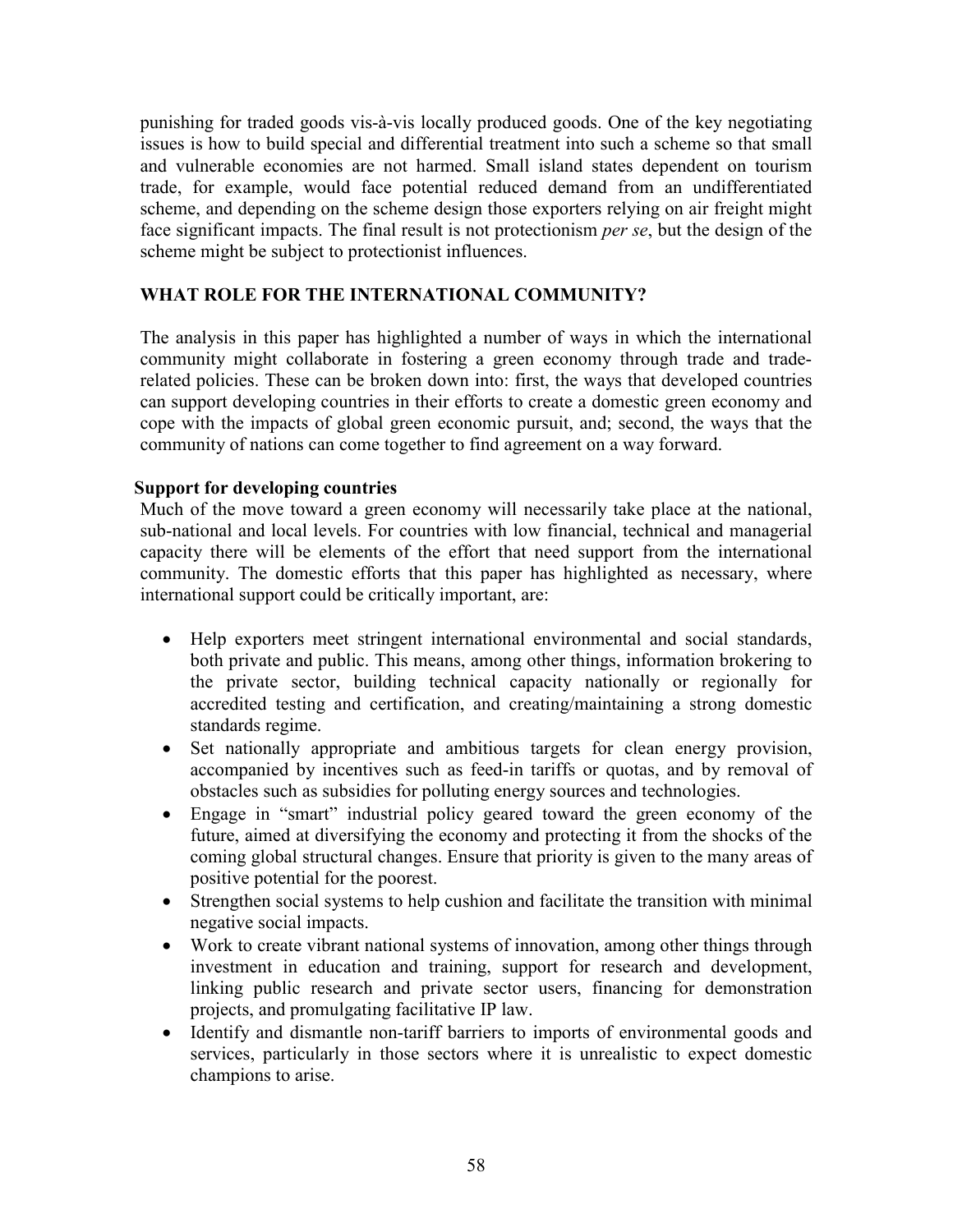punishing for traded goods vis-à-vis locally produced goods. One of the key negotiating issues is how to build special and differential treatment into such a scheme so that small and vulnerable economies are not harmed. Small island states dependent on tourism trade, for example, would face potential reduced demand from an undifferentiated scheme, and depending on the scheme design those exporters relying on air freight might face significant impacts. The final result is not protectionism *per se*, but the design of the scheme might be subject to protectionist influences.

## WHAT ROLE FOR THE INTERNATIONAL COMMUNITY?

The analysis in this paper has highlighted a number of ways in which the international community might collaborate in fostering a green economy through trade and trade-related policies. These can be broken down into: first, the ways that developed countries can support developing countries in their efforts to create a domestic green economy and cope with the impacts of global green economic pursuit, and; second, the ways that the community of nations can come together to find agreement on a way forward.

### Support for developing countries

Much of the move toward a green economy will necessarily take place at the national, sub-national and local levels. For countries with low financial, technical and managerial capacity there will be elements of the effort that need support from the international community. The domestic efforts that this paper has highlighted as necessary, where international support could be critically important, are:

- Help exporters meet stringent international environmental and social standards, both private and public. This means, among other things, information brokering to the private sector, building technical capacity nationally or regionally for accredited testing and certification, and creating/maintaining a strong domestic standards regime.
- Set nationally appropriate and ambitious targets for clean energy provision, accompanied by incentives such as feed-in tariffs or quotas, and by removal of obstacles such as subsidies for polluting energy sources and technologies.
- Engage in "smart" industrial policy geared toward the green economy of the future, aimed at diversifying the economy and protecting it from the shocks of the coming global structural changes. Ensure that priority is given to the many areas of positive potential for the poorest.
- Strengthen social systems to help cushion and facilitate the transition with minimal negative social impacts.
- Work to create vibrant national systems of innovation, among other things through investment in education and training, support for research and development, linking public research and private sector users, financing for demonstration projects, and promulgating facilitative IP law.
- Identify and dismantle non-tariff barriers to imports of environmental goods and services, particularly in those sectors where it is unrealistic to expect domestic champions to arise.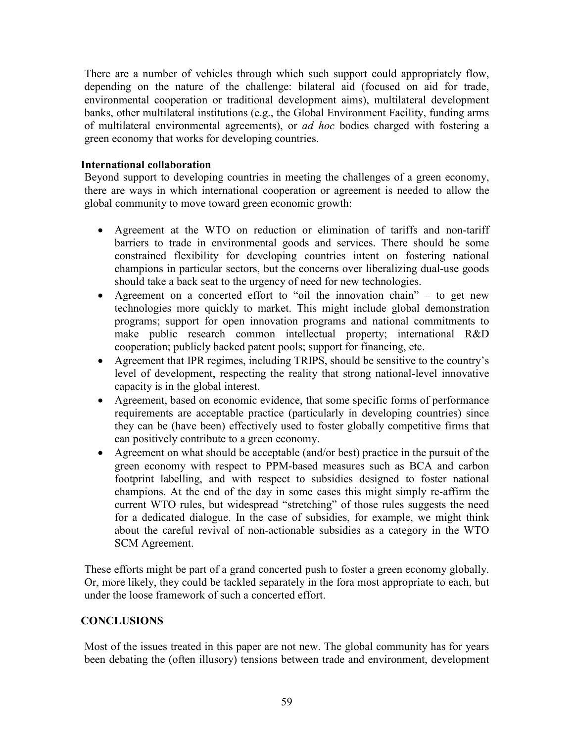There are a number of vehicles through which such support could appropriately flow, depending on the nature of the challenge: bilateral aid (focused on aid for trade, environmental cooperation or traditional development aims), multilateral development banks, other multilateral institutions (e.g., the Global Environment Facility, funding arms of multilateral environmental agreements), or *ad hoc* bodies charged with fostering a green economy that works for developing countries.

**International collaboration**

Beyond support to developing countries in meeting the challenges of a green economy, there are ways in which international cooperation or agreement is needed to allow the global community to move toward green economic growth:

- Agreement at the WTO on reduction or elimination of tariffs and non-tariff barriers to trade in environmental goods and services. There should be some constrained flexibility for developing countries intent on fostering national champions in particular sectors, but the concerns over liberalizing dual-use goods should take a back seat to the urgency of need for new technologies.
- Agreement on a concerted effort to "oil the innovation chain" – to get new technologies more quickly to market. This might include global demonstration programs; support for open innovation programs and national commitments to make public research common intellectual property; international R&D cooperation; publicly backed patent pools; support for financing, etc.
- Agreement that IPR regimes, including TRIPS, should be sensitive to the country's level of development, respecting the reality that strong national-level innovative capacity is in the global interest.
- Agreement, based on economic evidence, that some specific forms of performance requirements are acceptable practice (particularly in developing countries) since they can be (have been) effectively used to foster globally competitive firms that can positively contribute to a green economy.
- Agreement on what should be acceptable (and/or best) practice in the pursuit of the green economy with respect to PPM-based measures such as BCA and carbon footprint labelling, and with respect to subsidies designed to foster national champions. At the end of the day in some cases this might simply re-affirm the current WTO rules, but widespread "stretching" of those rules suggests the need for a dedicated dialogue. In the case of subsidies, for example, we might think about the careful revival of non-actionable subsidies as a category in the WTO SCM Agreement.

These efforts might be part of a grand concerted push to foster a green economy globally. Or, more likely, they could be tackled separately in the fora most appropriate to each, but under the loose framework of such a concerted effort.

## CONCLUSIONS

Most of the issues treated in this paper are not new. The global community has for years been debating the (often illusory) tensions between trade and environment, development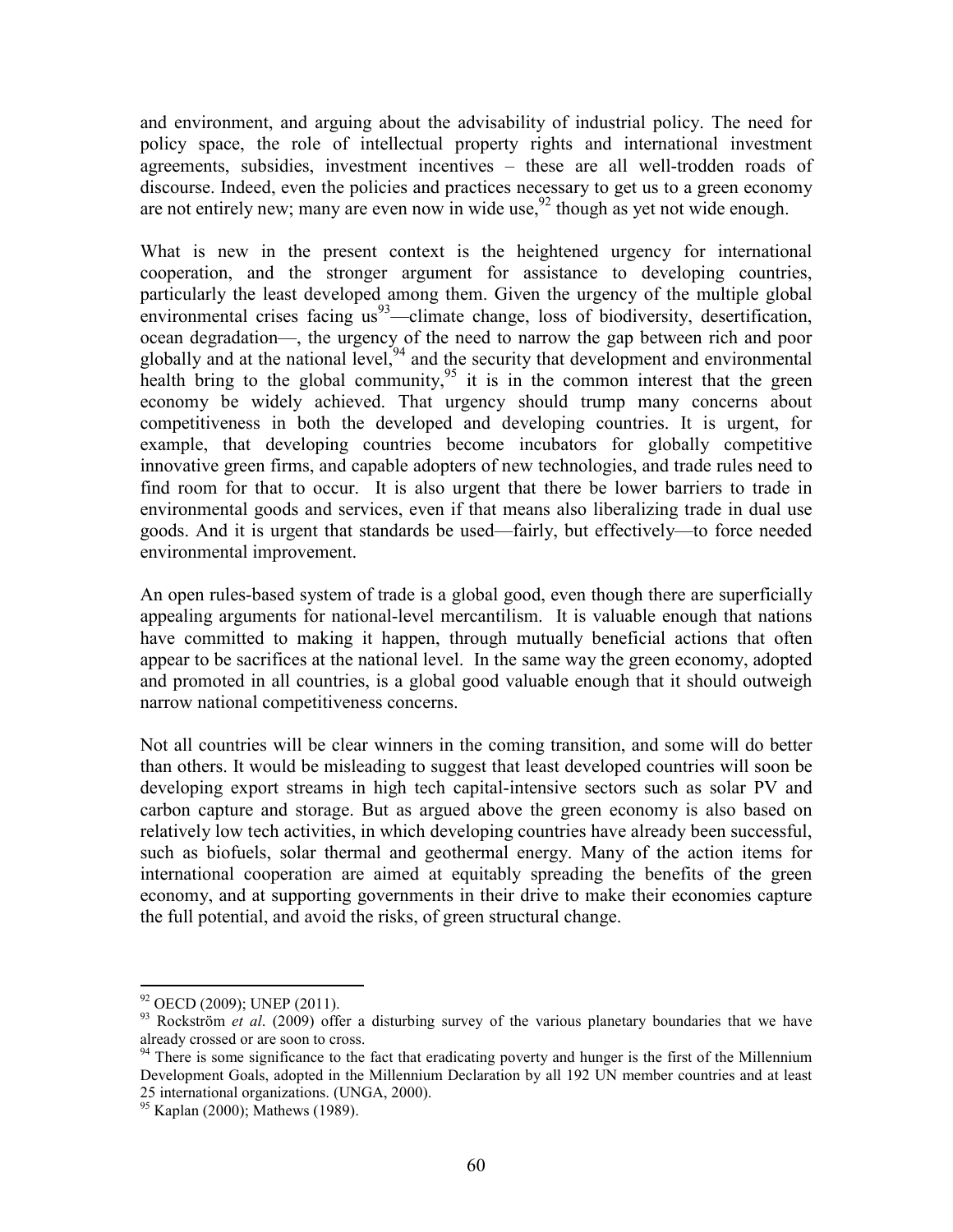and environment, and arguing about the advisability of industrial policy. The need for policy space, the role of intellectual property rights and international investment agreements, subsidies, investment incentives – these are all well-trodden roads of discourse. Indeed, even the policies and practices necessary to get us to a green economy are not entirely new; many are even now in wide use,[92] though as yet not wide enough.

What is new in the present context is the heightened urgency for international cooperation, and the stronger argument for assistance to developing countries, particularly the least developed among them. Given the urgency of the multiple global environmental crises facing us[93]—climate change, loss of biodiversity, desertification, ocean degradation—, the urgency of the need to narrow the gap between rich and poor globally and at the national level,[94] and the security that development and environmental health bring to the global community,[95] it is in the common interest that the green economy be widely achieved. That urgency should trump many concerns about competitiveness in both the developed and developing countries. It is urgent, for example, that developing countries become incubators for globally competitive innovative green firms, and capable adopters of new technologies, and trade rules need to find room for that to occur. It is also urgent that there be lower barriers to trade in environmental goods and services, even if that means also liberalizing trade in dual use goods. And it is urgent that standards be used—fairly, but effectively—to force needed environmental improvement.

An open rules-based system of trade is a global good, even though there are superficially appealing arguments for national-level mercantilism. It is valuable enough that nations have committed to making it happen, through mutually beneficial actions that often appear to be sacrifices at the national level. In the same way the green economy, adopted and promoted in all countries, is a global good valuable enough that it should outweigh narrow national competitiveness concerns.

Not all countries will be clear winners in the coming transition, and some will do better than others. It would be misleading to suggest that least developed countries will soon be developing export streams in high tech capital-intensive sectors such as solar PV and carbon capture and storage. But as argued above the green economy is also based on relatively low tech activities, in which developing countries have already been successful, such as biofuels, solar thermal and geothermal energy. Many of the action items for international cooperation are aimed at equitably spreading the benefits of the green economy, and at supporting governments in their drive to make their economies capture the full potential, and avoid the risks, of green structural change.

---

[92] OECD (2009); UNEP (2011).

[93] Rockström *et al*. (2009) offer a disturbing survey of the various planetary boundaries that we have already crossed or are soon to cross.

[94] There is some significance to the fact that eradicating poverty and hunger is the first of the Millennium Development Goals, adopted in the Millennium Declaration by all 192 UN member countries and at least 25 international organizations. (UNGA, 2000).

[95] Kaplan (2000); Mathews (1989).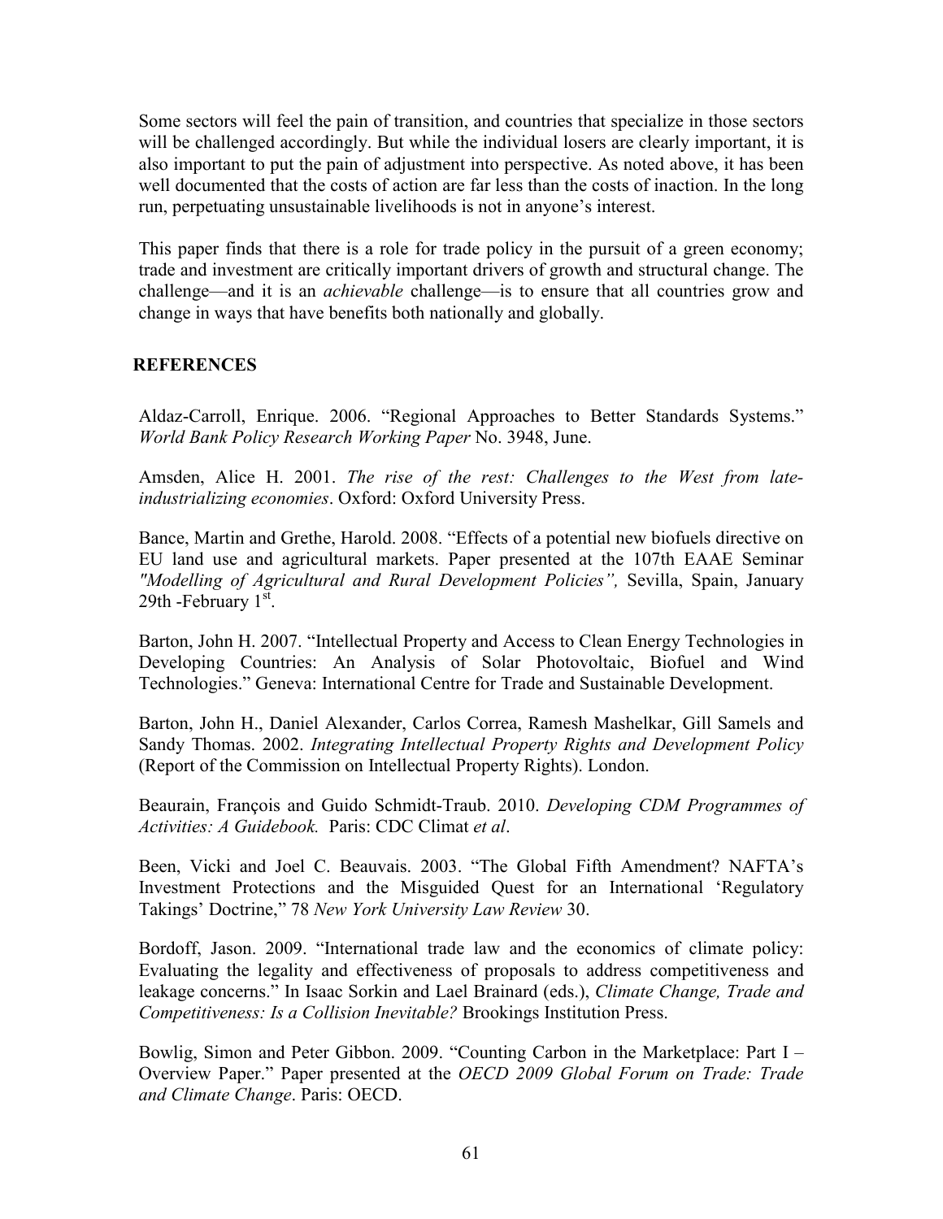Some sectors will feel the pain of transition, and countries that specialize in those sectors will be challenged accordingly. But while the individual losers are clearly important, it is also important to put the pain of adjustment into perspective. As noted above, it has been well documented that the costs of action are far less than the costs of inaction. In the long run, perpetuating unsustainable livelihoods is not in anyone's interest.

This paper finds that there is a role for trade policy in the pursuit of a green economy; trade and investment are critically important drivers of growth and structural change. The challenge—and it is an *achievable* challenge—is to ensure that all countries grow and change in ways that have benefits both nationally and globally.

## REFERENCES

Aldaz-Carroll, Enrique. 2006. "Regional Approaches to Better Standards Systems." *World Bank Policy Research Working Paper* No. 3948, June.

Amsden, Alice H. 2001. *The rise of the rest: Challenges to the West from late-industrializing economies*. Oxford: Oxford University Press.

Bance, Martin and Grethe, Harold. 2008. "Effects of a potential new biofuels directive on EU land use and agricultural markets. Paper presented at the 107th EAAE Seminar *"Modelling of Agricultural and Rural Development Policies",* Sevilla, Spain, January 29th -February 1st.

Barton, John H. 2007. "Intellectual Property and Access to Clean Energy Technologies in Developing Countries: An Analysis of Solar Photovoltaic, Biofuel and Wind Technologies." Geneva: International Centre for Trade and Sustainable Development.

Barton, John H., Daniel Alexander, Carlos Correa, Ramesh Mashelkar, Gill Samels and Sandy Thomas. 2002. *Integrating Intellectual Property Rights and Development Policy* (Report of the Commission on Intellectual Property Rights). London.

Beaurain, François and Guido Schmidt-Traub. 2010. *Developing CDM Programmes of Activities: A Guidebook.* Paris: CDC Climat *et al*.

Been, Vicki and Joel C. Beauvais. 2003. "The Global Fifth Amendment? NAFTA's Investment Protections and the Misguided Quest for an International 'Regulatory Takings' Doctrine," 78 *New York University Law Review* 30.

Bordoff, Jason. 2009. "International trade law and the economics of climate policy: Evaluating the legality and effectiveness of proposals to address competitiveness and leakage concerns." In Isaac Sorkin and Lael Brainard (eds.), *Climate Change, Trade and Competitiveness: Is a Collision Inevitable?* Brookings Institution Press.

Bowlig, Simon and Peter Gibbon. 2009. "Counting Carbon in the Marketplace: Part I – Overview Paper." Paper presented at the *OECD 2009 Global Forum on Trade: Trade and Climate Change*. Paris: OECD.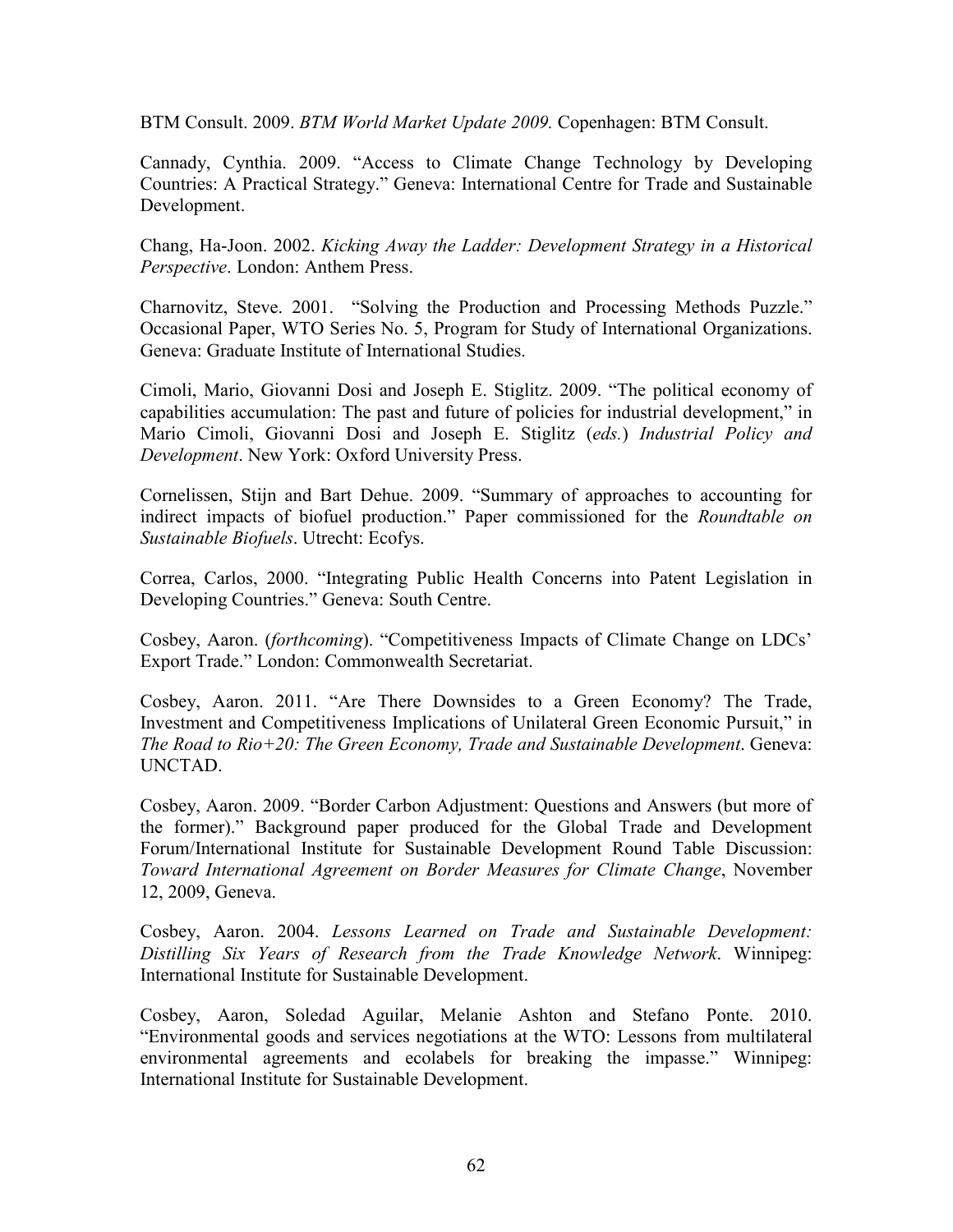BTM Consult. 2009. *BTM World Market Update 2009*. Copenhagen: BTM Consult.

Cannady, Cynthia. 2009. "Access to Climate Change Technology by Developing Countries: A Practical Strategy." Geneva: International Centre for Trade and Sustainable Development.

Chang, Ha-Joon. 2002. *Kicking Away the Ladder: Development Strategy in a Historical Perspective*. London: Anthem Press.

Charnovitz, Steve. 2001. "Solving the Production and Processing Methods Puzzle." Occasional Paper, WTO Series No. 5, Program for Study of International Organizations. Geneva: Graduate Institute of International Studies.

Cimoli, Mario, Giovanni Dosi and Joseph E. Stiglitz. 2009. "The political economy of capabilities accumulation: The past and future of policies for industrial development," in Mario Cimoli, Giovanni Dosi and Joseph E. Stiglitz (*eds.*) *Industrial Policy and Development*. New York: Oxford University Press.

Cornelissen, Stijn and Bart Dehue. 2009. "Summary of approaches to accounting for indirect impacts of biofuel production." Paper commissioned for the *Roundtable on Sustainable Biofuels*. Utrecht: Ecofys.

Correa, Carlos, 2000. "Integrating Public Health Concerns into Patent Legislation in Developing Countries." Geneva: South Centre.

Cosbey, Aaron. (*forthcoming*). "Competitiveness Impacts of Climate Change on LDCs' Export Trade." London: Commonwealth Secretariat.

Cosbey, Aaron. 2011. "Are There Downsides to a Green Economy? The Trade, Investment and Competitiveness Implications of Unilateral Green Economic Pursuit," in *The Road to Rio+20: The Green Economy, Trade and Sustainable Development*. Geneva: UNCTAD.

Cosbey, Aaron. 2009. "Border Carbon Adjustment: Questions and Answers (but more of the former)." Background paper produced for the Global Trade and Development Forum/International Institute for Sustainable Development Round Table Discussion: *Toward International Agreement on Border Measures for Climate Change*, November 12, 2009, Geneva.

Cosbey, Aaron. 2004. *Lessons Learned on Trade and Sustainable Development: Distilling Six Years of Research from the Trade Knowledge Network*. Winnipeg: International Institute for Sustainable Development.

Cosbey, Aaron, Soledad Aguilar, Melanie Ashton and Stefano Ponte. 2010. "Environmental goods and services negotiations at the WTO: Lessons from multilateral environmental agreements and ecolabels for breaking the impasse." Winnipeg: International Institute for Sustainable Development.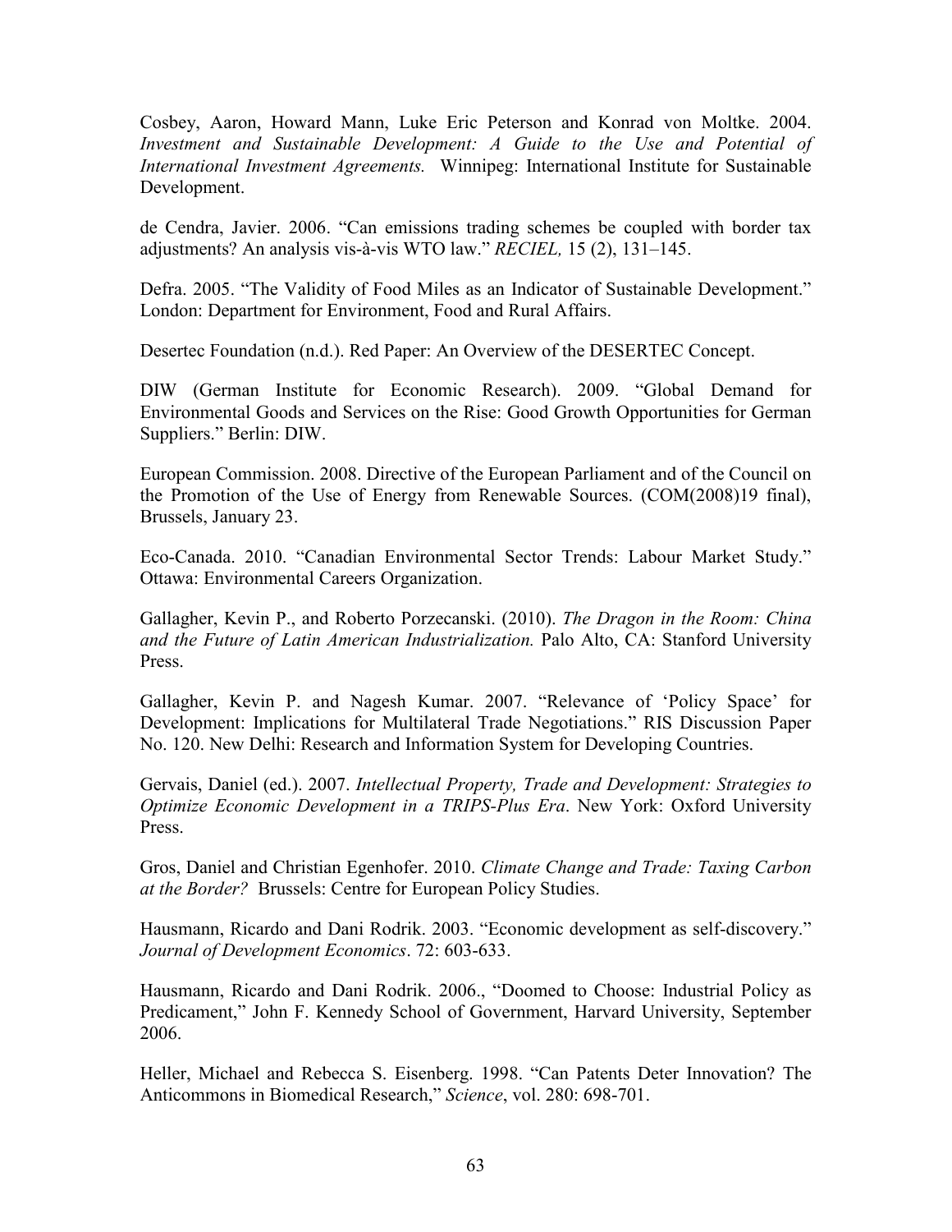Cosbey, Aaron, Howard Mann, Luke Eric Peterson and Konrad von Moltke. 2004. *Investment and Sustainable Development: A Guide to the Use and Potential of International Investment Agreements.* Winnipeg: International Institute for Sustainable Development.

de Cendra, Javier. 2006. "Can emissions trading schemes be coupled with border tax adjustments? An analysis vis-à-vis WTO law." *RECIEL,* 15 (2), 131–145.

Defra. 2005. "The Validity of Food Miles as an Indicator of Sustainable Development." London: Department for Environment, Food and Rural Affairs.

Desertec Foundation (n.d.). Red Paper: An Overview of the DESERTEC Concept.

DIW (German Institute for Economic Research). 2009. "Global Demand for Environmental Goods and Services on the Rise: Good Growth Opportunities for German Suppliers." Berlin: DIW.

European Commission. 2008. Directive of the European Parliament and of the Council on the Promotion of the Use of Energy from Renewable Sources. (COM(2008)19 final), Brussels, January 23.

Eco-Canada. 2010. "Canadian Environmental Sector Trends: Labour Market Study." Ottawa: Environmental Careers Organization.

Gallagher, Kevin P., and Roberto Porzecanski. (2010). *The Dragon in the Room: China and the Future of Latin American Industrialization.* Palo Alto, CA: Stanford University Press.

Gallagher, Kevin P. and Nagesh Kumar. 2007. "Relevance of 'Policy Space' for Development: Implications for Multilateral Trade Negotiations." RIS Discussion Paper No. 120. New Delhi: Research and Information System for Developing Countries.

Gervais, Daniel (ed.). 2007. *Intellectual Property, Trade and Development: Strategies to Optimize Economic Development in a TRIPS-Plus Era*. New York: Oxford University Press.

Gros, Daniel and Christian Egenhofer. 2010. *Climate Change and Trade: Taxing Carbon at the Border?* Brussels: Centre for European Policy Studies.

Hausmann, Ricardo and Dani Rodrik. 2003. "Economic development as self-discovery." *Journal of Development Economics*. 72: 603-633.

Hausmann, Ricardo and Dani Rodrik. 2006., "Doomed to Choose: Industrial Policy as Predicament," John F. Kennedy School of Government, Harvard University, September 2006.

Heller, Michael and Rebecca S. Eisenberg. 1998. "Can Patents Deter Innovation? The Anticommons in Biomedical Research," *Science*, vol. 280: 698-701.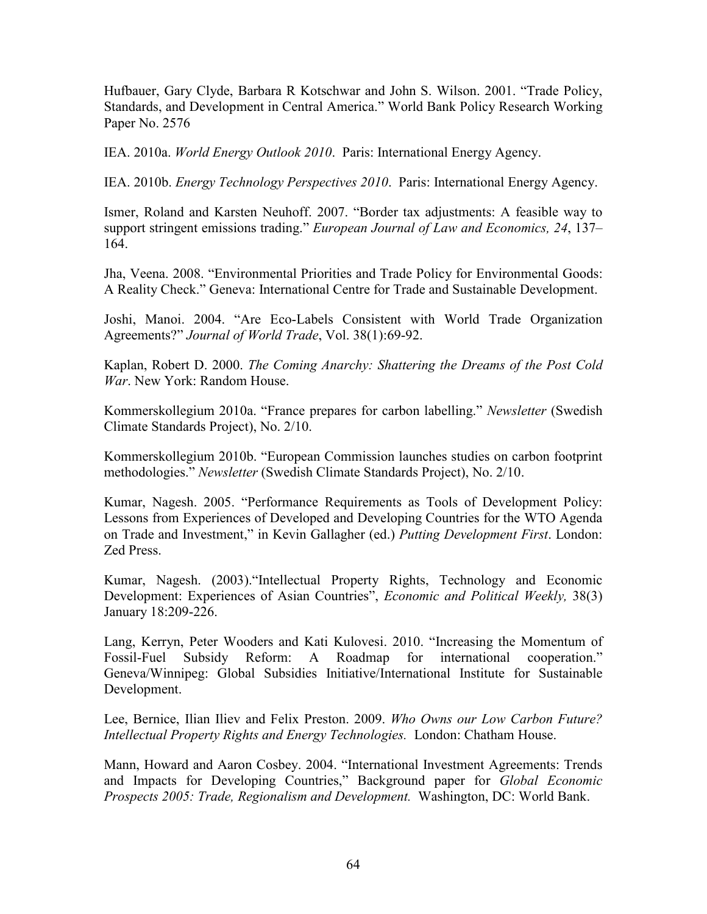Hufbauer, Gary Clyde, Barbara R Kotschwar and John S. Wilson. 2001. "Trade Policy, Standards, and Development in Central America." World Bank Policy Research Working Paper No. 2576

IEA. 2010a. *World Energy Outlook 2010*. Paris: International Energy Agency.

IEA. 2010b. *Energy Technology Perspectives 2010*. Paris: International Energy Agency.

Ismer, Roland and Karsten Neuhoff. 2007. "Border tax adjustments: A feasible way to support stringent emissions trading." *European Journal of Law and Economics, 24*, 137–164.

Jha, Veena. 2008. "Environmental Priorities and Trade Policy for Environmental Goods: A Reality Check." Geneva: International Centre for Trade and Sustainable Development.

Joshi, Manoi. 2004. "Are Eco-Labels Consistent with World Trade Organization Agreements?" *Journal of World Trade*, Vol. 38(1):69-92.

Kaplan, Robert D. 2000. *The Coming Anarchy: Shattering the Dreams of the Post Cold War*. New York: Random House.

Kommerskollegium 2010a. "France prepares for carbon labelling." *Newsletter* (Swedish Climate Standards Project), No. 2/10.

Kommerskollegium 2010b. "European Commission launches studies on carbon footprint methodologies." *Newsletter* (Swedish Climate Standards Project), No. 2/10.

Kumar, Nagesh. 2005. "Performance Requirements as Tools of Development Policy: Lessons from Experiences of Developed and Developing Countries for the WTO Agenda on Trade and Investment," in Kevin Gallagher (ed.) *Putting Development First*. London: Zed Press.

Kumar, Nagesh. (2003)."Intellectual Property Rights, Technology and Economic Development: Experiences of Asian Countries", *Economic and Political Weekly,* 38(3) January 18:209-226.

Lang, Kerryn, Peter Wooders and Kati Kulovesi. 2010. "Increasing the Momentum of Fossil-Fuel Subsidy Reform: A Roadmap for international cooperation." Geneva/Winnipeg: Global Subsidies Initiative/International Institute for Sustainable Development.

Lee, Bernice, Ilian Iliev and Felix Preston. 2009. *Who Owns our Low Carbon Future? Intellectual Property Rights and Energy Technologies.* London: Chatham House.

Mann, Howard and Aaron Cosbey. 2004. "International Investment Agreements: Trends and Impacts for Developing Countries," Background paper for *Global Economic Prospects 2005: Trade, Regionalism and Development.* Washington, DC: World Bank.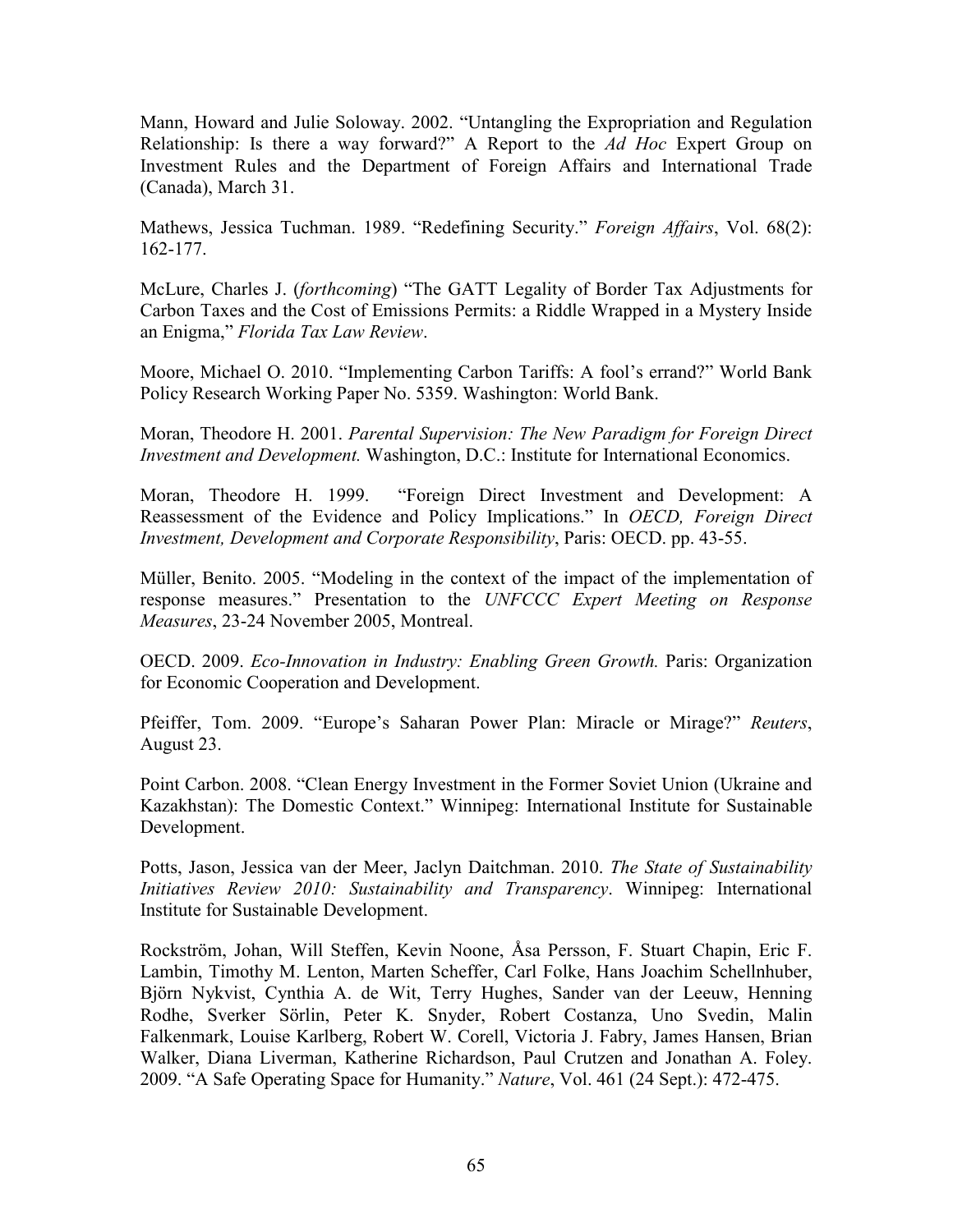Mann, Howard and Julie Soloway. 2002. "Untangling the Expropriation and Regulation Relationship: Is there a way forward?" A Report to the *Ad Hoc* Expert Group on Investment Rules and the Department of Foreign Affairs and International Trade (Canada), March 31.

Mathews, Jessica Tuchman. 1989. "Redefining Security." *Foreign Affairs*, Vol. 68(2): 162-177.

McLure, Charles J. (*forthcoming*) "The GATT Legality of Border Tax Adjustments for Carbon Taxes and the Cost of Emissions Permits: a Riddle Wrapped in a Mystery Inside an Enigma," *Florida Tax Law Review*.

Moore, Michael O. 2010. "Implementing Carbon Tariffs: A fool's errand?" World Bank Policy Research Working Paper No. 5359. Washington: World Bank.

Moran, Theodore H. 2001. *Parental Supervision: The New Paradigm for Foreign Direct Investment and Development.* Washington, D.C.: Institute for International Economics.

Moran, Theodore H. 1999. "Foreign Direct Investment and Development: A Reassessment of the Evidence and Policy Implications." In *OECD, Foreign Direct Investment, Development and Corporate Responsibility*, Paris: OECD. pp. 43-55.

Müller, Benito. 2005. "Modeling in the context of the impact of the implementation of response measures." Presentation to the *UNFCCC Expert Meeting on Response Measures*, 23-24 November 2005, Montreal.

OECD. 2009. *Eco-Innovation in Industry: Enabling Green Growth.* Paris: Organization for Economic Cooperation and Development.

Pfeiffer, Tom. 2009. "Europe's Saharan Power Plan: Miracle or Mirage?" *Reuters*, August 23.

Point Carbon. 2008. "Clean Energy Investment in the Former Soviet Union (Ukraine and Kazakhstan): The Domestic Context." Winnipeg: International Institute for Sustainable Development.

Potts, Jason, Jessica van der Meer, Jaclyn Daitchman. 2010. *The State of Sustainability Initiatives Review 2010: Sustainability and Transparency*. Winnipeg: International Institute for Sustainable Development.

Rockström, Johan, Will Steffen, Kevin Noone, Åsa Persson, F. Stuart Chapin, Eric F. Lambin, Timothy M. Lenton, Marten Scheffer, Carl Folke, Hans Joachim Schellnhuber, Björn Nykvist, Cynthia A. de Wit, Terry Hughes, Sander van der Leeuw, Henning Rodhe, Sverker Sörlin, Peter K. Snyder, Robert Costanza, Uno Svedin, Malin Falkenmark, Louise Karlberg, Robert W. Corell, Victoria J. Fabry, James Hansen, Brian Walker, Diana Liverman, Katherine Richardson, Paul Crutzen and Jonathan A. Foley. 2009. "A Safe Operating Space for Humanity." *Nature*, Vol. 461 (24 Sept.): 472-475.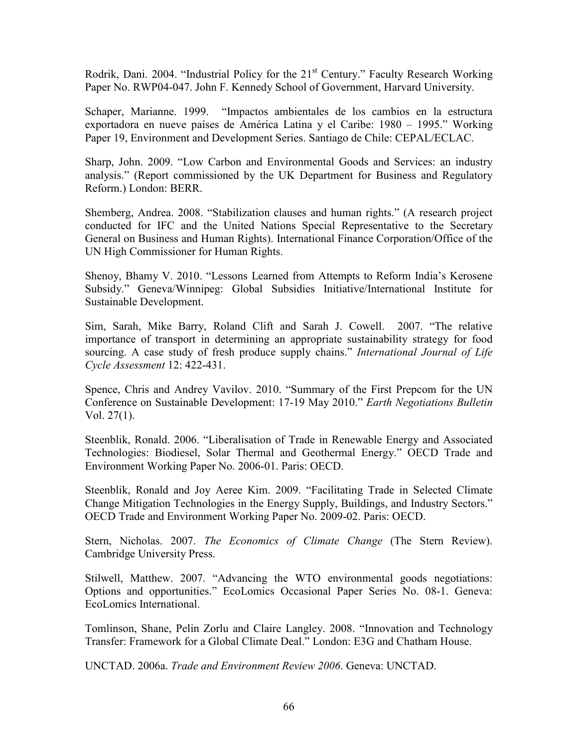Rodrik, Dani. 2004. "Industrial Policy for the 21st Century." Faculty Research Working Paper No. RWP04-047. John F. Kennedy School of Government, Harvard University.

Schaper, Marianne. 1999. "Impactos ambientales de los cambios en la estructura exportadora en nueve países de América Latina y el Caribe: 1980 – 1995." Working Paper 19, Environment and Development Series. Santiago de Chile: CEPAL/ECLAC.

Sharp, John. 2009. "Low Carbon and Environmental Goods and Services: an industry analysis." (Report commissioned by the UK Department for Business and Regulatory Reform.) London: BERR.

Shemberg, Andrea. 2008. "Stabilization clauses and human rights." (A research project conducted for IFC and the United Nations Special Representative to the Secretary General on Business and Human Rights). International Finance Corporation/Office of the UN High Commissioner for Human Rights.

Shenoy, Bhamy V. 2010. "Lessons Learned from Attempts to Reform India's Kerosene Subsidy." Geneva/Winnipeg: Global Subsidies Initiative/International Institute for Sustainable Development.

Sim, Sarah, Mike Barry, Roland Clift and Sarah J. Cowell. 2007. "The relative importance of transport in determining an appropriate sustainability strategy for food sourcing. A case study of fresh produce supply chains." *International Journal of Life Cycle Assessment* 12: 422-431.

Spence, Chris and Andrey Vavilov. 2010. "Summary of the First Prepcom for the UN Conference on Sustainable Development: 17-19 May 2010." *Earth Negotiations Bulletin* Vol. 27(1).

Steenblik, Ronald. 2006. "Liberalisation of Trade in Renewable Energy and Associated Technologies: Biodiesel, Solar Thermal and Geothermal Energy." OECD Trade and Environment Working Paper No. 2006-01. Paris: OECD.

Steenblik, Ronald and Joy Aeree Kim. 2009. "Facilitating Trade in Selected Climate Change Mitigation Technologies in the Energy Supply, Buildings, and Industry Sectors." OECD Trade and Environment Working Paper No. 2009-02. Paris: OECD.

Stern, Nicholas. 2007. *The Economics of Climate Change* (The Stern Review). Cambridge University Press.

Stilwell, Matthew. 2007. "Advancing the WTO environmental goods negotiations: Options and opportunities." EcoLomics Occasional Paper Series No. 08-1. Geneva: EcoLomics International.

Tomlinson, Shane, Pelin Zorlu and Claire Langley. 2008. "Innovation and Technology Transfer: Framework for a Global Climate Deal." London: E3G and Chatham House.

UNCTAD. 2006a. *Trade and Environment Review 2006*. Geneva: UNCTAD.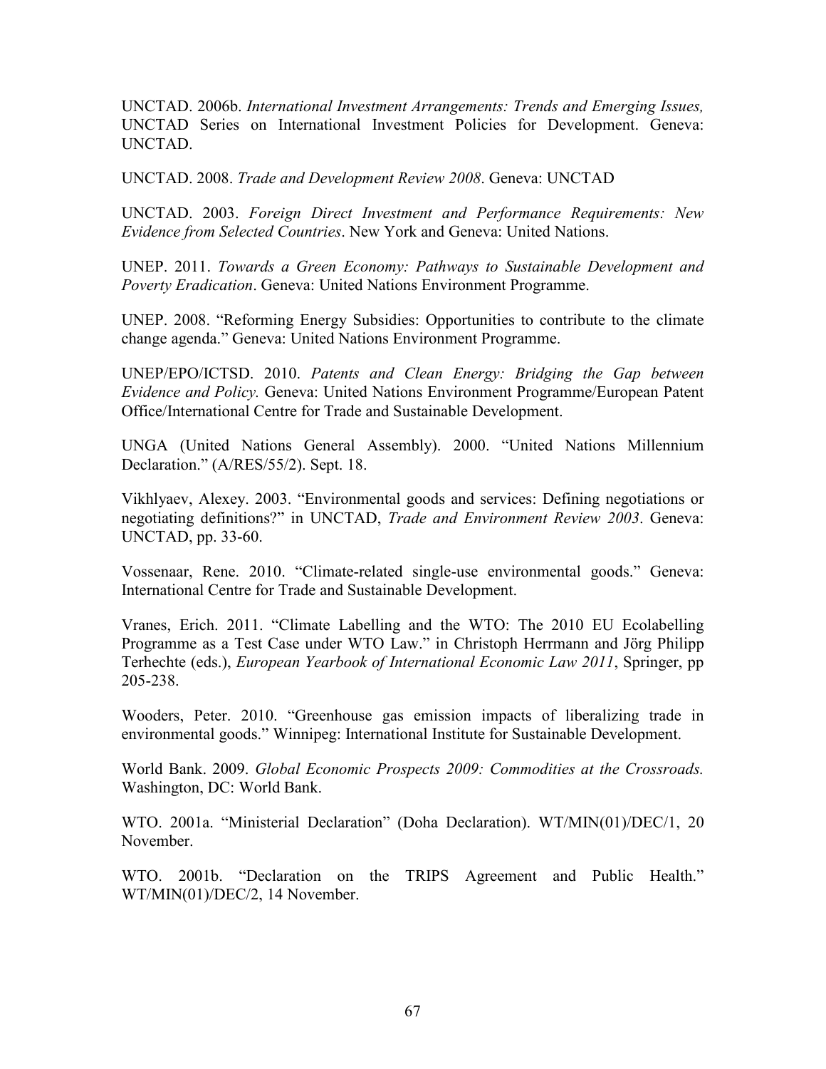UNCTAD. 2006b. *International Investment Arrangements: Trends and Emerging Issues,* UNCTAD Series on International Investment Policies for Development. Geneva: UNCTAD.

UNCTAD. 2008. *Trade and Development Review 2008*. Geneva: UNCTAD

UNCTAD. 2003. *Foreign Direct Investment and Performance Requirements: New Evidence from Selected Countries*. New York and Geneva: United Nations.

UNEP. 2011. *Towards a Green Economy: Pathways to Sustainable Development and Poverty Eradication*. Geneva: United Nations Environment Programme.

UNEP. 2008. "Reforming Energy Subsidies: Opportunities to contribute to the climate change agenda." Geneva: United Nations Environment Programme.

UNEP/EPO/ICTSD. 2010. *Patents and Clean Energy: Bridging the Gap between Evidence and Policy.* Geneva: United Nations Environment Programme/European Patent Office/International Centre for Trade and Sustainable Development.

UNGA (United Nations General Assembly). 2000. "United Nations Millennium Declaration." (A/RES/55/2). Sept. 18.

Vikhlyaev, Alexey. 2003. "Environmental goods and services: Defining negotiations or negotiating definitions?" in UNCTAD, *Trade and Environment Review 2003*. Geneva: UNCTAD, pp. 33-60.

Vossenaar, Rene. 2010. "Climate-related single-use environmental goods." Geneva: International Centre for Trade and Sustainable Development.

Vranes, Erich. 2011. "Climate Labelling and the WTO: The 2010 EU Ecolabelling Programme as a Test Case under WTO Law." in Christoph Herrmann and Jörg Philipp Terhechte (eds.), *European Yearbook of International Economic Law 2011*, Springer, pp 205-238.

Wooders, Peter. 2010. "Greenhouse gas emission impacts of liberalizing trade in environmental goods." Winnipeg: International Institute for Sustainable Development.

World Bank. 2009. *Global Economic Prospects 2009: Commodities at the Crossroads.* Washington, DC: World Bank.

WTO. 2001a. "Ministerial Declaration" (Doha Declaration). WT/MIN(01)/DEC/1, 20 November.

WTO. 2001b. "Declaration on the TRIPS Agreement and Public Health." WT/MIN(01)/DEC/2, 14 November.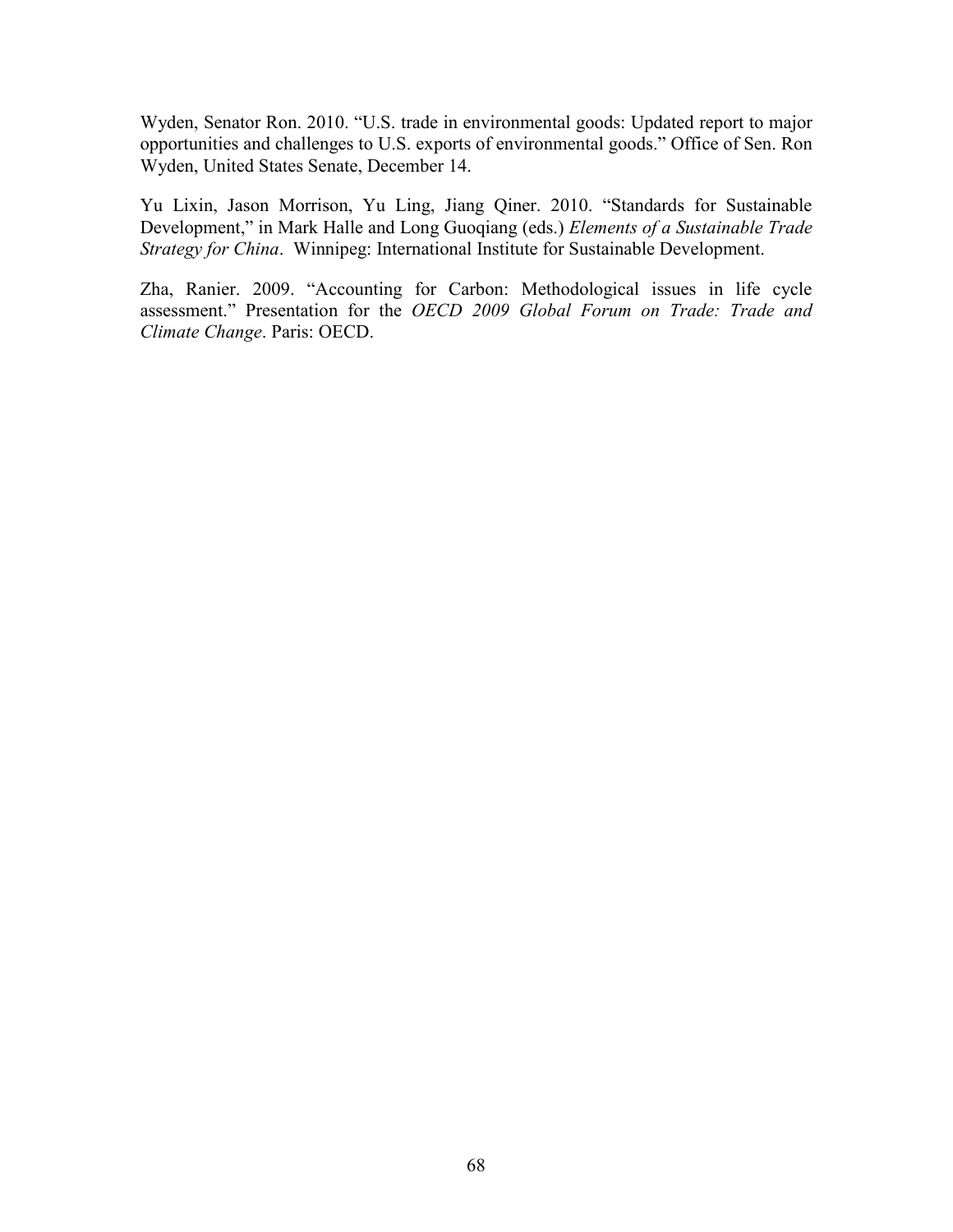Wyden, Senator Ron. 2010. "U.S. trade in environmental goods: Updated report to major opportunities and challenges to U.S. exports of environmental goods." Office of Sen. Ron Wyden, United States Senate, December 14.

Yu Lixin, Jason Morrison, Yu Ling, Jiang Qiner. 2010. "Standards for Sustainable Development," in Mark Halle and Long Guoqiang (eds.) *Elements of a Sustainable Trade Strategy for China*. Winnipeg: International Institute for Sustainable Development.

Zha, Ranier. 2009. "Accounting for Carbon: Methodological issues in life cycle assessment." Presentation for the *OECD 2009 Global Forum on Trade: Trade and Climate Change*. Paris: OECD.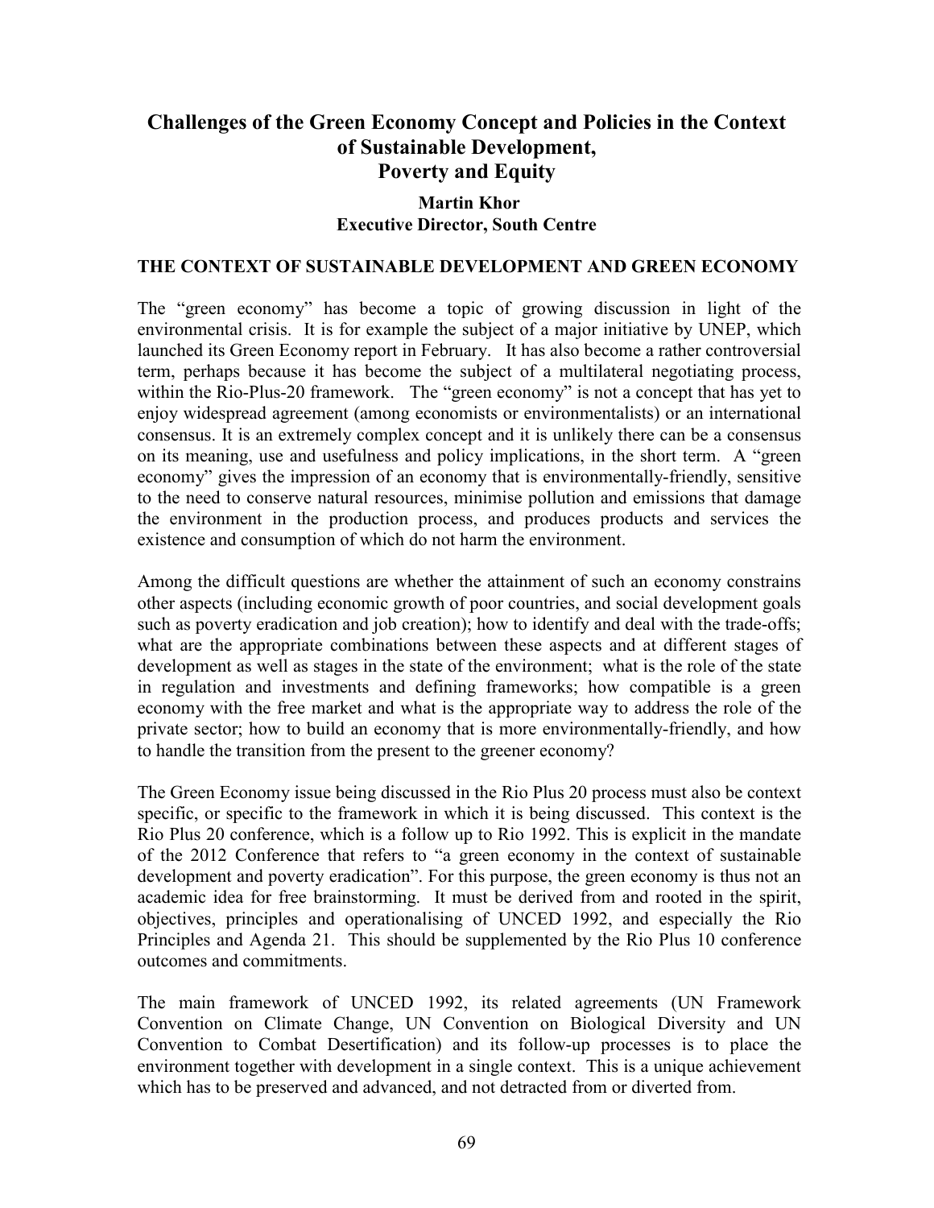# Challenges of the Green Economy Concept and Policies in the Context of Sustainable Development, Poverty and Equity

**Martin Khor**
**Executive Director, South Centre**

## THE CONTEXT OF SUSTAINABLE DEVELOPMENT AND GREEN ECONOMY

The "green economy" has become a topic of growing discussion in light of the environmental crisis. It is for example the subject of a major initiative by UNEP, which launched its Green Economy report in February. It has also become a rather controversial term, perhaps because it has become the subject of a multilateral negotiating process, within the Rio-Plus-20 framework. The "green economy" is not a concept that has yet to enjoy widespread agreement (among economists or environmentalists) or an international consensus. It is an extremely complex concept and it is unlikely there can be a consensus on its meaning, use and usefulness and policy implications, in the short term. A "green economy" gives the impression of an economy that is environmentally-friendly, sensitive to the need to conserve natural resources, minimise pollution and emissions that damage the environment in the production process, and produces products and services the existence and consumption of which do not harm the environment.

Among the difficult questions are whether the attainment of such an economy constrains other aspects (including economic growth of poor countries, and social development goals such as poverty eradication and job creation); how to identify and deal with the trade-offs; what are the appropriate combinations between these aspects and at different stages of development as well as stages in the state of the environment; what is the role of the state in regulation and investments and defining frameworks; how compatible is a green economy with the free market and what is the appropriate way to address the role of the private sector; how to build an economy that is more environmentally-friendly, and how to handle the transition from the present to the greener economy?

The Green Economy issue being discussed in the Rio Plus 20 process must also be context specific, or specific to the framework in which it is being discussed. This context is the Rio Plus 20 conference, which is a follow up to Rio 1992. This is explicit in the mandate of the 2012 Conference that refers to "a green economy in the context of sustainable development and poverty eradication". For this purpose, the green economy is thus not an academic idea for free brainstorming. It must be derived from and rooted in the spirit, objectives, principles and operationalising of UNCED 1992, and especially the Rio Principles and Agenda 21. This should be supplemented by the Rio Plus 10 conference outcomes and commitments.

The main framework of UNCED 1992, its related agreements (UN Framework Convention on Climate Change, UN Convention on Biological Diversity and UN Convention to Combat Desertification) and its follow-up processes is to place the environment together with development in a single context. This is a unique achievement which has to be preserved and advanced, and not detracted from or diverted from.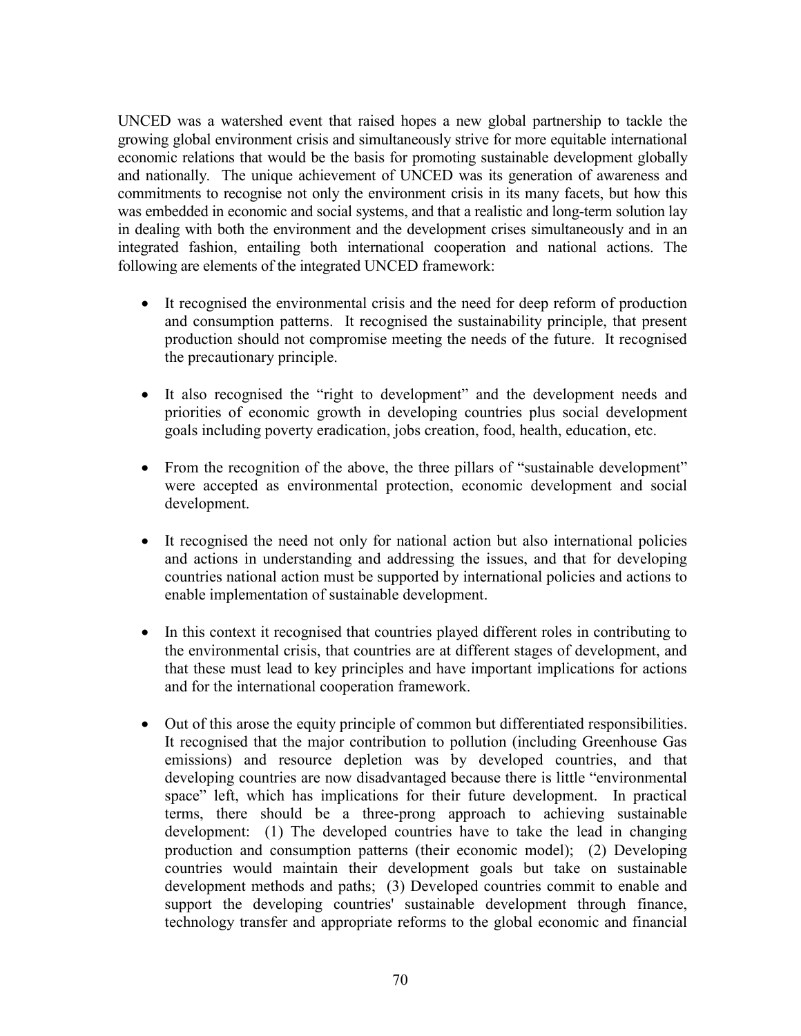UNCED was a watershed event that raised hopes a new global partnership to tackle the growing global environment crisis and simultaneously strive for more equitable international economic relations that would be the basis for promoting sustainable development globally and nationally. The unique achievement of UNCED was its generation of awareness and commitments to recognise not only the environment crisis in its many facets, but how this was embedded in economic and social systems, and that a realistic and long-term solution lay in dealing with both the environment and the development crises simultaneously and in an integrated fashion, entailing both international cooperation and national actions. The following are elements of the integrated UNCED framework:

- It recognised the environmental crisis and the need for deep reform of production and consumption patterns. It recognised the sustainability principle, that present production should not compromise meeting the needs of the future. It recognised the precautionary principle.

- It also recognised the "right to development" and the development needs and priorities of economic growth in developing countries plus social development goals including poverty eradication, jobs creation, food, health, education, etc.

- From the recognition of the above, the three pillars of "sustainable development" were accepted as environmental protection, economic development and social development.

- It recognised the need not only for national action but also international policies and actions in understanding and addressing the issues, and that for developing countries national action must be supported by international policies and actions to enable implementation of sustainable development.

- In this context it recognised that countries played different roles in contributing to the environmental crisis, that countries are at different stages of development, and that these must lead to key principles and have important implications for actions and for the international cooperation framework.

- Out of this arose the equity principle of common but differentiated responsibilities. It recognised that the major contribution to pollution (including Greenhouse Gas emissions) and resource depletion was by developed countries, and that developing countries are now disadvantaged because there is little "environmental space" left, which has implications for their future development. In practical terms, there should be a three-prong approach to achieving sustainable development: (1) The developed countries have to take the lead in changing production and consumption patterns (their economic model); (2) Developing countries would maintain their development goals but take on sustainable development methods and paths; (3) Developed countries commit to enable and support the developing countries' sustainable development through finance, technology transfer and appropriate reforms to the global economic and financial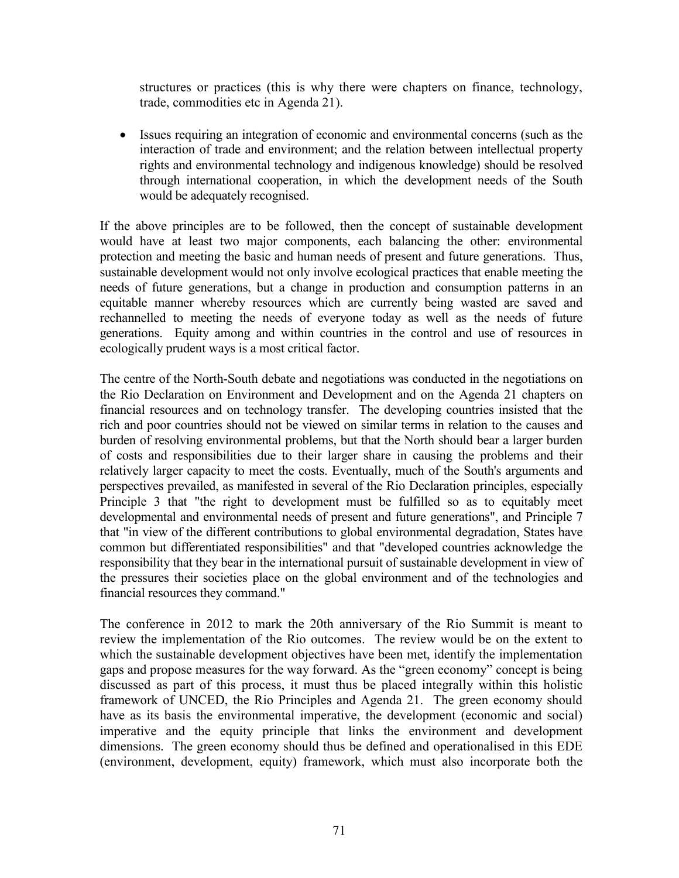structures or practices (this is why there were chapters on finance, technology, trade, commodities etc in Agenda 21).

- Issues requiring an integration of economic and environmental concerns (such as the interaction of trade and environment; and the relation between intellectual property rights and environmental technology and indigenous knowledge) should be resolved through international cooperation, in which the development needs of the South would be adequately recognised.

If the above principles are to be followed, then the concept of sustainable development would have at least two major components, each balancing the other: environmental protection and meeting the basic and human needs of present and future generations. Thus, sustainable development would not only involve ecological practices that enable meeting the needs of future generations, but a change in production and consumption patterns in an equitable manner whereby resources which are currently being wasted are saved and rechannelled to meeting the needs of everyone today as well as the needs of future generations. Equity among and within countries in the control and use of resources in ecologically prudent ways is a most critical factor.

The centre of the North-South debate and negotiations was conducted in the negotiations on the Rio Declaration on Environment and Development and on the Agenda 21 chapters on financial resources and on technology transfer. The developing countries insisted that the rich and poor countries should not be viewed on similar terms in relation to the causes and burden of resolving environmental problems, but that the North should bear a larger burden of costs and responsibilities due to their larger share in causing the problems and their relatively larger capacity to meet the costs. Eventually, much of the South's arguments and perspectives prevailed, as manifested in several of the Rio Declaration principles, especially Principle 3 that "the right to development must be fulfilled so as to equitably meet developmental and environmental needs of present and future generations", and Principle 7 that "in view of the different contributions to global environmental degradation, States have common but differentiated responsibilities" and that "developed countries acknowledge the responsibility that they bear in the international pursuit of sustainable development in view of the pressures their societies place on the global environment and of the technologies and financial resources they command."

The conference in 2012 to mark the 20th anniversary of the Rio Summit is meant to review the implementation of the Rio outcomes. The review would be on the extent to which the sustainable development objectives have been met, identify the implementation gaps and propose measures for the way forward. As the "green economy" concept is being discussed as part of this process, it must thus be placed integrally within this holistic framework of UNCED, the Rio Principles and Agenda 21. The green economy should have as its basis the environmental imperative, the development (economic and social) imperative and the equity principle that links the environment and development dimensions. The green economy should thus be defined and operationalised in this EDE (environment, development, equity) framework, which must also incorporate both the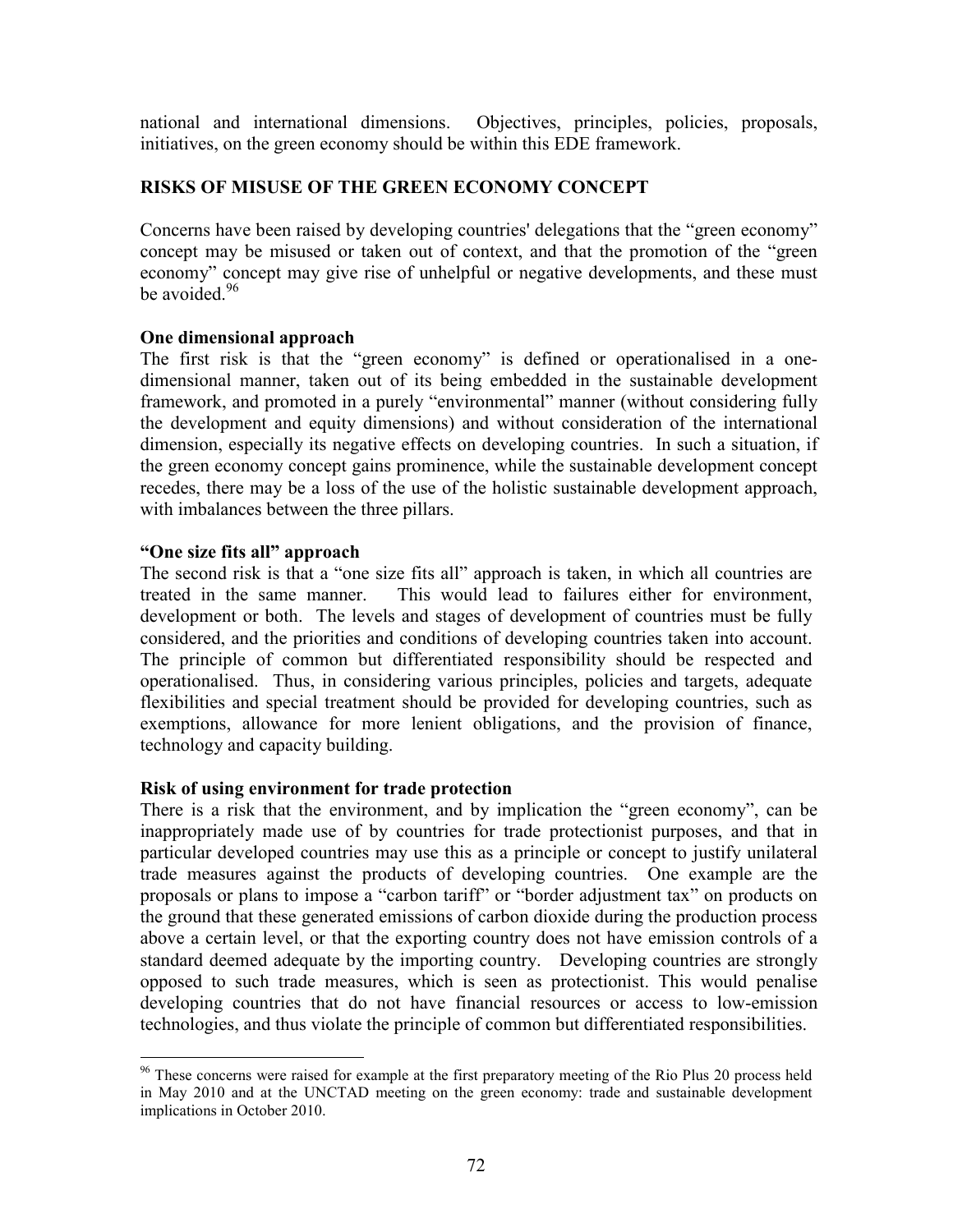national and international dimensions. Objectives, principles, policies, proposals, initiatives, on the green economy should be within this EDE framework.

## RISKS OF MISUSE OF THE GREEN ECONOMY CONCEPT

Concerns have been raised by developing countries' delegations that the "green economy" concept may be misused or taken out of context, and that the promotion of the "green economy" concept may give rise of unhelpful or negative developments, and these must be avoided.[96]

### One dimensional approach

The first risk is that the "green economy" is defined or operationalised in a one-dimensional manner, taken out of its being embedded in the sustainable development framework, and promoted in a purely "environmental" manner (without considering fully the development and equity dimensions) and without consideration of the international dimension, especially its negative effects on developing countries. In such a situation, if the green economy concept gains prominence, while the sustainable development concept recedes, there may be a loss of the use of the holistic sustainable development approach, with imbalances between the three pillars.

### "One size fits all" approach

The second risk is that a "one size fits all" approach is taken, in which all countries are treated in the same manner. This would lead to failures either for environment, development or both. The levels and stages of development of countries must be fully considered, and the priorities and conditions of developing countries taken into account. The principle of common but differentiated responsibility should be respected and operationalised. Thus, in considering various principles, policies and targets, adequate flexibilities and special treatment should be provided for developing countries, such as exemptions, allowance for more lenient obligations, and the provision of finance, technology and capacity building.

### Risk of using environment for trade protection

There is a risk that the environment, and by implication the "green economy", can be inappropriately made use of by countries for trade protectionist purposes, and that in particular developed countries may use this as a principle or concept to justify unilateral trade measures against the products of developing countries. One example are the proposals or plans to impose a "carbon tariff" or "border adjustment tax" on products on the ground that these generated emissions of carbon dioxide during the production process above a certain level, or that the exporting country does not have emission controls of a standard deemed adequate by the importing country. Developing countries are strongly opposed to such trade measures, which is seen as protectionist. This would penalise developing countries that do not have financial resources or access to low-emission technologies, and thus violate the principle of common but differentiated responsibilities.

---

[96] These concerns were raised for example at the first preparatory meeting of the Rio Plus 20 process held in May 2010 and at the UNCTAD meeting on the green economy: trade and sustainable development implications in October 2010.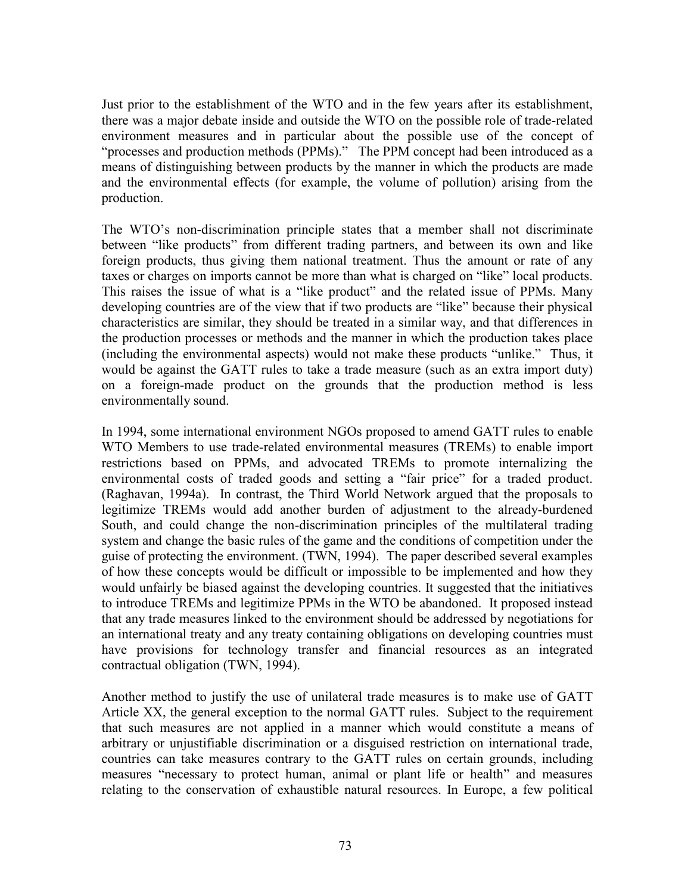Just prior to the establishment of the WTO and in the few years after its establishment, there was a major debate inside and outside the WTO on the possible role of trade-related environment measures and in particular about the possible use of the concept of "processes and production methods (PPMs)." The PPM concept had been introduced as a means of distinguishing between products by the manner in which the products are made and the environmental effects (for example, the volume of pollution) arising from the production.

The WTO's non-discrimination principle states that a member shall not discriminate between "like products" from different trading partners, and between its own and like foreign products, thus giving them national treatment. Thus the amount or rate of any taxes or charges on imports cannot be more than what is charged on "like" local products. This raises the issue of what is a "like product" and the related issue of PPMs. Many developing countries are of the view that if two products are "like" because their physical characteristics are similar, they should be treated in a similar way, and that differences in the production processes or methods and the manner in which the production takes place (including the environmental aspects) would not make these products "unlike." Thus, it would be against the GATT rules to take a trade measure (such as an extra import duty) on a foreign-made product on the grounds that the production method is less environmentally sound.

In 1994, some international environment NGOs proposed to amend GATT rules to enable WTO Members to use trade-related environmental measures (TREMs) to enable import restrictions based on PPMs, and advocated TREMs to promote internalizing the environmental costs of traded goods and setting a "fair price" for a traded product. (Raghavan, 1994a). In contrast, the Third World Network argued that the proposals to legitimize TREMs would add another burden of adjustment to the already-burdened South, and could change the non-discrimination principles of the multilateral trading system and change the basic rules of the game and the conditions of competition under the guise of protecting the environment. (TWN, 1994). The paper described several examples of how these concepts would be difficult or impossible to be implemented and how they would unfairly be biased against the developing countries. It suggested that the initiatives to introduce TREMs and legitimize PPMs in the WTO be abandoned. It proposed instead that any trade measures linked to the environment should be addressed by negotiations for an international treaty and any treaty containing obligations on developing countries must have provisions for technology transfer and financial resources as an integrated contractual obligation (TWN, 1994).

Another method to justify the use of unilateral trade measures is to make use of GATT Article XX, the general exception to the normal GATT rules. Subject to the requirement that such measures are not applied in a manner which would constitute a means of arbitrary or unjustifiable discrimination or a disguised restriction on international trade, countries can take measures contrary to the GATT rules on certain grounds, including measures "necessary to protect human, animal or plant life or health" and measures relating to the conservation of exhaustible natural resources. In Europe, a few political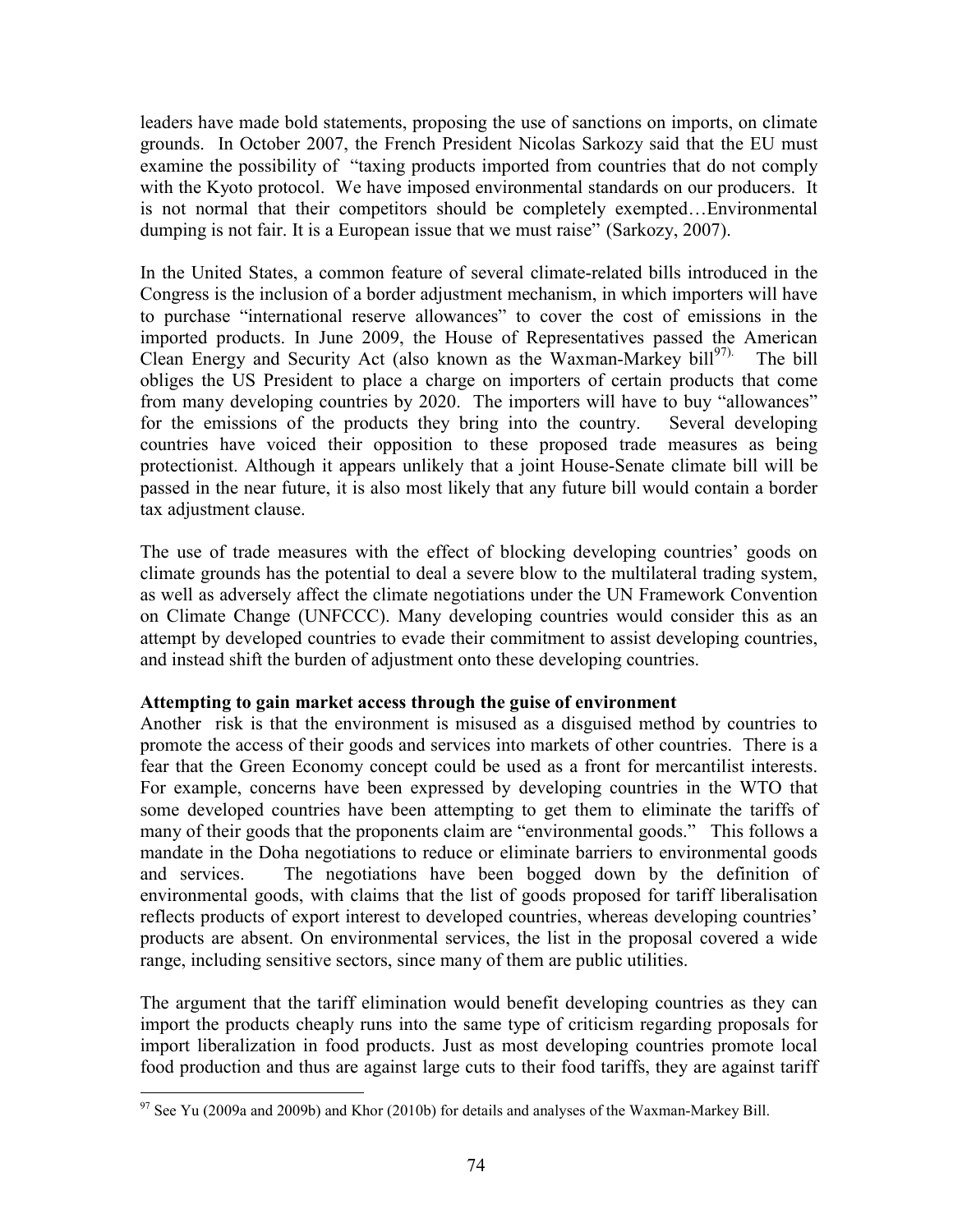leaders have made bold statements, proposing the use of sanctions on imports, on climate grounds. In October 2007, the French President Nicolas Sarkozy said that the EU must examine the possibility of "taxing products imported from countries that do not comply with the Kyoto protocol. We have imposed environmental standards on our producers. It is not normal that their competitors should be completely exempted…Environmental dumping is not fair. It is a European issue that we must raise" (Sarkozy, 2007).

In the United States, a common feature of several climate-related bills introduced in the Congress is the inclusion of a border adjustment mechanism, in which importers will have to purchase "international reserve allowances" to cover the cost of emissions in the imported products. In June 2009, the House of Representatives passed the American Clean Energy and Security Act (also known as the Waxman-Markey bill[97]. The bill obliges the US President to place a charge on importers of certain products that come from many developing countries by 2020. The importers will have to buy "allowances" for the emissions of the products they bring into the country. Several developing countries have voiced their opposition to these proposed trade measures as being protectionist. Although it appears unlikely that a joint House-Senate climate bill will be passed in the near future, it is also most likely that any future bill would contain a border tax adjustment clause.

The use of trade measures with the effect of blocking developing countries' goods on climate grounds has the potential to deal a severe blow to the multilateral trading system, as well as adversely affect the climate negotiations under the UN Framework Convention on Climate Change (UNFCCC). Many developing countries would consider this as an attempt by developed countries to evade their commitment to assist developing countries, and instead shift the burden of adjustment onto these developing countries.

**Attempting to gain market access through the guise of environment**

Another risk is that the environment is misused as a disguised method by countries to promote the access of their goods and services into markets of other countries. There is a fear that the Green Economy concept could be used as a front for mercantilist interests. For example, concerns have been expressed by developing countries in the WTO that some developed countries have been attempting to get them to eliminate the tariffs of many of their goods that the proponents claim are "environmental goods." This follows a mandate in the Doha negotiations to reduce or eliminate barriers to environmental goods and services. The negotiations have been bogged down by the definition of environmental goods, with claims that the list of goods proposed for tariff liberalisation reflects products of export interest to developed countries, whereas developing countries' products are absent. On environmental services, the list in the proposal covered a wide range, including sensitive sectors, since many of them are public utilities.

The argument that the tariff elimination would benefit developing countries as they can import the products cheaply runs into the same type of criticism regarding proposals for import liberalization in food products. Just as most developing countries promote local food production and thus are against large cuts to their food tariffs, they are against tariff

[97] See Yu (2009a and 2009b) and Khor (2010b) for details and analyses of the Waxman-Markey Bill.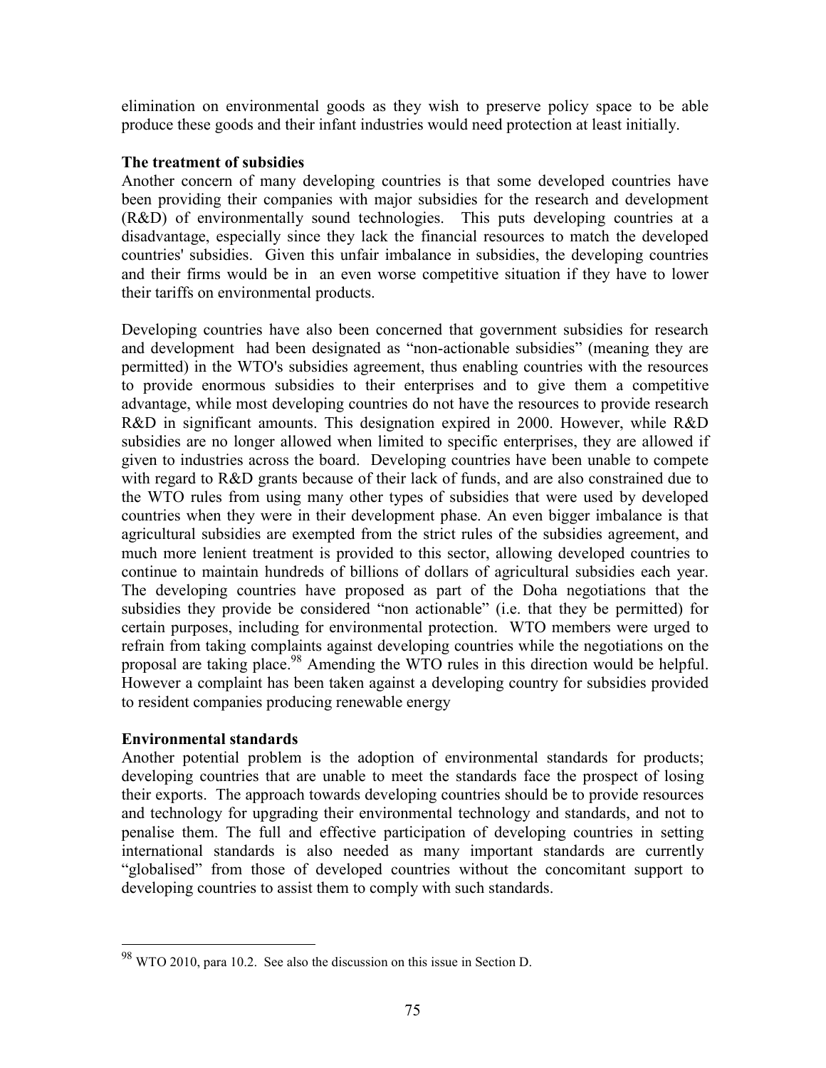elimination on environmental goods as they wish to preserve policy space to be able produce these goods and their infant industries would need protection at least initially.

### The treatment of subsidies

Another concern of many developing countries is that some developed countries have been providing their companies with major subsidies for the research and development (R&D) of environmentally sound technologies. This puts developing countries at a disadvantage, especially since they lack the financial resources to match the developed countries' subsidies. Given this unfair imbalance in subsidies, the developing countries and their firms would be in an even worse competitive situation if they have to lower their tariffs on environmental products.

Developing countries have also been concerned that government subsidies for research and development had been designated as "non-actionable subsidies" (meaning they are permitted) in the WTO's subsidies agreement, thus enabling countries with the resources to provide enormous subsidies to their enterprises and to give them a competitive advantage, while most developing countries do not have the resources to provide research R&D in significant amounts. This designation expired in 2000. However, while R&D subsidies are no longer allowed when limited to specific enterprises, they are allowed if given to industries across the board. Developing countries have been unable to compete with regard to R&D grants because of their lack of funds, and are also constrained due to the WTO rules from using many other types of subsidies that were used by developed countries when they were in their development phase. An even bigger imbalance is that agricultural subsidies are exempted from the strict rules of the subsidies agreement, and much more lenient treatment is provided to this sector, allowing developed countries to continue to maintain hundreds of billions of dollars of agricultural subsidies each year. The developing countries have proposed as part of the Doha negotiations that the subsidies they provide be considered "non actionable" (i.e. that they be permitted) for certain purposes, including for environmental protection. WTO members were urged to refrain from taking complaints against developing countries while the negotiations on the proposal are taking place.[98] Amending the WTO rules in this direction would be helpful. However a complaint has been taken against a developing country for subsidies provided to resident companies producing renewable energy

### Environmental standards

Another potential problem is the adoption of environmental standards for products; developing countries that are unable to meet the standards face the prospect of losing their exports. The approach towards developing countries should be to provide resources and technology for upgrading their environmental technology and standards, and not to penalise them. The full and effective participation of developing countries in setting international standards is also needed as many important standards are currently "globalised" from those of developed countries without the concomitant support to developing countries to assist them to comply with such standards.

---

[98] WTO 2010, para 10.2. See also the discussion on this issue in Section D.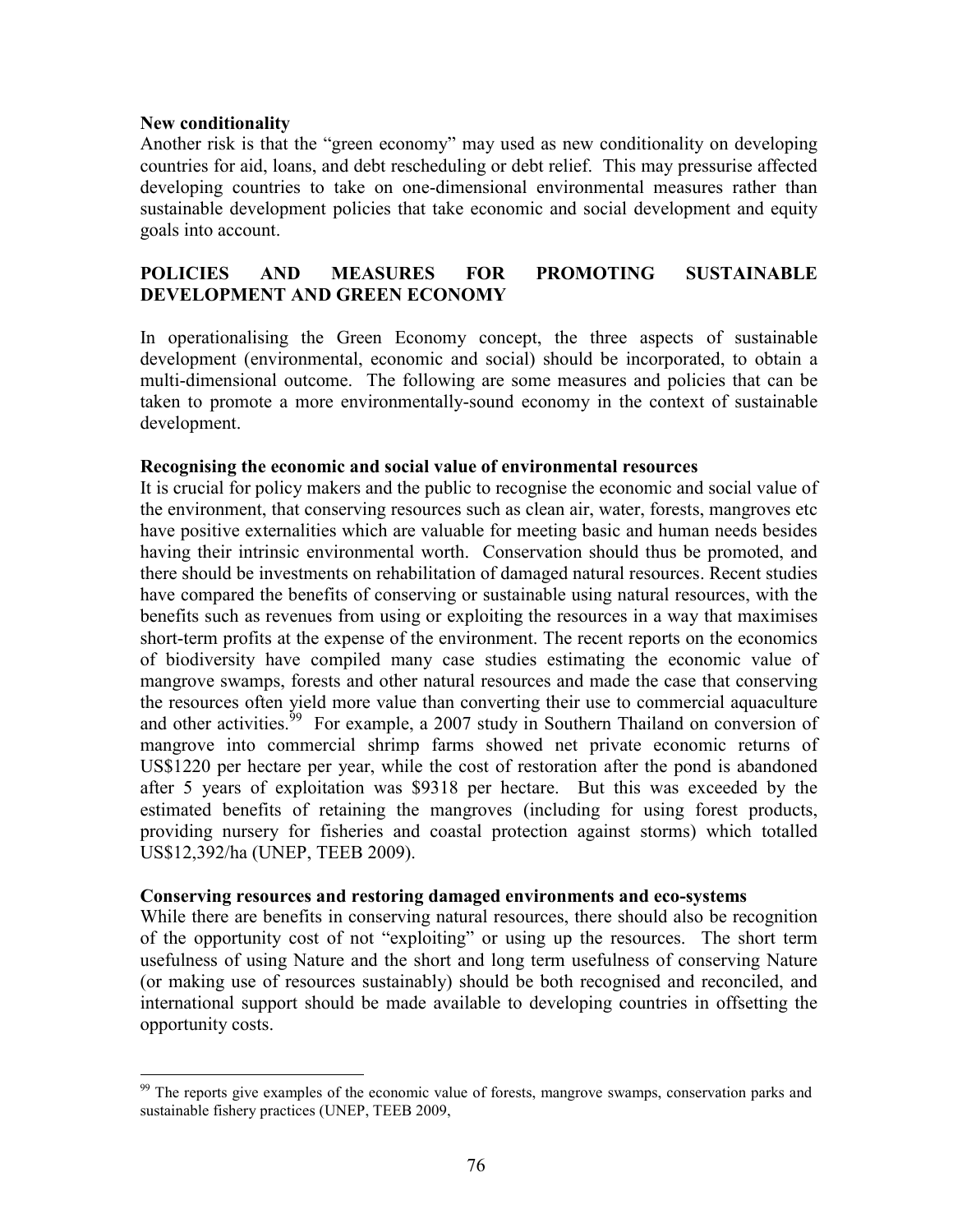**New conditionality**

Another risk is that the "green economy" may used as new conditionality on developing countries for aid, loans, and debt rescheduling or debt relief. This may pressurise affected developing countries to take on one-dimensional environmental measures rather than sustainable development policies that take economic and social development and equity goals into account.

## POLICIES AND MEASURES FOR PROMOTING SUSTAINABLE DEVELOPMENT AND GREEN ECONOMY

In operationalising the Green Economy concept, the three aspects of sustainable development (environmental, economic and social) should be incorporated, to obtain a multi-dimensional outcome. The following are some measures and policies that can be taken to promote a more environmentally-sound economy in the context of sustainable development.

**Recognising the economic and social value of environmental resources**

It is crucial for policy makers and the public to recognise the economic and social value of the environment, that conserving resources such as clean air, water, forests, mangroves etc have positive externalities which are valuable for meeting basic and human needs besides having their intrinsic environmental worth. Conservation should thus be promoted, and there should be investments on rehabilitation of damaged natural resources. Recent studies have compared the benefits of conserving or sustainable using natural resources, with the benefits such as revenues from using or exploiting the resources in a way that maximises short-term profits at the expense of the environment. The recent reports on the economics of biodiversity have compiled many case studies estimating the economic value of mangrove swamps, forests and other natural resources and made the case that conserving the resources often yield more value than converting their use to commercial aquaculture and other activities.[99] For example, a 2007 study in Southern Thailand on conversion of mangrove into commercial shrimp farms showed net private economic returns of US$1220 per hectare per year, while the cost of restoration after the pond is abandoned after 5 years of exploitation was $9318 per hectare. But this was exceeded by the estimated benefits of retaining the mangroves (including for using forest products, providing nursery for fisheries and coastal protection against storms) which totalled US$12,392/ha (UNEP, TEEB 2009).

**Conserving resources and restoring damaged environments and eco-systems**

While there are benefits in conserving natural resources, there should also be recognition of the opportunity cost of not "exploiting" or using up the resources. The short term usefulness of using Nature and the short and long term usefulness of conserving Nature (or making use of resources sustainably) should be both recognised and reconciled, and international support should be made available to developing countries in offsetting the opportunity costs.

---

[99] The reports give examples of the economic value of forests, mangrove swamps, conservation parks and sustainable fishery practices (UNEP, TEEB 2009,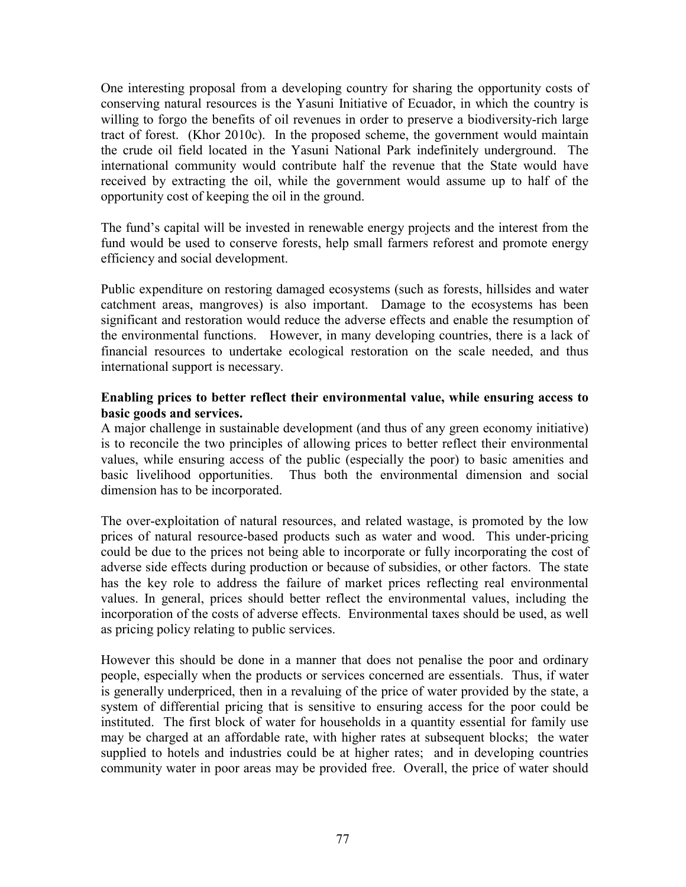One interesting proposal from a developing country for sharing the opportunity costs of conserving natural resources is the Yasuni Initiative of Ecuador, in which the country is willing to forgo the benefits of oil revenues in order to preserve a biodiversity-rich large tract of forest. (Khor 2010c). In the proposed scheme, the government would maintain the crude oil field located in the Yasuni National Park indefinitely underground. The international community would contribute half the revenue that the State would have received by extracting the oil, while the government would assume up to half of the opportunity cost of keeping the oil in the ground.

The fund's capital will be invested in renewable energy projects and the interest from the fund would be used to conserve forests, help small farmers reforest and promote energy efficiency and social development.

Public expenditure on restoring damaged ecosystems (such as forests, hillsides and water catchment areas, mangroves) is also important. Damage to the ecosystems has been significant and restoration would reduce the adverse effects and enable the resumption of the environmental functions. However, in many developing countries, there is a lack of financial resources to undertake ecological restoration on the scale needed, and thus international support is necessary.

**Enabling prices to better reflect their environmental value, while ensuring access to basic goods and services.**

A major challenge in sustainable development (and thus of any green economy initiative) is to reconcile the two principles of allowing prices to better reflect their environmental values, while ensuring access of the public (especially the poor) to basic amenities and basic livelihood opportunities. Thus both the environmental dimension and social dimension has to be incorporated.

The over-exploitation of natural resources, and related wastage, is promoted by the low prices of natural resource-based products such as water and wood. This under-pricing could be due to the prices not being able to incorporate or fully incorporating the cost of adverse side effects during production or because of subsidies, or other factors. The state has the key role to address the failure of market prices reflecting real environmental values. In general, prices should better reflect the environmental values, including the incorporation of the costs of adverse effects. Environmental taxes should be used, as well as pricing policy relating to public services.

However this should be done in a manner that does not penalise the poor and ordinary people, especially when the products or services concerned are essentials. Thus, if water is generally underpriced, then in a revaluing of the price of water provided by the state, a system of differential pricing that is sensitive to ensuring access for the poor could be instituted. The first block of water for households in a quantity essential for family use may be charged at an affordable rate, with higher rates at subsequent blocks; the water supplied to hotels and industries could be at higher rates; and in developing countries community water in poor areas may be provided free. Overall, the price of water should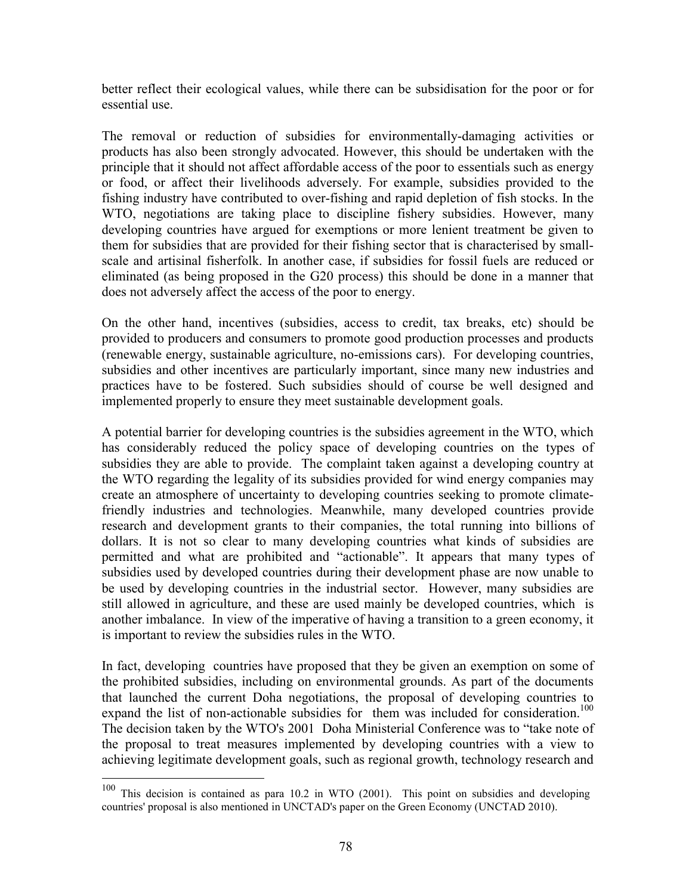better reflect their ecological values, while there can be subsidisation for the poor or for essential use.

The removal or reduction of subsidies for environmentally-damaging activities or products has also been strongly advocated. However, this should be undertaken with the principle that it should not affect affordable access of the poor to essentials such as energy or food, or affect their livelihoods adversely. For example, subsidies provided to the fishing industry have contributed to over-fishing and rapid depletion of fish stocks. In the WTO, negotiations are taking place to discipline fishery subsidies. However, many developing countries have argued for exemptions or more lenient treatment be given to them for subsidies that are provided for their fishing sector that is characterised by small-scale and artisinal fisherfolk. In another case, if subsidies for fossil fuels are reduced or eliminated (as being proposed in the G20 process) this should be done in a manner that does not adversely affect the access of the poor to energy.

On the other hand, incentives (subsidies, access to credit, tax breaks, etc) should be provided to producers and consumers to promote good production processes and products (renewable energy, sustainable agriculture, no-emissions cars). For developing countries, subsidies and other incentives are particularly important, since many new industries and practices have to be fostered. Such subsidies should of course be well designed and implemented properly to ensure they meet sustainable development goals.

A potential barrier for developing countries is the subsidies agreement in the WTO, which has considerably reduced the policy space of developing countries on the types of subsidies they are able to provide. The complaint taken against a developing country at the WTO regarding the legality of its subsidies provided for wind energy companies may create an atmosphere of uncertainty to developing countries seeking to promote climate-friendly industries and technologies. Meanwhile, many developed countries provide research and development grants to their companies, the total running into billions of dollars. It is not so clear to many developing countries what kinds of subsidies are permitted and what are prohibited and "actionable". It appears that many types of subsidies used by developed countries during their development phase are now unable to be used by developing countries in the industrial sector. However, many subsidies are still allowed in agriculture, and these are used mainly be developed countries, which is another imbalance. In view of the imperative of having a transition to a green economy, it is important to review the subsidies rules in the WTO.

In fact, developing countries have proposed that they be given an exemption on some of the prohibited subsidies, including on environmental grounds. As part of the documents that launched the current Doha negotiations, the proposal of developing countries to expand the list of non-actionable subsidies for them was included for consideration.[100] The decision taken by the WTO's 2001 Doha Ministerial Conference was to "take note of the proposal to treat measures implemented by developing countries with a view to achieving legitimate development goals, such as regional growth, technology research and

[100] This decision is contained as para 10.2 in WTO (2001). This point on subsidies and developing countries' proposal is also mentioned in UNCTAD's paper on the Green Economy (UNCTAD 2010).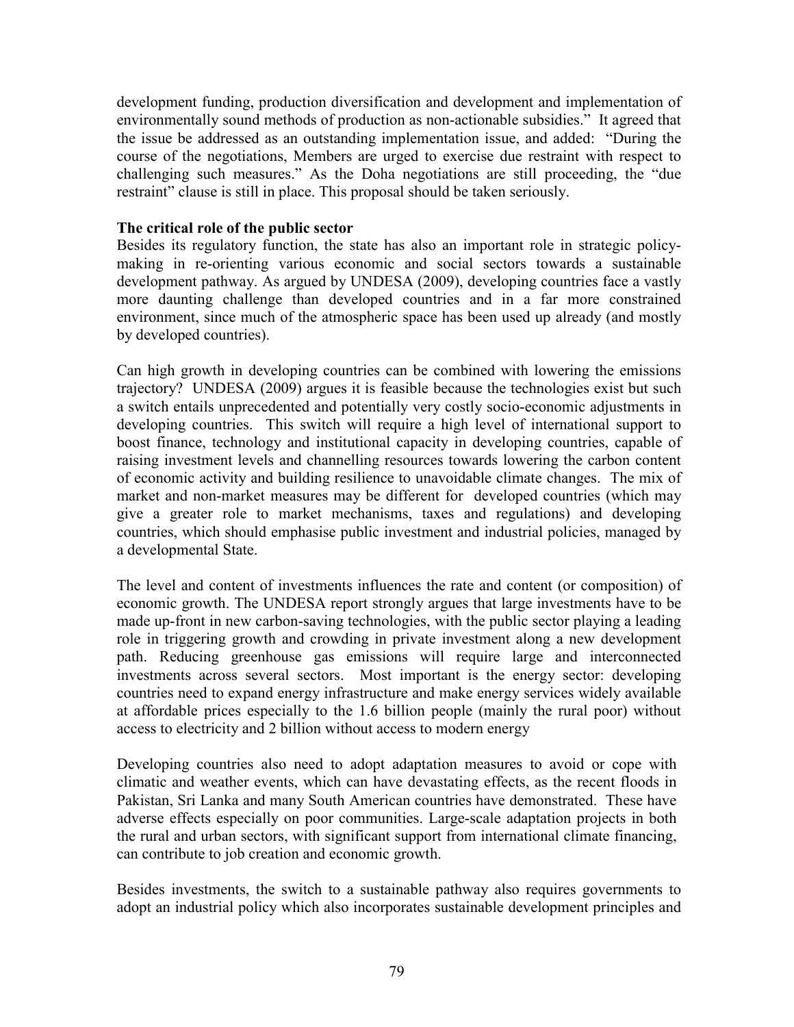development funding, production diversification and development and implementation of environmentally sound methods of production as non-actionable subsidies." It agreed that the issue be addressed as an outstanding implementation issue, and added: "During the course of the negotiations, Members are urged to exercise due restraint with respect to challenging such measures." As the Doha negotiations are still proceeding, the "due restraint" clause is still in place. This proposal should be taken seriously.

**The critical role of the public sector**

Besides its regulatory function, the state has also an important role in strategic policy-making in re-orienting various economic and social sectors towards a sustainable development pathway. As argued by UNDESA (2009), developing countries face a vastly more daunting challenge than developed countries and in a far more constrained environment, since much of the atmospheric space has been used up already (and mostly by developed countries).

Can high growth in developing countries can be combined with lowering the emissions trajectory? UNDESA (2009) argues it is feasible because the technologies exist but such a switch entails unprecedented and potentially very costly socio-economic adjustments in developing countries. This switch will require a high level of international support to boost finance, technology and institutional capacity in developing countries, capable of raising investment levels and channelling resources towards lowering the carbon content of economic activity and building resilience to unavoidable climate changes. The mix of market and non-market measures may be different for developed countries (which may give a greater role to market mechanisms, taxes and regulations) and developing countries, which should emphasise public investment and industrial policies, managed by a developmental State.

The level and content of investments influences the rate and content (or composition) of economic growth. The UNDESA report strongly argues that large investments have to be made up-front in new carbon-saving technologies, with the public sector playing a leading role in triggering growth and crowding in private investment along a new development path. Reducing greenhouse gas emissions will require large and interconnected investments across several sectors. Most important is the energy sector: developing countries need to expand energy infrastructure and make energy services widely available at affordable prices especially to the 1.6 billion people (mainly the rural poor) without access to electricity and 2 billion without access to modern energy

Developing countries also need to adopt adaptation measures to avoid or cope with climatic and weather events, which can have devastating effects, as the recent floods in Pakistan, Sri Lanka and many South American countries have demonstrated. These have adverse effects especially on poor communities. Large-scale adaptation projects in both the rural and urban sectors, with significant support from international climate financing, can contribute to job creation and economic growth.

Besides investments, the switch to a sustainable pathway also requires governments to adopt an industrial policy which also incorporates sustainable development principles and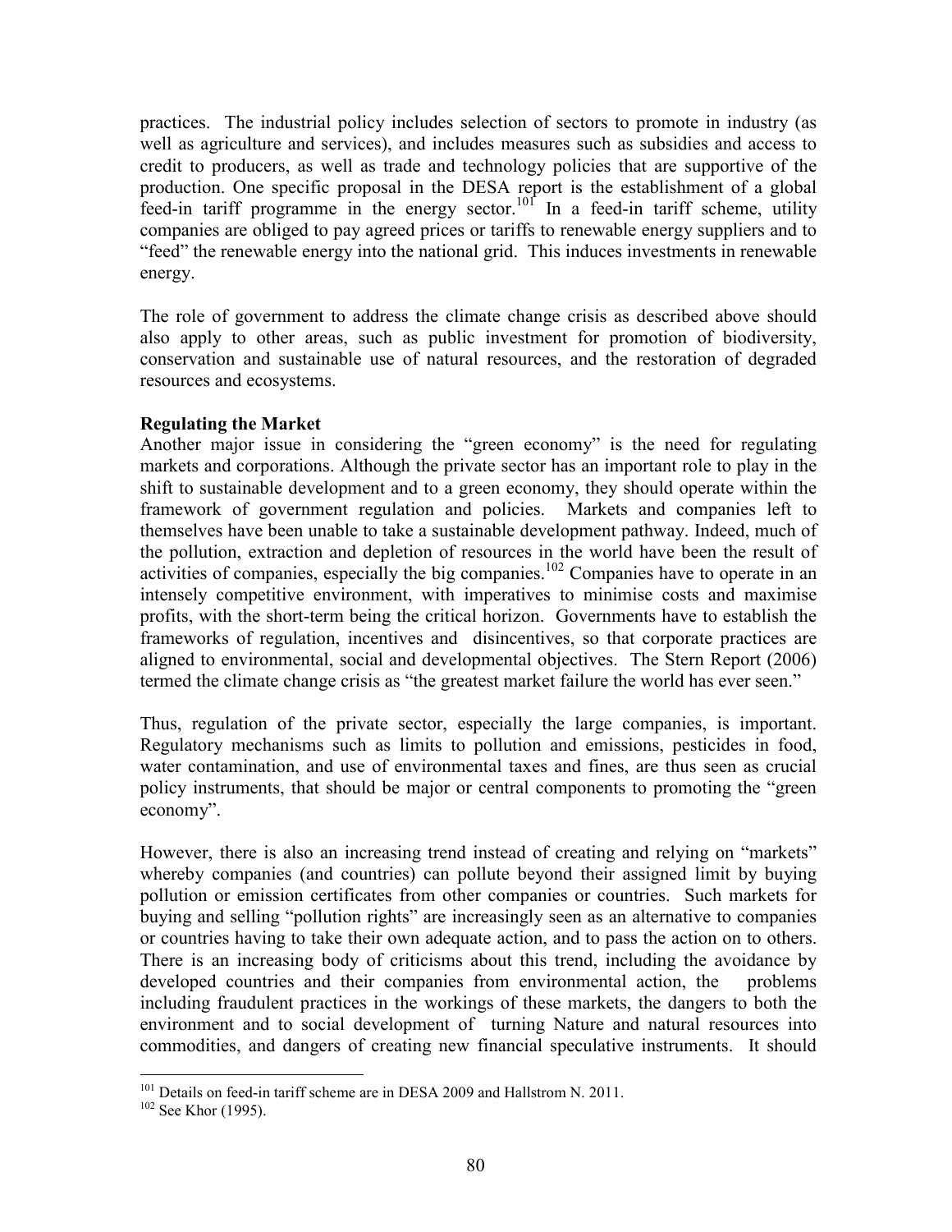practices. The industrial policy includes selection of sectors to promote in industry (as well as agriculture and services), and includes measures such as subsidies and access to credit to producers, as well as trade and technology policies that are supportive of the production. One specific proposal in the DESA report is the establishment of a global feed-in tariff programme in the energy sector.[101] In a feed-in tariff scheme, utility companies are obliged to pay agreed prices or tariffs to renewable energy suppliers and to "feed" the renewable energy into the national grid. This induces investments in renewable energy.

The role of government to address the climate change crisis as described above should also apply to other areas, such as public investment for promotion of biodiversity, conservation and sustainable use of natural resources, and the restoration of degraded resources and ecosystems.

**Regulating the Market**

Another major issue in considering the "green economy" is the need for regulating markets and corporations. Although the private sector has an important role to play in the shift to sustainable development and to a green economy, they should operate within the framework of government regulation and policies. Markets and companies left to themselves have been unable to take a sustainable development pathway. Indeed, much of the pollution, extraction and depletion of resources in the world have been the result of activities of companies, especially the big companies.[102] Companies have to operate in an intensely competitive environment, with imperatives to minimise costs and maximise profits, with the short-term being the critical horizon. Governments have to establish the frameworks of regulation, incentives and disincentives, so that corporate practices are aligned to environmental, social and developmental objectives. The Stern Report (2006) termed the climate change crisis as "the greatest market failure the world has ever seen."

Thus, regulation of the private sector, especially the large companies, is important. Regulatory mechanisms such as limits to pollution and emissions, pesticides in food, water contamination, and use of environmental taxes and fines, are thus seen as crucial policy instruments, that should be major or central components to promoting the "green economy".

However, there is also an increasing trend instead of creating and relying on "markets" whereby companies (and countries) can pollute beyond their assigned limit by buying pollution or emission certificates from other companies or countries. Such markets for buying and selling "pollution rights" are increasingly seen as an alternative to companies or countries having to take their own adequate action, and to pass the action on to others. There is an increasing body of criticisms about this trend, including the avoidance by developed countries and their companies from environmental action, the problems including fraudulent practices in the workings of these markets, the dangers to both the environment and to social development of turning Nature and natural resources into commodities, and dangers of creating new financial speculative instruments. It should

[101] Details on feed-in tariff scheme are in DESA 2009 and Hallstrom N. 2011.

[102] See Khor (1995).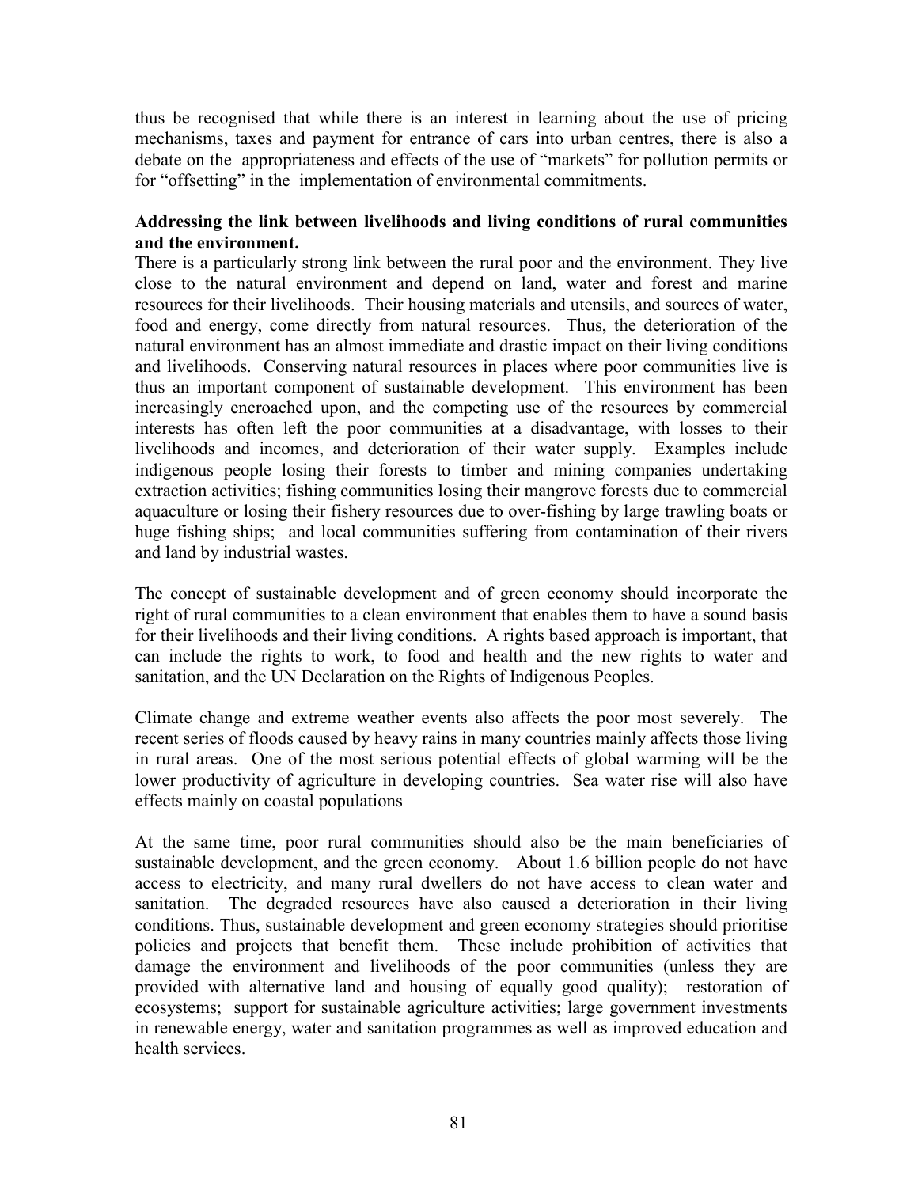thus be recognised that while there is an interest in learning about the use of pricing mechanisms, taxes and payment for entrance of cars into urban centres, there is also a debate on the appropriateness and effects of the use of "markets" for pollution permits or for "offsetting" in the implementation of environmental commitments.

**Addressing the link between livelihoods and living conditions of rural communities and the environment.**

There is a particularly strong link between the rural poor and the environment. They live close to the natural environment and depend on land, water and forest and marine resources for their livelihoods. Their housing materials and utensils, and sources of water, food and energy, come directly from natural resources. Thus, the deterioration of the natural environment has an almost immediate and drastic impact on their living conditions and livelihoods. Conserving natural resources in places where poor communities live is thus an important component of sustainable development. This environment has been increasingly encroached upon, and the competing use of the resources by commercial interests has often left the poor communities at a disadvantage, with losses to their livelihoods and incomes, and deterioration of their water supply. Examples include indigenous people losing their forests to timber and mining companies undertaking extraction activities; fishing communities losing their mangrove forests due to commercial aquaculture or losing their fishery resources due to over-fishing by large trawling boats or huge fishing ships; and local communities suffering from contamination of their rivers and land by industrial wastes.

The concept of sustainable development and of green economy should incorporate the right of rural communities to a clean environment that enables them to have a sound basis for their livelihoods and their living conditions. A rights based approach is important, that can include the rights to work, to food and health and the new rights to water and sanitation, and the UN Declaration on the Rights of Indigenous Peoples.

Climate change and extreme weather events also affects the poor most severely. The recent series of floods caused by heavy rains in many countries mainly affects those living in rural areas. One of the most serious potential effects of global warming will be the lower productivity of agriculture in developing countries. Sea water rise will also have effects mainly on coastal populations

At the same time, poor rural communities should also be the main beneficiaries of sustainable development, and the green economy. About 1.6 billion people do not have access to electricity, and many rural dwellers do not have access to clean water and sanitation. The degraded resources have also caused a deterioration in their living conditions. Thus, sustainable development and green economy strategies should prioritise policies and projects that benefit them. These include prohibition of activities that damage the environment and livelihoods of the poor communities (unless they are provided with alternative land and housing of equally good quality); restoration of ecosystems; support for sustainable agriculture activities; large government investments in renewable energy, water and sanitation programmes as well as improved education and health services.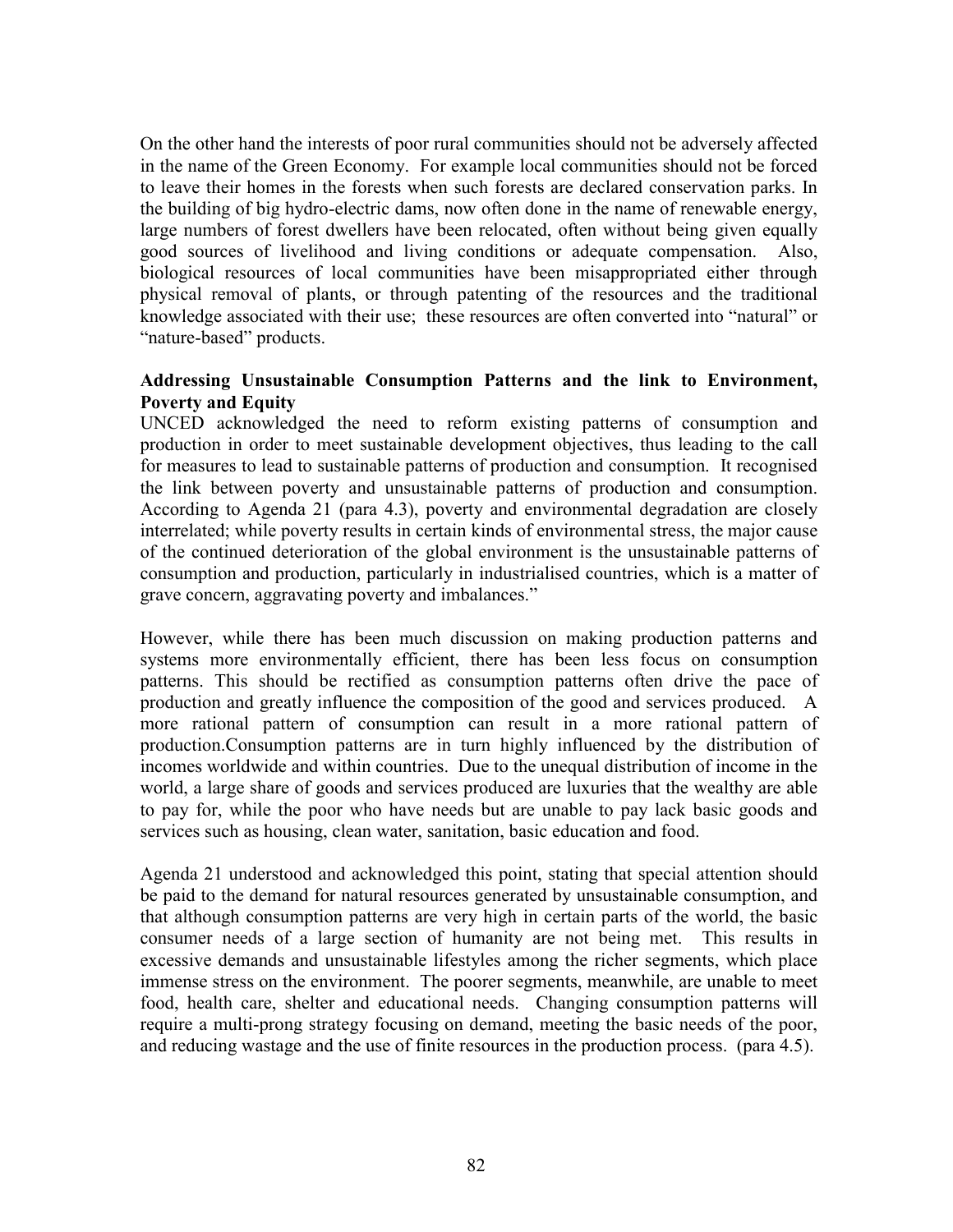On the other hand the interests of poor rural communities should not be adversely affected in the name of the Green Economy. For example local communities should not be forced to leave their homes in the forests when such forests are declared conservation parks. In the building of big hydro-electric dams, now often done in the name of renewable energy, large numbers of forest dwellers have been relocated, often without being given equally good sources of livelihood and living conditions or adequate compensation. Also, biological resources of local communities have been misappropriated either through physical removal of plants, or through patenting of the resources and the traditional knowledge associated with their use; these resources are often converted into "natural" or "nature-based" products.

**Addressing Unsustainable Consumption Patterns and the link to Environment, Poverty and Equity**

UNCED acknowledged the need to reform existing patterns of consumption and production in order to meet sustainable development objectives, thus leading to the call for measures to lead to sustainable patterns of production and consumption. It recognised the link between poverty and unsustainable patterns of production and consumption. According to Agenda 21 (para 4.3), poverty and environmental degradation are closely interrelated; while poverty results in certain kinds of environmental stress, the major cause of the continued deterioration of the global environment is the unsustainable patterns of consumption and production, particularly in industrialised countries, which is a matter of grave concern, aggravating poverty and imbalances."

However, while there has been much discussion on making production patterns and systems more environmentally efficient, there has been less focus on consumption patterns. This should be rectified as consumption patterns often drive the pace of production and greatly influence the composition of the good and services produced. A more rational pattern of consumption can result in a more rational pattern of production.Consumption patterns are in turn highly influenced by the distribution of incomes worldwide and within countries. Due to the unequal distribution of income in the world, a large share of goods and services produced are luxuries that the wealthy are able to pay for, while the poor who have needs but are unable to pay lack basic goods and services such as housing, clean water, sanitation, basic education and food.

Agenda 21 understood and acknowledged this point, stating that special attention should be paid to the demand for natural resources generated by unsustainable consumption, and that although consumption patterns are very high in certain parts of the world, the basic consumer needs of a large section of humanity are not being met. This results in excessive demands and unsustainable lifestyles among the richer segments, which place immense stress on the environment. The poorer segments, meanwhile, are unable to meet food, health care, shelter and educational needs. Changing consumption patterns will require a multi-prong strategy focusing on demand, meeting the basic needs of the poor, and reducing wastage and the use of finite resources in the production process. (para 4.5).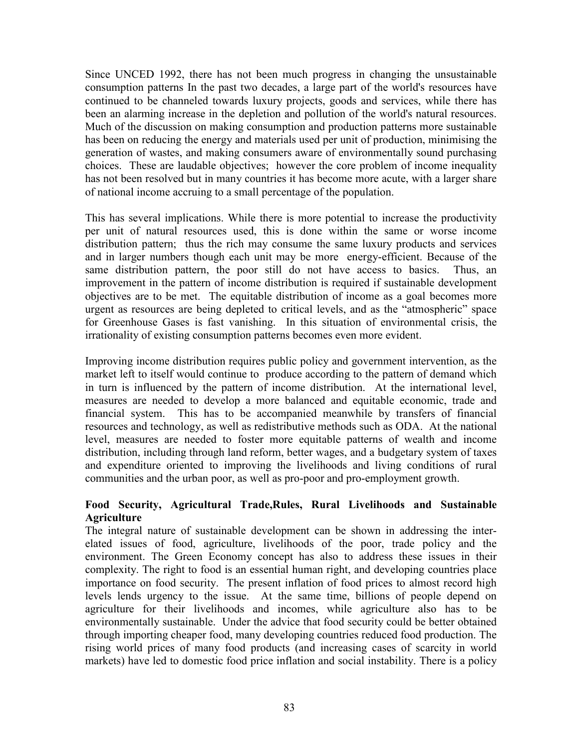Since UNCED 1992, there has not been much progress in changing the unsustainable consumption patterns In the past two decades, a large part of the world's resources have continued to be channeled towards luxury projects, goods and services, while there has been an alarming increase in the depletion and pollution of the world's natural resources. Much of the discussion on making consumption and production patterns more sustainable has been on reducing the energy and materials used per unit of production, minimising the generation of wastes, and making consumers aware of environmentally sound purchasing choices. These are laudable objectives; however the core problem of income inequality has not been resolved but in many countries it has become more acute, with a larger share of national income accruing to a small percentage of the population.

This has several implications. While there is more potential to increase the productivity per unit of natural resources used, this is done within the same or worse income distribution pattern; thus the rich may consume the same luxury products and services and in larger numbers though each unit may be more energy-efficient. Because of the same distribution pattern, the poor still do not have access to basics. Thus, an improvement in the pattern of income distribution is required if sustainable development objectives are to be met. The equitable distribution of income as a goal becomes more urgent as resources are being depleted to critical levels, and as the "atmospheric" space for Greenhouse Gases is fast vanishing. In this situation of environmental crisis, the irrationality of existing consumption patterns becomes even more evident.

Improving income distribution requires public policy and government intervention, as the market left to itself would continue to produce according to the pattern of demand which in turn is influenced by the pattern of income distribution. At the international level, measures are needed to develop a more balanced and equitable economic, trade and financial system. This has to be accompanied meanwhile by transfers of financial resources and technology, as well as redistributive methods such as ODA. At the national level, measures are needed to foster more equitable patterns of wealth and income distribution, including through land reform, better wages, and a budgetary system of taxes and expenditure oriented to improving the livelihoods and living conditions of rural communities and the urban poor, as well as pro-poor and pro-employment growth.

**Food Security, Agricultural Trade,Rules, Rural Livelihoods and Sustainable Agriculture**

The integral nature of sustainable development can be shown in addressing the inter-elated issues of food, agriculture, livelihoods of the poor, trade policy and the environment. The Green Economy concept has also to address these issues in their complexity. The right to food is an essential human right, and developing countries place importance on food security. The present inflation of food prices to almost record high levels lends urgency to the issue. At the same time, billions of people depend on agriculture for their livelihoods and incomes, while agriculture also has to be environmentally sustainable. Under the advice that food security could be better obtained through importing cheaper food, many developing countries reduced food production. The rising world prices of many food products (and increasing cases of scarcity in world markets) have led to domestic food price inflation and social instability. There is a policy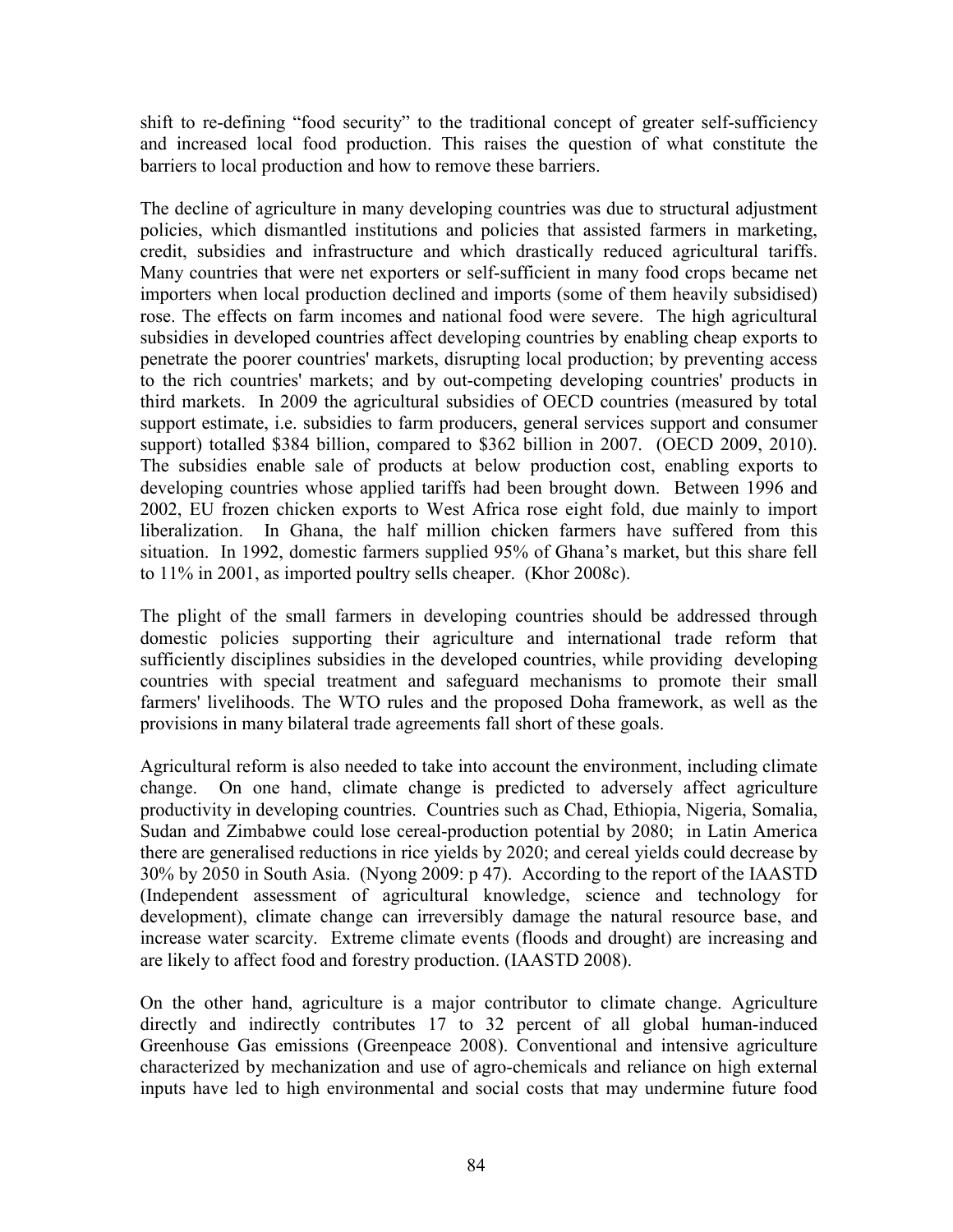shift to re-defining "food security" to the traditional concept of greater self-sufficiency and increased local food production. This raises the question of what constitute the barriers to local production and how to remove these barriers.

The decline of agriculture in many developing countries was due to structural adjustment policies, which dismantled institutions and policies that assisted farmers in marketing, credit, subsidies and infrastructure and which drastically reduced agricultural tariffs. Many countries that were net exporters or self-sufficient in many food crops became net importers when local production declined and imports (some of them heavily subsidised) rose. The effects on farm incomes and national food were severe. The high agricultural subsidies in developed countries affect developing countries by enabling cheap exports to penetrate the poorer countries' markets, disrupting local production; by preventing access to the rich countries' markets; and by out-competing developing countries' products in third markets. In 2009 the agricultural subsidies of OECD countries (measured by total support estimate, i.e. subsidies to farm producers, general services support and consumer support) totalled \$384 billion, compared to \$362 billion in 2007. (OECD 2009, 2010). The subsidies enable sale of products at below production cost, enabling exports to developing countries whose applied tariffs had been brought down. Between 1996 and 2002, EU frozen chicken exports to West Africa rose eight fold, due mainly to import liberalization. In Ghana, the half million chicken farmers have suffered from this situation. In 1992, domestic farmers supplied 95% of Ghana's market, but this share fell to 11% in 2001, as imported poultry sells cheaper. (Khor 2008c).

The plight of the small farmers in developing countries should be addressed through domestic policies supporting their agriculture and international trade reform that sufficiently disciplines subsidies in the developed countries, while providing developing countries with special treatment and safeguard mechanisms to promote their small farmers' livelihoods. The WTO rules and the proposed Doha framework, as well as the provisions in many bilateral trade agreements fall short of these goals.

Agricultural reform is also needed to take into account the environment, including climate change. On one hand, climate change is predicted to adversely affect agriculture productivity in developing countries. Countries such as Chad, Ethiopia, Nigeria, Somalia, Sudan and Zimbabwe could lose cereal-production potential by 2080; in Latin America there are generalised reductions in rice yields by 2020; and cereal yields could decrease by 30% by 2050 in South Asia. (Nyong 2009: p 47). According to the report of the IAASTD (Independent assessment of agricultural knowledge, science and technology for development), climate change can irreversibly damage the natural resource base, and increase water scarcity. Extreme climate events (floods and drought) are increasing and are likely to affect food and forestry production. (IAASTD 2008).

On the other hand, agriculture is a major contributor to climate change. Agriculture directly and indirectly contributes 17 to 32 percent of all global human-induced Greenhouse Gas emissions (Greenpeace 2008). Conventional and intensive agriculture characterized by mechanization and use of agro-chemicals and reliance on high external inputs have led to high environmental and social costs that may undermine future food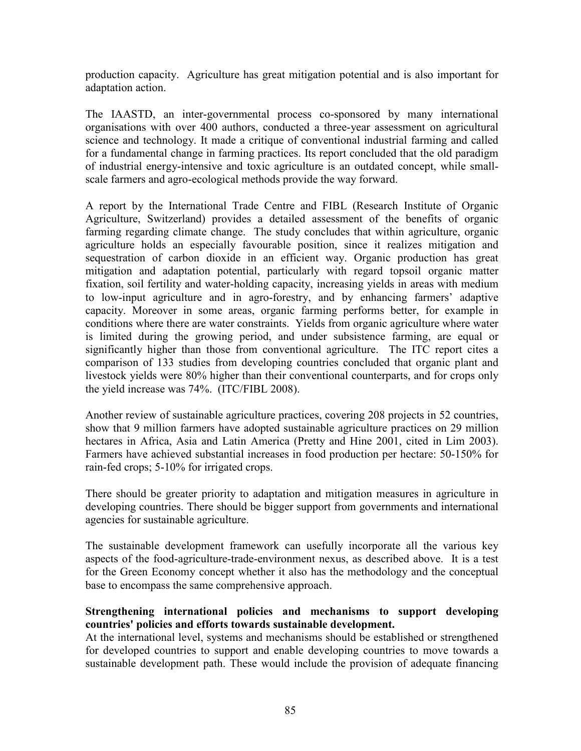production capacity. Agriculture has great mitigation potential and is also important for adaptation action.

The IAASTD, an inter-governmental process co-sponsored by many international organisations with over 400 authors, conducted a three-year assessment on agricultural science and technology. It made a critique of conventional industrial farming and called for a fundamental change in farming practices. Its report concluded that the old paradigm of industrial energy-intensive and toxic agriculture is an outdated concept, while small-scale farmers and agro-ecological methods provide the way forward.

A report by the International Trade Centre and FIBL (Research Institute of Organic Agriculture, Switzerland) provides a detailed assessment of the benefits of organic farming regarding climate change. The study concludes that within agriculture, organic agriculture holds an especially favourable position, since it realizes mitigation and sequestration of carbon dioxide in an efficient way. Organic production has great mitigation and adaptation potential, particularly with regard topsoil organic matter fixation, soil fertility and water-holding capacity, increasing yields in areas with medium to low-input agriculture and in agro-forestry, and by enhancing farmers' adaptive capacity. Moreover in some areas, organic farming performs better, for example in conditions where there are water constraints. Yields from organic agriculture where water is limited during the growing period, and under subsistence farming, are equal or significantly higher than those from conventional agriculture. The ITC report cites a comparison of 133 studies from developing countries concluded that organic plant and livestock yields were 80% higher than their conventional counterparts, and for crops only the yield increase was 74%. (ITC/FIBL 2008).

Another review of sustainable agriculture practices, covering 208 projects in 52 countries, show that 9 million farmers have adopted sustainable agriculture practices on 29 million hectares in Africa, Asia and Latin America (Pretty and Hine 2001, cited in Lim 2003). Farmers have achieved substantial increases in food production per hectare: 50-150% for rain-fed crops; 5-10% for irrigated crops.

There should be greater priority to adaptation and mitigation measures in agriculture in developing countries. There should be bigger support from governments and international agencies for sustainable agriculture.

The sustainable development framework can usefully incorporate all the various key aspects of the food-agriculture-trade-environment nexus, as described above. It is a test for the Green Economy concept whether it also has the methodology and the conceptual base to encompass the same comprehensive approach.

**Strengthening international policies and mechanisms to support developing countries' policies and efforts towards sustainable development.**

At the international level, systems and mechanisms should be established or strengthened for developed countries to support and enable developing countries to move towards a sustainable development path. These would include the provision of adequate financing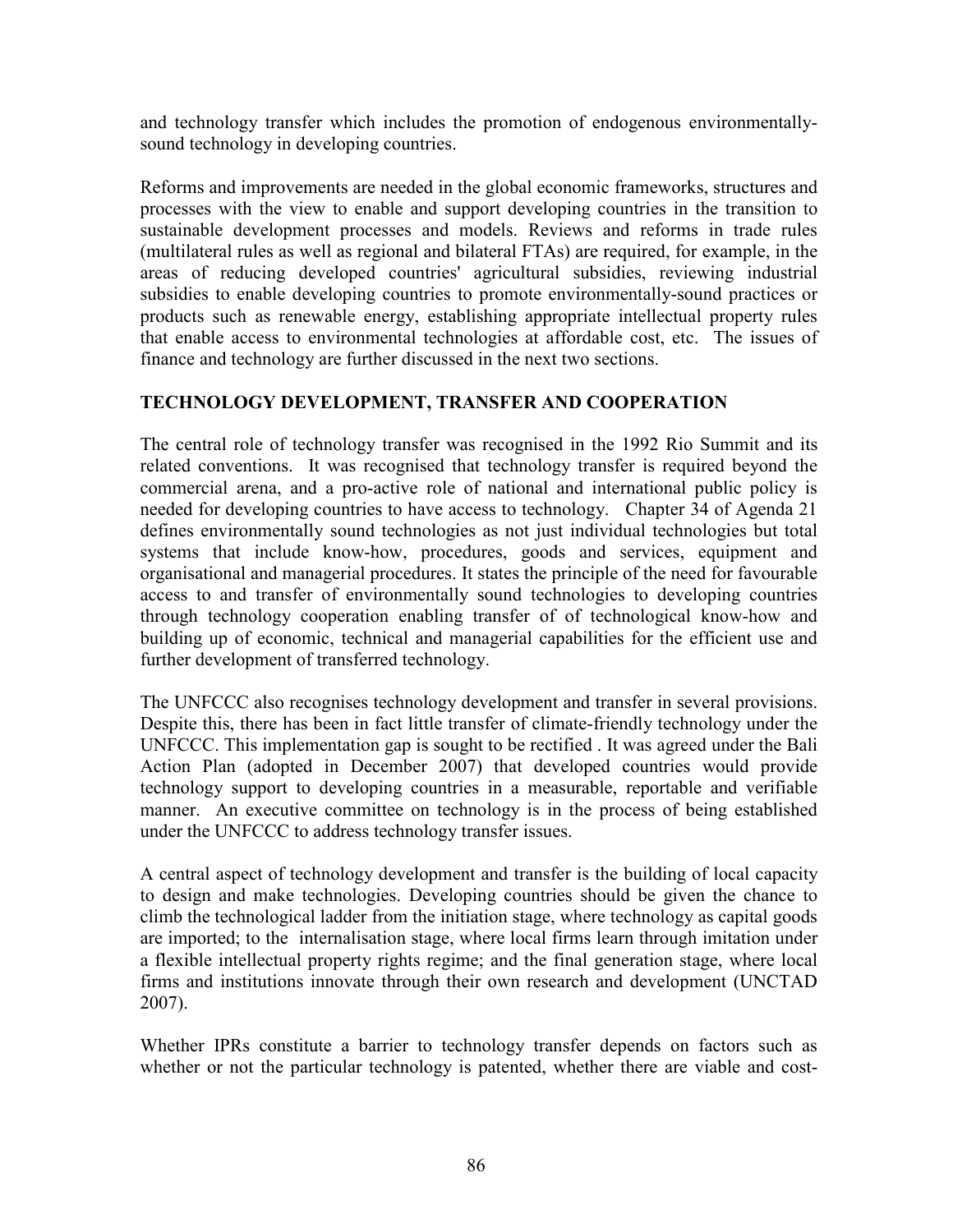and technology transfer which includes the promotion of endogenous environmentally-sound technology in developing countries.

Reforms and improvements are needed in the global economic frameworks, structures and processes with the view to enable and support developing countries in the transition to sustainable development processes and models. Reviews and reforms in trade rules (multilateral rules as well as regional and bilateral FTAs) are required, for example, in the areas of reducing developed countries' agricultural subsidies, reviewing industrial subsidies to enable developing countries to promote environmentally-sound practices or products such as renewable energy, establishing appropriate intellectual property rules that enable access to environmental technologies at affordable cost, etc. The issues of finance and technology are further discussed in the next two sections.

## TECHNOLOGY DEVELOPMENT, TRANSFER AND COOPERATION

The central role of technology transfer was recognised in the 1992 Rio Summit and its related conventions. It was recognised that technology transfer is required beyond the commercial arena, and a pro-active role of national and international public policy is needed for developing countries to have access to technology. Chapter 34 of Agenda 21 defines environmentally sound technologies as not just individual technologies but total systems that include know-how, procedures, goods and services, equipment and organisational and managerial procedures. It states the principle of the need for favourable access to and transfer of environmentally sound technologies to developing countries through technology cooperation enabling transfer of of technological know-how and building up of economic, technical and managerial capabilities for the efficient use and further development of transferred technology.

The UNFCCC also recognises technology development and transfer in several provisions. Despite this, there has been in fact little transfer of climate-friendly technology under the UNFCCC. This implementation gap is sought to be rectified . It was agreed under the Bali Action Plan (adopted in December 2007) that developed countries would provide technology support to developing countries in a measurable, reportable and verifiable manner. An executive committee on technology is in the process of being established under the UNFCCC to address technology transfer issues.

A central aspect of technology development and transfer is the building of local capacity to design and make technologies. Developing countries should be given the chance to climb the technological ladder from the initiation stage, where technology as capital goods are imported; to the internalisation stage, where local firms learn through imitation under a flexible intellectual property rights regime; and the final generation stage, where local firms and institutions innovate through their own research and development (UNCTAD 2007).

Whether IPRs constitute a barrier to technology transfer depends on factors such as whether or not the particular technology is patented, whether there are viable and cost-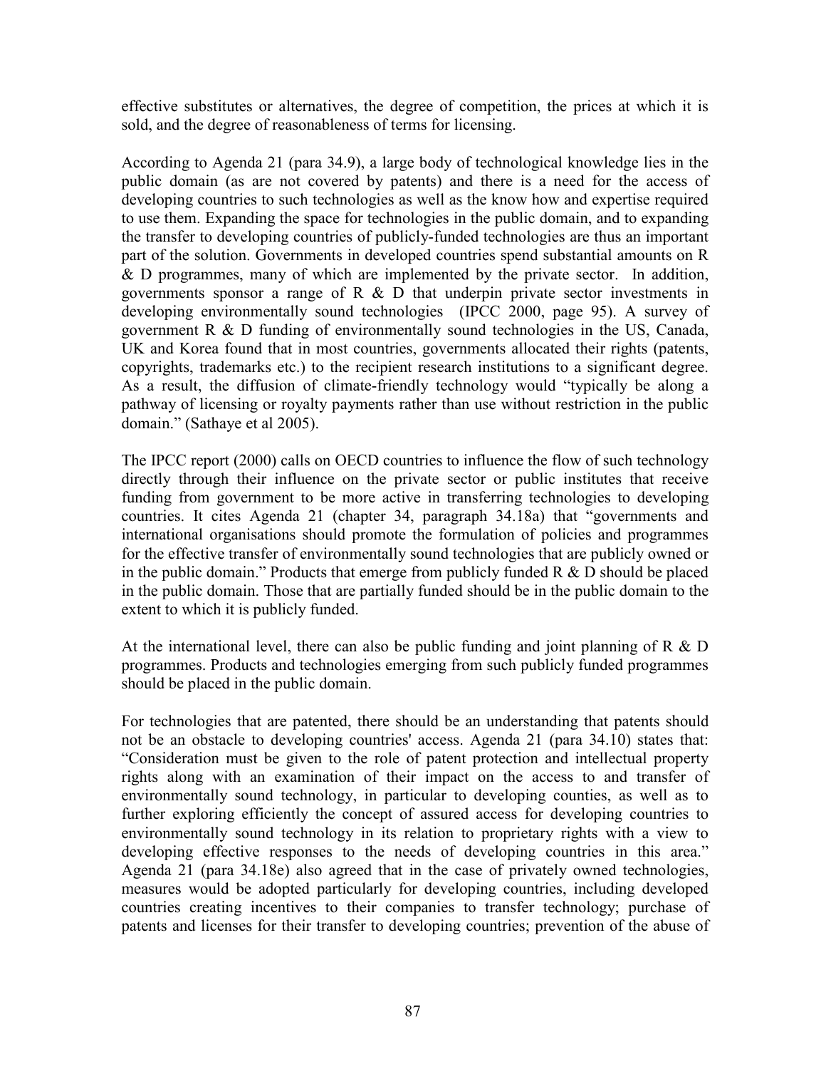effective substitutes or alternatives, the degree of competition, the prices at which it is sold, and the degree of reasonableness of terms for licensing.

According to Agenda 21 (para 34.9), a large body of technological knowledge lies in the public domain (as are not covered by patents) and there is a need for the access of developing countries to such technologies as well as the know how and expertise required to use them. Expanding the space for technologies in the public domain, and to expanding the transfer to developing countries of publicly-funded technologies are thus an important part of the solution. Governments in developed countries spend substantial amounts on R & D programmes, many of which are implemented by the private sector. In addition, governments sponsor a range of R & D that underpin private sector investments in developing environmentally sound technologies (IPCC 2000, page 95). A survey of government R & D funding of environmentally sound technologies in the US, Canada, UK and Korea found that in most countries, governments allocated their rights (patents, copyrights, trademarks etc.) to the recipient research institutions to a significant degree. As a result, the diffusion of climate-friendly technology would "typically be along a pathway of licensing or royalty payments rather than use without restriction in the public domain." (Sathaye et al 2005).

The IPCC report (2000) calls on OECD countries to influence the flow of such technology directly through their influence on the private sector or public institutes that receive funding from government to be more active in transferring technologies to developing countries. It cites Agenda 21 (chapter 34, paragraph 34.18a) that "governments and international organisations should promote the formulation of policies and programmes for the effective transfer of environmentally sound technologies that are publicly owned or in the public domain." Products that emerge from publicly funded R & D should be placed in the public domain. Those that are partially funded should be in the public domain to the extent to which it is publicly funded.

At the international level, there can also be public funding and joint planning of R & D programmes. Products and technologies emerging from such publicly funded programmes should be placed in the public domain.

For technologies that are patented, there should be an understanding that patents should not be an obstacle to developing countries' access. Agenda 21 (para 34.10) states that: "Consideration must be given to the role of patent protection and intellectual property rights along with an examination of their impact on the access to and transfer of environmentally sound technology, in particular to developing counties, as well as to further exploring efficiently the concept of assured access for developing countries to environmentally sound technology in its relation to proprietary rights with a view to developing effective responses to the needs of developing countries in this area." Agenda 21 (para 34.18e) also agreed that in the case of privately owned technologies, measures would be adopted particularly for developing countries, including developed countries creating incentives to their companies to transfer technology; purchase of patents and licenses for their transfer to developing countries; prevention of the abuse of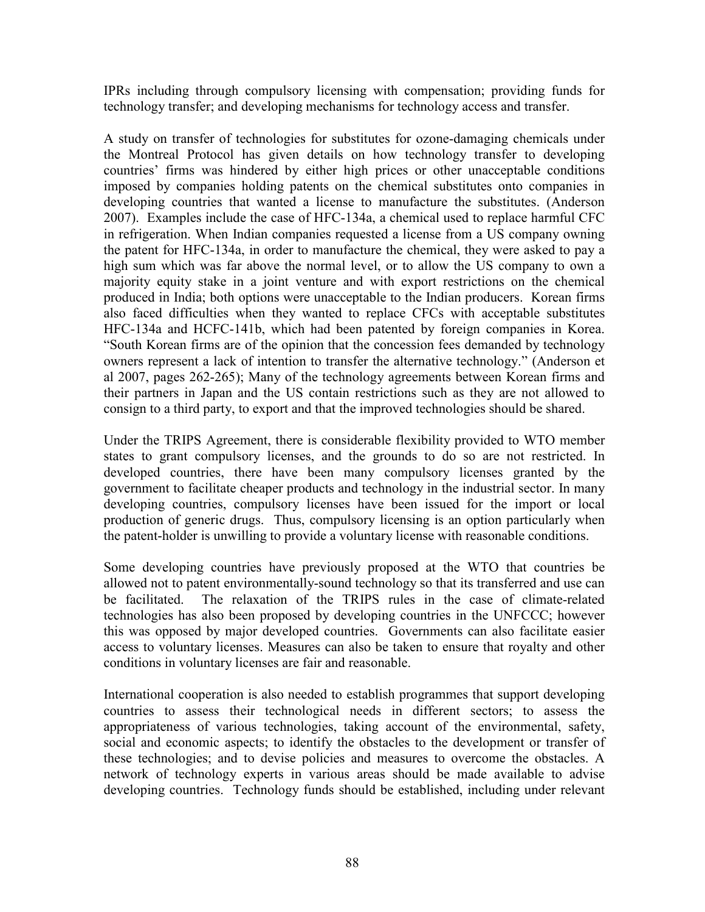IPRs including through compulsory licensing with compensation; providing funds for technology transfer; and developing mechanisms for technology access and transfer.

A study on transfer of technologies for substitutes for ozone-damaging chemicals under the Montreal Protocol has given details on how technology transfer to developing countries' firms was hindered by either high prices or other unacceptable conditions imposed by companies holding patents on the chemical substitutes onto companies in developing countries that wanted a license to manufacture the substitutes. (Anderson 2007). Examples include the case of HFC-134a, a chemical used to replace harmful CFC in refrigeration. When Indian companies requested a license from a US company owning the patent for HFC-134a, in order to manufacture the chemical, they were asked to pay a high sum which was far above the normal level, or to allow the US company to own a majority equity stake in a joint venture and with export restrictions on the chemical produced in India; both options were unacceptable to the Indian producers. Korean firms also faced difficulties when they wanted to replace CFCs with acceptable substitutes HFC-134a and HCFC-141b, which had been patented by foreign companies in Korea. "South Korean firms are of the opinion that the concession fees demanded by technology owners represent a lack of intention to transfer the alternative technology." (Anderson et al 2007, pages 262-265); Many of the technology agreements between Korean firms and their partners in Japan and the US contain restrictions such as they are not allowed to consign to a third party, to export and that the improved technologies should be shared.

Under the TRIPS Agreement, there is considerable flexibility provided to WTO member states to grant compulsory licenses, and the grounds to do so are not restricted. In developed countries, there have been many compulsory licenses granted by the government to facilitate cheaper products and technology in the industrial sector. In many developing countries, compulsory licenses have been issued for the import or local production of generic drugs. Thus, compulsory licensing is an option particularly when the patent-holder is unwilling to provide a voluntary license with reasonable conditions.

Some developing countries have previously proposed at the WTO that countries be allowed not to patent environmentally-sound technology so that its transferred and use can be facilitated. The relaxation of the TRIPS rules in the case of climate-related technologies has also been proposed by developing countries in the UNFCCC; however this was opposed by major developed countries. Governments can also facilitate easier access to voluntary licenses. Measures can also be taken to ensure that royalty and other conditions in voluntary licenses are fair and reasonable.

International cooperation is also needed to establish programmes that support developing countries to assess their technological needs in different sectors; to assess the appropriateness of various technologies, taking account of the environmental, safety, social and economic aspects; to identify the obstacles to the development or transfer of these technologies; and to devise policies and measures to overcome the obstacles. A network of technology experts in various areas should be made available to advise developing countries. Technology funds should be established, including under relevant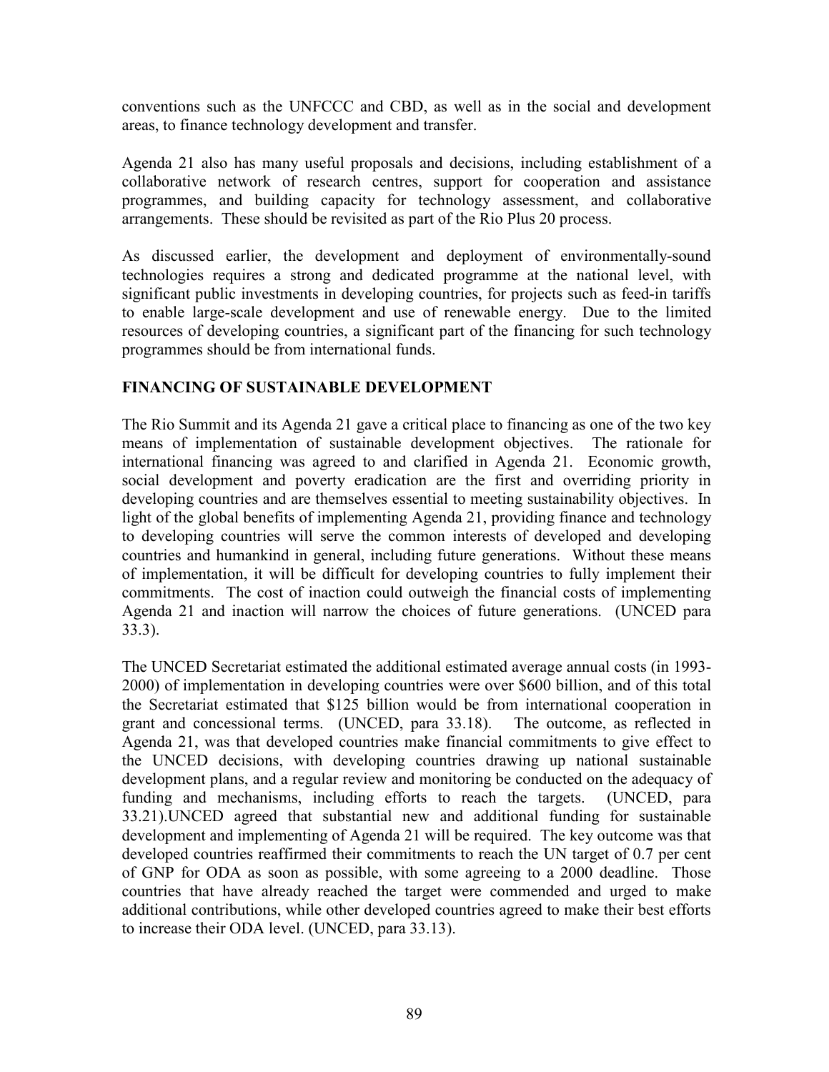conventions such as the UNFCCC and CBD, as well as in the social and development areas, to finance technology development and transfer.

Agenda 21 also has many useful proposals and decisions, including establishment of a collaborative network of research centres, support for cooperation and assistance programmes, and building capacity for technology assessment, and collaborative arrangements. These should be revisited as part of the Rio Plus 20 process.

As discussed earlier, the development and deployment of environmentally-sound technologies requires a strong and dedicated programme at the national level, with significant public investments in developing countries, for projects such as feed-in tariffs to enable large-scale development and use of renewable energy. Due to the limited resources of developing countries, a significant part of the financing for such technology programmes should be from international funds.

## FINANCING OF SUSTAINABLE DEVELOPMENT

The Rio Summit and its Agenda 21 gave a critical place to financing as one of the two key means of implementation of sustainable development objectives. The rationale for international financing was agreed to and clarified in Agenda 21. Economic growth, social development and poverty eradication are the first and overriding priority in developing countries and are themselves essential to meeting sustainability objectives. In light of the global benefits of implementing Agenda 21, providing finance and technology to developing countries will serve the common interests of developed and developing countries and humankind in general, including future generations. Without these means of implementation, it will be difficult for developing countries to fully implement their commitments. The cost of inaction could outweigh the financial costs of implementing Agenda 21 and inaction will narrow the choices of future generations. (UNCED para 33.3).

The UNCED Secretariat estimated the additional estimated average annual costs (in 1993-2000) of implementation in developing countries were over $600 billion, and of this total the Secretariat estimated that $125 billion would be from international cooperation in grant and concessional terms. (UNCED, para 33.18). The outcome, as reflected in Agenda 21, was that developed countries make financial commitments to give effect to the UNCED decisions, with developing countries drawing up national sustainable development plans, and a regular review and monitoring be conducted on the adequacy of funding and mechanisms, including efforts to reach the targets. (UNCED, para 33.21).UNCED agreed that substantial new and additional funding for sustainable development and implementing of Agenda 21 will be required. The key outcome was that developed countries reaffirmed their commitments to reach the UN target of 0.7 per cent of GNP for ODA as soon as possible, with some agreeing to a 2000 deadline. Those countries that have already reached the target were commended and urged to make additional contributions, while other developed countries agreed to make their best efforts to increase their ODA level. (UNCED, para 33.13).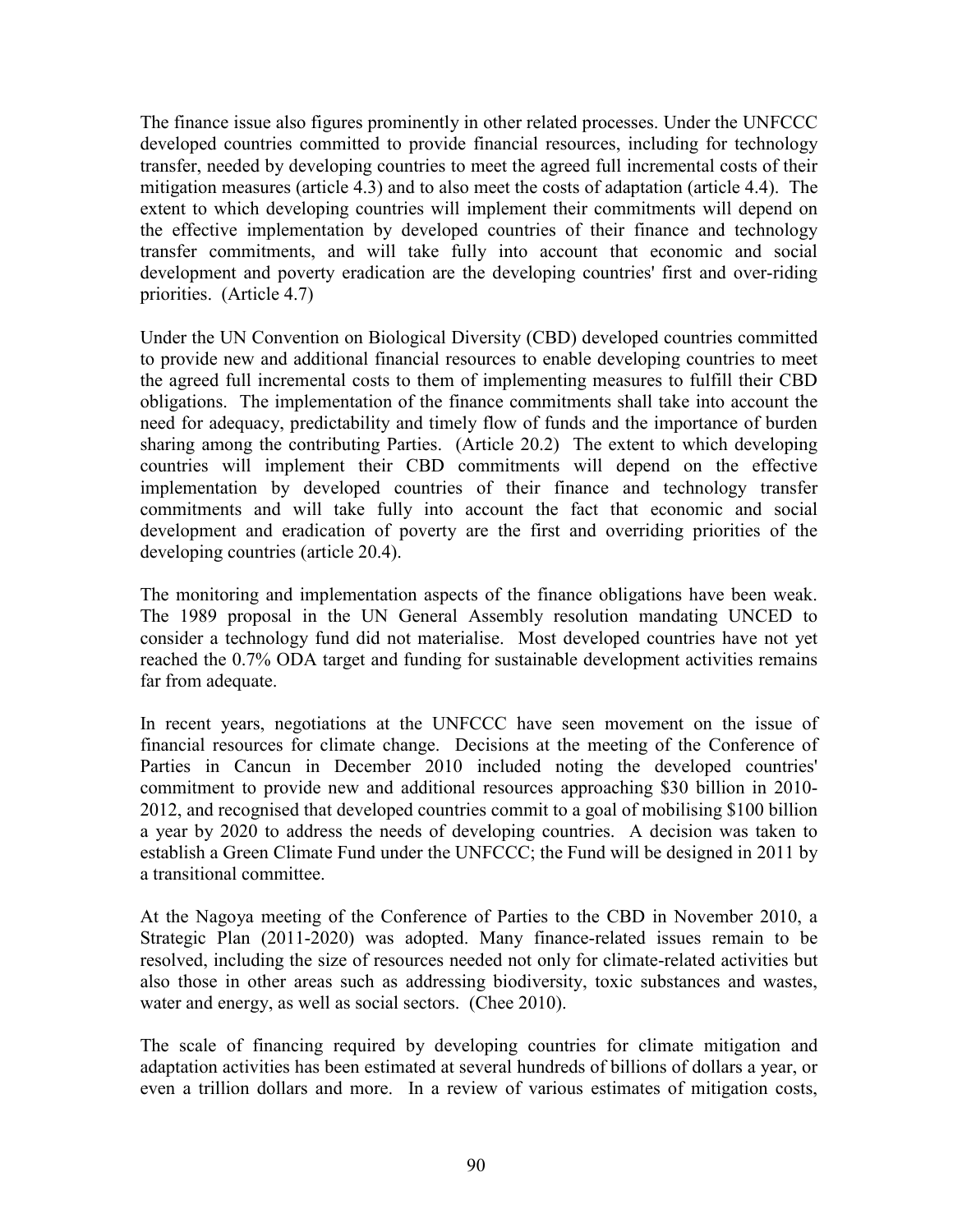The finance issue also figures prominently in other related processes. Under the UNFCCC developed countries committed to provide financial resources, including for technology transfer, needed by developing countries to meet the agreed full incremental costs of their mitigation measures (article 4.3) and to also meet the costs of adaptation (article 4.4). The extent to which developing countries will implement their commitments will depend on the effective implementation by developed countries of their finance and technology transfer commitments, and will take fully into account that economic and social development and poverty eradication are the developing countries' first and over-riding priorities. (Article 4.7)

Under the UN Convention on Biological Diversity (CBD) developed countries committed to provide new and additional financial resources to enable developing countries to meet the agreed full incremental costs to them of implementing measures to fulfill their CBD obligations. The implementation of the finance commitments shall take into account the need for adequacy, predictability and timely flow of funds and the importance of burden sharing among the contributing Parties. (Article 20.2) The extent to which developing countries will implement their CBD commitments will depend on the effective implementation by developed countries of their finance and technology transfer commitments and will take fully into account the fact that economic and social development and eradication of poverty are the first and overriding priorities of the developing countries (article 20.4).

The monitoring and implementation aspects of the finance obligations have been weak. The 1989 proposal in the UN General Assembly resolution mandating UNCED to consider a technology fund did not materialise. Most developed countries have not yet reached the 0.7% ODA target and funding for sustainable development activities remains far from adequate.

In recent years, negotiations at the UNFCCC have seen movement on the issue of financial resources for climate change. Decisions at the meeting of the Conference of Parties in Cancun in December 2010 included noting the developed countries' commitment to provide new and additional resources approaching \$30 billion in 2010-2012, and recognised that developed countries commit to a goal of mobilising \$100 billion a year by 2020 to address the needs of developing countries. A decision was taken to establish a Green Climate Fund under the UNFCCC; the Fund will be designed in 2011 by a transitional committee.

At the Nagoya meeting of the Conference of Parties to the CBD in November 2010, a Strategic Plan (2011-2020) was adopted. Many finance-related issues remain to be resolved, including the size of resources needed not only for climate-related activities but also those in other areas such as addressing biodiversity, toxic substances and wastes, water and energy, as well as social sectors. (Chee 2010).

The scale of financing required by developing countries for climate mitigation and adaptation activities has been estimated at several hundreds of billions of dollars a year, or even a trillion dollars and more. In a review of various estimates of mitigation costs,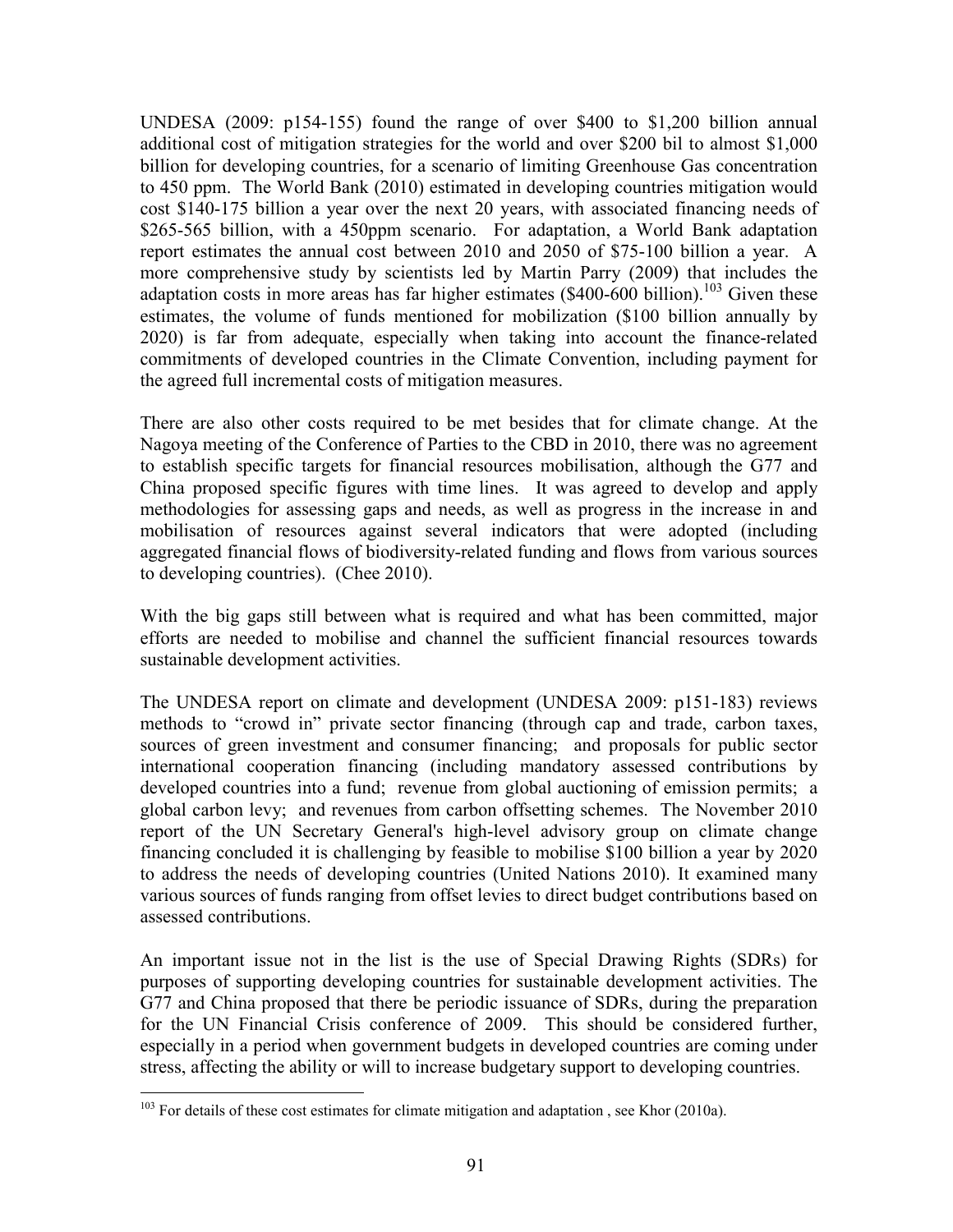UNDESA (2009: p154-155) found the range of over \$400 to \$1,200 billion annual additional cost of mitigation strategies for the world and over \$200 bil to almost \$1,000 billion for developing countries, for a scenario of limiting Greenhouse Gas concentration to 450 ppm. The World Bank (2010) estimated in developing countries mitigation would cost \$140-175 billion a year over the next 20 years, with associated financing needs of \$265-565 billion, with a 450ppm scenario. For adaptation, a World Bank adaptation report estimates the annual cost between 2010 and 2050 of \$75-100 billion a year. A more comprehensive study by scientists led by Martin Parry (2009) that includes the adaptation costs in more areas has far higher estimates (\$400-600 billion).[103] Given these estimates, the volume of funds mentioned for mobilization (\$100 billion annually by 2020) is far from adequate, especially when taking into account the finance-related commitments of developed countries in the Climate Convention, including payment for the agreed full incremental costs of mitigation measures.

There are also other costs required to be met besides that for climate change. At the Nagoya meeting of the Conference of Parties to the CBD in 2010, there was no agreement to establish specific targets for financial resources mobilisation, although the G77 and China proposed specific figures with time lines. It was agreed to develop and apply methodologies for assessing gaps and needs, as well as progress in the increase in and mobilisation of resources against several indicators that were adopted (including aggregated financial flows of biodiversity-related funding and flows from various sources to developing countries). (Chee 2010).

With the big gaps still between what is required and what has been committed, major efforts are needed to mobilise and channel the sufficient financial resources towards sustainable development activities.

The UNDESA report on climate and development (UNDESA 2009: p151-183) reviews methods to "crowd in" private sector financing (through cap and trade, carbon taxes, sources of green investment and consumer financing; and proposals for public sector international cooperation financing (including mandatory assessed contributions by developed countries into a fund; revenue from global auctioning of emission permits; a global carbon levy; and revenues from carbon offsetting schemes. The November 2010 report of the UN Secretary General's high-level advisory group on climate change financing concluded it is challenging by feasible to mobilise \$100 billion a year by 2020 to address the needs of developing countries (United Nations 2010). It examined many various sources of funds ranging from offset levies to direct budget contributions based on assessed contributions.

An important issue not in the list is the use of Special Drawing Rights (SDRs) for purposes of supporting developing countries for sustainable development activities. The G77 and China proposed that there be periodic issuance of SDRs, during the preparation for the UN Financial Crisis conference of 2009. This should be considered further, especially in a period when government budgets in developed countries are coming under stress, affecting the ability or will to increase budgetary support to developing countries.

---

[103] For details of these cost estimates for climate mitigation and adaptation , see Khor (2010a).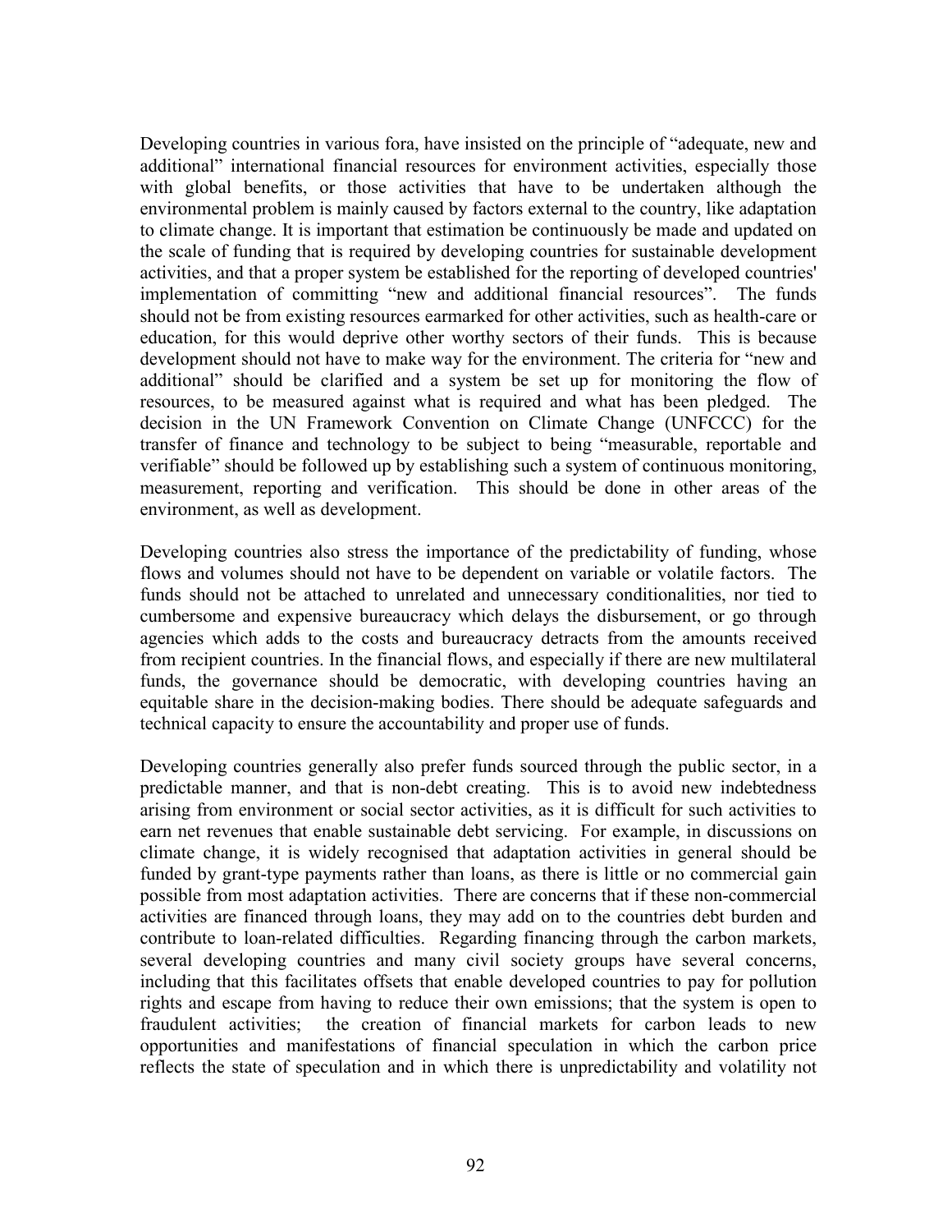Developing countries in various fora, have insisted on the principle of "adequate, new and additional" international financial resources for environment activities, especially those with global benefits, or those activities that have to be undertaken although the environmental problem is mainly caused by factors external to the country, like adaptation to climate change. It is important that estimation be continuously be made and updated on the scale of funding that is required by developing countries for sustainable development activities, and that a proper system be established for the reporting of developed countries' implementation of committing "new and additional financial resources". The funds should not be from existing resources earmarked for other activities, such as health-care or education, for this would deprive other worthy sectors of their funds. This is because development should not have to make way for the environment. The criteria for "new and additional" should be clarified and a system be set up for monitoring the flow of resources, to be measured against what is required and what has been pledged. The decision in the UN Framework Convention on Climate Change (UNFCCC) for the transfer of finance and technology to be subject to being "measurable, reportable and verifiable" should be followed up by establishing such a system of continuous monitoring, measurement, reporting and verification. This should be done in other areas of the environment, as well as development.

Developing countries also stress the importance of the predictability of funding, whose flows and volumes should not have to be dependent on variable or volatile factors. The funds should not be attached to unrelated and unnecessary conditionalities, nor tied to cumbersome and expensive bureaucracy which delays the disbursement, or go through agencies which adds to the costs and bureaucracy detracts from the amounts received from recipient countries. In the financial flows, and especially if there are new multilateral funds, the governance should be democratic, with developing countries having an equitable share in the decision-making bodies. There should be adequate safeguards and technical capacity to ensure the accountability and proper use of funds.

Developing countries generally also prefer funds sourced through the public sector, in a predictable manner, and that is non-debt creating. This is to avoid new indebtedness arising from environment or social sector activities, as it is difficult for such activities to earn net revenues that enable sustainable debt servicing. For example, in discussions on climate change, it is widely recognised that adaptation activities in general should be funded by grant-type payments rather than loans, as there is little or no commercial gain possible from most adaptation activities. There are concerns that if these non-commercial activities are financed through loans, they may add on to the countries debt burden and contribute to loan-related difficulties. Regarding financing through the carbon markets, several developing countries and many civil society groups have several concerns, including that this facilitates offsets that enable developed countries to pay for pollution rights and escape from having to reduce their own emissions; that the system is open to fraudulent activities; the creation of financial markets for carbon leads to new opportunities and manifestations of financial speculation in which the carbon price reflects the state of speculation and in which there is unpredictability and volatility not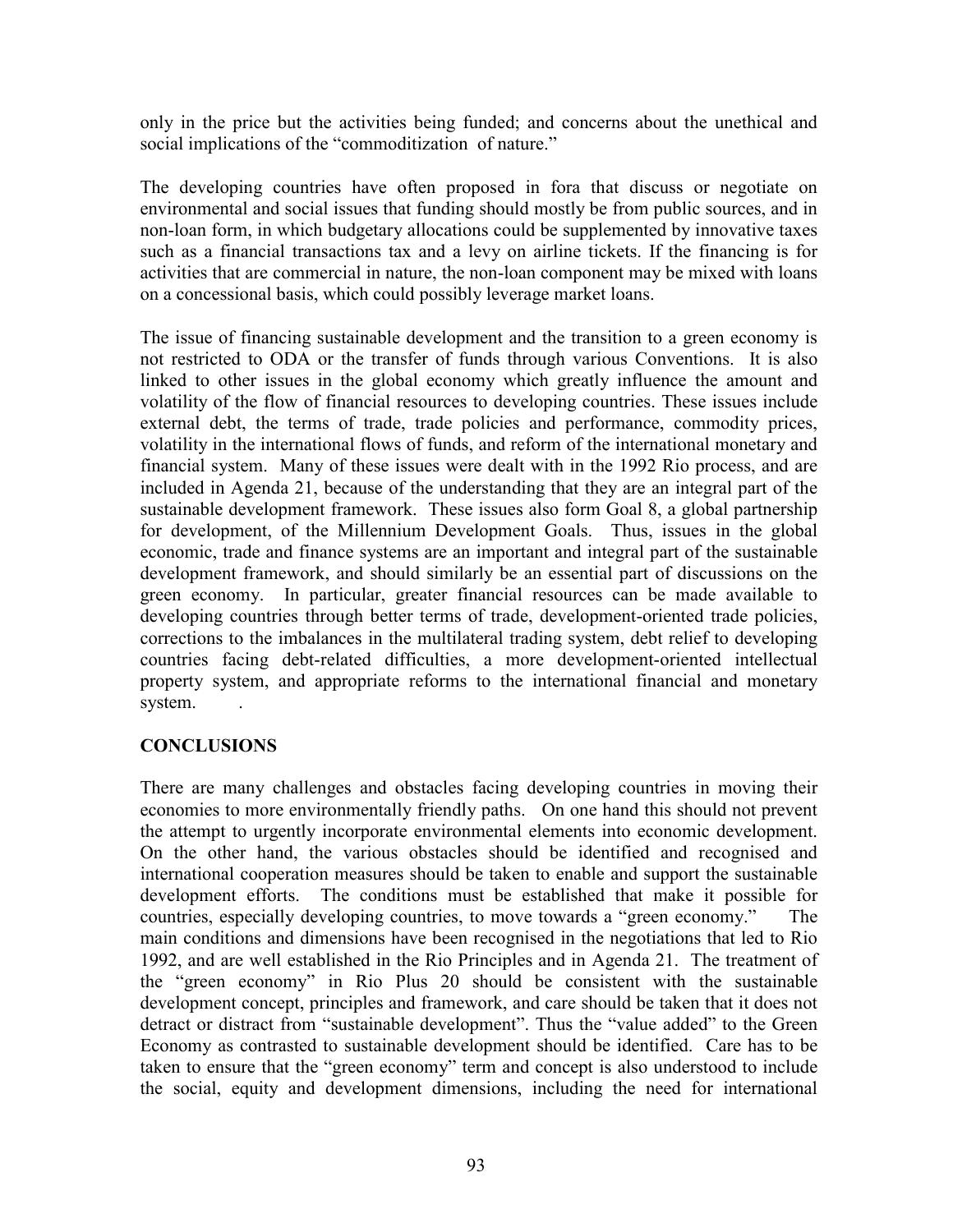only in the price but the activities being funded; and concerns about the unethical and social implications of the "commoditization of nature."

The developing countries have often proposed in fora that discuss or negotiate on environmental and social issues that funding should mostly be from public sources, and in non-loan form, in which budgetary allocations could be supplemented by innovative taxes such as a financial transactions tax and a levy on airline tickets. If the financing is for activities that are commercial in nature, the non-loan component may be mixed with loans on a concessional basis, which could possibly leverage market loans.

The issue of financing sustainable development and the transition to a green economy is not restricted to ODA or the transfer of funds through various Conventions. It is also linked to other issues in the global economy which greatly influence the amount and volatility of the flow of financial resources to developing countries. These issues include external debt, the terms of trade, trade policies and performance, commodity prices, volatility in the international flows of funds, and reform of the international monetary and financial system. Many of these issues were dealt with in the 1992 Rio process, and are included in Agenda 21, because of the understanding that they are an integral part of the sustainable development framework. These issues also form Goal 8, a global partnership for development, of the Millennium Development Goals. Thus, issues in the global economic, trade and finance systems are an important and integral part of the sustainable development framework, and should similarly be an essential part of discussions on the green economy. In particular, greater financial resources can be made available to developing countries through better terms of trade, development-oriented trade policies, corrections to the imbalances in the multilateral trading system, debt relief to developing countries facing debt-related difficulties, a more development-oriented intellectual property system, and appropriate reforms to the international financial and monetary system.

## CONCLUSIONS

There are many challenges and obstacles facing developing countries in moving their economies to more environmentally friendly paths. On one hand this should not prevent the attempt to urgently incorporate environmental elements into economic development. On the other hand, the various obstacles should be identified and recognised and international cooperation measures should be taken to enable and support the sustainable development efforts. The conditions must be established that make it possible for countries, especially developing countries, to move towards a "green economy." The main conditions and dimensions have been recognised in the negotiations that led to Rio 1992, and are well established in the Rio Principles and in Agenda 21. The treatment of the "green economy" in Rio Plus 20 should be consistent with the sustainable development concept, principles and framework, and care should be taken that it does not detract or distract from "sustainable development". Thus the "value added" to the Green Economy as contrasted to sustainable development should be identified. Care has to be taken to ensure that the "green economy" term and concept is also understood to include the social, equity and development dimensions, including the need for international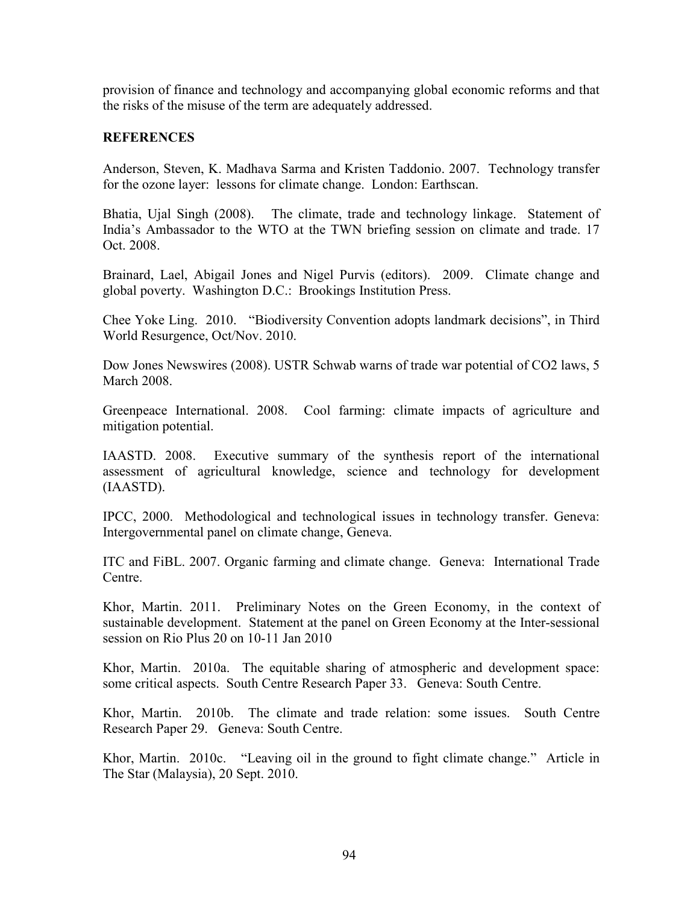provision of finance and technology and accompanying global economic reforms and that the risks of the misuse of the term are adequately addressed.

## REFERENCES

Anderson, Steven, K. Madhava Sarma and Kristen Taddonio. 2007. Technology transfer for the ozone layer: lessons for climate change. London: Earthscan.

Bhatia, Ujal Singh (2008). The climate, trade and technology linkage. Statement of India's Ambassador to the WTO at the TWN briefing session on climate and trade. 17 Oct. 2008.

Brainard, Lael, Abigail Jones and Nigel Purvis (editors). 2009. Climate change and global poverty. Washington D.C.: Brookings Institution Press.

Chee Yoke Ling. 2010. "Biodiversity Convention adopts landmark decisions", in Third World Resurgence, Oct/Nov. 2010.

Dow Jones Newswires (2008). USTR Schwab warns of trade war potential of CO2 laws, 5 March 2008.

Greenpeace International. 2008. Cool farming: climate impacts of agriculture and mitigation potential.

IAASTD. 2008. Executive summary of the synthesis report of the international assessment of agricultural knowledge, science and technology for development (IAASTD).

IPCC, 2000. Methodological and technological issues in technology transfer. Geneva: Intergovernmental panel on climate change, Geneva.

ITC and FiBL. 2007. Organic farming and climate change. Geneva: International Trade Centre.

Khor, Martin. 2011. Preliminary Notes on the Green Economy, in the context of sustainable development. Statement at the panel on Green Economy at the Inter-sessional session on Rio Plus 20 on 10-11 Jan 2010

Khor, Martin. 2010a. The equitable sharing of atmospheric and development space: some critical aspects. South Centre Research Paper 33. Geneva: South Centre.

Khor, Martin. 2010b. The climate and trade relation: some issues. South Centre Research Paper 29. Geneva: South Centre.

Khor, Martin. 2010c. "Leaving oil in the ground to fight climate change." Article in The Star (Malaysia), 20 Sept. 2010.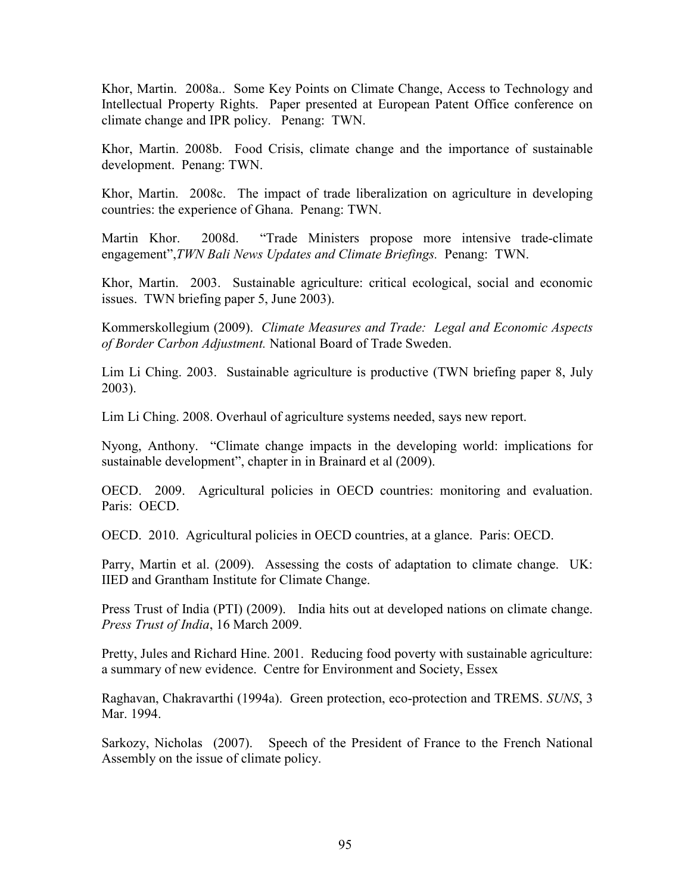Khor, Martin. 2008a.. Some Key Points on Climate Change, Access to Technology and Intellectual Property Rights. Paper presented at European Patent Office conference on climate change and IPR policy. Penang: TWN.

Khor, Martin. 2008b. Food Crisis, climate change and the importance of sustainable development. Penang: TWN.

Khor, Martin. 2008c. The impact of trade liberalization on agriculture in developing countries: the experience of Ghana. Penang: TWN.

Martin Khor. 2008d. "Trade Ministers propose more intensive trade-climate engagement",*TWN Bali News Updates and Climate Briefings.* Penang: TWN.

Khor, Martin. 2003. Sustainable agriculture: critical ecological, social and economic issues. TWN briefing paper 5, June 2003).

Kommerskollegium (2009). *Climate Measures and Trade: Legal and Economic Aspects of Border Carbon Adjustment.* National Board of Trade Sweden.

Lim Li Ching. 2003. Sustainable agriculture is productive (TWN briefing paper 8, July 2003).

Lim Li Ching. 2008. Overhaul of agriculture systems needed, says new report.

Nyong, Anthony. "Climate change impacts in the developing world: implications for sustainable development", chapter in in Brainard et al (2009).

OECD. 2009. Agricultural policies in OECD countries: monitoring and evaluation. Paris: OECD.

OECD. 2010. Agricultural policies in OECD countries, at a glance. Paris: OECD.

Parry, Martin et al. (2009). Assessing the costs of adaptation to climate change. UK: IIED and Grantham Institute for Climate Change.

Press Trust of India (PTI) (2009). India hits out at developed nations on climate change. *Press Trust of India*, 16 March 2009.

Pretty, Jules and Richard Hine. 2001. Reducing food poverty with sustainable agriculture: a summary of new evidence. Centre for Environment and Society, Essex

Raghavan, Chakravarthi (1994a). Green protection, eco-protection and TREMS. *SUNS*, 3 Mar. 1994.

Sarkozy, Nicholas (2007). Speech of the President of France to the French National Assembly on the issue of climate policy.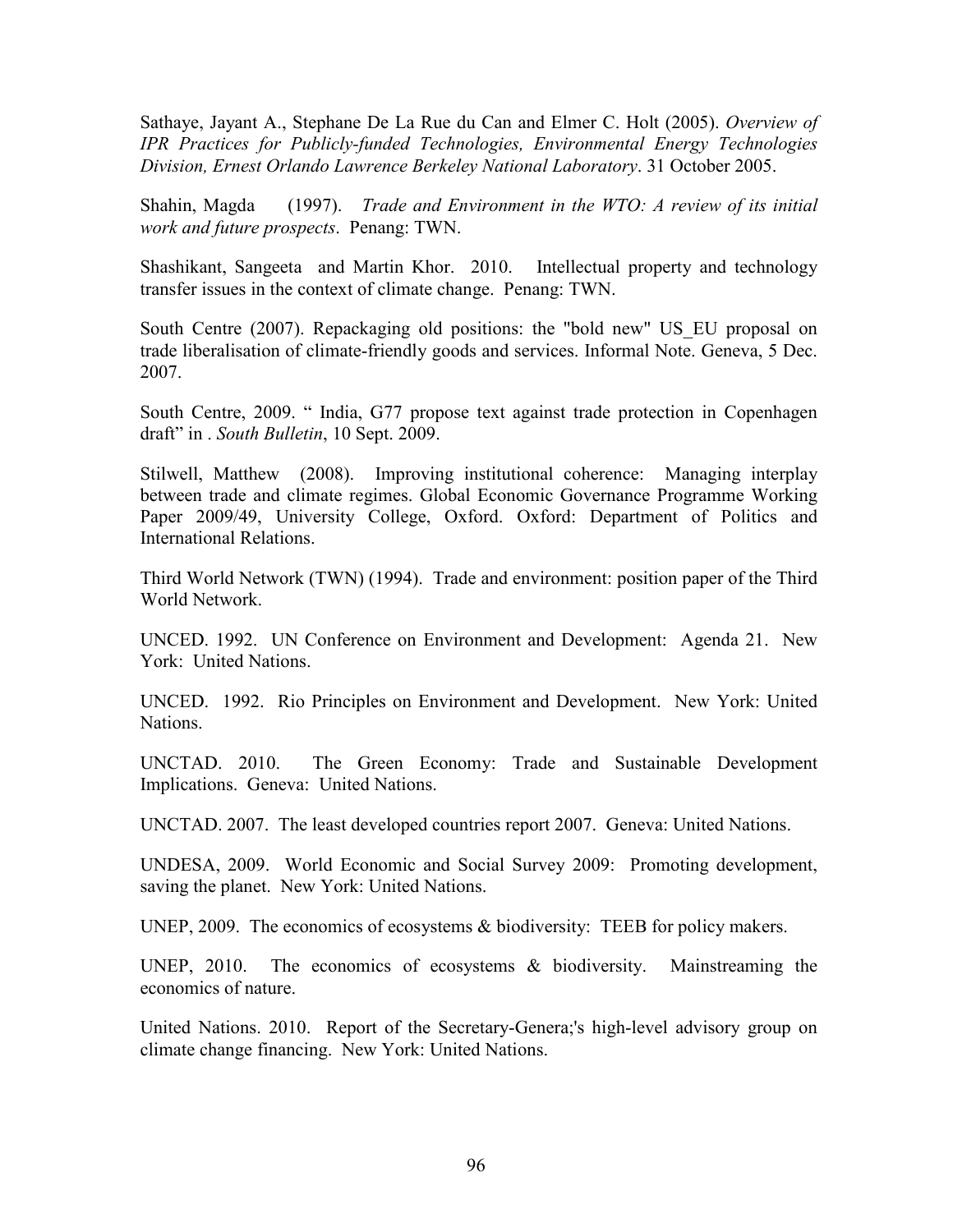Sathaye, Jayant A., Stephane De La Rue du Can and Elmer C. Holt (2005). *Overview of IPR Practices for Publicly-funded Technologies, Environmental Energy Technologies Division, Ernest Orlando Lawrence Berkeley National Laboratory*. 31 October 2005.

Shahin, Magda (1997). *Trade and Environment in the WTO: A review of its initial work and future prospects*. Penang: TWN.

Shashikant, Sangeeta and Martin Khor. 2010. Intellectual property and technology transfer issues in the context of climate change. Penang: TWN.

South Centre (2007). Repackaging old positions: the "bold new" US_EU proposal on trade liberalisation of climate-friendly goods and services. Informal Note. Geneva, 5 Dec. 2007.

South Centre, 2009. " India, G77 propose text against trade protection in Copenhagen draft" in . *South Bulletin*, 10 Sept. 2009.

Stilwell, Matthew (2008). Improving institutional coherence: Managing interplay between trade and climate regimes. Global Economic Governance Programme Working Paper 2009/49, University College, Oxford. Oxford: Department of Politics and International Relations.

Third World Network (TWN) (1994). Trade and environment: position paper of the Third World Network.

UNCED. 1992. UN Conference on Environment and Development: Agenda 21. New York: United Nations.

UNCED. 1992. Rio Principles on Environment and Development. New York: United Nations.

UNCTAD. 2010. The Green Economy: Trade and Sustainable Development Implications. Geneva: United Nations.

UNCTAD. 2007. The least developed countries report 2007. Geneva: United Nations.

UNDESA, 2009. World Economic and Social Survey 2009: Promoting development, saving the planet. New York: United Nations.

UNEP, 2009. The economics of ecosystems & biodiversity: TEEB for policy makers.

UNEP, 2010. The economics of ecosystems & biodiversity. Mainstreaming the economics of nature.

United Nations. 2010. Report of the Secretary-Genera;'s high-level advisory group on climate change financing. New York: United Nations.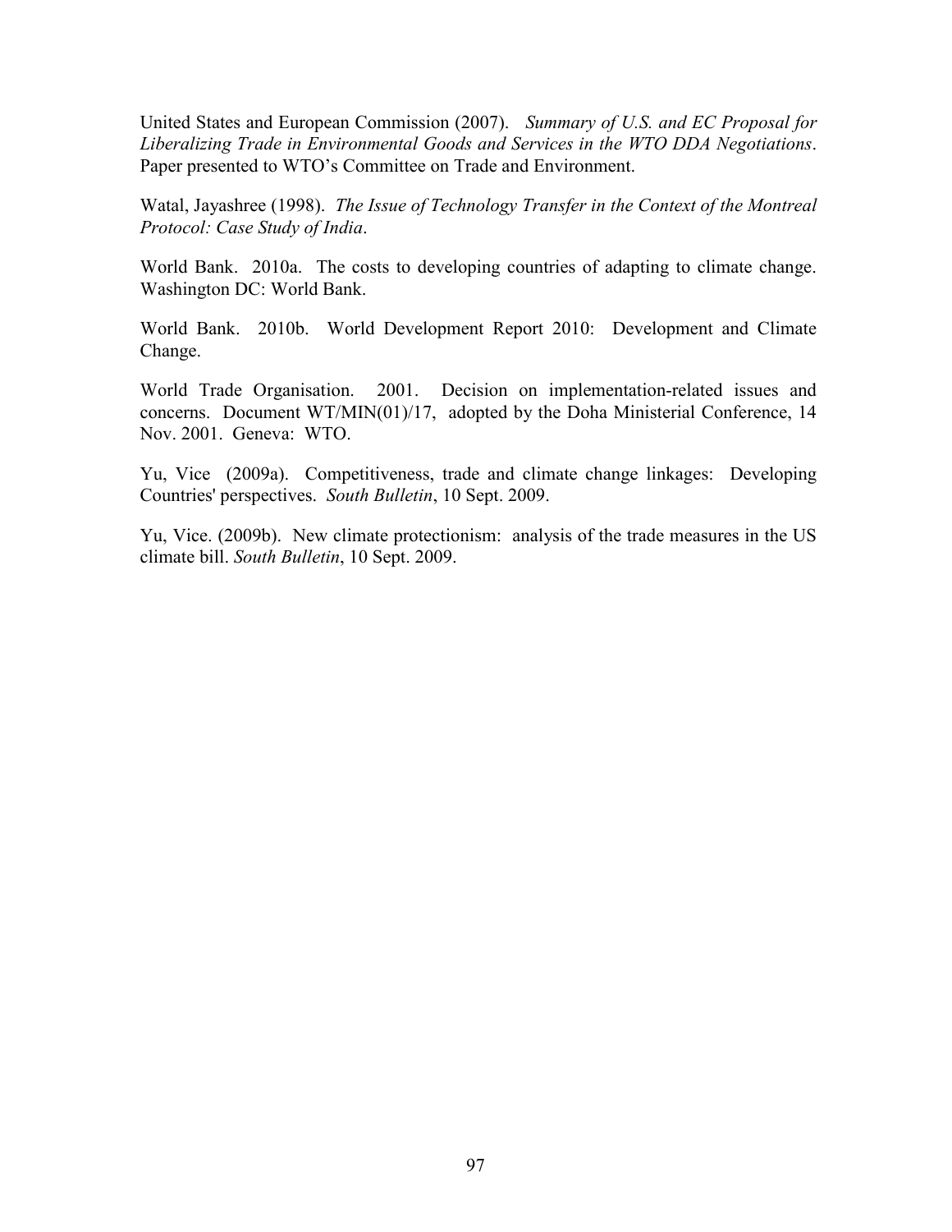United States and European Commission (2007). *Summary of U.S. and EC Proposal for Liberalizing Trade in Environmental Goods and Services in the WTO DDA Negotiations*. Paper presented to WTO's Committee on Trade and Environment.

Watal, Jayashree (1998). *The Issue of Technology Transfer in the Context of the Montreal Protocol: Case Study of India*.

World Bank. 2010a. The costs to developing countries of adapting to climate change. Washington DC: World Bank.

World Bank. 2010b. World Development Report 2010: Development and Climate Change.

World Trade Organisation. 2001. Decision on implementation-related issues and concerns. Document WT/MIN(01)/17, adopted by the Doha Ministerial Conference, 14 Nov. 2001. Geneva: WTO.

Yu, Vice (2009a). Competitiveness, trade and climate change linkages: Developing Countries' perspectives. *South Bulletin*, 10 Sept. 2009.

Yu, Vice. (2009b). New climate protectionism: analysis of the trade measures in the US climate bill. *South Bulletin*, 10 Sept. 2009.